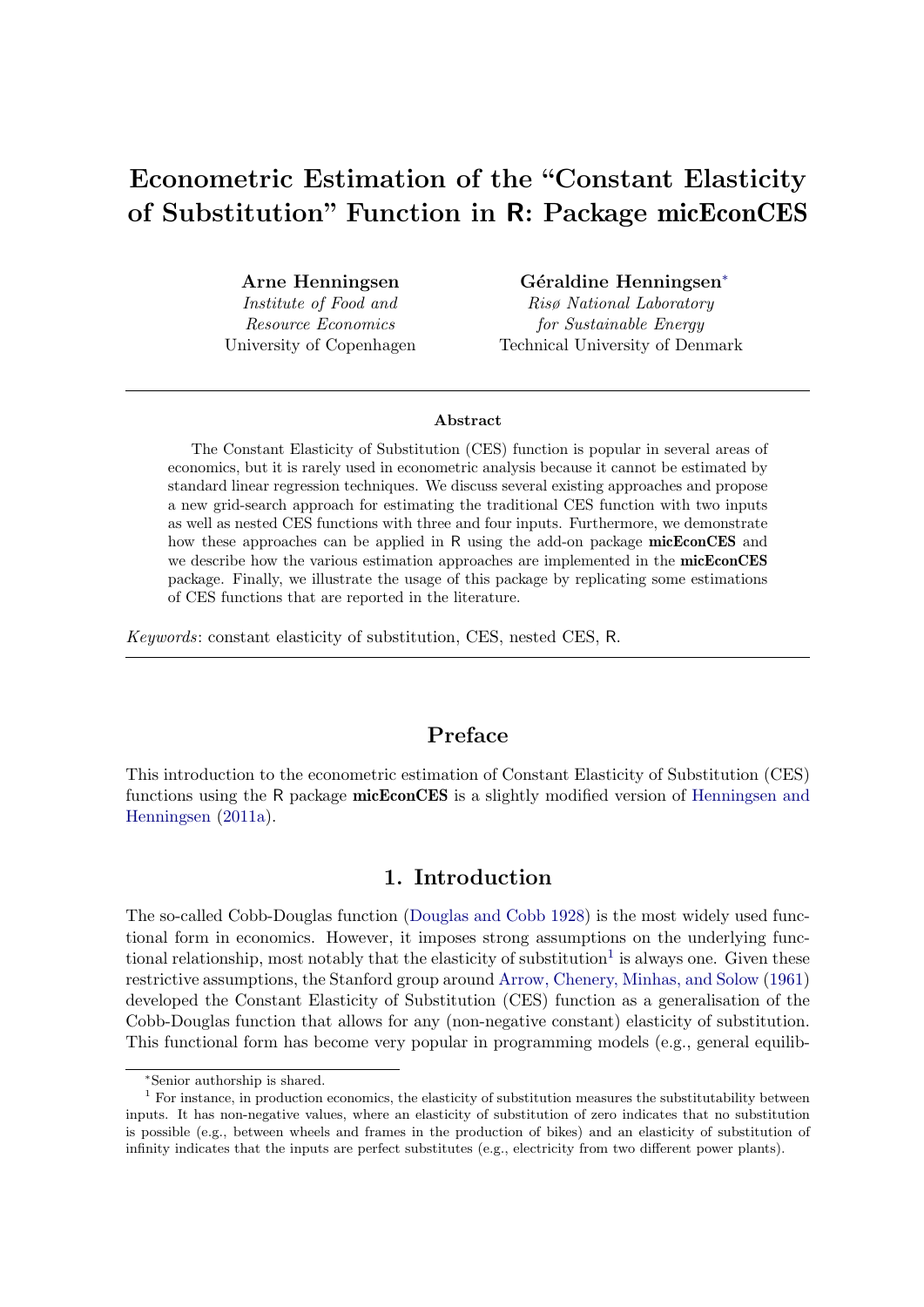# Econometric Estimation of the "Constant Elasticity of Substitution" Function in R: Package micEconCES

**Arne Henningsen**
*Institute of Food and Resource Economics*
University of Copenhagen

**Géraldine Henningsen**[*]
*Risø National Laboratory for Sustainable Energy*
Technical University of Denmark

---

**Abstract**

The Constant Elasticity of Substitution (CES) function is popular in several areas of economics, but it is rarely used in econometric analysis because it cannot be estimated by standard linear regression techniques. We discuss several existing approaches and propose a new grid-search approach for estimating the traditional CES function with two inputs as well as nested CES functions with three and four inputs. Furthermore, we demonstrate how these approaches can be applied in R using the add-on package **micEconCES** and we describe how the various estimation approaches are implemented in the **micEconCES** package. Finally, we illustrate the usage of this package by replicating some estimations of CES functions that are reported in the literature.

*Keywords*: constant elasticity of substitution, CES, nested CES, R.

---

## Preface

This introduction to the econometric estimation of Constant Elasticity of Substitution (CES) functions using the R package **micEconCES** is a slightly modified version of Henningsen and Henningsen (2011a).

## 1. Introduction

The so-called Cobb-Douglas function (Douglas and Cobb 1928) is the most widely used functional form in economics. However, it imposes strong assumptions on the underlying functional relationship, most notably that the elasticity of substitution[1] is always one. Given these restrictive assumptions, the Stanford group around Arrow, Chenery, Minhas, and Solow (1961) developed the Constant Elasticity of Substitution (CES) function as a generalisation of the Cobb-Douglas function that allows for any (non-negative constant) elasticity of substitution. This functional form has become very popular in programming models (e.g., general equilib-

---

[*] Senior authorship is shared.

[1] For instance, in production economics, the elasticity of substitution measures the substitutability between inputs. It has non-negative values, where an elasticity of substitution of zero indicates that no substitution is possible (e.g., between wheels and frames in the production of bikes) and an elasticity of substitution of infinity indicates that the inputs are perfect substitutes (e.g., electricity from two different power plants).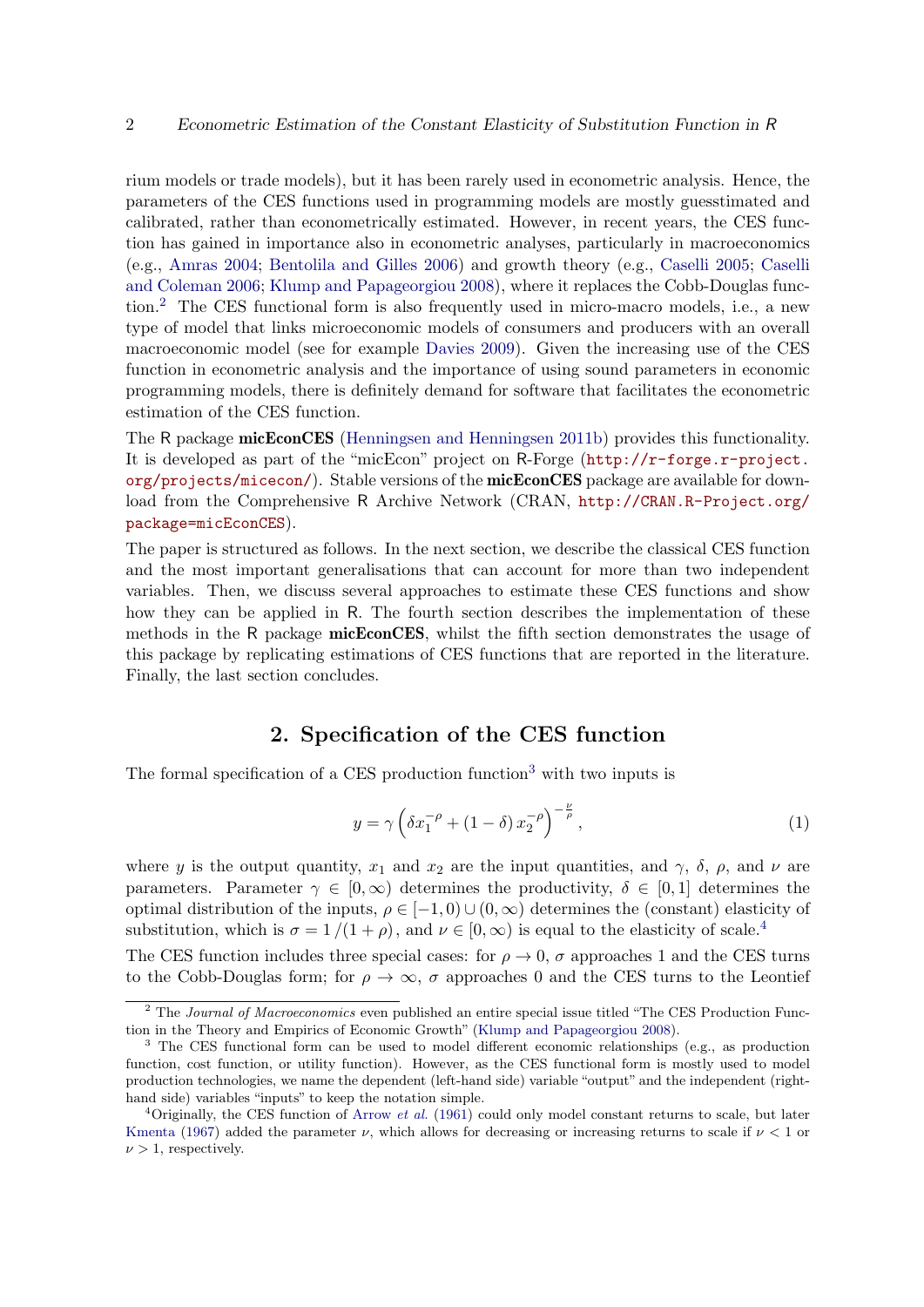rium models or trade models), but it has been rarely used in econometric analysis. Hence, the parameters of the CES functions used in programming models are mostly guesstimated and calibrated, rather than econometrically estimated. However, in recent years, the CES function has gained in importance also in econometric analyses, particularly in macroeconomics (e.g., Amras 2004; Bentolila and Gilles 2006) and growth theory (e.g., Caselli 2005; Caselli and Coleman 2006; Klump and Papageorgiou 2008), where it replaces the Cobb-Douglas function.[2] The CES functional form is also frequently used in micro-macro models, i.e., a new type of model that links microeconomic models of consumers and producers with an overall macroeconomic model (see for example Davies 2009). Given the increasing use of the CES function in econometric analysis and the importance of using sound parameters in economic programming models, there is definitely demand for software that facilitates the econometric estimation of the CES function.

The R package **micEconCES** (Henningsen and Henningsen 2011b) provides this functionality. It is developed as part of the "micEcon" project on R-Forge (`http://r-forge.r-project.org/projects/micecon/`). Stable versions of the **micEconCES** package are available for download from the Comprehensive R Archive Network (CRAN, `http://CRAN.R-Project.org/package=micEconCES`).

The paper is structured as follows. In the next section, we describe the classical CES function and the most important generalisations that can account for more than two independent variables. Then, we discuss several approaches to estimate these CES functions and show how they can be applied in R. The fourth section describes the implementation of these methods in the R package **micEconCES**, whilst the fifth section demonstrates the usage of this package by replicating estimations of CES functions that are reported in the literature. Finally, the last section concludes.

## 2. Specification of the CES function

The formal specification of a CES production function[3] with two inputs is

$$y = \gamma \left( \delta x_1^{-\rho} + (1 - \delta)\, x_2^{-\rho} \right)^{-\frac{\nu}{\rho}}, \tag{1}$$

where $y$ is the output quantity, $x_1$ and $x_2$ are the input quantities, and $\gamma$, $\delta$, $\rho$, and $\nu$ are parameters. Parameter $\gamma \in [0, \infty)$ determines the productivity, $\delta \in [0, 1]$ determines the optimal distribution of the inputs, $\rho \in [-1, 0) \cup (0, \infty)$ determines the (constant) elasticity of substitution, which is $\sigma = 1 / (1 + \rho)$, and $\nu \in [0, \infty)$ is equal to the elasticity of scale.[4]

The CES function includes three special cases: for $\rho \to 0$, $\sigma$ approaches 1 and the CES turns to the Cobb-Douglas form; for $\rho \to \infty$, $\sigma$ approaches 0 and the CES turns to the Leontief

---

[2] The *Journal of Macroeconomics* even published an entire special issue titled "The CES Production Function in the Theory and Empirics of Economic Growth" (Klump and Papageorgiou 2008).

[3] The CES functional form can be used to model different economic relationships (e.g., as production function, cost function, or utility function). However, as the CES functional form is mostly used to model production technologies, we name the dependent (left-hand side) variable "output" and the independent (right-hand side) variables "inputs" to keep the notation simple.

[4] Originally, the CES function of Arrow *et al.* (1961) could only model constant returns to scale, but later Kmenta (1967) added the parameter $\nu$, which allows for decreasing or increasing returns to scale if $\nu < 1$ or $\nu > 1$, respectively.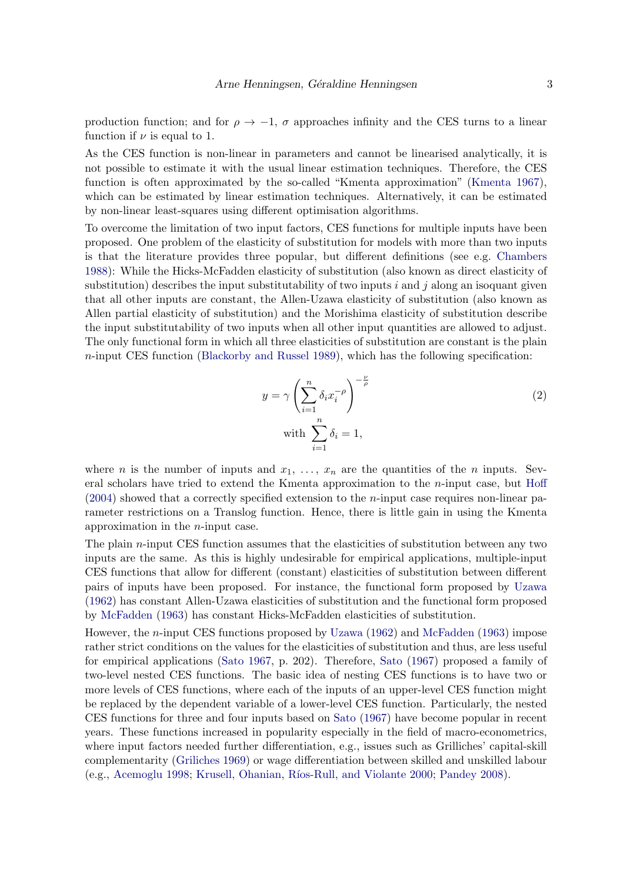production function; and for $\rho \rightarrow -1$, $\sigma$ approaches infinity and the CES turns to a linear function if $\nu$ is equal to 1.

As the CES function is non-linear in parameters and cannot be linearised analytically, it is not possible to estimate it with the usual linear estimation techniques. Therefore, the CES function is often approximated by the so-called "Kmenta approximation" (Kmenta 1967), which can be estimated by linear estimation techniques. Alternatively, it can be estimated by non-linear least-squares using different optimisation algorithms.

To overcome the limitation of two input factors, CES functions for multiple inputs have been proposed. One problem of the elasticity of substitution for models with more than two inputs is that the literature provides three popular, but different definitions (see e.g. Chambers 1988): While the Hicks-McFadden elasticity of substitution (also known as direct elasticity of substitution) describes the input substitutability of two inputs $i$ and $j$ along an isoquant given that all other inputs are constant, the Allen-Uzawa elasticity of substitution (also known as Allen partial elasticity of substitution) and the Morishima elasticity of substitution describe the input substitutability of two inputs when all other input quantities are allowed to adjust. The only functional form in which all three elasticities of substitution are constant is the plain $n$-input CES function (Blackorby and Russel 1989), which has the following specification:

$$y = \gamma \left( \sum_{i=1}^{n} \delta_i x_i^{-\rho} \right)^{-\frac{\nu}{\rho}} \tag{2}$$

$$\text{with } \sum_{i=1}^{n} \delta_i = 1,$$

where $n$ is the number of inputs and $x_1, \ldots, x_n$ are the quantities of the $n$ inputs. Several scholars have tried to extend the Kmenta approximation to the $n$-input case, but Hoff (2004) showed that a correctly specified extension to the $n$-input case requires non-linear parameter restrictions on a Translog function. Hence, there is little gain in using the Kmenta approximation in the $n$-input case.

The plain $n$-input CES function assumes that the elasticities of substitution between any two inputs are the same. As this is highly undesirable for empirical applications, multiple-input CES functions that allow for different (constant) elasticities of substitution between different pairs of inputs have been proposed. For instance, the functional form proposed by Uzawa (1962) has constant Allen-Uzawa elasticities of substitution and the functional form proposed by McFadden (1963) has constant Hicks-McFadden elasticities of substitution.

However, the $n$-input CES functions proposed by Uzawa (1962) and McFadden (1963) impose rather strict conditions on the values for the elasticities of substitution and thus, are less useful for empirical applications (Sato 1967, p. 202). Therefore, Sato (1967) proposed a family of two-level nested CES functions. The basic idea of nesting CES functions is to have two or more levels of CES functions, where each of the inputs of an upper-level CES function might be replaced by the dependent variable of a lower-level CES function. Particularly, the nested CES functions for three and four inputs based on Sato (1967) have become popular in recent years. These functions increased in popularity especially in the field of macro-econometrics, where input factors needed further differentiation, e.g., issues such as Grilliches' capital-skill complementarity (Griliches 1969) or wage differentiation between skilled and unskilled labour (e.g., Acemoglu 1998; Krusell, Ohanian, Ríos-Rull, and Violante 2000; Pandey 2008).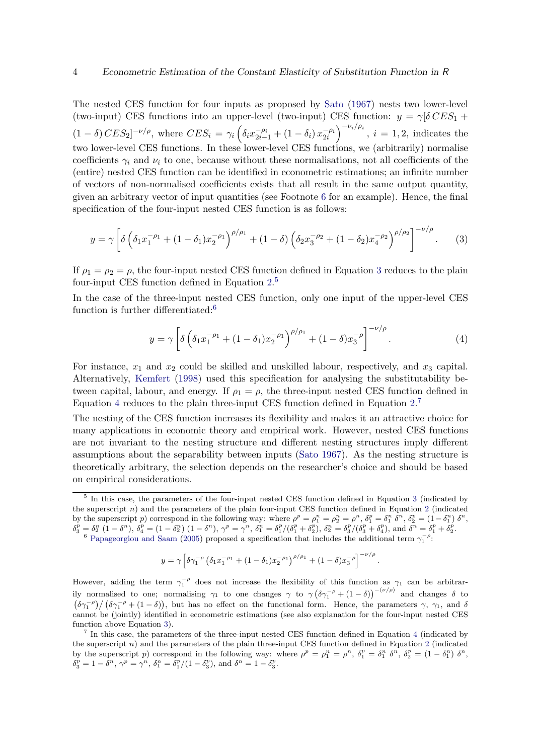The nested CES function for four inputs as proposed by Sato (1967) nests two lower-level (two-input) CES functions into an upper-level (two-input) CES function: $y = \gamma[\delta \, CES_1 + (1-\delta) \, CES_2]^{-\nu/\rho}$, where $CES_i = \gamma_i \left( \delta_i x_{2i-1}^{-\rho_i} + (1-\delta_i) \, x_{2i}^{-\rho_i} \right)^{-\nu_i/\rho_i}$, $i = 1, 2$, indicates the two lower-level CES functions. In these lower-level CES functions, we (arbitrarily) normalise coefficients $\gamma_i$ and $\nu_i$ to one, because without these normalisations, not all coefficients of the (entire) nested CES function can be identified in econometric estimations; an infinite number of vectors of non-normalised coefficients exists that all result in the same output quantity, given an arbitrary vector of input quantities (see Footnote 6 for an example). Hence, the final specification of the four-input nested CES function is as follows:

$$y = \gamma \left[ \delta \left( \delta_1 x_1^{-\rho_1} + (1-\delta_1) x_2^{-\rho_1} \right)^{\rho/\rho_1} + (1-\delta) \left( \delta_2 x_3^{-\rho_2} + (1-\delta_2) x_4^{-\rho_2} \right)^{\rho/\rho_2} \right]^{-\nu/\rho}. \quad (3)$$

If $\rho_1 = \rho_2 = \rho$, the four-input nested CES function defined in Equation 3 reduces to the plain four-input CES function defined in Equation 2.[5]

In the case of the three-input nested CES function, only one input of the upper-level CES function is further differentiated:[6]

$$y = \gamma \left[ \delta \left( \delta_1 x_1^{-\rho_1} + (1-\delta_1) x_2^{-\rho_1} \right)^{\rho/\rho_1} + (1-\delta) x_3^{-\rho} \right]^{-\nu/\rho}. \quad (4)$$

For instance, $x_1$ and $x_2$ could be skilled and unskilled labour, respectively, and $x_3$ capital. Alternatively, Kemfert (1998) used this specification for analysing the substitutability between capital, labour, and energy. If $\rho_1 = \rho$, the three-input nested CES function defined in Equation 4 reduces to the plain three-input CES function defined in Equation 2.[7]

The nesting of the CES function increases its flexibility and makes it an attractive choice for many applications in economic theory and empirical work. However, nested CES functions are not invariant to the nesting structure and different nesting structures imply different assumptions about the separability between inputs (Sato 1967). As the nesting structure is theoretically arbitrary, the selection depends on the researcher's choice and should be based on empirical considerations.

---

[5] In this case, the parameters of the four-input nested CES function defined in Equation 3 (indicated by the superscript $n$) and the parameters of the plain four-input CES function defined in Equation 2 (indicated by the superscript $p$) correspond in the following way: where $\rho^p = \rho_1^n = \rho_2^n = \rho^n$, $\delta_1^p = \delta_1^n \, \delta^n$, $\delta_2^p = (1-\delta_1^n) \, \delta^n$, $\delta_3^p = \delta_2^n \, (1-\delta^n)$, $\delta_4^p = (1-\delta_2^n) \, (1-\delta^n)$, $\gamma^p = \gamma^n$, $\delta_1^n = \delta_1^p/(\delta_1^p + \delta_2^p)$, $\delta_2^n = \delta_3^p/(\delta_3^p + \delta_4^p)$, and $\delta^n = \delta_1^p + \delta_2^p$.

[6] Papageorgiou and Saam (2005) proposed a specification that includes the additional term $\gamma_1^{-\rho}$:

$$y = \gamma \left[ \delta \gamma_1^{-\rho} \left( \delta_1 x_1^{-\rho_1} + (1-\delta_1) x_2^{-\rho_1} \right)^{\rho/\rho_1} + (1-\delta) x_3^{-\rho} \right]^{-\nu/\rho}.$$

However, adding the term $\gamma_1^{-\rho}$ does not increase the flexibility of this function as $\gamma_1$ can be arbitrarily normalised to one; normalising $\gamma_1$ to one changes $\gamma$ to $\gamma \left( \delta \gamma_1^{-\rho} + (1-\delta) \right)^{-(\nu/\rho)}$ and changes $\delta$ to $\left( \delta \gamma_1^{-\rho} \right) / \left( \delta \gamma_1^{-\rho} + (1-\delta) \right)$, but has no effect on the functional form. Hence, the parameters $\gamma$, $\gamma_1$, and $\delta$ cannot be (jointly) identified in econometric estimations (see also explanation for the four-input nested CES function above Equation 3).

[7] In this case, the parameters of the three-input nested CES function defined in Equation 4 (indicated by the superscript $n$) and the parameters of the plain three-input CES function defined in Equation 2 (indicated by the superscript $p$) correspond in the following way: where $\rho^p = \rho_1^n = \rho^n$, $\delta_1^p = \delta_1^n \, \delta^n$, $\delta_2^p = (1-\delta_1^n) \, \delta^n$, $\delta_3^p = 1 - \delta^n$, $\gamma^p = \gamma^n$, $\delta_1^n = \delta_1^p/(1-\delta_3^p)$, and $\delta^n = 1 - \delta_3^p$.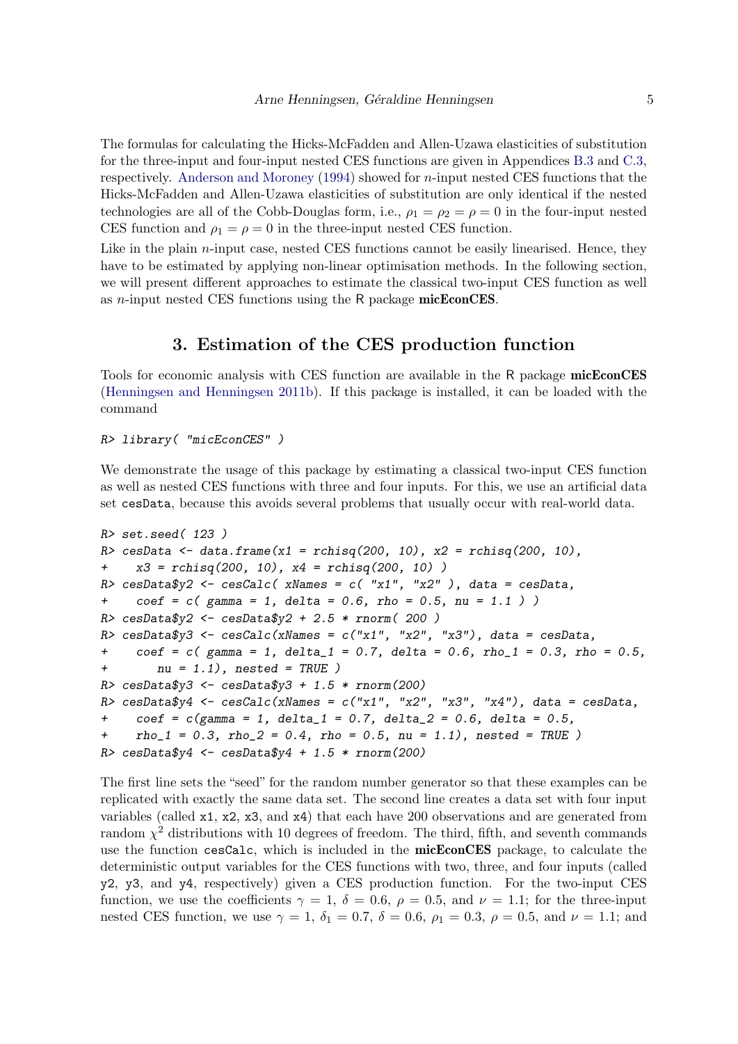The formulas for calculating the Hicks-McFadden and Allen-Uzawa elasticities of substitution for the three-input and four-input nested CES functions are given in Appendices B.3 and C.3, respectively. Anderson and Moroney (1994) showed for $n$-input nested CES functions that the Hicks-McFadden and Allen-Uzawa elasticities of substitution are only identical if the nested technologies are all of the Cobb-Douglas form, i.e., $\rho_1 = \rho_2 = \rho = 0$ in the four-input nested CES function and $\rho_1 = \rho = 0$ in the three-input nested CES function.

Like in the plain $n$-input case, nested CES functions cannot be easily linearised. Hence, they have to be estimated by applying non-linear optimisation methods. In the following section, we will present different approaches to estimate the classical two-input CES function as well as $n$-input nested CES functions using the R package **micEconCES**.

## 3. Estimation of the CES production function

Tools for economic analysis with CES function are available in the R package **micEconCES** (Henningsen and Henningsen 2011b). If this package is installed, it can be loaded with the command

```
R> library( "micEconCES" )
```

We demonstrate the usage of this package by estimating a classical two-input CES function as well as nested CES functions with three and four inputs. For this, we use an artificial data set `cesData`, because this avoids several problems that usually occur with real-world data.

```
R> set.seed( 123 )
R> cesData <- data.frame(x1 = rchisq(200, 10), x2 = rchisq(200, 10),
+    x3 = rchisq(200, 10), x4 = rchisq(200, 10) )
R> cesData$y2 <- cesCalc( xNames = c( "x1", "x2" ), data = cesData,
+    coef = c( gamma = 1, delta = 0.6, rho = 0.5, nu = 1.1 ) )
R> cesData$y2 <- cesData$y2 + 2.5 * rnorm( 200 )
R> cesData$y3 <- cesCalc(xNames = c("x1", "x2", "x3"), data = cesData,
+    coef = c( gamma = 1, delta_1 = 0.7, delta = 0.6, rho_1 = 0.3, rho = 0.5,
+       nu = 1.1), nested = TRUE )
R> cesData$y3 <- cesData$y3 + 1.5 * rnorm(200)
R> cesData$y4 <- cesCalc(xNames = c("x1", "x2", "x3", "x4"), data = cesData,
+    coef = c(gamma = 1, delta_1 = 0.7, delta_2 = 0.6, delta = 0.5,
+    rho_1 = 0.3, rho_2 = 0.4, rho = 0.5, nu = 1.1), nested = TRUE )
R> cesData$y4 <- cesData$y4 + 1.5 * rnorm(200)
```

The first line sets the "seed" for the random number generator so that these examples can be replicated with exactly the same data set. The second line creates a data set with four input variables (called `x1`, `x2`, `x3`, and `x4`) that each have 200 observations and are generated from random $\chi^2$ distributions with 10 degrees of freedom. The third, fifth, and seventh commands use the function `cesCalc`, which is included in the **micEconCES** package, to calculate the deterministic output variables for the CES functions with two, three, and four inputs (called `y2`, `y3`, and `y4`, respectively) given a CES production function. For the two-input CES function, we use the coefficients $\gamma = 1$, $\delta = 0.6$, $\rho = 0.5$, and $\nu = 1.1$; for the three-input nested CES function, we use $\gamma = 1$, $\delta_1 = 0.7$, $\delta = 0.6$, $\rho_1 = 0.3$, $\rho = 0.5$, and $\nu = 1.1$; and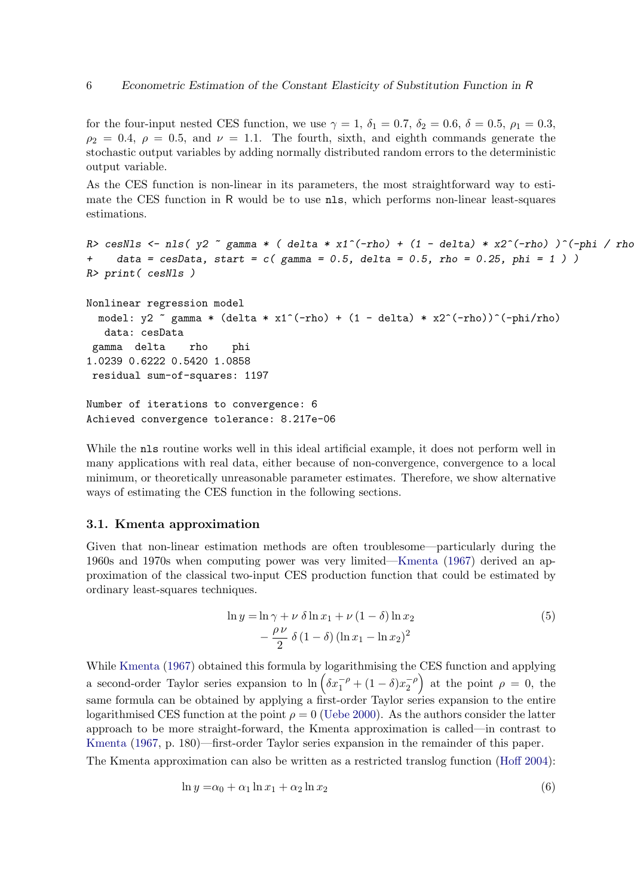for the four-input nested CES function, we use $\gamma = 1$, $\delta_1 = 0.7$, $\delta_2 = 0.6$, $\delta = 0.5$, $\rho_1 = 0.3$, $\rho_2 = 0.4$, $\rho = 0.5$, and $\nu = 1.1$. The fourth, sixth, and eighth commands generate the stochastic output variables by adding normally distributed random errors to the deterministic output variable.

As the CES function is non-linear in its parameters, the most straightforward way to estimate the CES function in R would be to use `nls`, which performs non-linear least-squares estimations.

```
R> cesNls <- nls( y2 ~ gamma * ( delta * x1^(-rho) + (1 - delta) * x2^(-rho) )^(-phi / rho
+    data = cesData, start = c( gamma = 0.5, delta = 0.5, rho = 0.25, phi = 1 ) )
R> print( cesNls )

Nonlinear regression model
  model: y2 ~ gamma * (delta * x1^(-rho) + (1 - delta) * x2^(-rho))^(-phi/rho)
   data: cesData
 gamma  delta    rho    phi
1.0239 0.6222 0.5420 1.0858
 residual sum-of-squares: 1197

Number of iterations to convergence: 6
Achieved convergence tolerance: 8.217e-06
```

While the `nls` routine works well in this ideal artificial example, it does not perform well in many applications with real data, either because of non-convergence, convergence to a local minimum, or theoretically unreasonable parameter estimates. Therefore, we show alternative ways of estimating the CES function in the following sections.

### 3.1. Kmenta approximation

Given that non-linear estimation methods are often troublesome—particularly during the 1960s and 1970s when computing power was very limited—Kmenta (1967) derived an approximation of the classical two-input CES production function that could be estimated by ordinary least-squares techniques.

$$\begin{aligned}\ln y = &\ln \gamma + \nu\, \delta \ln x_1 + \nu\,(1-\delta) \ln x_2 \\ &- \frac{\rho\,\nu}{2}\, \delta\,(1-\delta)\,(\ln x_1 - \ln x_2)^2\end{aligned} \tag{5}$$

While Kmenta (1967) obtained this formula by logarithmising the CES function and applying a second-order Taylor series expansion to $\ln\left(\delta x_1^{-\rho} + (1-\delta) x_2^{-\rho}\right)$ at the point $\rho = 0$, the same formula can be obtained by applying a first-order Taylor series expansion to the entire logarithmised CES function at the point $\rho = 0$ (Uebe 2000). As the authors consider the latter approach to be more straight-forward, the Kmenta approximation is called—in contrast to Kmenta (1967, p. 180)—first-order Taylor series expansion in the remainder of this paper.

The Kmenta approximation can also be written as a restricted translog function (Hoff 2004):

$$\ln y = \alpha_0 + \alpha_1 \ln x_1 + \alpha_2 \ln x_2 \tag{6}$$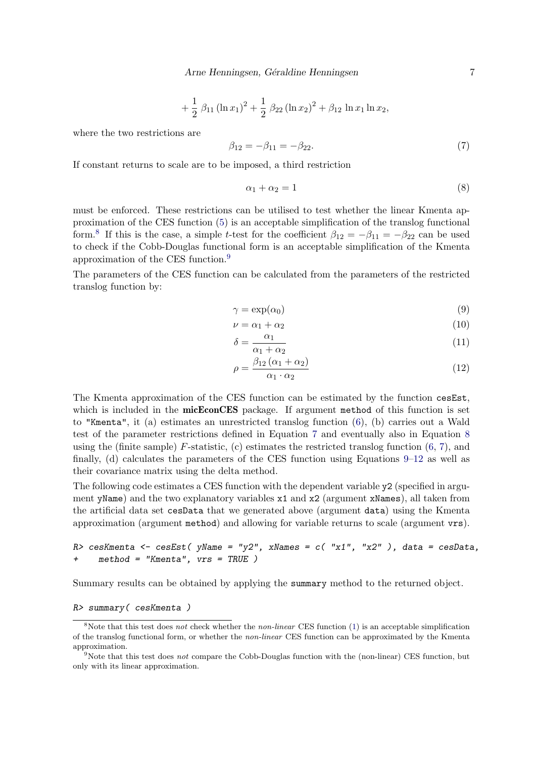$$+ \frac{1}{2}\, \beta_{11} \left(\ln x_1\right)^2 + \frac{1}{2}\, \beta_{22} \left(\ln x_2\right)^2 + \beta_{12}\, \ln x_1 \ln x_2,$$

where the two restrictions are

$$\beta_{12} = -\beta_{11} = -\beta_{22}. \tag{7}$$

If constant returns to scale are to be imposed, a third restriction

$$\alpha_1 + \alpha_2 = 1 \tag{8}$$

must be enforced. These restrictions can be utilised to test whether the linear Kmenta approximation of the CES function (5) is an acceptable simplification of the translog functional form.[8] If this is the case, a simple $t$-test for the coefficient $\beta_{12} = -\beta_{11} = -\beta_{22}$ can be used to check if the Cobb-Douglas functional form is an acceptable simplification of the Kmenta approximation of the CES function.[9]

The parameters of the CES function can be calculated from the parameters of the restricted translog function by:

$$\gamma = \exp(\alpha_0) \tag{9}$$

$$\nu = \alpha_1 + \alpha_2 \tag{10}$$

$$\delta = \frac{\alpha_1}{\alpha_1 + \alpha_2} \tag{11}$$

$$\rho = \frac{\beta_{12}\,(\alpha_1 + \alpha_2)}{\alpha_1 \cdot \alpha_2} \tag{12}$$

The Kmenta approximation of the CES function can be estimated by the function `cesEst`, which is included in the **micEconCES** package. If argument `method` of this function is set to `"Kmenta"`, it (a) estimates an unrestricted translog function (6), (b) carries out a Wald test of the parameter restrictions defined in Equation 7 and eventually also in Equation 8 using the (finite sample) $F$-statistic, (c) estimates the restricted translog function (6, 7), and finally, (d) calculates the parameters of the CES function using Equations 9–12 as well as their covariance matrix using the delta method.

The following code estimates a CES function with the dependent variable `y2` (specified in argument `yName`) and the two explanatory variables `x1` and `x2` (argument `xNames`), all taken from the artificial data set `cesData` that we generated above (argument `data`) using the Kmenta approximation (argument `method`) and allowing for variable returns to scale (argument `vrs`).

```
R> cesKmenta <- cesEst( yName = "y2", xNames = c( "x1", "x2" ), data = cesData,
+     method = "Kmenta", vrs = TRUE )
```

Summary results can be obtained by applying the `summary` method to the returned object.

```
R> summary( cesKmenta )
```

[8] Note that this test does *not* check whether the *non-linear* CES function (1) is an acceptable simplification of the translog functional form, or whether the *non-linear* CES function can be approximated by the Kmenta approximation.

[9] Note that this test does *not* compare the Cobb-Douglas function with the (non-linear) CES function, but only with its linear approximation.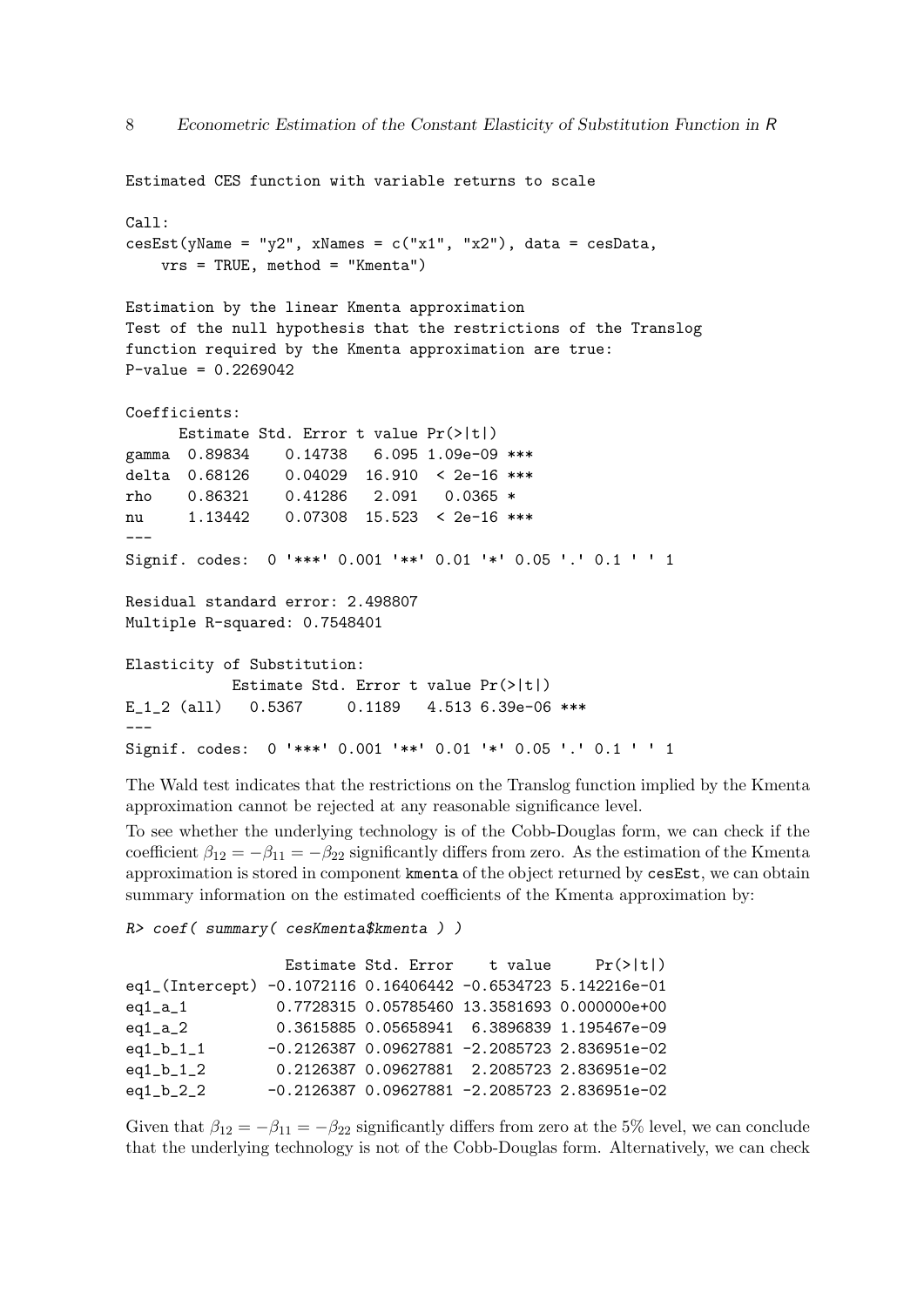```
Estimated CES function with variable returns to scale

Call:
cesEst(yName = "y2", xNames = c("x1", "x2"), data = cesData,
    vrs = TRUE, method = "Kmenta")

Estimation by the linear Kmenta approximation
Test of the null hypothesis that the restrictions of the Translog
function required by the Kmenta approximation are true:
P-value = 0.2269042

Coefficients:
      Estimate Std. Error t value Pr(>|t|)
gamma  0.89834    0.14738   6.095 1.09e-09 ***
delta  0.68126    0.04029  16.910  < 2e-16 ***
rho    0.86321    0.41286   2.091   0.0365 *
nu     1.13442    0.07308  15.523  < 2e-16 ***
---
Signif. codes:  0 '***' 0.001 '**' 0.01 '*' 0.05 '.' 0.1 ' ' 1

Residual standard error: 2.498807
Multiple R-squared: 0.7548401

Elasticity of Substitution:
            Estimate Std. Error t value Pr(>|t|)
E_1_2 (all)   0.5367     0.1189   4.513 6.39e-06 ***
---
Signif. codes:  0 '***' 0.001 '**' 0.01 '*' 0.05 '.' 0.1 ' ' 1
```

The Wald test indicates that the restrictions on the Translog function implied by the Kmenta approximation cannot be rejected at any reasonable significance level.

To see whether the underlying technology is of the Cobb-Douglas form, we can check if the coefficient $\beta_{12} = -\beta_{11} = -\beta_{22}$ significantly differs from zero. As the estimation of the Kmenta approximation is stored in component `kmenta` of the object returned by `cesEst`, we can obtain summary information on the estimated coefficients of the Kmenta approximation by:

```
R> coef( summary( cesKmenta$kmenta ) )

                  Estimate Std. Error    t value     Pr(>|t|)
eq1_(Intercept) -0.1072116 0.16406442 -0.6534723 5.142216e-01
eq1_a_1          0.7728315 0.05785460 13.3581693 0.000000e+00
eq1_a_2          0.3615885 0.05658941  6.3896839 1.195467e-09
eq1_b_1_1       -0.2126387 0.09627881 -2.2085723 2.836951e-02
eq1_b_1_2        0.2126387 0.09627881  2.2085723 2.836951e-02
eq1_b_2_2       -0.2126387 0.09627881 -2.2085723 2.836951e-02
```

Given that $\beta_{12} = -\beta_{11} = -\beta_{22}$ significantly differs from zero at the 5% level, we can conclude that the underlying technology is not of the Cobb-Douglas form. Alternatively, we can check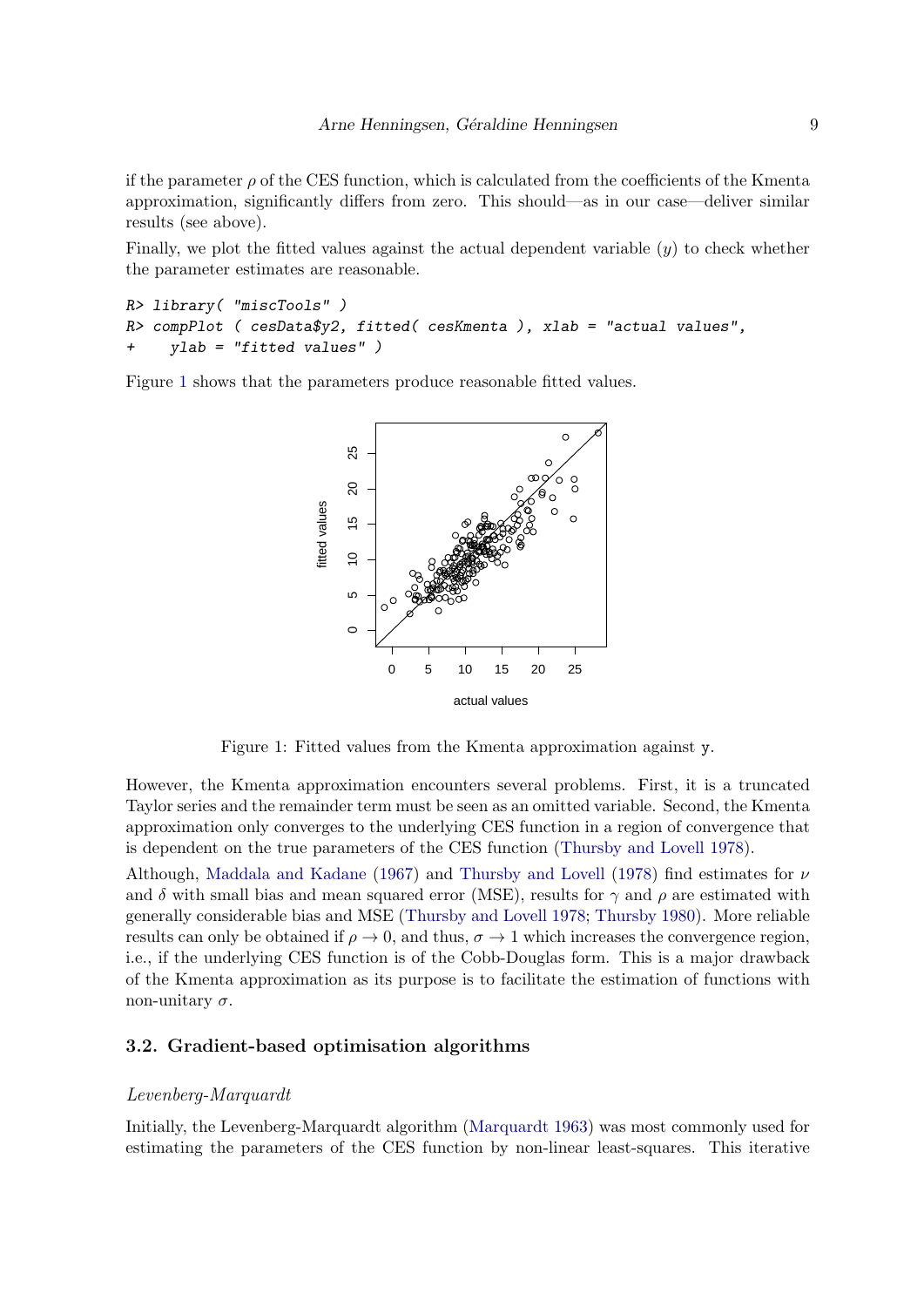if the parameter $\rho$ of the CES function, which is calculated from the coefficients of the Kmenta approximation, significantly differs from zero. This should—as in our case—deliver similar results (see above).

Finally, we plot the fitted values against the actual dependent variable ($y$) to check whether the parameter estimates are reasonable.

```
R> library( "miscTools" )
R> compPlot ( cesData$y2, fitted( cesKmenta ), xlab = "actual values",
+    ylab = "fitted values" )
```

Figure 1 shows that the parameters produce reasonable fitted values.

Figure 1: Fitted values from the Kmenta approximation against y.

However, the Kmenta approximation encounters several problems. First, it is a truncated Taylor series and the remainder term must be seen as an omitted variable. Second, the Kmenta approximation only converges to the underlying CES function in a region of convergence that is dependent on the true parameters of the CES function (Thursby and Lovell 1978).

Although, Maddala and Kadane (1967) and Thursby and Lovell (1978) find estimates for $\nu$ and $\delta$ with small bias and mean squared error (MSE), results for $\gamma$ and $\rho$ are estimated with generally considerable bias and MSE (Thursby and Lovell 1978; Thursby 1980). More reliable results can only be obtained if $\rho \to 0$, and thus, $\sigma \to 1$ which increases the convergence region, i.e., if the underlying CES function is of the Cobb-Douglas form. This is a major drawback of the Kmenta approximation as its purpose is to facilitate the estimation of functions with non-unitary $\sigma$.

### 3.2. Gradient-based optimisation algorithms

*Levenberg-Marquardt*

Initially, the Levenberg-Marquardt algorithm (Marquardt 1963) was most commonly used for estimating the parameters of the CES function by non-linear least-squares. This iterative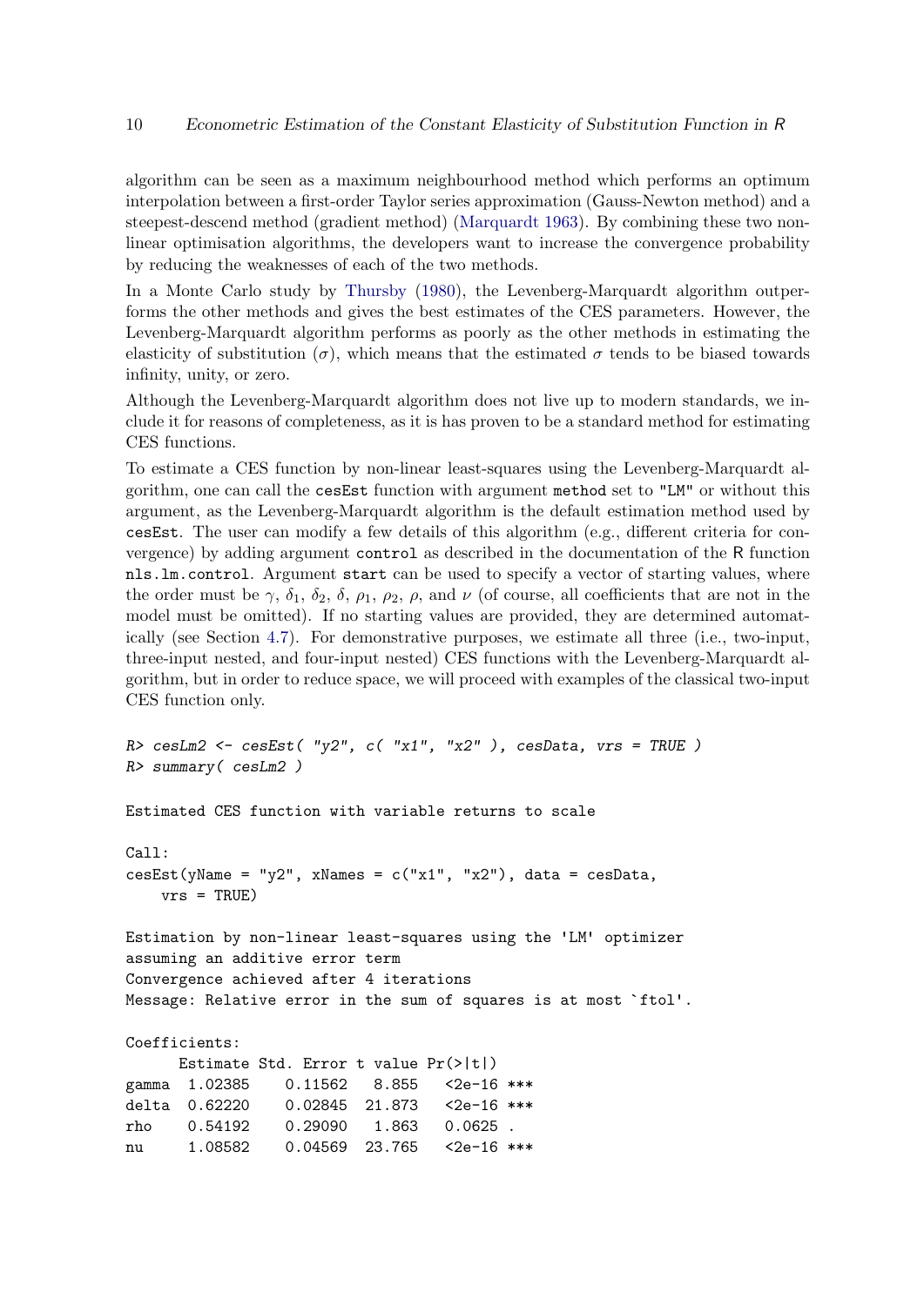algorithm can be seen as a maximum neighbourhood method which performs an optimum interpolation between a first-order Taylor series approximation (Gauss-Newton method) and a steepest-descend method (gradient method) (Marquardt 1963). By combining these two non-linear optimisation algorithms, the developers want to increase the convergence probability by reducing the weaknesses of each of the two methods.

In a Monte Carlo study by Thursby (1980), the Levenberg-Marquardt algorithm outperforms the other methods and gives the best estimates of the CES parameters. However, the Levenberg-Marquardt algorithm performs as poorly as the other methods in estimating the elasticity of substitution ($\sigma$), which means that the estimated $\sigma$ tends to be biased towards infinity, unity, or zero.

Although the Levenberg-Marquardt algorithm does not live up to modern standards, we include it for reasons of completeness, as it is has proven to be a standard method for estimating CES functions.

To estimate a CES function by non-linear least-squares using the Levenberg-Marquardt algorithm, one can call the `cesEst` function with argument `method` set to `"LM"` or without this argument, as the Levenberg-Marquardt algorithm is the default estimation method used by `cesEst`. The user can modify a few details of this algorithm (e.g., different criteria for convergence) by adding argument `control` as described in the documentation of the R function `nls.lm.control`. Argument `start` can be used to specify a vector of starting values, where the order must be $\gamma$, $\delta_1$, $\delta_2$, $\delta$, $\rho_1$, $\rho_2$, $\rho$, and $\nu$ (of course, all coefficients that are not in the model must be omitted). If no starting values are provided, they are determined automatically (see Section 4.7). For demonstrative purposes, we estimate all three (i.e., two-input, three-input nested, and four-input nested) CES functions with the Levenberg-Marquardt algorithm, but in order to reduce space, we will proceed with examples of the classical two-input CES function only.

```
R> cesLm2 <- cesEst( "y2", c( "x1", "x2" ), cesData, vrs = TRUE )
R> summary( cesLm2 )

Estimated CES function with variable returns to scale

Call:
cesEst(yName = "y2", xNames = c("x1", "x2"), data = cesData,
    vrs = TRUE)

Estimation by non-linear least-squares using the 'LM' optimizer
assuming an additive error term
Convergence achieved after 4 iterations
Message: Relative error in the sum of squares is at most `ftol'.

Coefficients:
      Estimate Std. Error t value Pr(>|t|)
gamma  1.02385    0.11562   8.855   <2e-16 ***
delta  0.62220    0.02845  21.863   <2e-16 ***
rho    0.54192    0.29090   1.863   0.0625 .
nu     1.08582    0.04569  23.765   <2e-16 ***
```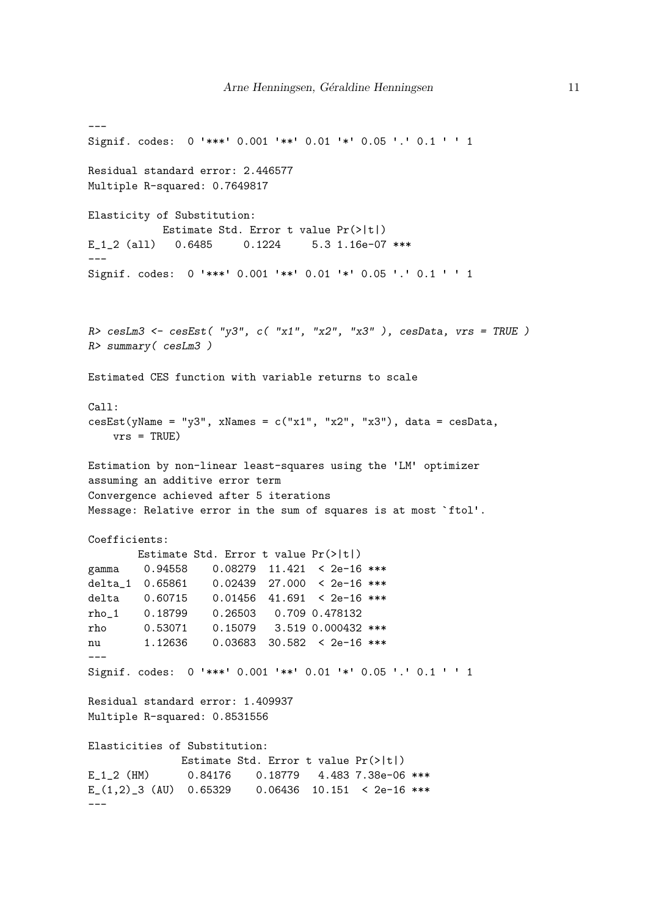```
---
Signif. codes:  0 '***' 0.001 '**' 0.01 '*' 0.05 '.' 0.1 ' ' 1

Residual standard error: 2.446577
Multiple R-squared: 0.7649817

Elasticity of Substitution:
            Estimate Std. Error t value Pr(>|t|)
E_1_2 (all)   0.6485     0.1224     5.3 1.16e-07 ***
---
Signif. codes:  0 '***' 0.001 '**' 0.01 '*' 0.05 '.' 0.1 ' ' 1
```

```
R> cesLm3 <- cesEst( "y3", c( "x1", "x2", "x3" ), cesData, vrs = TRUE )
R> summary( cesLm3 )

Estimated CES function with variable returns to scale

Call:
cesEst(yName = "y3", xNames = c("x1", "x2", "x3"), data = cesData,
    vrs = TRUE)

Estimation by non-linear least-squares using the 'LM' optimizer
assuming an additive error term
Convergence achieved after 5 iterations
Message: Relative error in the sum of squares is at most `ftol'.

Coefficients:
        Estimate Std. Error t value Pr(>|t|)
gamma    0.94558    0.08279  11.421  < 2e-16 ***
delta_1  0.65861    0.02439  27.000  < 2e-16 ***
delta    0.60715    0.01456  41.691  < 2e-16 ***
rho_1    0.18799    0.26503   0.709 0.478132
rho      0.53071    0.15079   3.519 0.000432 ***
nu       1.12636    0.03683  30.582  < 2e-16 ***
---
Signif. codes:  0 '***' 0.001 '**' 0.01 '*' 0.05 '.' 0.1 ' ' 1

Residual standard error: 1.409937
Multiple R-squared: 0.8531556

Elasticities of Substitution:
                Estimate Std. Error t value Pr(>|t|)
E_1_2 (HM)       0.84176    0.18779   4.483 7.38e-06 ***
E_(1,2)_3 (AU)   0.65329    0.06436  10.151  < 2e-16 ***
---
```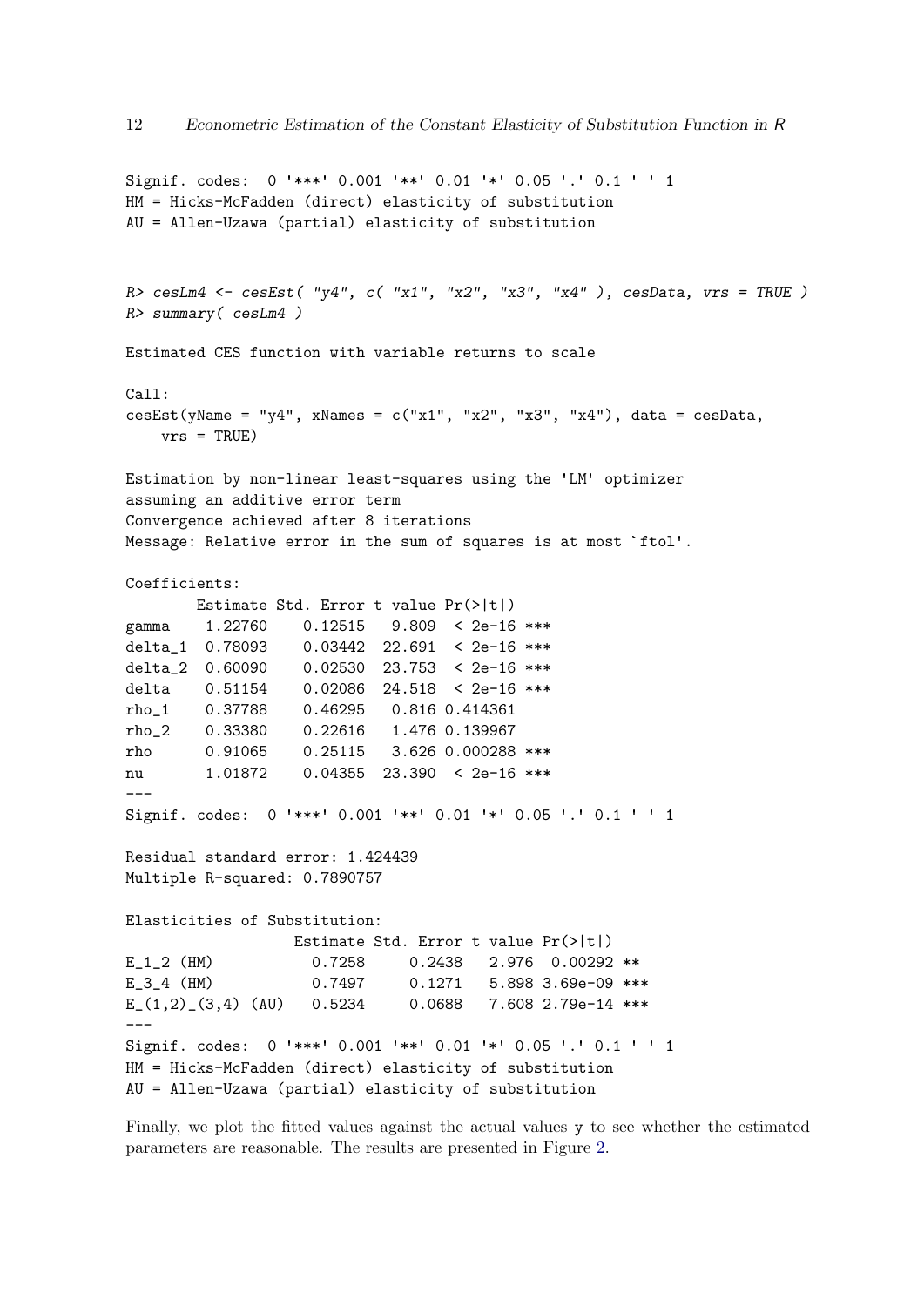```
Signif. codes:  0 '***' 0.001 '**' 0.01 '*' 0.05 '.' 0.1 ' ' 1
HM = Hicks-McFadden (direct) elasticity of substitution
AU = Allen-Uzawa (partial) elasticity of substitution
```

```
R> cesLm4 <- cesEst( "y4", c( "x1", "x2", "x3", "x4" ), cesData, vrs = TRUE )
R> summary( cesLm4 )

Estimated CES function with variable returns to scale

Call:
cesEst(yName = "y4", xNames = c("x1", "x2", "x3", "x4"), data = cesData,
    vrs = TRUE)

Estimation by non-linear least-squares using the 'LM' optimizer
assuming an additive error term
Convergence achieved after 8 iterations
Message: Relative error in the sum of squares is at most `ftol'.

Coefficients:
        Estimate Std. Error t value Pr(>|t|)
gamma    1.22760    0.12515   9.809  < 2e-16 ***
delta_1  0.78093    0.03442  22.691  < 2e-16 ***
delta_2  0.60090    0.02530  23.753  < 2e-16 ***
delta    0.51154    0.02086  24.518  < 2e-16 ***
rho_1    0.37788    0.46295   0.816 0.414361
rho_2    0.33380    0.22616   1.476 0.139967
rho      0.91065    0.25115   3.626 0.000288 ***
nu       1.01872    0.04355  23.390  < 2e-16 ***
---
Signif. codes:  0 '***' 0.001 '**' 0.01 '*' 0.05 '.' 0.1 ' ' 1

Residual standard error: 1.424439
Multiple R-squared: 0.7890757

Elasticities of Substitution:
                   Estimate Std. Error t value Pr(>|t|)
E_1_2 (HM)           0.7258     0.2438   2.976  0.00292 **
E_3_4 (HM)           0.7497     0.1271   5.898 3.69e-09 ***
E_(1,2)_(3,4) (AU)   0.5234     0.0688   7.608 2.79e-14 ***
---
Signif. codes:  0 '***' 0.001 '**' 0.01 '*' 0.05 '.' 0.1 ' ' 1
HM = Hicks-McFadden (direct) elasticity of substitution
AU = Allen-Uzawa (partial) elasticity of substitution
```

Finally, we plot the fitted values against the actual values y to see whether the estimated parameters are reasonable. The results are presented in Figure 2.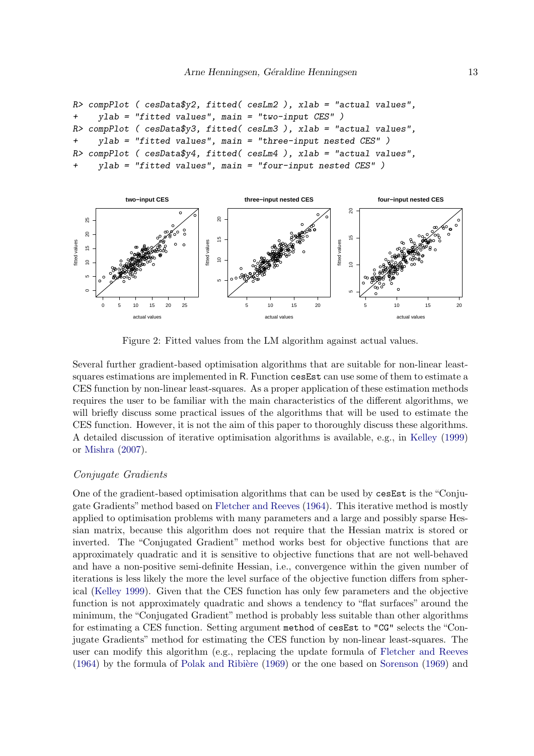```
R> compPlot ( cesData$y2, fitted( cesLm2 ), xlab = "actual values",
+    ylab = "fitted values", main = "two-input CES" )
R> compPlot ( cesData$y3, fitted( cesLm3 ), xlab = "actual values",
+    ylab = "fitted values", main = "three-input nested CES" )
R> compPlot ( cesData$y4, fitted( cesLm4 ), xlab = "actual values",
+    ylab = "fitted values", main = "four-input nested CES" )
```

Figure 2: Fitted values from the LM algorithm against actual values.

Several further gradient-based optimisation algorithms that are suitable for non-linear least-squares estimations are implemented in R. Function `cesEst` can use some of them to estimate a CES function by non-linear least-squares. As a proper application of these estimation methods requires the user to be familiar with the main characteristics of the different algorithms, we will briefly discuss some practical issues of the algorithms that will be used to estimate the CES function. However, it is not the aim of this paper to thoroughly discuss these algorithms. A detailed discussion of iterative optimisation algorithms is available, e.g., in Kelley (1999) or Mishra (2007).

*Conjugate Gradients*

One of the gradient-based optimisation algorithms that can be used by `cesEst` is the "Conjugate Gradients" method based on Fletcher and Reeves (1964). This iterative method is mostly applied to optimisation problems with many parameters and a large and possibly sparse Hessian matrix, because this algorithm does not require that the Hessian matrix is stored or inverted. The "Conjugated Gradient" method works best for objective functions that are approximately quadratic and it is sensitive to objective functions that are not well-behaved and have a non-positive semi-definite Hessian, i.e., convergence within the given number of iterations is less likely the more the level surface of the objective function differs from spherical (Kelley 1999). Given that the CES function has only few parameters and the objective function is not approximately quadratic and shows a tendency to "flat surfaces" around the minimum, the "Conjugated Gradient" method is probably less suitable than other algorithms for estimating a CES function. Setting argument `method` of `cesEst` to `"CG"` selects the "Conjugate Gradients" method for estimating the CES function by non-linear least-squares. The user can modify this algorithm (e.g., replacing the update formula of Fletcher and Reeves (1964) by the formula of Polak and Ribière (1969) or the one based on Sorenson (1969) and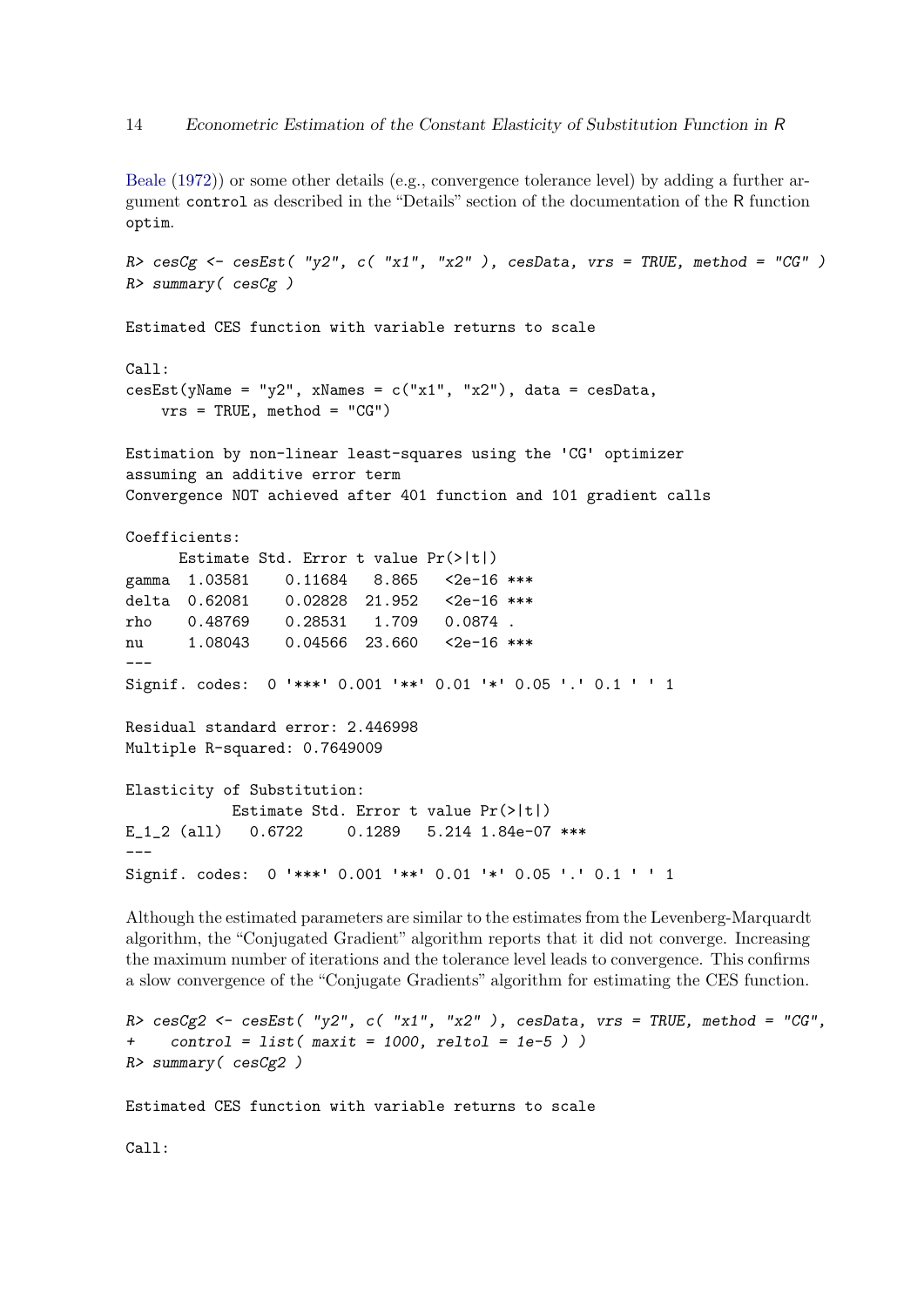Beale (1972)) or some other details (e.g., convergence tolerance level) by adding a further argument `control` as described in the "Details" section of the documentation of the R function `optim`.

```
R> cesCg <- cesEst( "y2", c( "x1", "x2" ), cesData, vrs = TRUE, method = "CG" )
R> summary( cesCg )

Estimated CES function with variable returns to scale

Call:
cesEst(yName = "y2", xNames = c("x1", "x2"), data = cesData,
    vrs = TRUE, method = "CG")

Estimation by non-linear least-squares using the 'CG' optimizer
assuming an additive error term
Convergence NOT achieved after 401 function and 101 gradient calls

Coefficients:
      Estimate Std. Error t value Pr(>|t|)
gamma  1.03581    0.11684   8.865   <2e-16 ***
delta  0.62081    0.02828  21.952   <2e-16 ***
rho    0.48769    0.28531   1.709   0.0874 .
nu     1.08043    0.04566  23.660   <2e-16 ***
---
Signif. codes:  0 '***' 0.001 '**' 0.01 '*' 0.05 '.' 0.1 ' ' 1

Residual standard error: 2.446998
Multiple R-squared: 0.7649009

Elasticity of Substitution:
            Estimate Std. Error t value Pr(>|t|)
E_1_2 (all)   0.6722     0.1289   5.214 1.84e-07 ***
---
Signif. codes:  0 '***' 0.001 '**' 0.01 '*' 0.05 '.' 0.1 ' ' 1
```

Although the estimated parameters are similar to the estimates from the Levenberg-Marquardt algorithm, the "Conjugated Gradient" algorithm reports that it did not converge. Increasing the maximum number of iterations and the tolerance level leads to convergence. This confirms a slow convergence of the "Conjugate Gradients" algorithm for estimating the CES function.

```
R> cesCg2 <- cesEst( "y2", c( "x1", "x2" ), cesData, vrs = TRUE, method = "CG",
+    control = list( maxit = 1000, reltol = 1e-5 ) )
R> summary( cesCg2 )

Estimated CES function with variable returns to scale

Call:
```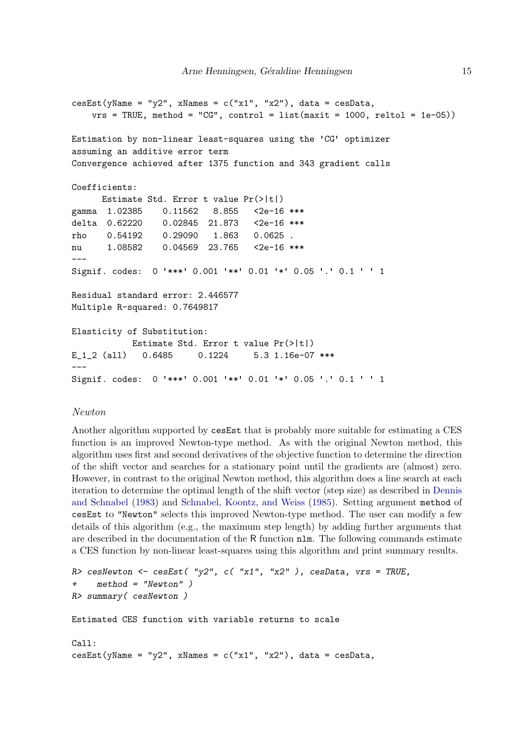```
cesEst(yName = "y2", xNames = c("x1", "x2"), data = cesData,
    vrs = TRUE, method = "CG", control = list(maxit = 1000, reltol = 1e-05))

Estimation by non-linear least-squares using the 'CG' optimizer
assuming an additive error term
Convergence achieved after 1375 function and 343 gradient calls

Coefficients:
      Estimate Std. Error t value Pr(>|t|)
gamma  1.02385    0.11562   8.855   <2e-16 ***
delta  0.62220    0.02845  21.873   <2e-16 ***
rho    0.54192    0.29090   1.863   0.0625 .
nu     1.08582    0.04569  23.765   <2e-16 ***
---
Signif. codes:  0 '***' 0.001 '**' 0.01 '*' 0.05 '.' 0.1 ' ' 1

Residual standard error: 2.446577
Multiple R-squared: 0.7649817

Elasticity of Substitution:
            Estimate Std. Error t value Pr(>|t|)
E_1_2 (all)   0.6485     0.1224     5.3 1.16e-07 ***
---
Signif. codes:  0 '***' 0.001 '**' 0.01 '*' 0.05 '.' 0.1 ' ' 1
```

*Newton*

Another algorithm supported by `cesEst` that is probably more suitable for estimating a CES function is an improved Newton-type method. As with the original Newton method, this algorithm uses first and second derivatives of the objective function to determine the direction of the shift vector and searches for a stationary point until the gradients are (almost) zero. However, in contrast to the original Newton method, this algorithm does a line search at each iteration to determine the optimal length of the shift vector (step size) as described in Dennis and Schnabel (1983) and Schnabel, Koontz, and Weiss (1985). Setting argument `method` of `cesEst` to `"Newton"` selects this improved Newton-type method. The user can modify a few details of this algorithm (e.g., the maximum step length) by adding further arguments that are described in the documentation of the R function `nlm`. The following commands estimate a CES function by non-linear least-squares using this algorithm and print summary results.

```
R> cesNewton <- cesEst( "y2", c( "x1", "x2" ), cesData, vrs = TRUE,
+    method = "Newton" )
R> summary( cesNewton )

Estimated CES function with variable returns to scale

Call:
cesEst(yName = "y2", xNames = c("x1", "x2"), data = cesData,
```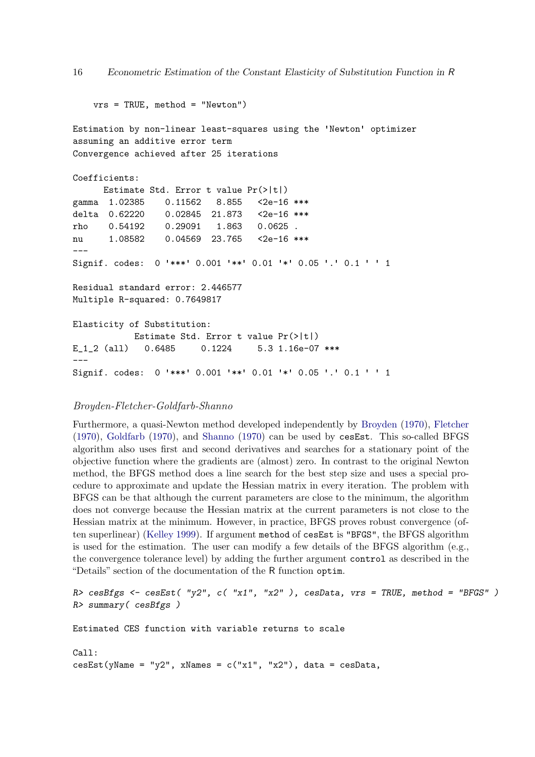```
    vrs = TRUE, method = "Newton")

Estimation by non-linear least-squares using the 'Newton' optimizer
assuming an additive error term
Convergence achieved after 25 iterations

Coefficients:
      Estimate Std. Error t value Pr(>|t|)
gamma  1.02385    0.11562   8.855   <2e-16 ***
delta  0.62220    0.02845  21.873   <2e-16 ***
rho    0.54192    0.29091   1.863   0.0625 .
nu     1.08582    0.04569  23.765   <2e-16 ***
---
Signif. codes:  0 '***' 0.001 '**' 0.01 '*' 0.05 '.' 0.1 ' ' 1

Residual standard error: 2.446577
Multiple R-squared: 0.7649817

Elasticity of Substitution:
            Estimate Std. Error t value Pr(>|t|)
E_1_2 (all)   0.6485     0.1224     5.3 1.16e-07 ***
---
Signif. codes:  0 '***' 0.001 '**' 0.01 '*' 0.05 '.' 0.1 ' ' 1
```

*Broyden-Fletcher-Goldfarb-Shanno*

Furthermore, a quasi-Newton method developed independently by Broyden (1970), Fletcher (1970), Goldfarb (1970), and Shanno (1970) can be used by `cesEst`. This so-called BFGS algorithm also uses first and second derivatives and searches for a stationary point of the objective function where the gradients are (almost) zero. In contrast to the original Newton method, the BFGS method does a line search for the best step size and uses a special procedure to approximate and update the Hessian matrix in every iteration. The problem with BFGS can be that although the current parameters are close to the minimum, the algorithm does not converge because the Hessian matrix at the current parameters is not close to the Hessian matrix at the minimum. However, in practice, BFGS proves robust convergence (often superlinear) (Kelley 1999). If argument `method` of `cesEst` is `"BFGS"`, the BFGS algorithm is used for the estimation. The user can modify a few details of the BFGS algorithm (e.g., the convergence tolerance level) by adding the further argument `control` as described in the "Details" section of the documentation of the R function `optim`.

```
R> cesBfgs <- cesEst( "y2", c( "x1", "x2" ), cesData, vrs = TRUE, method = "BFGS" )
R> summary( cesBfgs )

Estimated CES function with variable returns to scale

Call:
cesEst(yName = "y2", xNames = c("x1", "x2"), data = cesData,
```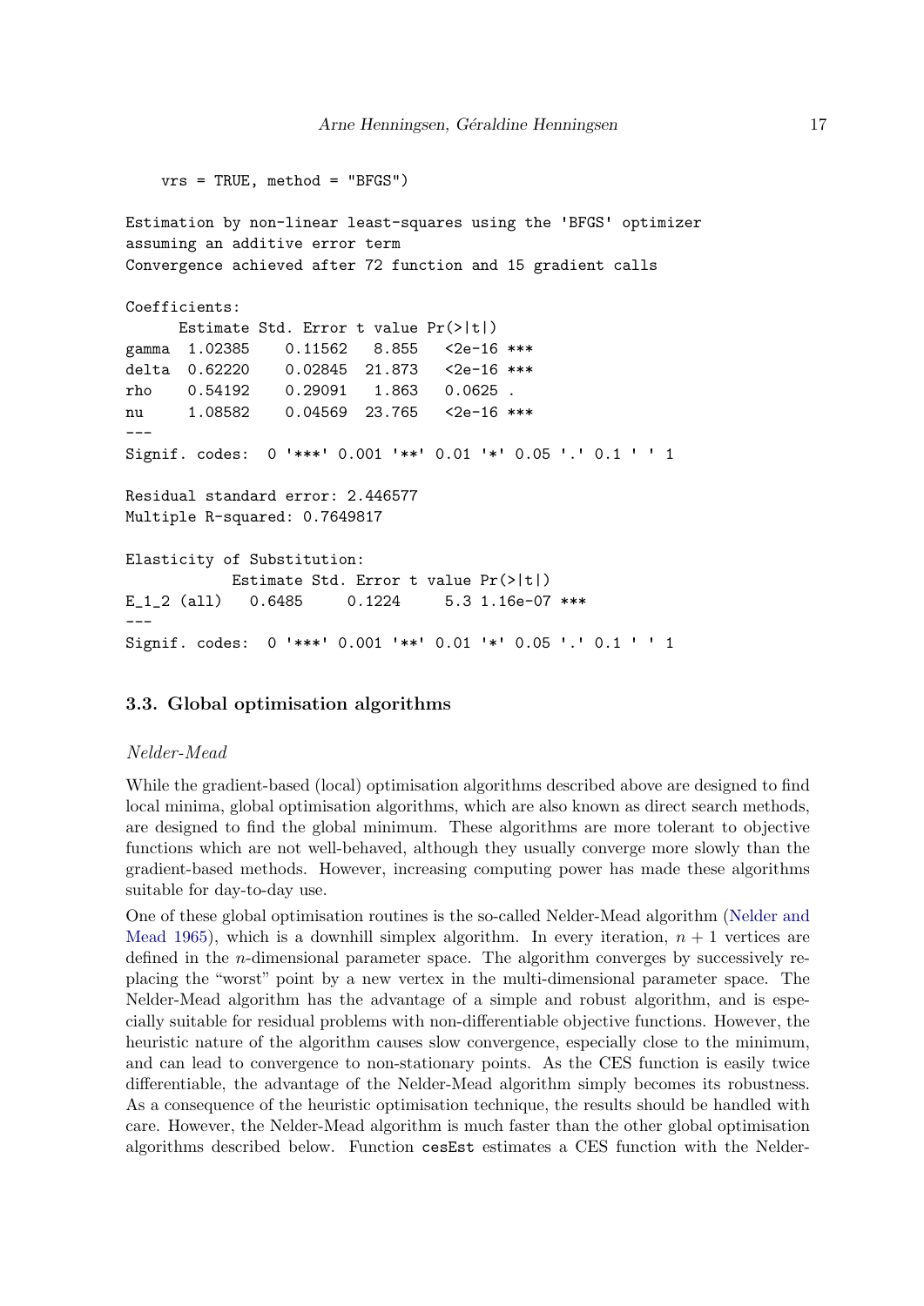```
    vrs = TRUE, method = "BFGS")

Estimation by non-linear least-squares using the 'BFGS' optimizer
assuming an additive error term
Convergence achieved after 72 function and 15 gradient calls

Coefficients:
      Estimate Std. Error t value Pr(>|t|)
gamma  1.02385    0.11562   8.855   <2e-16 ***
delta  0.62220    0.02845  21.873   <2e-16 ***
rho    0.54192    0.29091   1.863   0.0625 .
nu     1.08582    0.04569  23.765   <2e-16 ***
---
Signif. codes:  0 '***' 0.001 '**' 0.01 '*' 0.05 '.' 0.1 ' ' 1

Residual standard error: 2.446577
Multiple R-squared: 0.7649817

Elasticity of Substitution:
            Estimate Std. Error t value Pr(>|t|)
E_1_2 (all)   0.6485     0.1224     5.3 1.16e-07 ***
---
Signif. codes:  0 '***' 0.001 '**' 0.01 '*' 0.05 '.' 0.1 ' ' 1
```

### 3.3. Global optimisation algorithms

*Nelder-Mead*

While the gradient-based (local) optimisation algorithms described above are designed to find local minima, global optimisation algorithms, which are also known as direct search methods, are designed to find the global minimum. These algorithms are more tolerant to objective functions which are not well-behaved, although they usually converge more slowly than the gradient-based methods. However, increasing computing power has made these algorithms suitable for day-to-day use.

One of these global optimisation routines is the so-called Nelder-Mead algorithm (Nelder and Mead 1965), which is a downhill simplex algorithm. In every iteration, $n + 1$ vertices are defined in the $n$-dimensional parameter space. The algorithm converges by successively replacing the "worst" point by a new vertex in the multi-dimensional parameter space. The Nelder-Mead algorithm has the advantage of a simple and robust algorithm, and is especially suitable for residual problems with non-differentiable objective functions. However, the heuristic nature of the algorithm causes slow convergence, especially close to the minimum, and can lead to convergence to non-stationary points. As the CES function is easily twice differentiable, the advantage of the Nelder-Mead algorithm simply becomes its robustness. As a consequence of the heuristic optimisation technique, the results should be handled with care. However, the Nelder-Mead algorithm is much faster than the other global optimisation algorithms described below. Function `cesEst` estimates a CES function with the Nelder-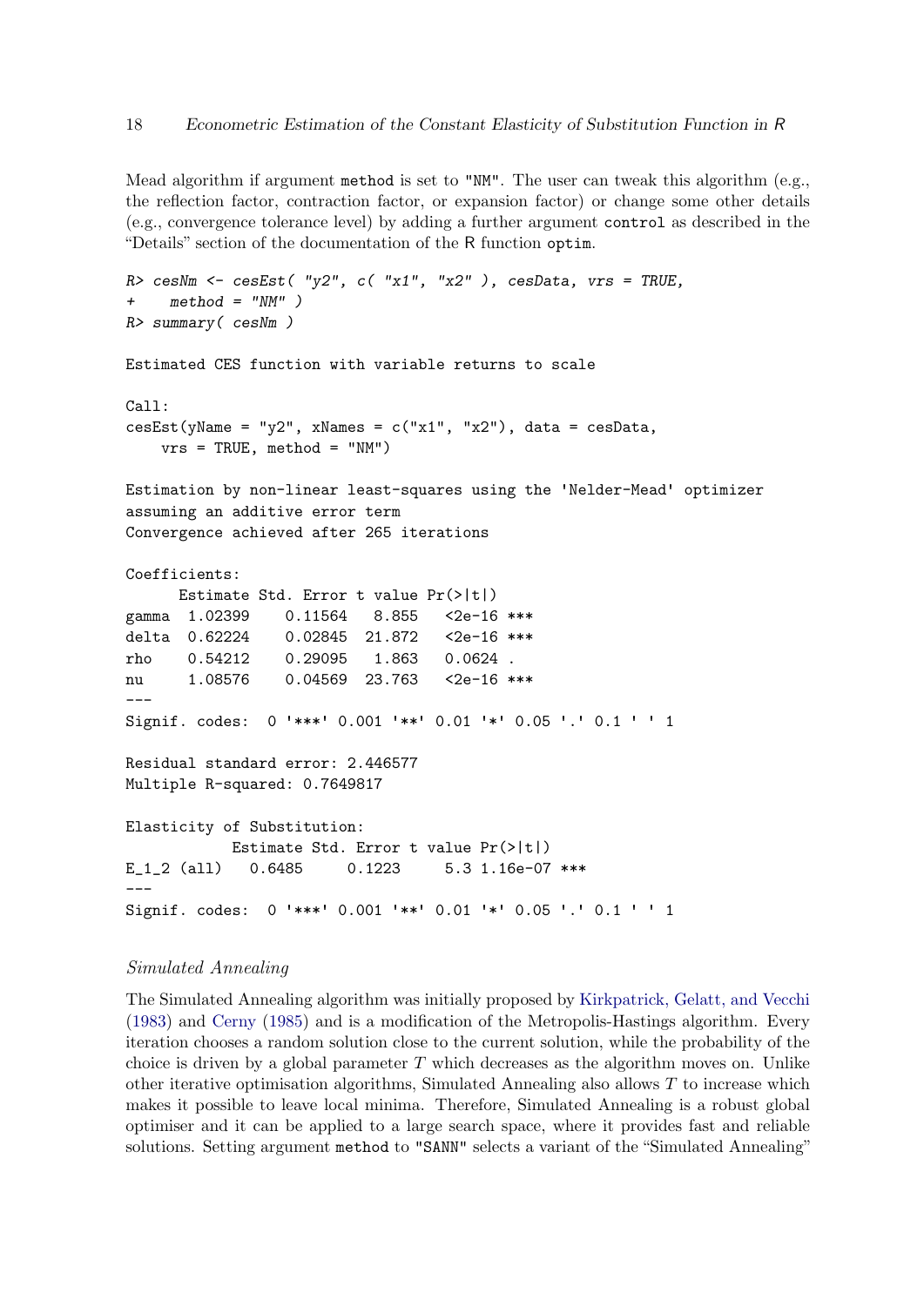Mead algorithm if argument `method` is set to `"NM"`. The user can tweak this algorithm (e.g., the reflection factor, contraction factor, or expansion factor) or change some other details (e.g., convergence tolerance level) by adding a further argument `control` as described in the "Details" section of the documentation of the R function `optim`.

```
R> cesNm <- cesEst( "y2", c( "x1", "x2" ), cesData, vrs = TRUE,
+    method = "NM" )
R> summary( cesNm )

Estimated CES function with variable returns to scale

Call:
cesEst(yName = "y2", xNames = c("x1", "x2"), data = cesData,
    vrs = TRUE, method = "NM")

Estimation by non-linear least-squares using the 'Nelder-Mead' optimizer
assuming an additive error term
Convergence achieved after 265 iterations

Coefficients:
      Estimate Std. Error t value Pr(>|t|)
gamma  1.02399    0.11564   8.855   <2e-16 ***
delta  0.62224    0.02845  21.872   <2e-16 ***
rho    0.54212    0.29095   1.863   0.0624 .
nu     1.08576    0.04569  23.763   <2e-16 ***
---
Signif. codes:  0 '***' 0.001 '**' 0.01 '*' 0.05 '.' 0.1 ' ' 1

Residual standard error: 2.446577
Multiple R-squared: 0.7649817

Elasticity of Substitution:
            Estimate Std. Error t value Pr(>|t|)
E_1_2 (all)   0.6485     0.1223     5.3 1.16e-07 ***
---
Signif. codes:  0 '***' 0.001 '**' 0.01 '*' 0.05 '.' 0.1 ' ' 1
```

#### *Simulated Annealing*

The Simulated Annealing algorithm was initially proposed by Kirkpatrick, Gelatt, and Vecchi (1983) and Cerny (1985) and is a modification of the Metropolis-Hastings algorithm. Every iteration chooses a random solution close to the current solution, while the probability of the choice is driven by a global parameter $T$ which decreases as the algorithm moves on. Unlike other iterative optimisation algorithms, Simulated Annealing also allows $T$ to increase which makes it possible to leave local minima. Therefore, Simulated Annealing is a robust global optimiser and it can be applied to a large search space, where it provides fast and reliable solutions. Setting argument `method` to `"SANN"` selects a variant of the "Simulated Annealing"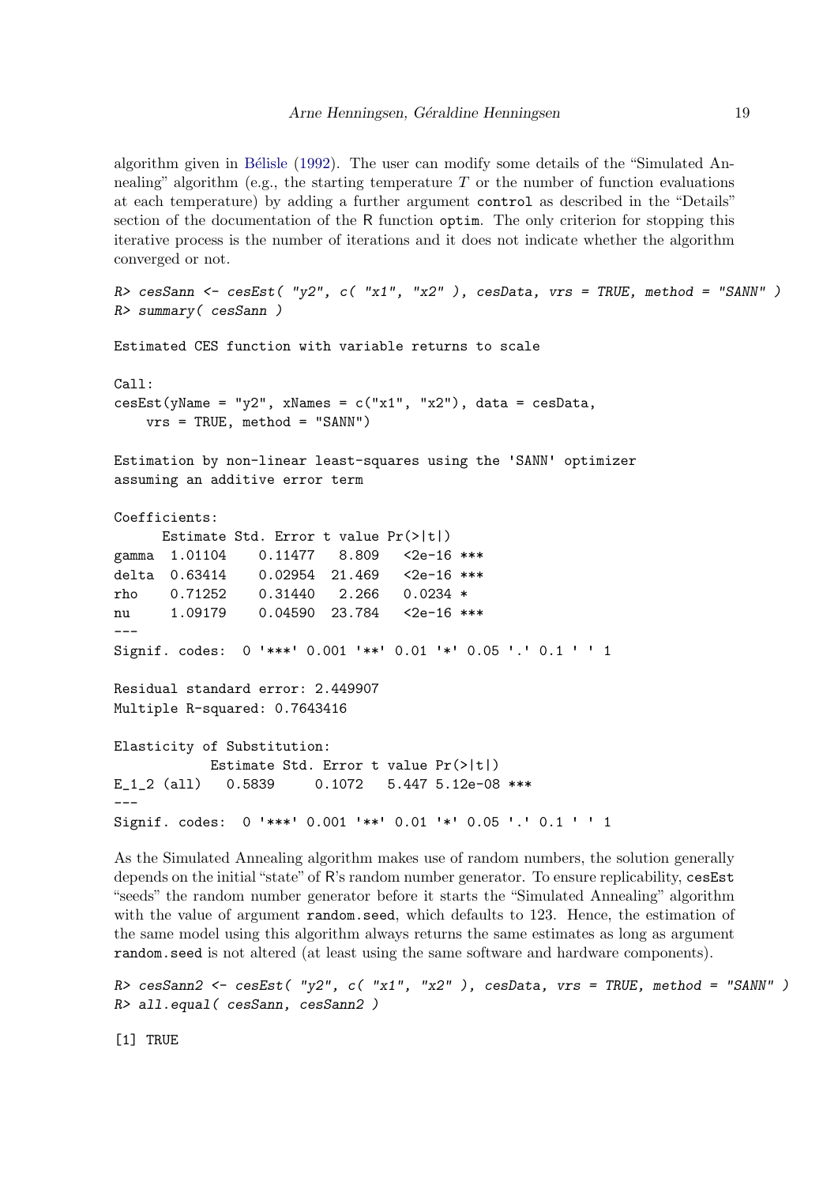algorithm given in Bélisle (1992). The user can modify some details of the "Simulated Annealing" algorithm (e.g., the starting temperature $T$ or the number of function evaluations at each temperature) by adding a further argument `control` as described in the "Details" section of the documentation of the R function `optim`. The only criterion for stopping this iterative process is the number of iterations and it does not indicate whether the algorithm converged or not.

```
R> cesSann <- cesEst( "y2", c( "x1", "x2" ), cesData, vrs = TRUE, method = "SANN" )
R> summary( cesSann )

Estimated CES function with variable returns to scale

Call:
cesEst(yName = "y2", xNames = c("x1", "x2"), data = cesData,
    vrs = TRUE, method = "SANN")

Estimation by non-linear least-squares using the 'SANN' optimizer
assuming an additive error term

Coefficients:
      Estimate Std. Error t value Pr(>|t|)
gamma  1.01104    0.11477   8.809   <2e-16 ***
delta  0.63414    0.02954  21.469   <2e-16 ***
rho    0.71252    0.31440   2.266   0.0234 *
nu     1.09179    0.04590  23.784   <2e-16 ***
---
Signif. codes:  0 '***' 0.001 '**' 0.01 '*' 0.05 '.' 0.1 ' ' 1

Residual standard error: 2.449907
Multiple R-squared: 0.7643416

Elasticity of Substitution:
            Estimate Std. Error t value Pr(>|t|)
E_1_2 (all)   0.5839     0.1072   5.447 5.12e-08 ***
---
Signif. codes:  0 '***' 0.001 '**' 0.01 '*' 0.05 '.' 0.1 ' ' 1
```

As the Simulated Annealing algorithm makes use of random numbers, the solution generally depends on the initial "state" of R's random number generator. To ensure replicability, `cesEst` "seeds" the random number generator before it starts the "Simulated Annealing" algorithm with the value of argument `random.seed`, which defaults to 123. Hence, the estimation of the same model using this algorithm always returns the same estimates as long as argument `random.seed` is not altered (at least using the same software and hardware components).

```
R> cesSann2 <- cesEst( "y2", c( "x1", "x2" ), cesData, vrs = TRUE, method = "SANN" )
R> all.equal( cesSann, cesSann2 )

[1] TRUE
```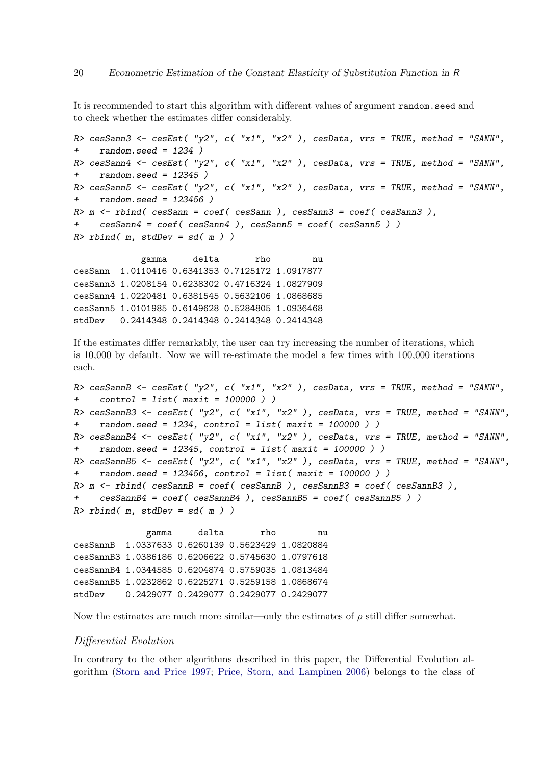It is recommended to start this algorithm with different values of argument `random.seed` and to check whether the estimates differ considerably.

```
R> cesSann3 <- cesEst( "y2", c( "x1", "x2" ), cesData, vrs = TRUE, method = "SANN",
+    random.seed = 1234 )
R> cesSann4 <- cesEst( "y2", c( "x1", "x2" ), cesData, vrs = TRUE, method = "SANN",
+    random.seed = 12345 )
R> cesSann5 <- cesEst( "y2", c( "x1", "x2" ), cesData, vrs = TRUE, method = "SANN",
+    random.seed = 123456 )
R> m <- rbind( cesSann = coef( cesSann ), cesSann3 = coef( cesSann3 ),
+    cesSann4 = coef( cesSann4 ), cesSann5 = coef( cesSann5 ) )
R> rbind( m, stdDev = sd( m ) )
```

```
             gamma     delta       rho        nu
cesSann  1.0110416 0.6341353 0.7125172 1.0917877
cesSann3 1.0208154 0.6238302 0.4716324 1.0827909
cesSann4 1.0220481 0.6381545 0.5632106 1.0868685
cesSann5 1.0101985 0.6149628 0.5284805 1.0936468
stdDev   0.2414348 0.2414348 0.2414348 0.2414348
```

If the estimates differ remarkably, the user can try increasing the number of iterations, which is 10,000 by default. Now we will re-estimate the model a few times with 100,000 iterations each.

```
R> cesSannB <- cesEst( "y2", c( "x1", "x2" ), cesData, vrs = TRUE, method = "SANN",
+    control = list( maxit = 100000 ) )
R> cesSannB3 <- cesEst( "y2", c( "x1", "x2" ), cesData, vrs = TRUE, method = "SANN",
+    random.seed = 1234, control = list( maxit = 100000 ) )
R> cesSannB4 <- cesEst( "y2", c( "x1", "x2" ), cesData, vrs = TRUE, method = "SANN",
+    random.seed = 12345, control = list( maxit = 100000 ) )
R> cesSannB5 <- cesEst( "y2", c( "x1", "x2" ), cesData, vrs = TRUE, method = "SANN",
+    random.seed = 123456, control = list( maxit = 100000 ) )
R> m <- rbind( cesSannB = coef( cesSannB ), cesSannB3 = coef( cesSannB3 ),
+    cesSannB4 = coef( cesSannB4 ), cesSannB5 = coef( cesSannB5 ) )
R> rbind( m, stdDev = sd( m ) )
```

```
              gamma     delta       rho        nu
cesSannB  1.0337633 0.6260139 0.5623429 1.0820884
cesSannB3 1.0386186 0.6206622 0.5745630 1.0797618
cesSannB4 1.0344585 0.6204874 0.5759035 1.0813484
cesSannB5 1.0232862 0.6225271 0.5259158 1.0868674
stdDev    0.2429077 0.2429077 0.2429077 0.2429077
```

Now the estimates are much more similar—only the estimates of $\rho$ still differ somewhat.

*Differential Evolution*

In contrary to the other algorithms described in this paper, the Differential Evolution algorithm (Storn and Price 1997; Price, Storn, and Lampinen 2006) belongs to the class of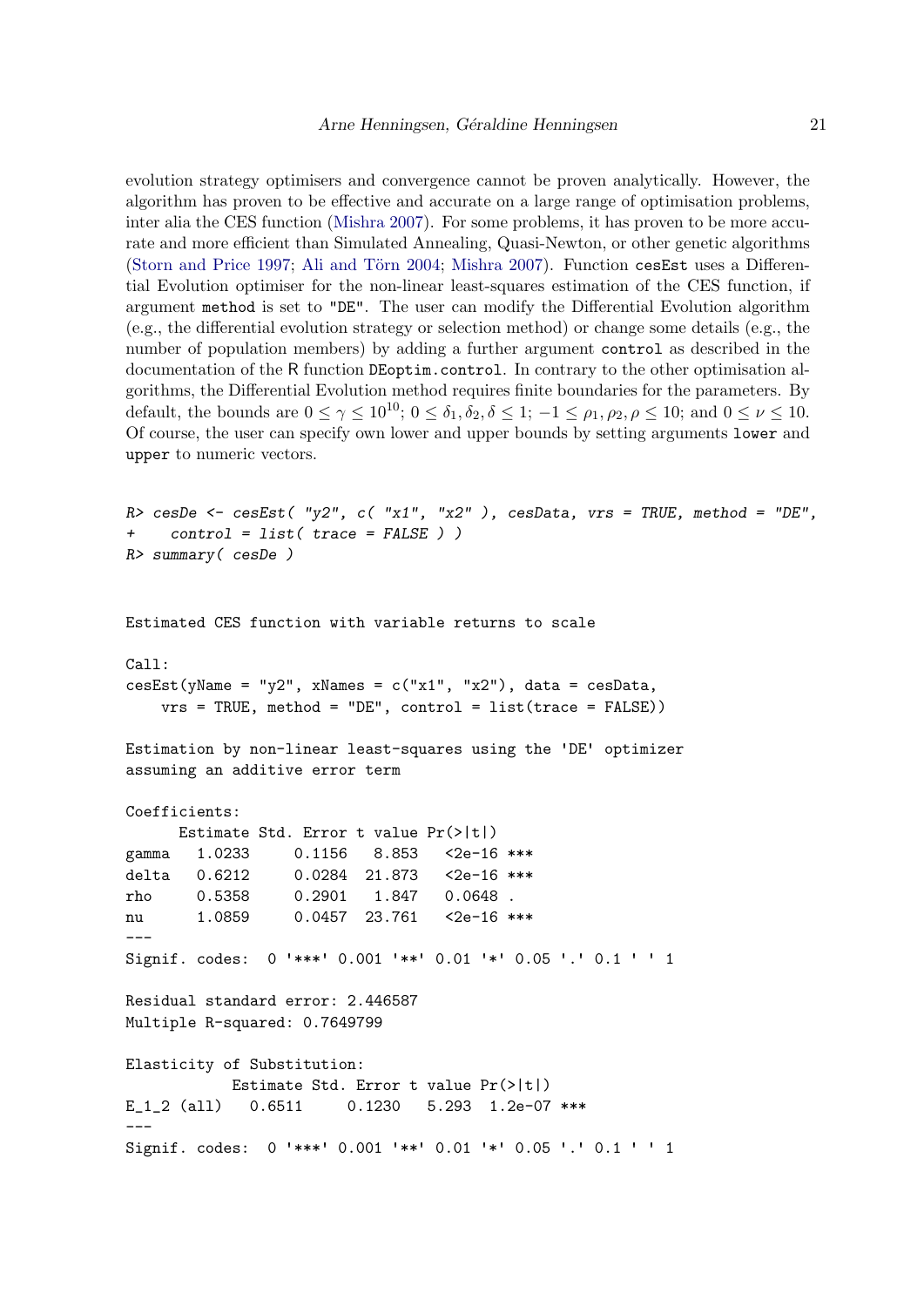evolution strategy optimisers and convergence cannot be proven analytically. However, the algorithm has proven to be effective and accurate on a large range of optimisation problems, inter alia the CES function (Mishra 2007). For some problems, it has proven to be more accurate and more efficient than Simulated Annealing, Quasi-Newton, or other genetic algorithms (Storn and Price 1997; Ali and Törn 2004; Mishra 2007). Function `cesEst` uses a Differential Evolution optimiser for the non-linear least-squares estimation of the CES function, if argument `method` is set to `"DE"`. The user can modify the Differential Evolution algorithm (e.g., the differential evolution strategy or selection method) or change some details (e.g., the number of population members) by adding a further argument `control` as described in the documentation of the R function `DEoptim.control`. In contrary to the other optimisation algorithms, the Differential Evolution method requires finite boundaries for the parameters. By default, the bounds are $0 \leq \gamma \leq 10^{10}$; $0 \leq \delta_1, \delta_2, \delta \leq 1$; $-1 \leq \rho_1, \rho_2, \rho \leq 10$; and $0 \leq \nu \leq 10$. Of course, the user can specify own lower and upper bounds by setting arguments `lower` and `upper` to numeric vectors.

```
R> cesDe <- cesEst( "y2", c( "x1", "x2" ), cesData, vrs = TRUE, method = "DE",
+    control = list( trace = FALSE ) )
R> summary( cesDe )


Estimated CES function with variable returns to scale

Call:
cesEst(yName = "y2", xNames = c("x1", "x2"), data = cesData,
    vrs = TRUE, method = "DE", control = list(trace = FALSE))

Estimation by non-linear least-squares using the 'DE' optimizer
assuming an additive error term

Coefficients:
      Estimate Std. Error t value Pr(>|t|)
gamma   1.0233     0.1156   8.853   <2e-16 ***
delta   0.6212     0.0284  21.873   <2e-16 ***
rho     0.5358     0.2901   1.847   0.0648 .
nu      1.0859     0.0457  23.761   <2e-16 ***
---
Signif. codes:  0 '***' 0.001 '**' 0.01 '*' 0.05 '.' 0.1 ' ' 1

Residual standard error: 2.446587
Multiple R-squared: 0.7649799

Elasticity of Substitution:
            Estimate Std. Error t value Pr(>|t|)
E_1_2 (all)   0.6511     0.1230   5.293  1.2e-07 ***
---
Signif. codes:  0 '***' 0.001 '**' 0.01 '*' 0.05 '.' 0.1 ' ' 1
```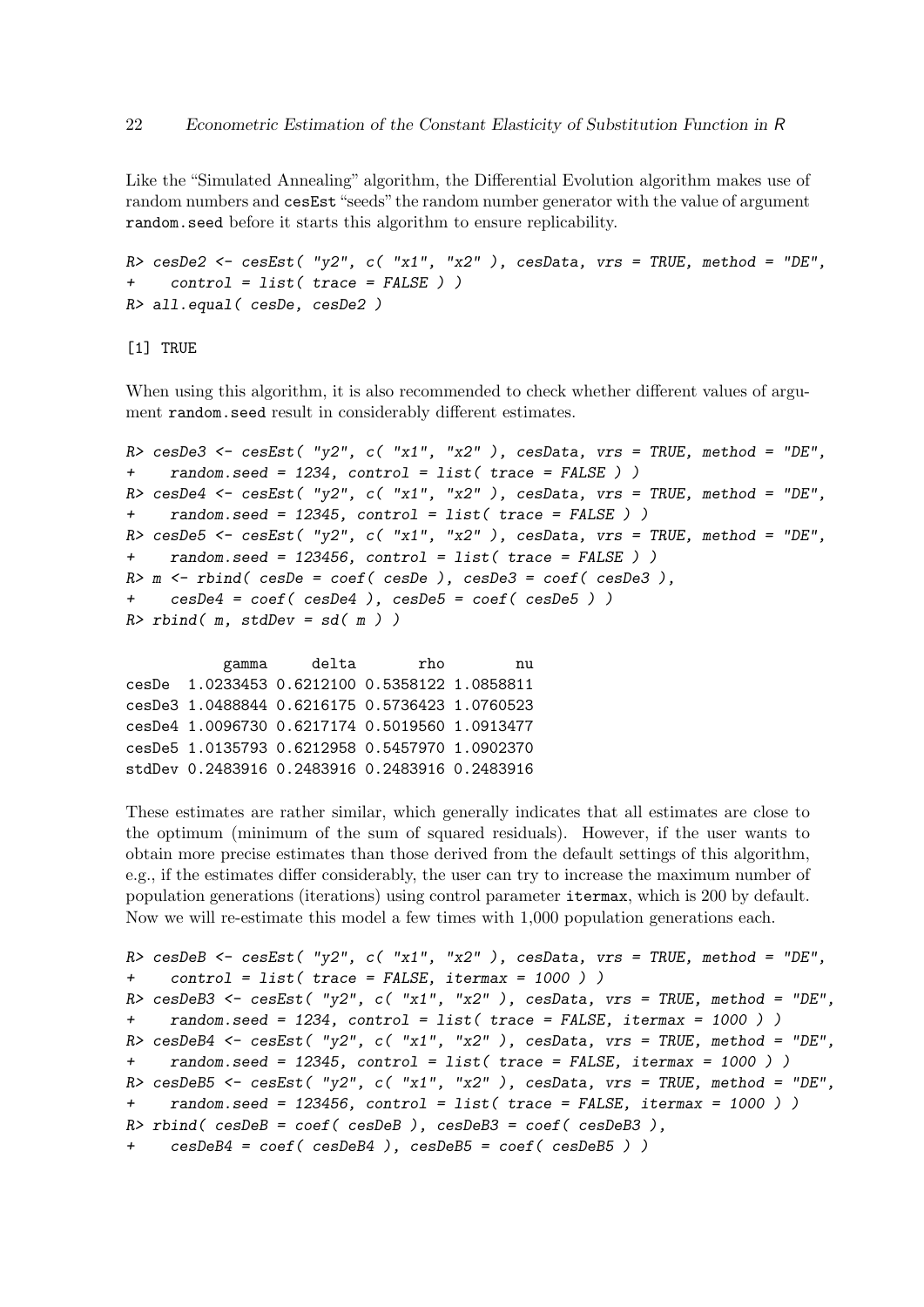Like the "Simulated Annealing" algorithm, the Differential Evolution algorithm makes use of random numbers and `cesEst` "seeds" the random number generator with the value of argument `random.seed` before it starts this algorithm to ensure replicability.

```
R> cesDe2 <- cesEst( "y2", c( "x1", "x2" ), cesData, vrs = TRUE, method = "DE",
+     control = list( trace = FALSE ) )
R> all.equal( cesDe, cesDe2 )

[1] TRUE
```

When using this algorithm, it is also recommended to check whether different values of argument `random.seed` result in considerably different estimates.

```
R> cesDe3 <- cesEst( "y2", c( "x1", "x2" ), cesData, vrs = TRUE, method = "DE",
+     random.seed = 1234, control = list( trace = FALSE ) )
R> cesDe4 <- cesEst( "y2", c( "x1", "x2" ), cesData, vrs = TRUE, method = "DE",
+     random.seed = 12345, control = list( trace = FALSE ) )
R> cesDe5 <- cesEst( "y2", c( "x1", "x2" ), cesData, vrs = TRUE, method = "DE",
+     random.seed = 123456, control = list( trace = FALSE ) )
R> m <- rbind( cesDe = coef( cesDe ), cesDe3 = coef( cesDe3 ),
+     cesDe4 = coef( cesDe4 ), cesDe5 = coef( cesDe5 ) )
R> rbind( m, stdDev = sd( m ) )

           gamma     delta       rho        nu
cesDe  1.0233453 0.6212100 0.5358122 1.0858811
cesDe3 1.0488844 0.6216175 0.5736423 1.0760523
cesDe4 1.0096730 0.6217174 0.5019560 1.0913477
cesDe5 1.0135793 0.6212958 0.5457970 1.0902370
stdDev 0.2483916 0.2483916 0.2483916 0.2483916
```

These estimates are rather similar, which generally indicates that all estimates are close to the optimum (minimum of the sum of squared residuals). However, if the user wants to obtain more precise estimates than those derived from the default settings of this algorithm, e.g., if the estimates differ considerably, the user can try to increase the maximum number of population generations (iterations) using control parameter `itermax`, which is 200 by default. Now we will re-estimate this model a few times with 1,000 population generations each.

```
R> cesDeB <- cesEst( "y2", c( "x1", "x2" ), cesData, vrs = TRUE, method = "DE",
+     control = list( trace = FALSE, itermax = 1000 ) )
R> cesDeB3 <- cesEst( "y2", c( "x1", "x2" ), cesData, vrs = TRUE, method = "DE",
+     random.seed = 1234, control = list( trace = FALSE, itermax = 1000 ) )
R> cesDeB4 <- cesEst( "y2", c( "x1", "x2" ), cesData, vrs = TRUE, method = "DE",
+     random.seed = 12345, control = list( trace = FALSE, itermax = 1000 ) )
R> cesDeB5 <- cesEst( "y2", c( "x1", "x2" ), cesData, vrs = TRUE, method = "DE",
+     random.seed = 123456, control = list( trace = FALSE, itermax = 1000 ) )
R> rbind( cesDeB = coef( cesDeB ), cesDeB3 = coef( cesDeB3 ),
+     cesDeB4 = coef( cesDeB4 ), cesDeB5 = coef( cesDeB5 ) )
```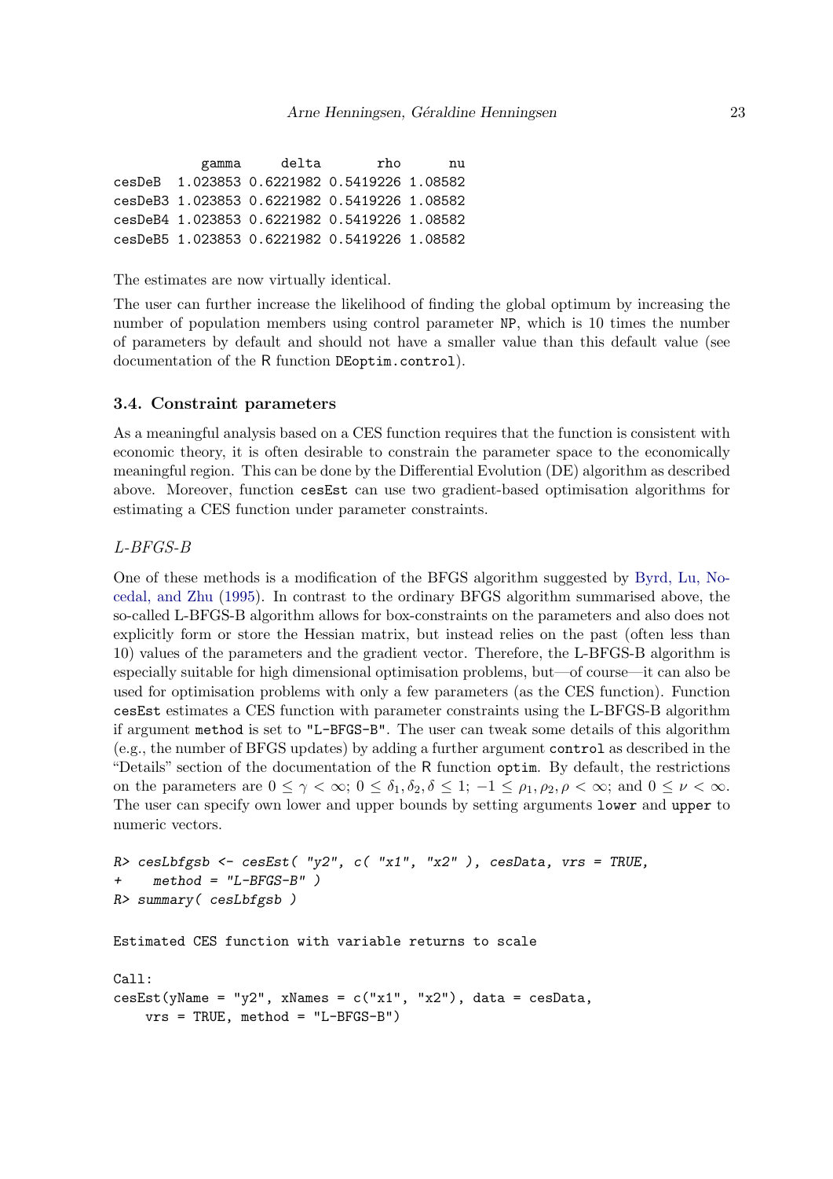```
          gamma     delta       rho      nu
cesDeB  1.023853 0.6221982 0.5419226 1.08582
cesDeB3 1.023853 0.6221982 0.5419226 1.08582
cesDeB4 1.023853 0.6221982 0.5419226 1.08582
cesDeB5 1.023853 0.6221982 0.5419226 1.08582
```

The estimates are now virtually identical.

The user can further increase the likelihood of finding the global optimum by increasing the number of population members using control parameter `NP`, which is 10 times the number of parameters by default and should not have a smaller value than this default value (see documentation of the R function `DEoptim.control`).

### 3.4. Constraint parameters

As a meaningful analysis based on a CES function requires that the function is consistent with economic theory, it is often desirable to constrain the parameter space to the economically meaningful region. This can be done by the Differential Evolution (DE) algorithm as described above. Moreover, function `cesEst` can use two gradient-based optimisation algorithms for estimating a CES function under parameter constraints.

#### *L-BFGS-B*

One of these methods is a modification of the BFGS algorithm suggested by Byrd, Lu, Nocedal, and Zhu (1995). In contrast to the ordinary BFGS algorithm summarised above, the so-called L-BFGS-B algorithm allows for box-constraints on the parameters and also does not explicitly form or store the Hessian matrix, but instead relies on the past (often less than 10) values of the parameters and the gradient vector. Therefore, the L-BFGS-B algorithm is especially suitable for high dimensional optimisation problems, but—of course—it can also be used for optimisation problems with only a few parameters (as the CES function). Function `cesEst` estimates a CES function with parameter constraints using the L-BFGS-B algorithm if argument `method` is set to `"L-BFGS-B"`. The user can tweak some details of this algorithm (e.g., the number of BFGS updates) by adding a further argument `control` as described in the "Details" section of the documentation of the R function `optim`. By default, the restrictions on the parameters are $0 \leq \gamma < \infty$; $0 \leq \delta_1, \delta_2, \delta \leq 1$; $-1 \leq \rho_1, \rho_2, \rho < \infty$; and $0 \leq \nu < \infty$. The user can specify own lower and upper bounds by setting arguments `lower` and `upper` to numeric vectors.

```
R> cesLbfgsb <- cesEst( "y2", c( "x1", "x2" ), cesData, vrs = TRUE,
+    method = "L-BFGS-B" )
R> summary( cesLbfgsb )

Estimated CES function with variable returns to scale

Call:
cesEst(yName = "y2", xNames = c("x1", "x2"), data = cesData,
    vrs = TRUE, method = "L-BFGS-B")
```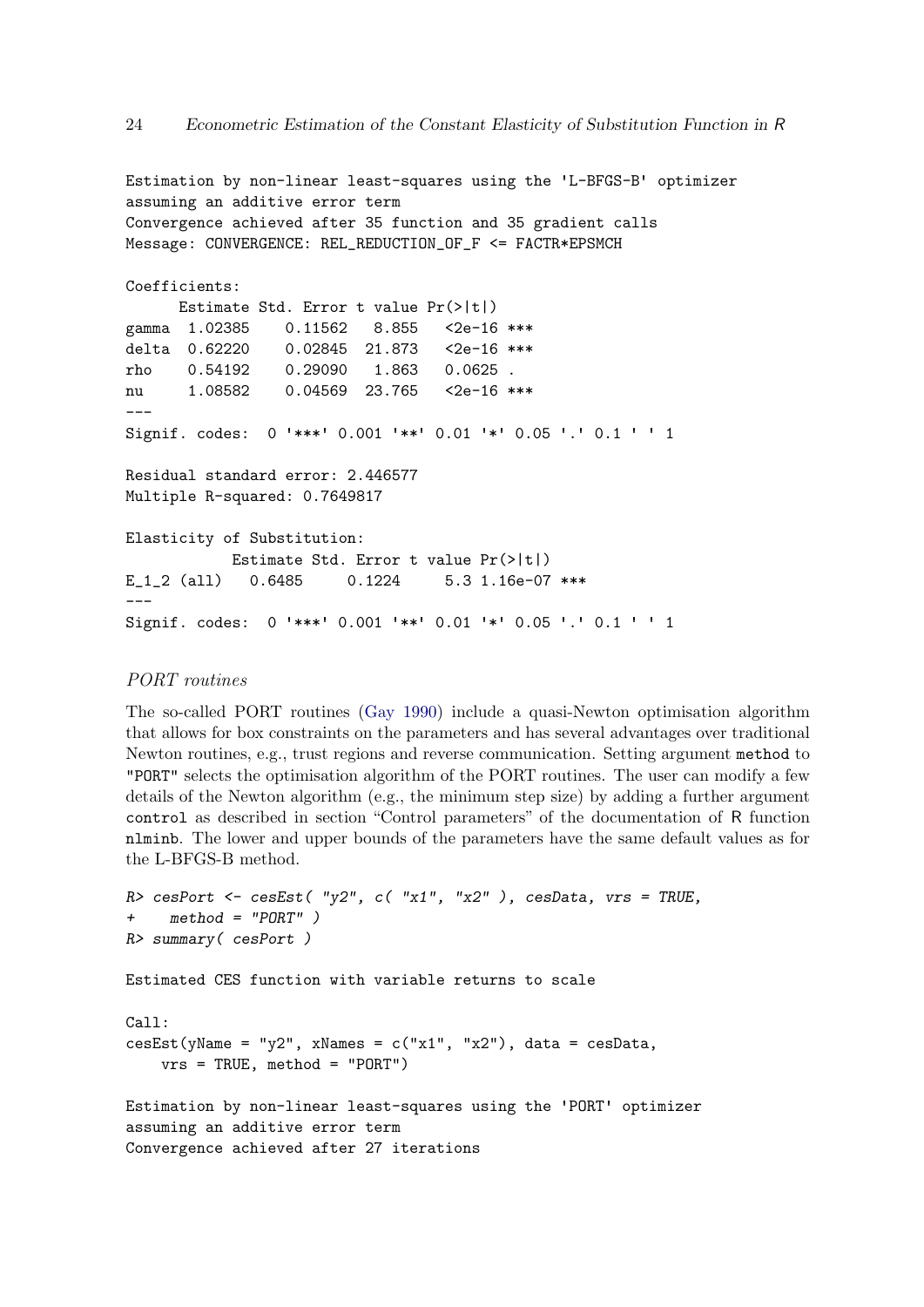```
Estimation by non-linear least-squares using the 'L-BFGS-B' optimizer
assuming an additive error term
Convergence achieved after 35 function and 35 gradient calls
Message: CONVERGENCE: REL_REDUCTION_OF_F <= FACTR*EPSMCH

Coefficients:
      Estimate Std. Error t value Pr(>|t|)
gamma  1.02385    0.11562   8.855   <2e-16 ***
delta  0.62220    0.02845  21.873   <2e-16 ***
rho    0.54192    0.29090   1.863   0.0625 .
nu     1.08582    0.04569  23.765   <2e-16 ***
---
Signif. codes:  0 '***' 0.001 '**' 0.01 '*' 0.05 '.' 0.1 ' ' 1

Residual standard error: 2.446577
Multiple R-squared: 0.7649817

Elasticity of Substitution:
            Estimate Std. Error t value Pr(>|t|)
E_1_2 (all)   0.6485     0.1224     5.3 1.16e-07 ***
---
Signif. codes:  0 '***' 0.001 '**' 0.01 '*' 0.05 '.' 0.1 ' ' 1
```

*PORT routines*

The so-called PORT routines (Gay 1990) include a quasi-Newton optimisation algorithm that allows for box constraints on the parameters and has several advantages over traditional Newton routines, e.g., trust regions and reverse communication. Setting argument `method` to `"PORT"` selects the optimisation algorithm of the PORT routines. The user can modify a few details of the Newton algorithm (e.g., the minimum step size) by adding a further argument `control` as described in section "Control parameters" of the documentation of R function `nlminb`. The lower and upper bounds of the parameters have the same default values as for the L-BFGS-B method.

```
R> cesPort <- cesEst( "y2", c( "x1", "x2" ), cesData, vrs = TRUE,
+    method = "PORT" )
R> summary( cesPort )

Estimated CES function with variable returns to scale

Call:
cesEst(yName = "y2", xNames = c("x1", "x2"), data = cesData,
    vrs = TRUE, method = "PORT")

Estimation by non-linear least-squares using the 'PORT' optimizer
assuming an additive error term
Convergence achieved after 27 iterations
```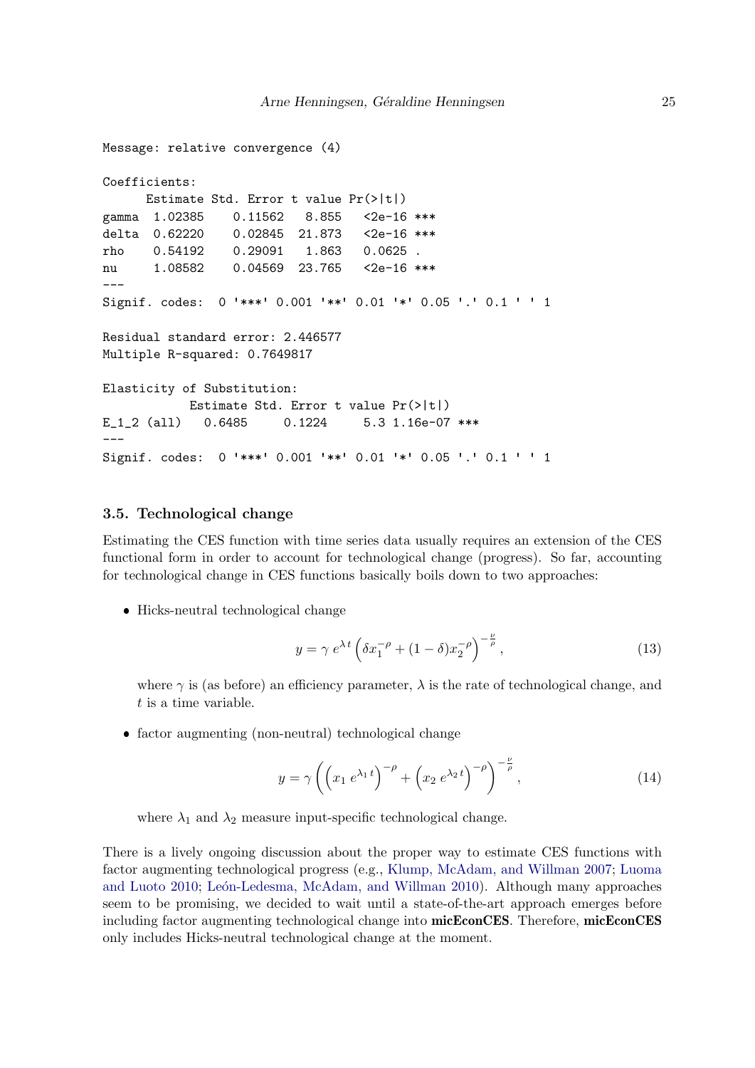```
Message: relative convergence (4)

Coefficients:
      Estimate Std. Error t value Pr(>|t|)
gamma  1.02385    0.11562   8.855   <2e-16 ***
delta  0.62220    0.02845  21.873   <2e-16 ***
rho    0.54192    0.29091   1.863   0.0625 .
nu     1.08582    0.04569  23.765   <2e-16 ***
---
Signif. codes:  0 '***' 0.001 '**' 0.01 '*' 0.05 '.' 0.1 ' ' 1

Residual standard error: 2.446577
Multiple R-squared: 0.7649817

Elasticity of Substitution:
            Estimate Std. Error t value Pr(>|t|)
E_1_2 (all)   0.6485     0.1224     5.3 1.16e-07 ***
---
Signif. codes:  0 '***' 0.001 '**' 0.01 '*' 0.05 '.' 0.1 ' ' 1
```

### 3.5. Technological change

Estimating the CES function with time series data usually requires an extension of the CES functional form in order to account for technological change (progress). So far, accounting for technological change in CES functions basically boils down to two approaches:

- Hicks-neutral technological change

$$y = \gamma \, e^{\lambda \, t} \left( \delta x_1^{-\rho} + (1 - \delta) x_2^{-\rho} \right)^{-\frac{\nu}{\rho}}, \tag{13}$$

  where $\gamma$ is (as before) an efficiency parameter, $\lambda$ is the rate of technological change, and $t$ is a time variable.

- factor augmenting (non-neutral) technological change

$$y = \gamma \left( \left( x_1 \, e^{\lambda_1 \, t} \right)^{-\rho} + \left( x_2 \, e^{\lambda_2 \, t} \right)^{-\rho} \right)^{-\frac{\nu}{\rho}}, \tag{14}$$

  where $\lambda_1$ and $\lambda_2$ measure input-specific technological change.

There is a lively ongoing discussion about the proper way to estimate CES functions with factor augmenting technological progress (e.g., Klump, McAdam, and Willman 2007; Luoma and Luoto 2010; León-Ledesma, McAdam, and Willman 2010). Although many approaches seem to be promising, we decided to wait until a state-of-the-art approach emerges before including factor augmenting technological change into **micEconCES**. Therefore, **micEconCES** only includes Hicks-neutral technological change at the moment.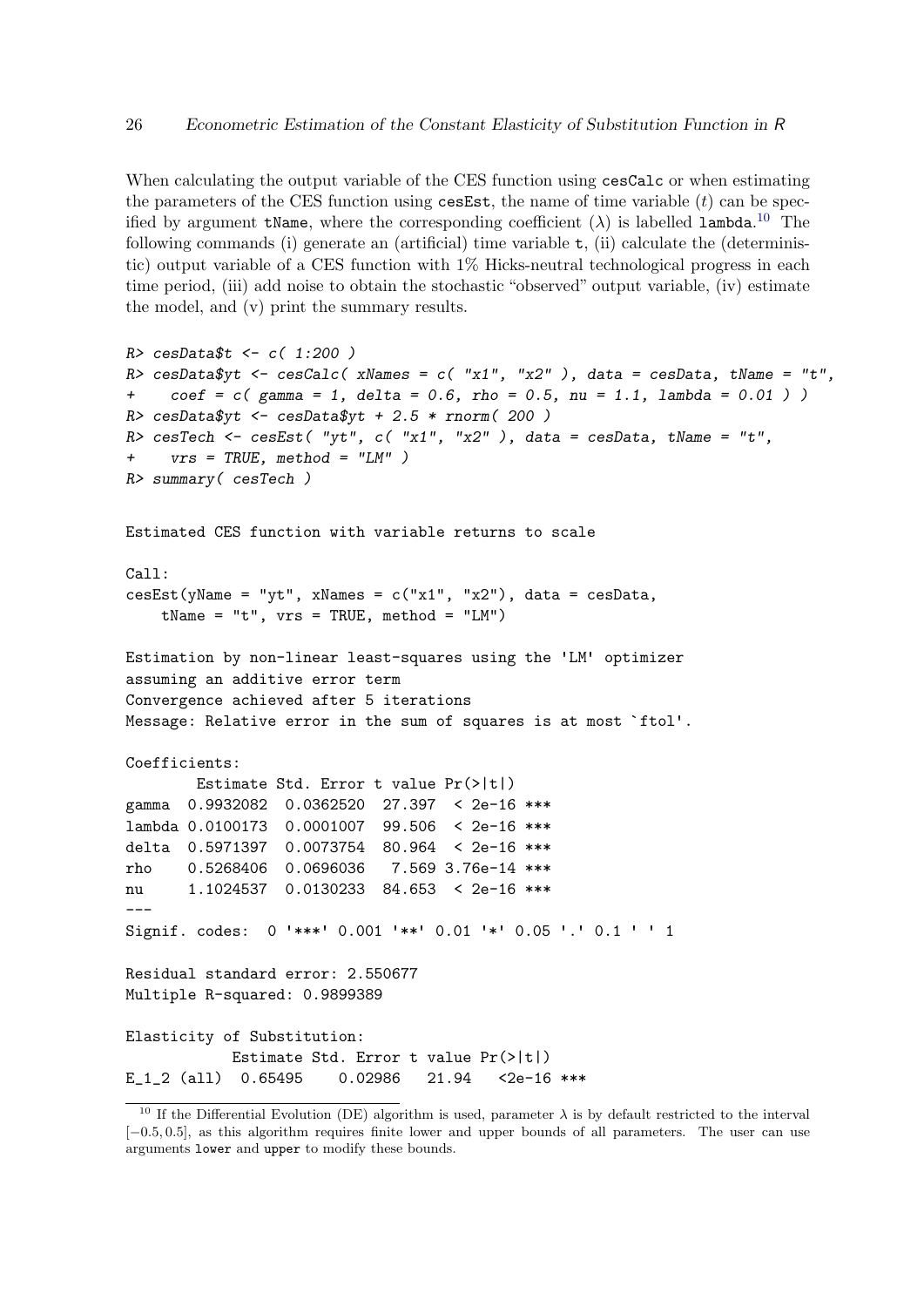When calculating the output variable of the CES function using `cesCalc` or when estimating the parameters of the CES function using `cesEst`, the name of time variable ($t$) can be specified by argument `tName`, where the corresponding coefficient ($\lambda$) is labelled `lambda`.[10] The following commands (i) generate an (artificial) time variable `t`, (ii) calculate the (deterministic) output variable of a CES function with 1% Hicks-neutral technological progress in each time period, (iii) add noise to obtain the stochastic "observed" output variable, (iv) estimate the model, and (v) print the summary results.

```
R> cesData$t <- c( 1:200 )
R> cesData$yt <- cesCalc( xNames = c( "x1", "x2" ), data = cesData, tName = "t",
+    coef = c( gamma = 1, delta = 0.6, rho = 0.5, nu = 1.1, lambda = 0.01 ) )
R> cesData$yt <- cesData$yt + 2.5 * rnorm( 200 )
R> cesTech <- cesEst( "yt", c( "x1", "x2" ), data = cesData, tName = "t",
+    vrs = TRUE, method = "LM" )
R> summary( cesTech )

Estimated CES function with variable returns to scale

Call:
cesEst(yName = "yt", xNames = c("x1", "x2"), data = cesData,
    tName = "t", vrs = TRUE, method = "LM")

Estimation by non-linear least-squares using the 'LM' optimizer
assuming an additive error term
Convergence achieved after 5 iterations
Message: Relative error in the sum of squares is at most `ftol'.

Coefficients:
        Estimate Std. Error t value Pr(>|t|)
gamma  0.9932082  0.0362520  27.397  < 2e-16 ***
lambda 0.0100173  0.0001007  99.506  < 2e-16 ***
delta  0.5971397  0.0073754  80.964  < 2e-16 ***
rho    0.5268406  0.0696036   7.569 3.76e-14 ***
nu     1.1024537  0.0130233  84.653  < 2e-16 ***
---
Signif. codes:  0 '***' 0.001 '**' 0.01 '*' 0.05 '.' 0.1 ' ' 1

Residual standard error: 2.550677
Multiple R-squared: 0.9899389

Elasticity of Substitution:
            Estimate Std. Error t value Pr(>|t|)
E_1_2 (all)  0.65495    0.02986   21.94   <2e-16 ***
```

[10] If the Differential Evolution (DE) algorithm is used, parameter $\lambda$ is by default restricted to the interval $[-0.5, 0.5]$, as this algorithm requires finite lower and upper bounds of all parameters. The user can use arguments `lower` and `upper` to modify these bounds.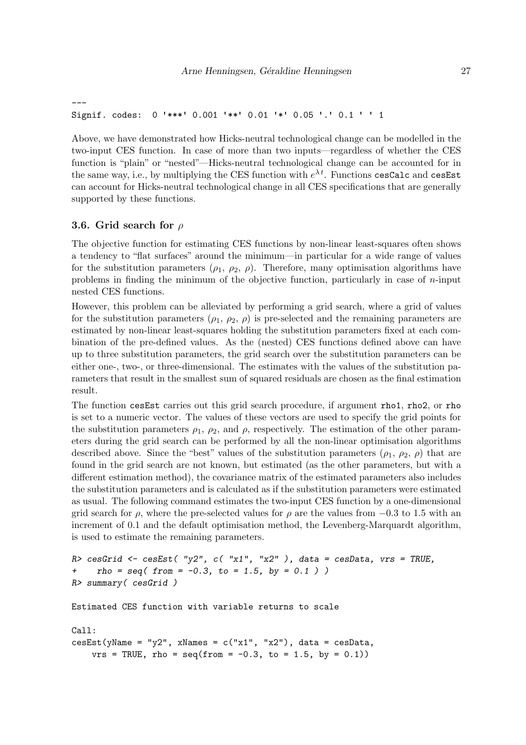```
---
Signif. codes:  0 '***' 0.001 '**' 0.01 '*' 0.05 '.' 0.1 ' ' 1
```

Above, we have demonstrated how Hicks-neutral technological change can be modelled in the two-input CES function. In case of more than two inputs—regardless of whether the CES function is "plain" or "nested"—Hicks-neutral technological change can be accounted for in the same way, i.e., by multiplying the CES function with $e^{\lambda t}$. Functions `cesCalc` and `cesEst` can account for Hicks-neutral technological change in all CES specifications that are generally supported by these functions.

### 3.6. Grid search for $\rho$

The objective function for estimating CES functions by non-linear least-squares often shows a tendency to "flat surfaces" around the minimum—in particular for a wide range of values for the substitution parameters ($\rho_1$, $\rho_2$, $\rho$). Therefore, many optimisation algorithms have problems in finding the minimum of the objective function, particularly in case of $n$-input nested CES functions.

However, this problem can be alleviated by performing a grid search, where a grid of values for the substitution parameters ($\rho_1$, $\rho_2$, $\rho$) is pre-selected and the remaining parameters are estimated by non-linear least-squares holding the substitution parameters fixed at each combination of the pre-defined values. As the (nested) CES functions defined above can have up to three substitution parameters, the grid search over the substitution parameters can be either one-, two-, or three-dimensional. The estimates with the values of the substitution parameters that result in the smallest sum of squared residuals are chosen as the final estimation result.

The function `cesEst` carries out this grid search procedure, if argument `rho1`, `rho2`, or `rho` is set to a numeric vector. The values of these vectors are used to specify the grid points for the substitution parameters $\rho_1$, $\rho_2$, and $\rho$, respectively. The estimation of the other parameters during the grid search can be performed by all the non-linear optimisation algorithms described above. Since the "best" values of the substitution parameters ($\rho_1$, $\rho_2$, $\rho$) that are found in the grid search are not known, but estimated (as the other parameters, but with a different estimation method), the covariance matrix of the estimated parameters also includes the substitution parameters and is calculated as if the substitution parameters were estimated as usual. The following command estimates the two-input CES function by a one-dimensional grid search for $\rho$, where the pre-selected values for $\rho$ are the values from $-0.3$ to 1.5 with an increment of 0.1 and the default optimisation method, the Levenberg-Marquardt algorithm, is used to estimate the remaining parameters.

```
R> cesGrid <- cesEst( "y2", c( "x1", "x2" ), data = cesData, vrs = TRUE,
+    rho = seq( from = -0.3, to = 1.5, by = 0.1 ) )
R> summary( cesGrid )

Estimated CES function with variable returns to scale

Call:
cesEst(yName = "y2", xNames = c("x1", "x2"), data = cesData,
    vrs = TRUE, rho = seq(from = -0.3, to = 1.5, by = 0.1))
```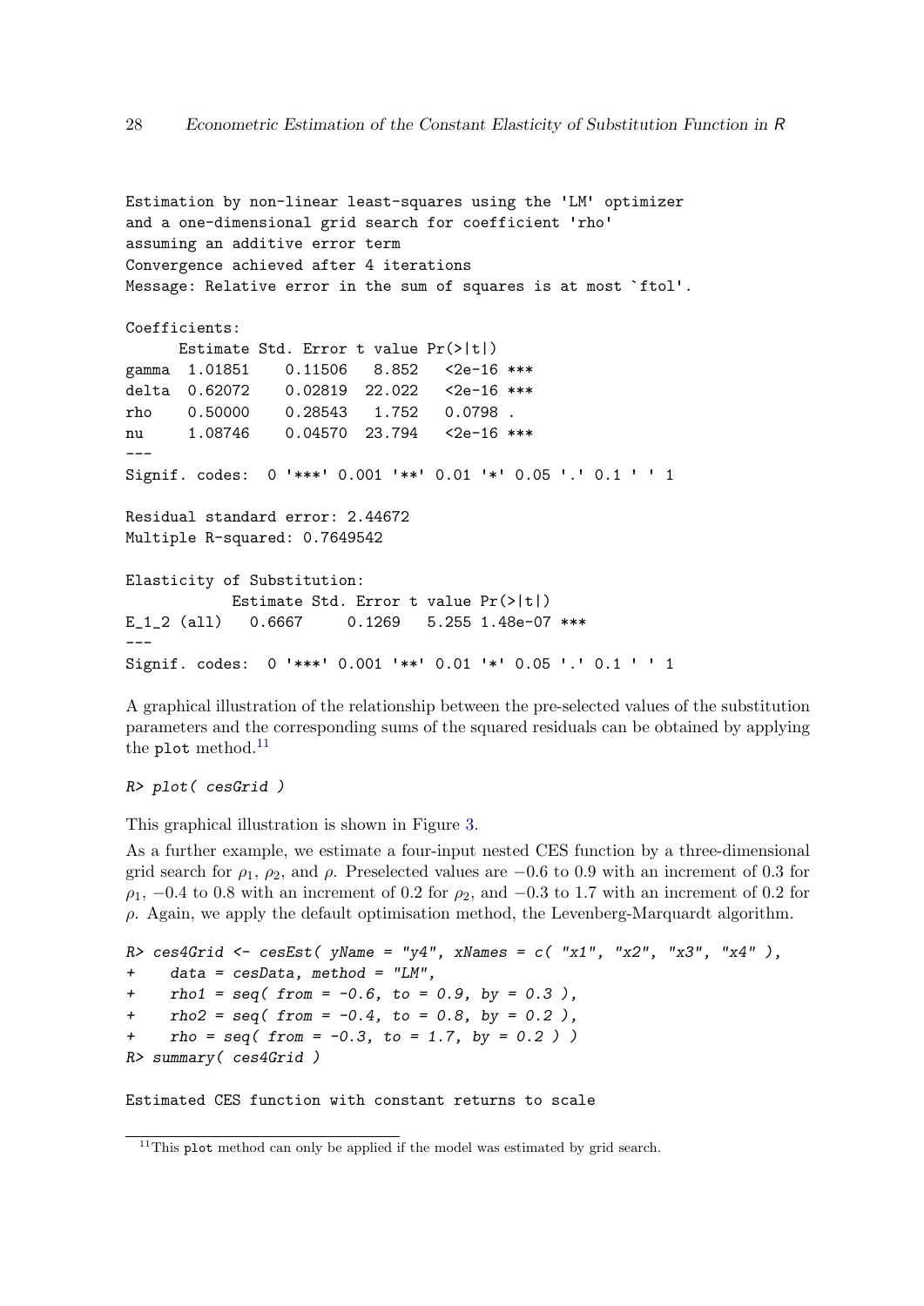```
Estimation by non-linear least-squares using the 'LM' optimizer
and a one-dimensional grid search for coefficient 'rho'
assuming an additive error term
Convergence achieved after 4 iterations
Message: Relative error in the sum of squares is at most `ftol'.

Coefficients:
      Estimate Std. Error t value Pr(>|t|)
gamma  1.01851    0.11506   8.852   <2e-16 ***
delta  0.62072    0.02819  22.022   <2e-16 ***
rho    0.50000    0.28543   1.752   0.0798 .
nu     1.08746    0.04570  23.794   <2e-16 ***
---
Signif. codes:  0 '***' 0.001 '**' 0.01 '*' 0.05 '.' 0.1 ' ' 1

Residual standard error: 2.44672
Multiple R-squared: 0.7649542

Elasticity of Substitution:
            Estimate Std. Error t value Pr(>|t|)
E_1_2 (all)   0.6667     0.1269   5.255 1.48e-07 ***
---
Signif. codes:  0 '***' 0.001 '**' 0.01 '*' 0.05 '.' 0.1 ' ' 1
```

A graphical illustration of the relationship between the pre-selected values of the substitution parameters and the corresponding sums of the squared residuals can be obtained by applying the `plot` method.[11]

```
R> plot( cesGrid )
```

This graphical illustration is shown in Figure 3.

As a further example, we estimate a four-input nested CES function by a three-dimensional grid search for $\rho_1$, $\rho_2$, and $\rho$. Preselected values are $-0.6$ to $0.9$ with an increment of $0.3$ for $\rho_1$, $-0.4$ to $0.8$ with an increment of $0.2$ for $\rho_2$, and $-0.3$ to $1.7$ with an increment of $0.2$ for $\rho$. Again, we apply the default optimisation method, the Levenberg-Marquardt algorithm.

```
R> ces4Grid <- cesEst( yName = "y4", xNames = c( "x1", "x2", "x3", "x4" ),
+    data = cesData, method = "LM",
+    rho1 = seq( from = -0.6, to = 0.9, by = 0.3 ),
+    rho2 = seq( from = -0.4, to = 0.8, by = 0.2 ),
+    rho = seq( from = -0.3, to = 1.7, by = 0.2 ) )
R> summary( ces4Grid )

Estimated CES function with constant returns to scale
```

[11] This `plot` method can only be applied if the model was estimated by grid search.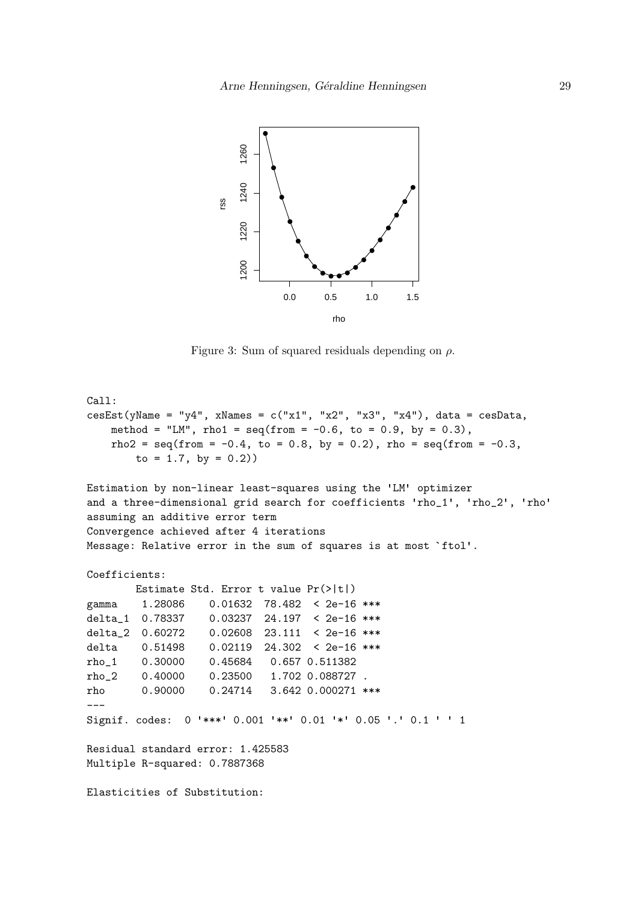Figure 3: Sum of squared residuals depending on $\rho$.

```
Call:
cesEst(yName = "y4", xNames = c("x1", "x2", "x3", "x4"), data = cesData,
    method = "LM", rho1 = seq(from = -0.6, to = 0.9, by = 0.3),
    rho2 = seq(from = -0.4, to = 0.8, by = 0.2), rho = seq(from = -0.3,
        to = 1.7, by = 0.2))

Estimation by non-linear least-squares using the 'LM' optimizer
and a three-dimensional grid search for coefficients 'rho_1', 'rho_2', 'rho'
assuming an additive error term
Convergence achieved after 4 iterations
Message: Relative error in the sum of squares is at most `ftol'.

Coefficients:
        Estimate Std. Error t value Pr(>|t|)    
gamma    1.28086    0.01632  78.482  < 2e-16 ***
delta_1  0.78337    0.03237  24.197  < 2e-16 ***
delta_2  0.60272    0.02608  23.111  < 2e-16 ***
delta    0.51498    0.02119  24.302  < 2e-16 ***
rho_1    0.30000    0.45684   0.657 0.511382    
rho_2    0.40000    0.23500   1.702 0.088727 .  
rho      0.90000    0.24714   3.642 0.000271 ***
---
Signif. codes:  0 '***' 0.001 '**' 0.01 '*' 0.05 '.' 0.1 ' ' 1

Residual standard error: 1.425583
Multiple R-squared: 0.7887368

Elasticities of Substitution:
```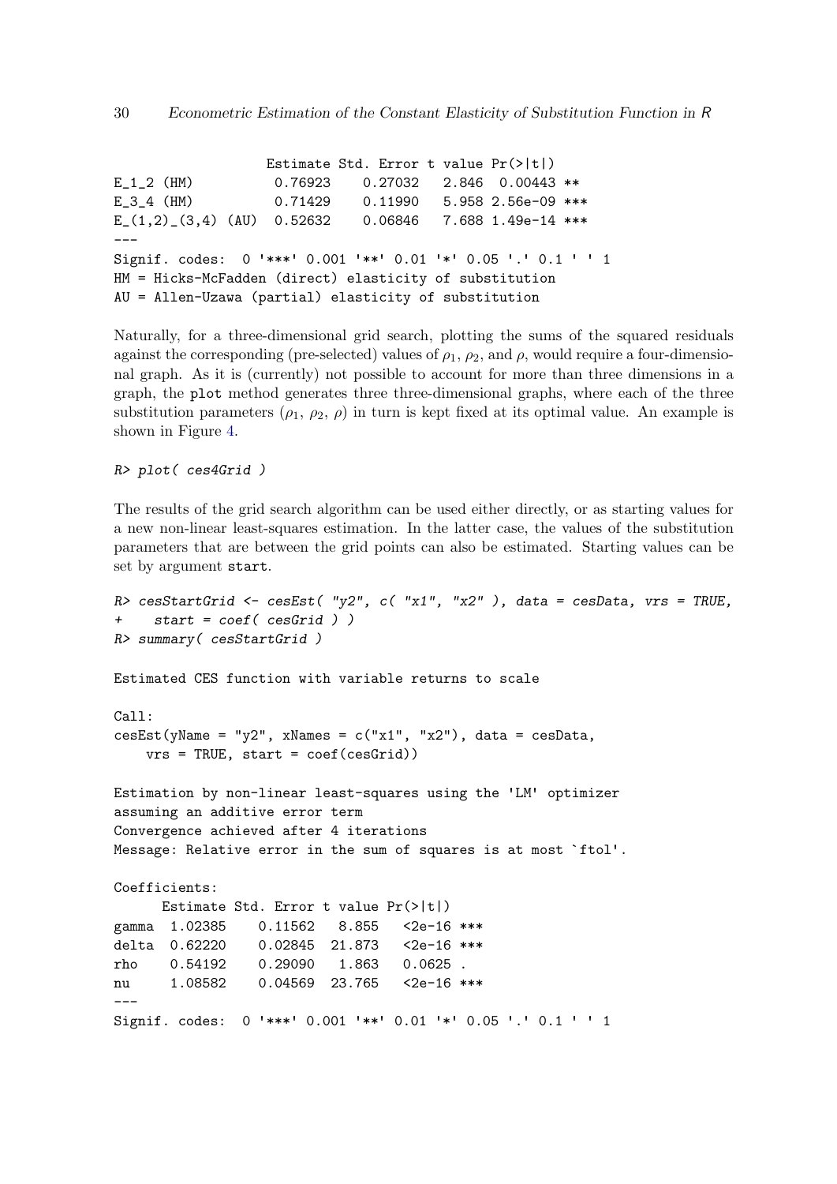```
                    Estimate Std. Error t value Pr(>|t|)    
E_1_2 (HM)           0.76923    0.27032   2.846  0.00443 ** 
E_3_4 (HM)           0.71429    0.11990   5.958 2.56e-09 ***
E_(1,2)_(3,4) (AU)  0.52632    0.06846   7.688 1.49e-14 ***
---
Signif. codes:  0 '***' 0.001 '**' 0.01 '*' 0.05 '.' 0.1 ' ' 1
HM = Hicks-McFadden (direct) elasticity of substitution
AU = Allen-Uzawa (partial) elasticity of substitution
```

Naturally, for a three-dimensional grid search, plotting the sums of the squared residuals against the corresponding (pre-selected) values of $\rho_1$, $\rho_2$, and $\rho$, would require a four-dimensional graph. As it is (currently) not possible to account for more than three dimensions in a graph, the `plot` method generates three three-dimensional graphs, where each of the three substitution parameters ($\rho_1$, $\rho_2$, $\rho$) in turn is kept fixed at its optimal value. An example is shown in Figure 4.

```
R> plot( ces4Grid )
```

The results of the grid search algorithm can be used either directly, or as starting values for a new non-linear least-squares estimation. In the latter case, the values of the substitution parameters that are between the grid points can also be estimated. Starting values can be set by argument `start`.

```
R> cesStartGrid <- cesEst( "y2", c( "x1", "x2" ), data = cesData, vrs = TRUE,
+    start = coef( cesGrid ) )
R> summary( cesStartGrid )

Estimated CES function with variable returns to scale

Call:
cesEst(yName = "y2", xNames = c("x1", "x2"), data = cesData,
    vrs = TRUE, start = coef(cesGrid))

Estimation by non-linear least-squares using the 'LM' optimizer
assuming an additive error term
Convergence achieved after 4 iterations
Message: Relative error in the sum of squares is at most `ftol'.

Coefficients:
      Estimate Std. Error t value Pr(>|t|)    
gamma  1.02385    0.11562   8.855   <2e-16 ***
delta  0.62220    0.02845  21.873   <2e-16 ***
rho    0.54192    0.29090   1.863   0.0625 .  
nu     1.08582    0.04569  23.765   <2e-16 ***
---
Signif. codes:  0 '***' 0.001 '**' 0.01 '*' 0.05 '.' 0.1 ' ' 1
```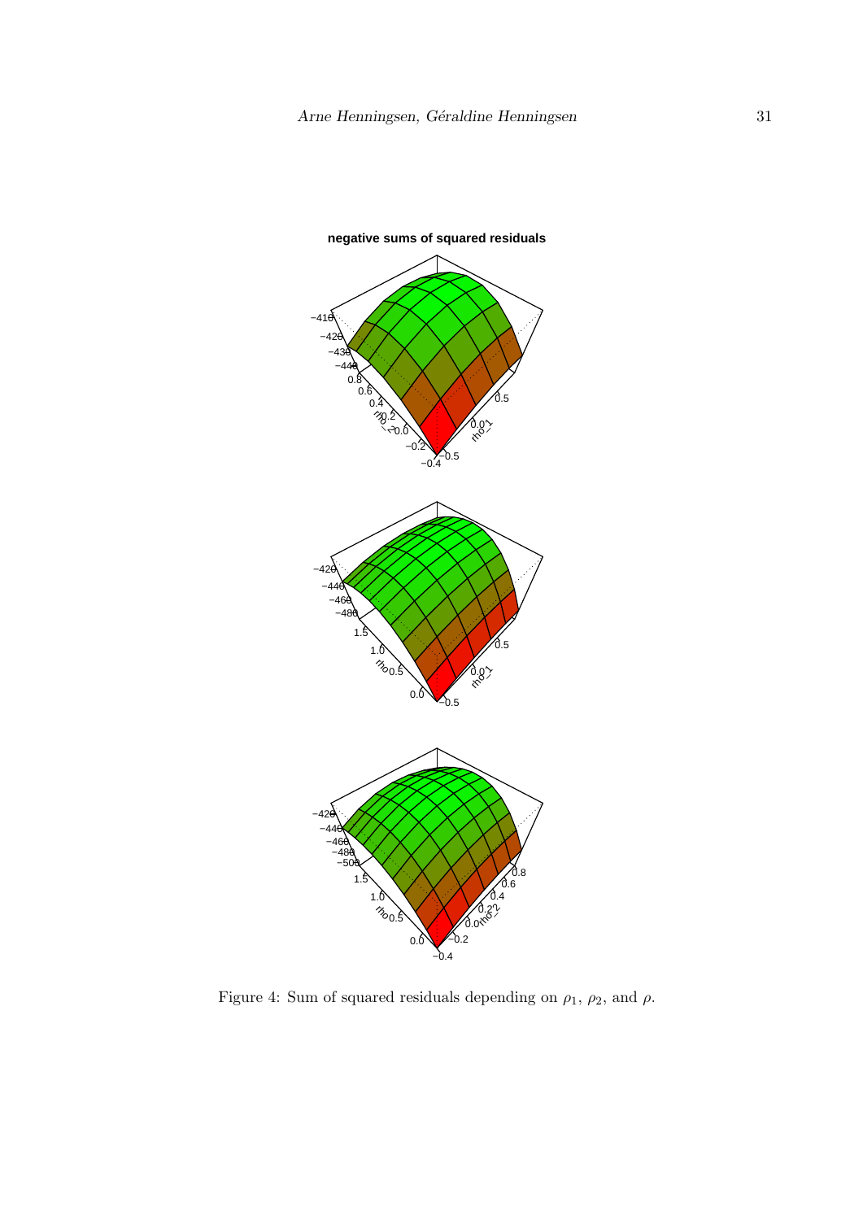Figure 4: Sum of squared residuals depending on $\rho_1$, $\rho_2$, and $\rho$.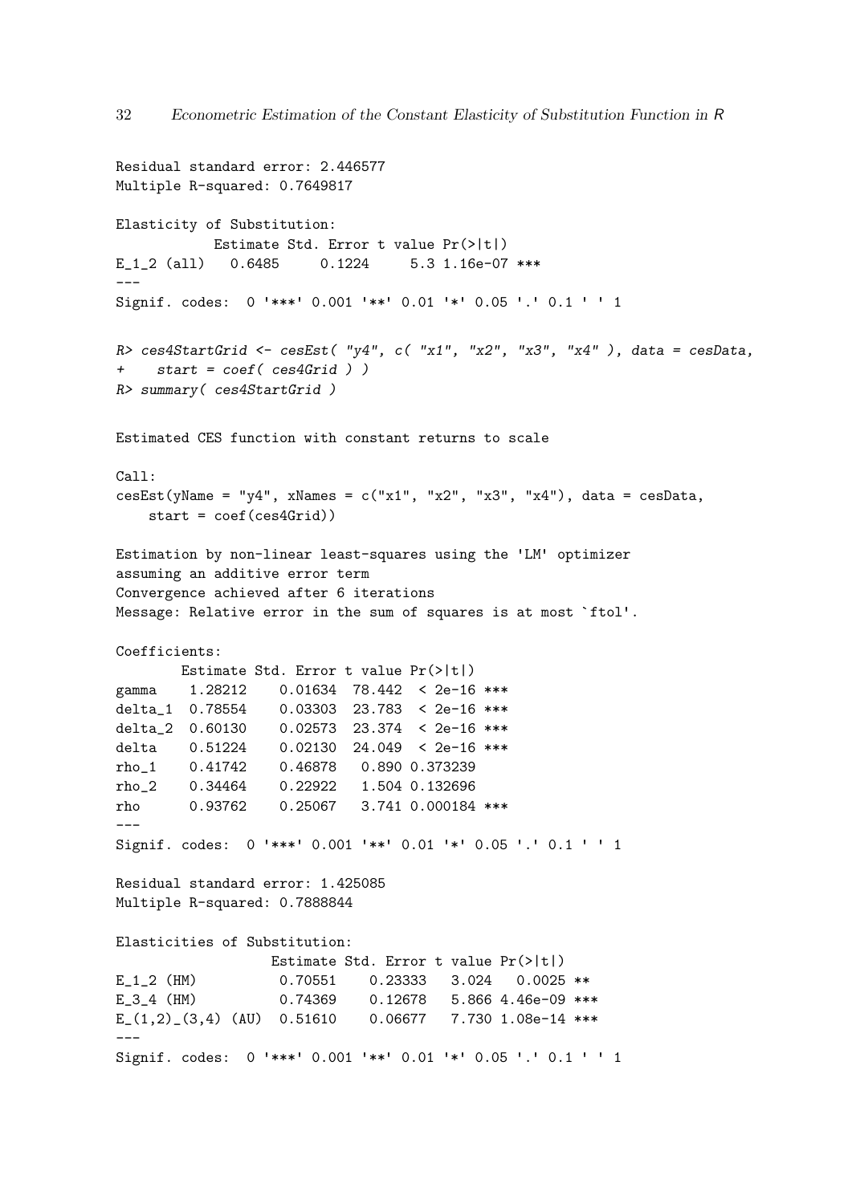```
Residual standard error: 2.446577
Multiple R-squared: 0.7649817

Elasticity of Substitution:
           Estimate Std. Error t value Pr(>|t|)
E_1_2 (all)   0.6485     0.1224     5.3 1.16e-07 ***
---
Signif. codes:  0 '***' 0.001 '**' 0.01 '*' 0.05 '.' 0.1 ' ' 1
```

```
R> ces4StartGrid <- cesEst( "y4", c( "x1", "x2", "x3", "x4" ), data = cesData,
+    start = coef( ces4Grid ) )
R> summary( ces4StartGrid )
```

```
Estimated CES function with constant returns to scale

Call:
cesEst(yName = "y4", xNames = c("x1", "x2", "x3", "x4"), data = cesData,
    start = coef(ces4Grid))

Estimation by non-linear least-squares using the 'LM' optimizer
assuming an additive error term
Convergence achieved after 6 iterations
Message: Relative error in the sum of squares is at most `ftol'.

Coefficients:
        Estimate Std. Error t value Pr(>|t|)
gamma    1.28212    0.01634  78.442  < 2e-16 ***
delta_1  0.78554    0.03303  23.783  < 2e-16 ***
delta_2  0.60130    0.02573  23.374  < 2e-16 ***
delta    0.51224    0.02130  24.049  < 2e-16 ***
rho_1    0.41742    0.46878   0.890 0.373239
rho_2    0.34464    0.22922   1.504 0.132696
rho      0.93762    0.25067   3.741 0.000184 ***
---
Signif. codes:  0 '***' 0.001 '**' 0.01 '*' 0.05 '.' 0.1 ' ' 1

Residual standard error: 1.425085
Multiple R-squared: 0.7888844

Elasticities of Substitution:
                   Estimate Std. Error t value Pr(>|t|)
E_1_2 (HM)          0.70551    0.23333   3.024   0.0025 **
E_3_4 (HM)          0.74369    0.12678   5.866 4.46e-09 ***
E_(1,2)_(3,4) (AU)  0.51610    0.06677   7.730 1.08e-14 ***
---
Signif. codes:  0 '***' 0.001 '**' 0.01 '*' 0.05 '.' 0.1 ' ' 1
```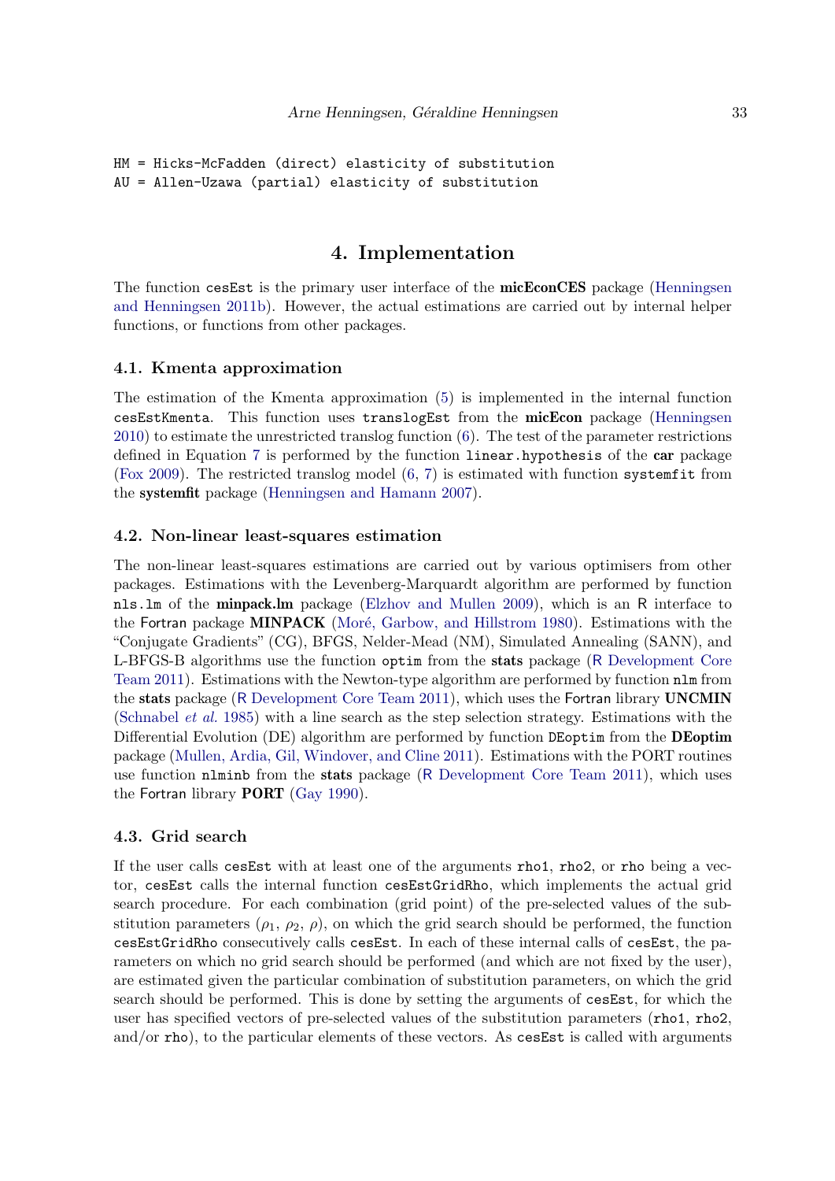```
HM = Hicks-McFadden (direct) elasticity of substitution
AU = Allen-Uzawa (partial) elasticity of substitution
```

# 4. Implementation

The function `cesEst` is the primary user interface of the **micEconCES** package (Henningsen and Henningsen 2011b). However, the actual estimations are carried out by internal helper functions, or functions from other packages.

## 4.1. Kmenta approximation

The estimation of the Kmenta approximation (5) is implemented in the internal function `cesEstKmenta`. This function uses `translogEst` from the **micEcon** package (Henningsen 2010) to estimate the unrestricted translog function (6). The test of the parameter restrictions defined in Equation 7 is performed by the function `linear.hypothesis` of the **car** package (Fox 2009). The restricted translog model (6, 7) is estimated with function `systemfit` from the **systemfit** package (Henningsen and Hamann 2007).

## 4.2. Non-linear least-squares estimation

The non-linear least-squares estimations are carried out by various optimisers from other packages. Estimations with the Levenberg-Marquardt algorithm are performed by function `nls.lm` of the **minpack.lm** package (Elzhov and Mullen 2009), which is an R interface to the Fortran package **MINPACK** (Moré, Garbow, and Hillstrom 1980). Estimations with the "Conjugate Gradients" (CG), BFGS, Nelder-Mead (NM), Simulated Annealing (SANN), and L-BFGS-B algorithms use the function `optim` from the **stats** package (R Development Core Team 2011). Estimations with the Newton-type algorithm are performed by function `nlm` from the **stats** package (R Development Core Team 2011), which uses the Fortran library **UNCMIN** (Schnabel *et al.* 1985) with a line search as the step selection strategy. Estimations with the Differential Evolution (DE) algorithm are performed by function `DEoptim` from the **DEoptim** package (Mullen, Ardia, Gil, Windover, and Cline 2011). Estimations with the PORT routines use function `nlminb` from the **stats** package (R Development Core Team 2011), which uses the Fortran library **PORT** (Gay 1990).

## 4.3. Grid search

If the user calls `cesEst` with at least one of the arguments `rho1`, `rho2`, or `rho` being a vector, `cesEst` calls the internal function `cesEstGridRho`, which implements the actual grid search procedure. For each combination (grid point) of the pre-selected values of the substitution parameters ($\rho_1$, $\rho_2$, $\rho$), on which the grid search should be performed, the function `cesEstGridRho` consecutively calls `cesEst`. In each of these internal calls of `cesEst`, the parameters on which no grid search should be performed (and which are not fixed by the user), are estimated given the particular combination of substitution parameters, on which the grid search should be performed. This is done by setting the arguments of `cesEst`, for which the user has specified vectors of pre-selected values of the substitution parameters (`rho1`, `rho2`, and/or `rho`), to the particular elements of these vectors. As `cesEst` is called with arguments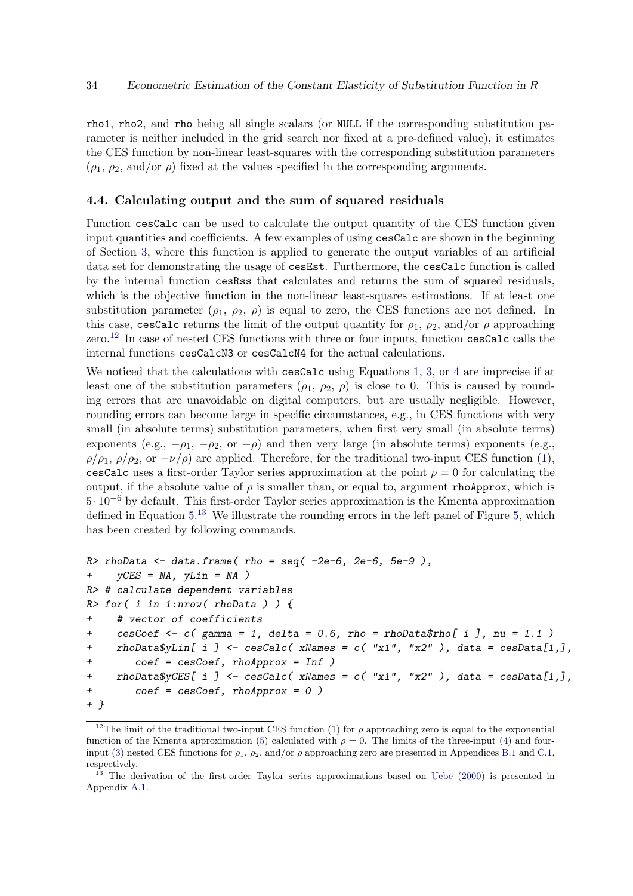rho1, rho2, and rho being all single scalars (or NULL if the corresponding substitution parameter is neither included in the grid search nor fixed at a pre-defined value), it estimates the CES function by non-linear least-squares with the corresponding substitution parameters ($\rho_1$, $\rho_2$, and/or $\rho$) fixed at the values specified in the corresponding arguments.

### 4.4. Calculating output and the sum of squared residuals

Function cesCalc can be used to calculate the output quantity of the CES function given input quantities and coefficients. A few examples of using cesCalc are shown in the beginning of Section 3, where this function is applied to generate the output variables of an artificial data set for demonstrating the usage of cesEst. Furthermore, the cesCalc function is called by the internal function cesRss that calculates and returns the sum of squared residuals, which is the objective function in the non-linear least-squares estimations. If at least one substitution parameter ($\rho_1$, $\rho_2$, $\rho$) is equal to zero, the CES functions are not defined. In this case, cesCalc returns the limit of the output quantity for $\rho_1$, $\rho_2$, and/or $\rho$ approaching zero.[12] In case of nested CES functions with three or four inputs, function cesCalc calls the internal functions cesCalcN3 or cesCalcN4 for the actual calculations.

We noticed that the calculations with cesCalc using Equations 1, 3, or 4 are imprecise if at least one of the substitution parameters ($\rho_1$, $\rho_2$, $\rho$) is close to 0. This is caused by rounding errors that are unavoidable on digital computers, but are usually negligible. However, rounding errors can become large in specific circumstances, e.g., in CES functions with very small (in absolute terms) substitution parameters, when first very small (in absolute terms) exponents (e.g., $-\rho_1$, $-\rho_2$, or $-\rho$) and then very large (in absolute terms) exponents (e.g., $\rho/\rho_1$, $\rho/\rho_2$, or $-\nu/\rho$) are applied. Therefore, for the traditional two-input CES function (1), cesCalc uses a first-order Taylor series approximation at the point $\rho = 0$ for calculating the output, if the absolute value of $\rho$ is smaller than, or equal to, argument rhoApprox, which is $5 \cdot 10^{-6}$ by default. This first-order Taylor series approximation is the Kmenta approximation defined in Equation 5.[13] We illustrate the rounding errors in the left panel of Figure 5, which has been created by following commands.

```
R> rhoData <- data.frame( rho = seq( -2e-6, 2e-6, 5e-9 ),
+    yCES = NA, yLin = NA )
R> # calculate dependent variables
R> for( i in 1:nrow( rhoData ) ) {
+    # vector of coefficients
+    cesCoef <- c( gamma = 1, delta = 0.6, rho = rhoData$rho[ i ], nu = 1.1 )
+    rhoData$yLin[ i ] <- cesCalc( xNames = c( "x1", "x2" ), data = cesData[1,],
+       coef = cesCoef, rhoApprox = Inf )
+    rhoData$yCES[ i ] <- cesCalc( xNames = c( "x1", "x2" ), data = cesData[1,],
+       coef = cesCoef, rhoApprox = 0 )
+ }
```

[12] The limit of the traditional two-input CES function (1) for $\rho$ approaching zero is equal to the exponential function of the Kmenta approximation (5) calculated with $\rho = 0$. The limits of the three-input (4) and four-input (3) nested CES functions for $\rho_1$, $\rho_2$, and/or $\rho$ approaching zero are presented in Appendices B.1 and C.1, respectively.

[13] The derivation of the first-order Taylor series approximations based on Uebe (2000) is presented in Appendix A.1.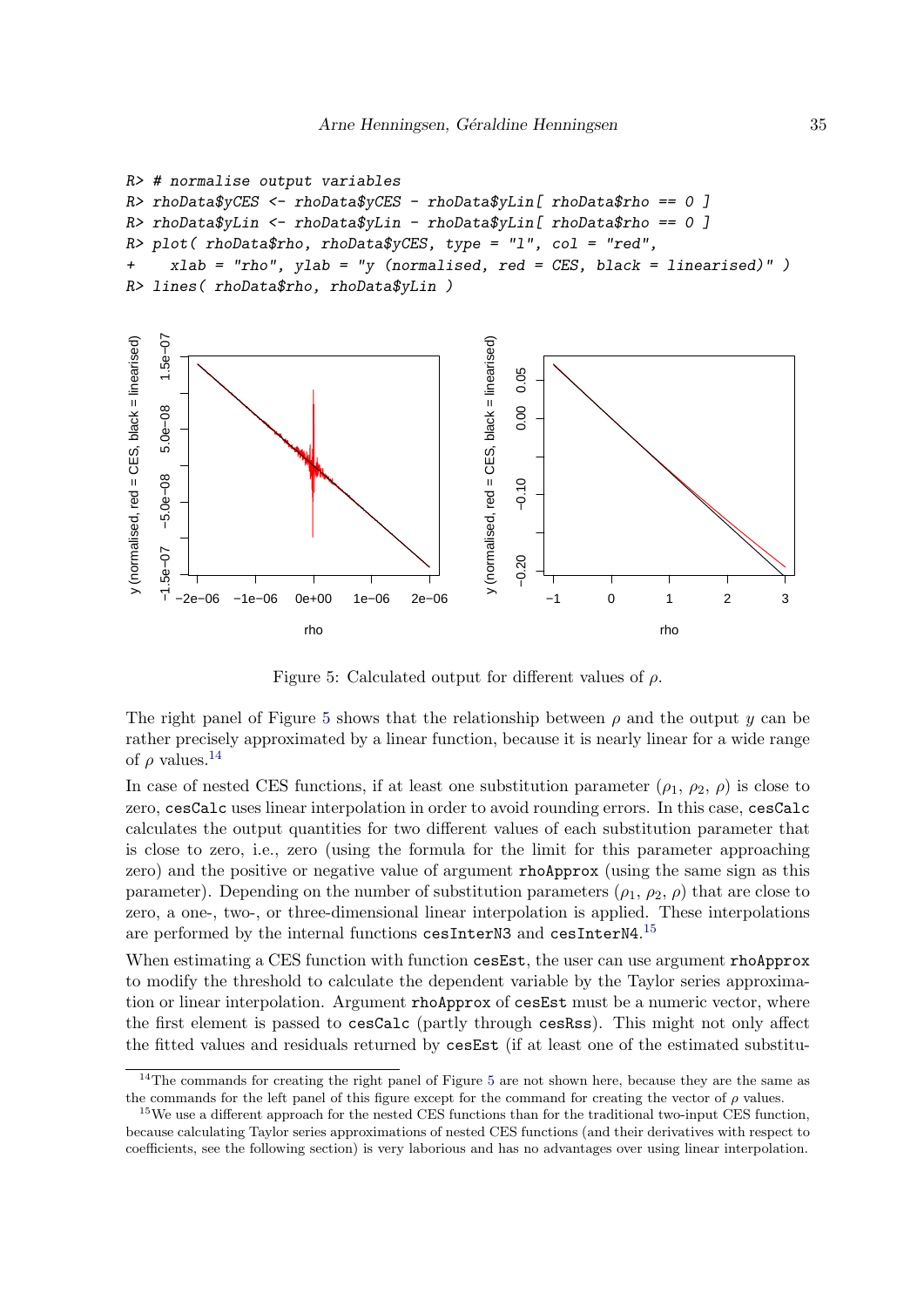```
R> # normalise output variables
R> rhoData$yCES <- rhoData$yCES - rhoData$yLin[ rhoData$rho == 0 ]
R> rhoData$yLin <- rhoData$yLin - rhoData$yLin[ rhoData$rho == 0 ]
R> plot( rhoData$rho, rhoData$yCES, type = "l", col = "red",
+    xlab = "rho", ylab = "y (normalised, red = CES, black = linearised)" )
R> lines( rhoData$rho, rhoData$yLin )
```

Figure 5: Calculated output for different values of $\rho$.

The right panel of Figure 5 shows that the relationship between $\rho$ and the output $y$ can be rather precisely approximated by a linear function, because it is nearly linear for a wide range of $\rho$ values.[14]

In case of nested CES functions, if at least one substitution parameter ($\rho_1$, $\rho_2$, $\rho$) is close to zero, `cesCalc` uses linear interpolation in order to avoid rounding errors. In this case, `cesCalc` calculates the output quantities for two different values of each substitution parameter that is close to zero, i.e., zero (using the formula for the limit for this parameter approaching zero) and the positive or negative value of argument `rhoApprox` (using the same sign as this parameter). Depending on the number of substitution parameters ($\rho_1$, $\rho_2$, $\rho$) that are close to zero, a one-, two-, or three-dimensional linear interpolation is applied. These interpolations are performed by the internal functions `cesInterN3` and `cesInterN4`.[15]

When estimating a CES function with function `cesEst`, the user can use argument `rhoApprox` to modify the threshold to calculate the dependent variable by the Taylor series approximation or linear interpolation. Argument `rhoApprox` of `cesEst` must be a numeric vector, where the first element is passed to `cesCalc` (partly through `cesRss`). This might not only affect the fitted values and residuals returned by `cesEst` (if at least one of the estimated substitu-

[14] The commands for creating the right panel of Figure 5 are not shown here, because they are the same as the commands for the left panel of this figure except for the command for creating the vector of $\rho$ values.

[15] We use a different approach for the nested CES functions than for the traditional two-input CES function, because calculating Taylor series approximations of nested CES functions (and their derivatives with respect to coefficients, see the following section) is very laborious and has no advantages over using linear interpolation.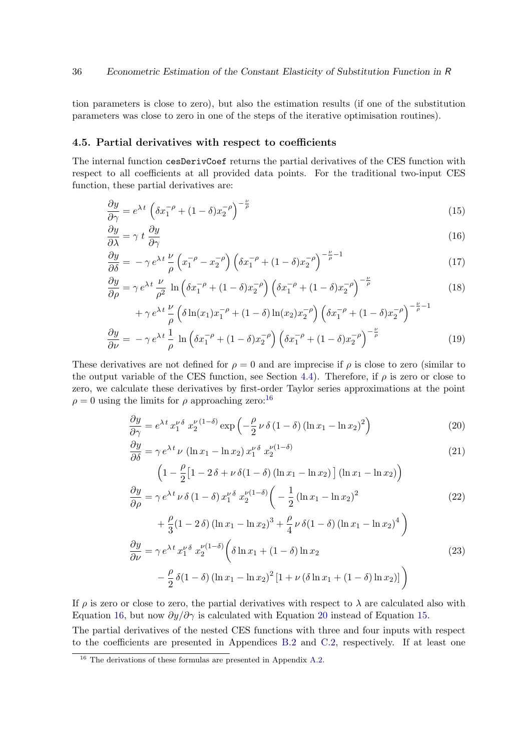tion parameters is close to zero), but also the estimation results (if one of the substitution parameters was close to zero in one of the steps of the iterative optimisation routines).

### 4.5. Partial derivatives with respect to coefficients

The internal function `cesDerivCoef` returns the partial derivatives of the CES function with respect to all coefficients at all provided data points. For the traditional two-input CES function, these partial derivatives are:

$$\frac{\partial y}{\partial \gamma} = e^{\lambda\, t} \left( \delta x_1^{-\rho} + (1-\delta) x_2^{-\rho} \right)^{-\frac{\nu}{\rho}} \tag{15}$$

$$\frac{\partial y}{\partial \lambda} = \gamma\; t\; \frac{\partial y}{\partial \gamma} \tag{16}$$

$$\frac{\partial y}{\partial \delta} = -\gamma\, e^{\lambda\, t}\, \frac{\nu}{\rho} \left( x_1^{-\rho} - x_2^{-\rho} \right) \left( \delta x_1^{-\rho} + (1-\delta) x_2^{-\rho} \right)^{-\frac{\nu}{\rho}-1} \tag{17}$$

$$\begin{aligned} \frac{\partial y}{\partial \rho} = {} & \gamma\, e^{\lambda\, t}\, \frac{\nu}{\rho^2}\; \ln\left( \delta x_1^{-\rho} + (1-\delta) x_2^{-\rho} \right) \left( \delta x_1^{-\rho} + (1-\delta) x_2^{-\rho} \right)^{-\frac{\nu}{\rho}} \\ & + \gamma\, e^{\lambda\, t}\, \frac{\nu}{\rho} \left( \delta \ln(x_1) x_1^{-\rho} + (1-\delta) \ln(x_2) x_2^{-\rho} \right) \left( \delta x_1^{-\rho} + (1-\delta) x_2^{-\rho} \right)^{-\frac{\nu}{\rho}-1} \end{aligned} \tag{18}$$

$$\frac{\partial y}{\partial \nu} = -\gamma\, e^{\lambda\, t}\, \frac{1}{\rho}\; \ln\left( \delta x_1^{-\rho} + (1-\delta) x_2^{-\rho} \right) \left( \delta x_1^{-\rho} + (1-\delta) x_2^{-\rho} \right)^{-\frac{\nu}{\rho}} \tag{19}$$

These derivatives are not defined for $\rho = 0$ and are imprecise if $\rho$ is close to zero (similar to the output variable of the CES function, see Section 4.4). Therefore, if $\rho$ is zero or close to zero, we calculate these derivatives by first-order Taylor series approximations at the point $\rho = 0$ using the limits for $\rho$ approaching zero:[16]

$$\frac{\partial y}{\partial \gamma} = e^{\lambda\, t}\, x_1^{\nu\, \delta}\; x_2^{\nu\,(1-\delta)} \exp\left( -\frac{\rho}{2}\, \nu\, \delta\, (1-\delta)\, (\ln x_1 - \ln x_2)^2 \right) \tag{20}$$

$$\begin{aligned} \frac{\partial y}{\partial \delta} = {} & \gamma\, e^{\lambda\, t}\, \nu\; (\ln x_1 - \ln x_2)\, x_1^{\nu\, \delta}\; x_2^{\nu(1-\delta)} \\ & \left( 1 - \frac{\rho}{2} \left[ 1 - 2\,\delta + \nu\, \delta(1-\delta)\, (\ln x_1 - \ln x_2) \right] (\ln x_1 - \ln x_2) \right) \end{aligned} \tag{21}$$

$$\begin{aligned} \frac{\partial y}{\partial \rho} = {} & \gamma\, e^{\lambda\, t}\, \nu\, \delta\, (1-\delta)\, x_1^{\nu\, \delta}\; x_2^{\nu(1-\delta)} \Bigg( -\frac{1}{2} (\ln x_1 - \ln x_2)^2 \\ & + \frac{\rho}{3} (1 - 2\,\delta)\, (\ln x_1 - \ln x_2)^3 + \frac{\rho}{4}\, \nu\, \delta(1-\delta)\, (\ln x_1 - \ln x_2)^4 \Bigg) \end{aligned} \tag{22}$$

$$\begin{aligned} \frac{\partial y}{\partial \nu} = {} & \gamma\, e^{\lambda\, t}\, x_1^{\nu\, \delta}\; x_2^{\nu(1-\delta)} \Bigg( \delta \ln x_1 + (1-\delta) \ln x_2 \\ & - \frac{\rho}{2}\, \delta(1-\delta)\, (\ln x_1 - \ln x_2)^2 \left[ 1 + \nu \left( \delta \ln x_1 + (1-\delta) \ln x_2 \right) \right] \Bigg) \end{aligned} \tag{23}$$

If $\rho$ is zero or close to zero, the partial derivatives with respect to $\lambda$ are calculated also with Equation 16, but now $\partial y / \partial \gamma$ is calculated with Equation 20 instead of Equation 15.

The partial derivatives of the nested CES functions with three and four inputs with respect to the coefficients are presented in Appendices B.2 and C.2, respectively. If at least one

[16] The derivations of these formulas are presented in Appendix A.2.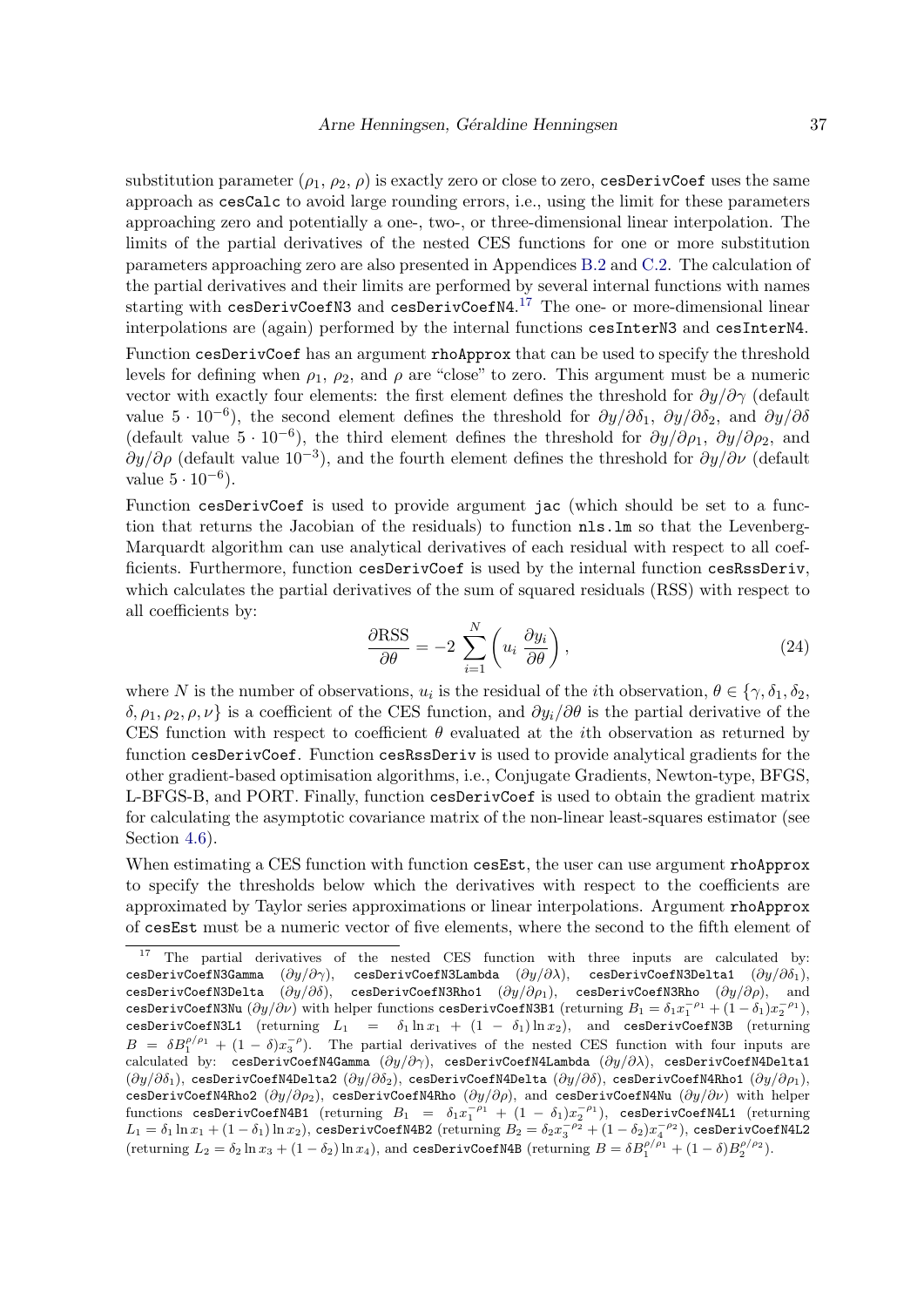substitution parameter ($\rho_1$, $\rho_2$, $\rho$) is exactly zero or close to zero, `cesDerivCoef` uses the same approach as `cesCalc` to avoid large rounding errors, i.e., using the limit for these parameters approaching zero and potentially a one-, two-, or three-dimensional linear interpolation. The limits of the partial derivatives of the nested CES functions for one or more substitution parameters approaching zero are also presented in Appendices B.2 and C.2. The calculation of the partial derivatives and their limits are performed by several internal functions with names starting with `cesDerivCoefN3` and `cesDerivCoefN4`.[17] The one- or more-dimensional linear interpolations are (again) performed by the internal functions `cesInterN3` and `cesInterN4`.

Function `cesDerivCoef` has an argument `rhoApprox` that can be used to specify the threshold levels for defining when $\rho_1$, $\rho_2$, and $\rho$ are "close" to zero. This argument must be a numeric vector with exactly four elements: the first element defines the threshold for $\partial y/\partial\gamma$ (default value $5 \cdot 10^{-6}$), the second element defines the threshold for $\partial y/\partial\delta_1$, $\partial y/\partial\delta_2$, and $\partial y/\partial\delta$ (default value $5 \cdot 10^{-6}$), the third element defines the threshold for $\partial y/\partial\rho_1$, $\partial y/\partial\rho_2$, and $\partial y/\partial\rho$ (default value $10^{-3}$), and the fourth element defines the threshold for $\partial y/\partial\nu$ (default value $5 \cdot 10^{-6}$).

Function `cesDerivCoef` is used to provide argument `jac` (which should be set to a function that returns the Jacobian of the residuals) to function `nls.lm` so that the Levenberg-Marquardt algorithm can use analytical derivatives of each residual with respect to all coefficients. Furthermore, function `cesDerivCoef` is used by the internal function `cesRssDeriv`, which calculates the partial derivatives of the sum of squared residuals (RSS) with respect to all coefficients by:

$$\frac{\partial \text{RSS}}{\partial \theta} = -2 \sum_{i=1}^{N} \left( u_i \; \frac{\partial y_i}{\partial \theta} \right), \tag{24}$$

where $N$ is the number of observations, $u_i$ is the residual of the $i$th observation, $\theta \in \{\gamma, \delta_1, \delta_2, \delta, \rho_1, \rho_2, \rho, \nu\}$ is a coefficient of the CES function, and $\partial y_i/\partial\theta$ is the partial derivative of the CES function with respect to coefficient $\theta$ evaluated at the $i$th observation as returned by function `cesDerivCoef`. Function `cesRssDeriv` is used to provide analytical gradients for the other gradient-based optimisation algorithms, i.e., Conjugate Gradients, Newton-type, BFGS, L-BFGS-B, and PORT. Finally, function `cesDerivCoef` is used to obtain the gradient matrix for calculating the asymptotic covariance matrix of the non-linear least-squares estimator (see Section 4.6).

When estimating a CES function with function `cesEst`, the user can use argument `rhoApprox` to specify the thresholds below which the derivatives with respect to the coefficients are approximated by Taylor series approximations or linear interpolations. Argument `rhoApprox` of `cesEst` must be a numeric vector of five elements, where the second to the fifth element of

---

[17] The partial derivatives of the nested CES function with three inputs are calculated by: `cesDerivCoefN3Gamma` ($\partial y/\partial\gamma$), `cesDerivCoefN3Lambda` ($\partial y/\partial\lambda$), `cesDerivCoefN3Delta1` ($\partial y/\partial\delta_1$), `cesDerivCoefN3Delta` ($\partial y/\partial\delta$), `cesDerivCoefN3Rho1` ($\partial y/\partial\rho_1$), `cesDerivCoefN3Rho` ($\partial y/\partial\rho$), and `cesDerivCoefN3Nu` ($\partial y/\partial\nu$) with helper functions `cesDerivCoefN3B1` (returning $B_1 = \delta_1 x_1^{-\rho_1} + (1-\delta_1)x_2^{-\rho_1}$), `cesDerivCoefN3L1` (returning $L_1 = \delta_1 \ln x_1 + (1-\delta_1)\ln x_2$), and `cesDerivCoefN3B` (returning $B = \delta B_1^{\rho/\rho_1} + (1-\delta)x_3^{-\rho}$). The partial derivatives of the nested CES function with four inputs are calculated by: `cesDerivCoefN4Gamma` ($\partial y/\partial\gamma$), `cesDerivCoefN4Lambda` ($\partial y/\partial\lambda$), `cesDerivCoefN4Delta1` ($\partial y/\partial\delta_1$), `cesDerivCoefN4Delta2` ($\partial y/\partial\delta_2$), `cesDerivCoefN4Delta` ($\partial y/\partial\delta$), `cesDerivCoefN4Rho1` ($\partial y/\partial\rho_1$), `cesDerivCoefN4Rho2` ($\partial y/\partial\rho_2$), `cesDerivCoefN4Rho` ($\partial y/\partial\rho$), and `cesDerivCoefN4Nu` ($\partial y/\partial\nu$) with helper functions `cesDerivCoefN4B1` (returning $B_1 = \delta_1 x_1^{-\rho_1} + (1-\delta_1)x_2^{-\rho_1}$), `cesDerivCoefN4L1` (returning $L_1 = \delta_1 \ln x_1 + (1-\delta_1)\ln x_2$), `cesDerivCoefN4B2` (returning $B_2 = \delta_2 x_3^{-\rho_2} + (1-\delta_2)x_4^{-\rho_2}$), `cesDerivCoefN4L2` (returning $L_2 = \delta_2 \ln x_3 + (1-\delta_2)\ln x_4$), and `cesDerivCoefN4B` (returning $B = \delta B_1^{\rho/\rho_1} + (1-\delta)B_2^{\rho/\rho_2}$).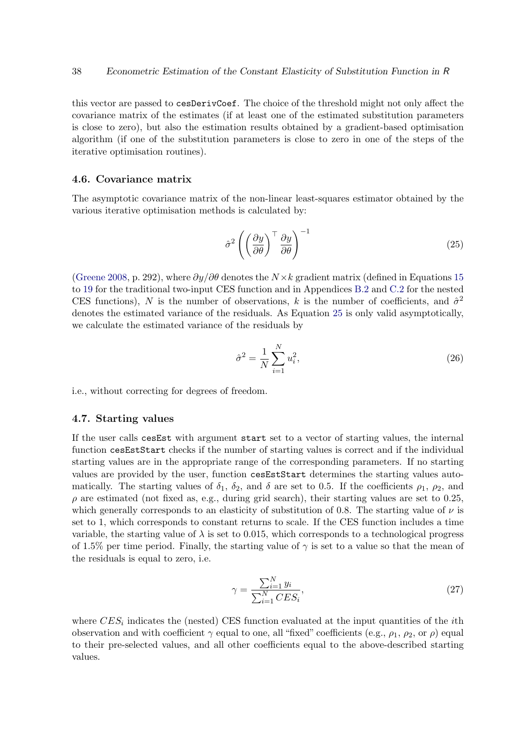this vector are passed to `cesDerivCoef`. The choice of the threshold might not only affect the covariance matrix of the estimates (if at least one of the estimated substitution parameters is close to zero), but also the estimation results obtained by a gradient-based optimisation algorithm (if one of the substitution parameters is close to zero in one of the steps of the iterative optimisation routines).

## 4.6. Covariance matrix

The asymptotic covariance matrix of the non-linear least-squares estimator obtained by the various iterative optimisation methods is calculated by:

$$\hat{\sigma}^2 \left( \left( \frac{\partial y}{\partial \theta} \right)^\top \frac{\partial y}{\partial \theta} \right)^{-1} \tag{25}$$

(Greene 2008, p. 292), where $\partial y / \partial \theta$ denotes the $N \times k$ gradient matrix (defined in Equations 15 to 19 for the traditional two-input CES function and in Appendices B.2 and C.2 for the nested CES functions), $N$ is the number of observations, $k$ is the number of coefficients, and $\hat{\sigma}^2$ denotes the estimated variance of the residuals. As Equation 25 is only valid asymptotically, we calculate the estimated variance of the residuals by

$$\hat{\sigma}^2 = \frac{1}{N} \sum_{i=1}^{N} u_i^2, \tag{26}$$

i.e., without correcting for degrees of freedom.

## 4.7. Starting values

If the user calls `cesEst` with argument `start` set to a vector of starting values, the internal function `cesEstStart` checks if the number of starting values is correct and if the individual starting values are in the appropriate range of the corresponding parameters. If no starting values are provided by the user, function `cesEstStart` determines the starting values automatically. The starting values of $\delta_1$, $\delta_2$, and $\delta$ are set to 0.5. If the coefficients $\rho_1$, $\rho_2$, and $\rho$ are estimated (not fixed as, e.g., during grid search), their starting values are set to 0.25, which generally corresponds to an elasticity of substitution of 0.8. The starting value of $\nu$ is set to 1, which corresponds to constant returns to scale. If the CES function includes a time variable, the starting value of $\lambda$ is set to 0.015, which corresponds to a technological progress of 1.5% per time period. Finally, the starting value of $\gamma$ is set to a value so that the mean of the residuals is equal to zero, i.e.

$$\gamma = \frac{\sum_{i=1}^{N} y_i}{\sum_{i=1}^{N} CES_i}, \tag{27}$$

where $CES_i$ indicates the (nested) CES function evaluated at the input quantities of the $i$th observation and with coefficient $\gamma$ equal to one, all "fixed" coefficients (e.g., $\rho_1$, $\rho_2$, or $\rho$) equal to their pre-selected values, and all other coefficients equal to the above-described starting values.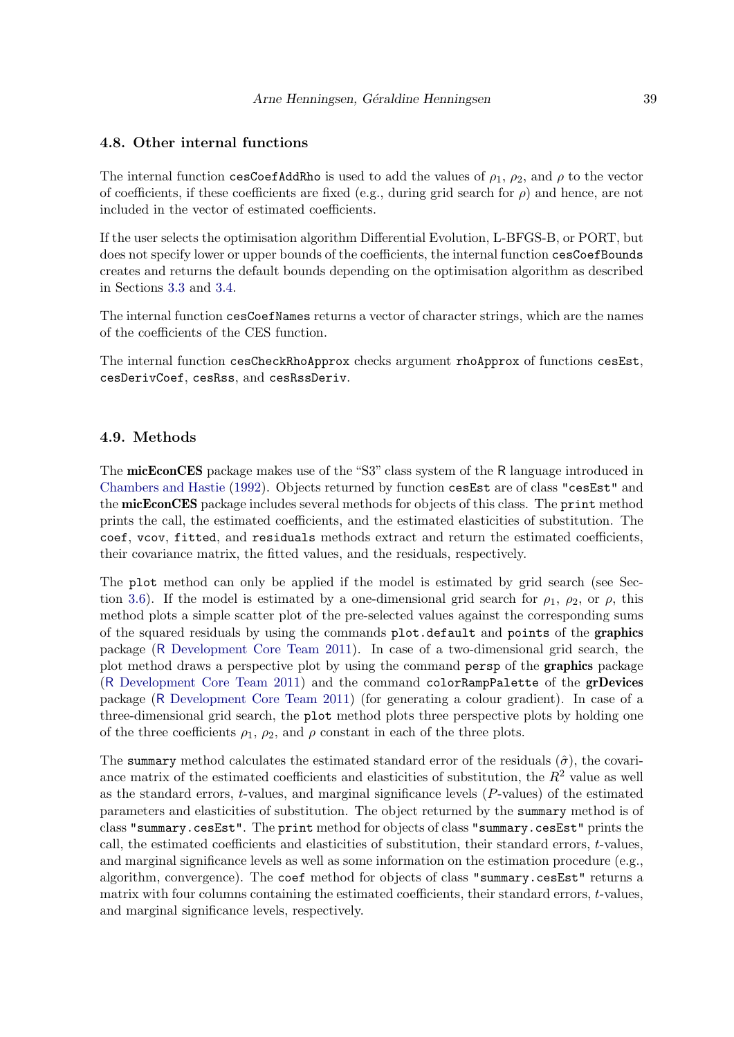### 4.8. Other internal functions

The internal function `cesCoefAddRho` is used to add the values of $\rho_1$, $\rho_2$, and $\rho$ to the vector of coefficients, if these coefficients are fixed (e.g., during grid search for $\rho$) and hence, are not included in the vector of estimated coefficients.

If the user selects the optimisation algorithm Differential Evolution, L-BFGS-B, or PORT, but does not specify lower or upper bounds of the coefficients, the internal function `cesCoefBounds` creates and returns the default bounds depending on the optimisation algorithm as described in Sections 3.3 and 3.4.

The internal function `cesCoefNames` returns a vector of character strings, which are the names of the coefficients of the CES function.

The internal function `cesCheckRhoApprox` checks argument `rhoApprox` of functions `cesEst`, `cesDerivCoef`, `cesRss`, and `cesRssDeriv`.

### 4.9. Methods

The **micEconCES** package makes use of the "S3" class system of the R language introduced in Chambers and Hastie (1992). Objects returned by function `cesEst` are of class `"cesEst"` and the **micEconCES** package includes several methods for objects of this class. The `print` method prints the call, the estimated coefficients, and the estimated elasticities of substitution. The `coef`, `vcov`, `fitted`, and `residuals` methods extract and return the estimated coefficients, their covariance matrix, the fitted values, and the residuals, respectively.

The `plot` method can only be applied if the model is estimated by grid search (see Section 3.6). If the model is estimated by a one-dimensional grid search for $\rho_1$, $\rho_2$, or $\rho$, this method plots a simple scatter plot of the pre-selected values against the corresponding sums of the squared residuals by using the commands `plot.default` and `points` of the **graphics** package (R Development Core Team 2011). In case of a two-dimensional grid search, the plot method draws a perspective plot by using the command `persp` of the **graphics** package (R Development Core Team 2011) and the command `colorRampPalette` of the **grDevices** package (R Development Core Team 2011) (for generating a colour gradient). In case of a three-dimensional grid search, the `plot` method plots three perspective plots by holding one of the three coefficients $\rho_1$, $\rho_2$, and $\rho$ constant in each of the three plots.

The `summary` method calculates the estimated standard error of the residuals ($\hat{\sigma}$), the covariance matrix of the estimated coefficients and elasticities of substitution, the $R^2$ value as well as the standard errors, $t$-values, and marginal significance levels ($P$-values) of the estimated parameters and elasticities of substitution. The object returned by the `summary` method is of class `"summary.cesEst"`. The `print` method for objects of class `"summary.cesEst"` prints the call, the estimated coefficients and elasticities of substitution, their standard errors, $t$-values, and marginal significance levels as well as some information on the estimation procedure (e.g., algorithm, convergence). The `coef` method for objects of class `"summary.cesEst"` returns a matrix with four columns containing the estimated coefficients, their standard errors, $t$-values, and marginal significance levels, respectively.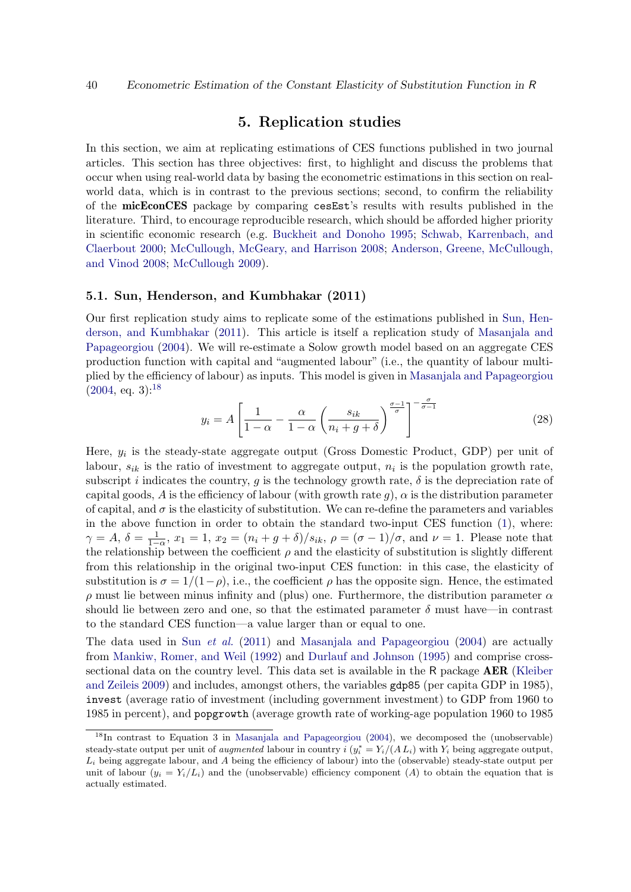# 5. Replication studies

In this section, we aim at replicating estimations of CES functions published in two journal articles. This section has three objectives: first, to highlight and discuss the problems that occur when using real-world data by basing the econometric estimations in this section on real-world data, which is in contrast to the previous sections; second, to confirm the reliability of the **micEconCES** package by comparing `cesEst`'s results with results published in the literature. Third, to encourage reproducible research, which should be afforded higher priority in scientific economic research (e.g. Buckheit and Donoho 1995; Schwab, Karrenbach, and Claerbout 2000; McCullough, McGeary, and Harrison 2008; Anderson, Greene, McCullough, and Vinod 2008; McCullough 2009).

## 5.1. Sun, Henderson, and Kumbhakar (2011)

Our first replication study aims to replicate some of the estimations published in Sun, Henderson, and Kumbhakar (2011). This article is itself a replication study of Masanjala and Papageorgiou (2004). We will re-estimate a Solow growth model based on an aggregate CES production function with capital and "augmented labour" (i.e., the quantity of labour multiplied by the efficiency of labour) as inputs. This model is given in Masanjala and Papageorgiou (2004, eq. 3):[18]

$$y_i = A \left[ \frac{1}{1-\alpha} - \frac{\alpha}{1-\alpha} \left( \frac{s_{ik}}{n_i + g + \delta} \right)^{\frac{\sigma-1}{\sigma}} \right]^{-\frac{\sigma}{\sigma-1}} \tag{28}$$

Here, $y_i$ is the steady-state aggregate output (Gross Domestic Product, GDP) per unit of labour, $s_{ik}$ is the ratio of investment to aggregate output, $n_i$ is the population growth rate, subscript $i$ indicates the country, $g$ is the technology growth rate, $\delta$ is the depreciation rate of capital goods, $A$ is the efficiency of labour (with growth rate $g$), $\alpha$ is the distribution parameter of capital, and $\sigma$ is the elasticity of substitution. We can re-define the parameters and variables in the above function in order to obtain the standard two-input CES function (1), where: $\gamma = A$, $\delta = \frac{1}{1-\alpha}$, $x_1 = 1$, $x_2 = (n_i + g + \delta)/s_{ik}$, $\rho = (\sigma - 1)/\sigma$, and $\nu = 1$. Please note that the relationship between the coefficient $\rho$ and the elasticity of substitution is slightly different from this relationship in the original two-input CES function: in this case, the elasticity of substitution is $\sigma = 1/(1-\rho)$, i.e., the coefficient $\rho$ has the opposite sign. Hence, the estimated $\rho$ must lie between minus infinity and (plus) one. Furthermore, the distribution parameter $\alpha$ should lie between zero and one, so that the estimated parameter $\delta$ must have—in contrast to the standard CES function—a value larger than or equal to one.

The data used in Sun *et al.* (2011) and Masanjala and Papageorgiou (2004) are actually from Mankiw, Romer, and Weil (1992) and Durlauf and Johnson (1995) and comprise cross-sectional data on the country level. This data set is available in the R package **AER** (Kleiber and Zeileis 2009) and includes, amongst others, the variables `gdp85` (per capita GDP in 1985), `invest` (average ratio of investment (including government investment) to GDP from 1960 to 1985 in percent), and `popgrowth` (average growth rate of working-age population 1960 to 1985

[18] In contrast to Equation 3 in Masanjala and Papageorgiou (2004), we decomposed the (unobservable) steady-state output per unit of *augmented* labour in country $i$ ($y_i^* = Y_i/(A\,L_i)$ with $Y_i$ being aggregate output, $L_i$ being aggregate labour, and $A$ being the efficiency of labour) into the (observable) steady-state output per unit of labour ($y_i = Y_i/L_i$) and the (unobservable) efficiency component ($A$) to obtain the equation that is actually estimated.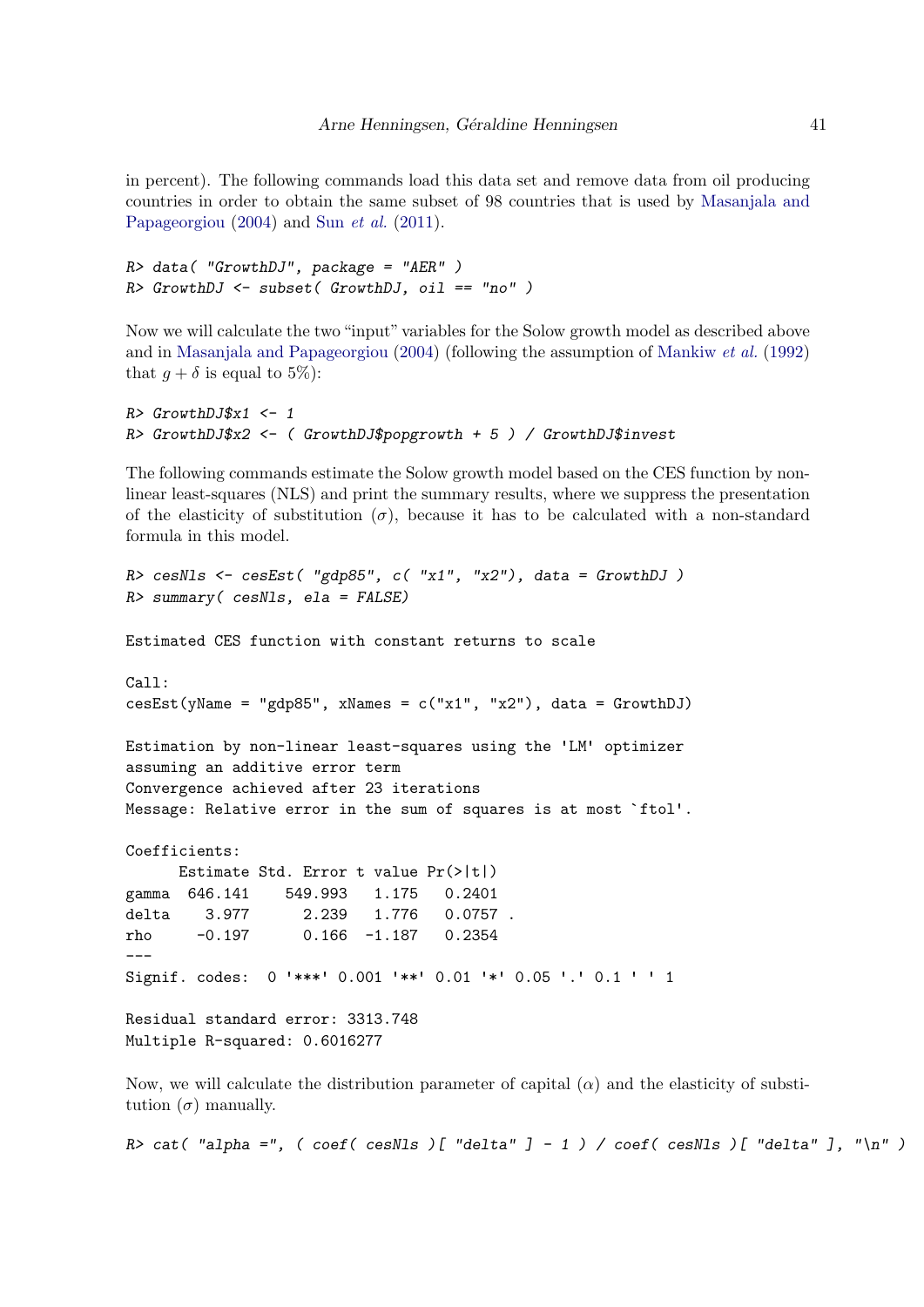in percent). The following commands load this data set and remove data from oil producing countries in order to obtain the same subset of 98 countries that is used by Masanjala and Papageorgiou (2004) and Sun *et al.* (2011).

```
R> data( "GrowthDJ", package = "AER" )
R> GrowthDJ <- subset( GrowthDJ, oil == "no" )
```

Now we will calculate the two "input" variables for the Solow growth model as described above and in Masanjala and Papageorgiou (2004) (following the assumption of Mankiw *et al.* (1992) that $g + \delta$ is equal to 5%):

```
R> GrowthDJ$x1 <- 1
R> GrowthDJ$x2 <- ( GrowthDJ$popgrowth + 5 ) / GrowthDJ$invest
```

The following commands estimate the Solow growth model based on the CES function by non-linear least-squares (NLS) and print the summary results, where we suppress the presentation of the elasticity of substitution ($\sigma$), because it has to be calculated with a non-standard formula in this model.

```
R> cesNls <- cesEst( "gdp85", c( "x1", "x2"), data = GrowthDJ )
R> summary( cesNls, ela = FALSE)

Estimated CES function with constant returns to scale

Call:
cesEst(yName = "gdp85", xNames = c("x1", "x2"), data = GrowthDJ)

Estimation by non-linear least-squares using the 'LM' optimizer
assuming an additive error term
Convergence achieved after 23 iterations
Message: Relative error in the sum of squares is at most `ftol'.

Coefficients:
      Estimate Std. Error t value Pr(>|t|)
gamma  646.141    549.993   1.175   0.2401
delta    3.977      2.239   1.776   0.0757 .
rho     -0.197      0.166  -1.187   0.2354
---
Signif. codes:  0 '***' 0.001 '**' 0.01 '*' 0.05 '.' 0.1 ' ' 1

Residual standard error: 3313.748
Multiple R-squared: 0.6016277
```

Now, we will calculate the distribution parameter of capital ($\alpha$) and the elasticity of substitution ($\sigma$) manually.

```
R> cat( "alpha =", ( coef( cesNls )[ "delta" ] - 1 ) / coef( cesNls )[ "delta" ], "\n" )
```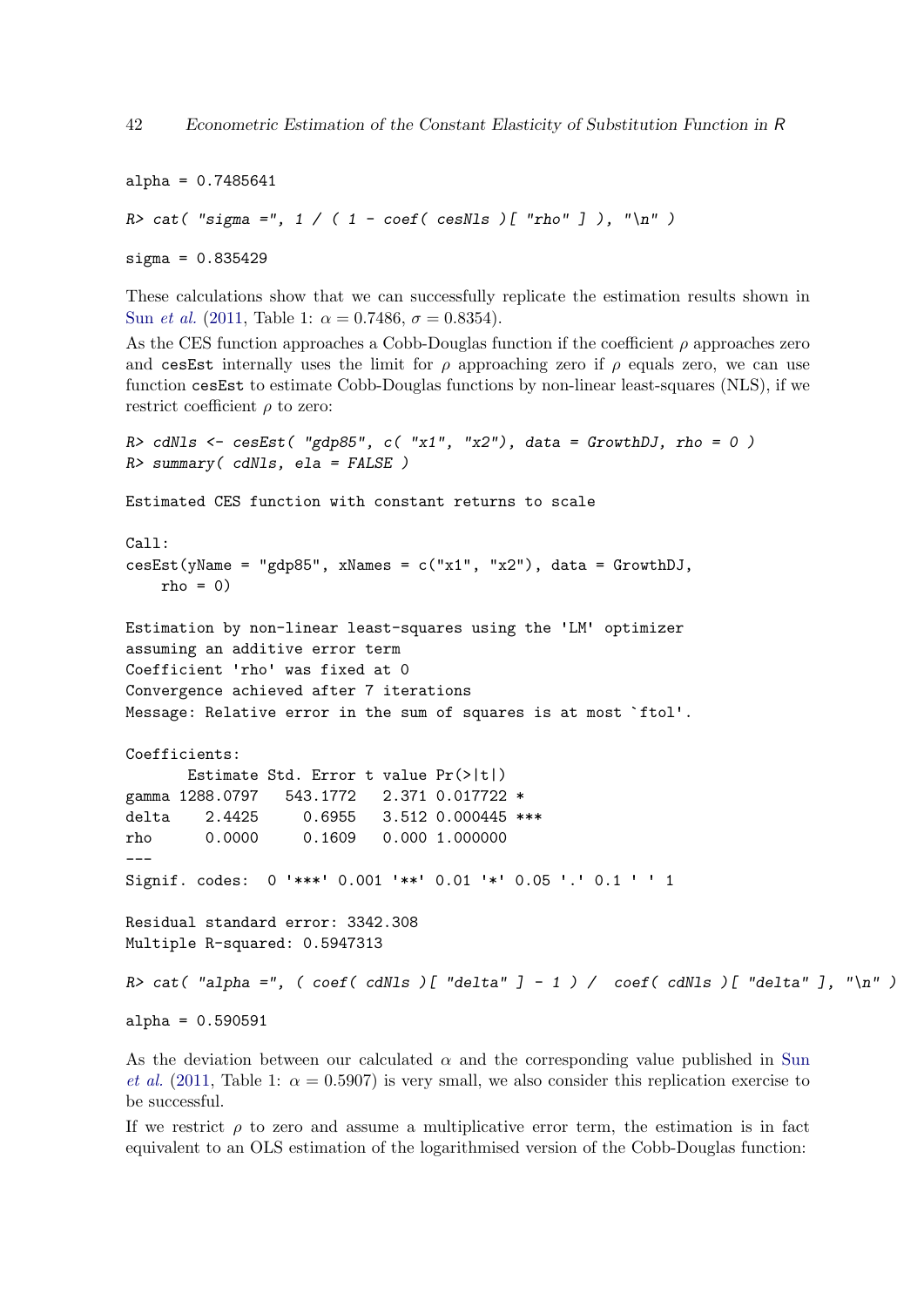```
alpha = 0.7485641
```

```
R> cat( "sigma =", 1 / ( 1 - coef( cesNls )[ "rho" ] ), "\n" )
```

```
sigma = 0.835429
```

These calculations show that we can successfully replicate the estimation results shown in Sun *et al.* (2011, Table 1: $\alpha = 0.7486$, $\sigma = 0.8354$).

As the CES function approaches a Cobb-Douglas function if the coefficient $\rho$ approaches zero and `cesEst` internally uses the limit for $\rho$ approaching zero if $\rho$ equals zero, we can use function `cesEst` to estimate Cobb-Douglas functions by non-linear least-squares (NLS), if we restrict coefficient $\rho$ to zero:

```
R> cdNls <- cesEst( "gdp85", c( "x1", "x2"), data = GrowthDJ, rho = 0 )
R> summary( cdNls, ela = FALSE )

Estimated CES function with constant returns to scale

Call:
cesEst(yName = "gdp85", xNames = c("x1", "x2"), data = GrowthDJ,
    rho = 0)

Estimation by non-linear least-squares using the 'LM' optimizer
assuming an additive error term
Coefficient 'rho' was fixed at 0
Convergence achieved after 7 iterations
Message: Relative error in the sum of squares is at most `ftol'.

Coefficients:
       Estimate Std. Error t value Pr(>|t|)
gamma 1288.0797   543.1772   2.371 0.017722 *
delta    2.4425     0.6955   3.512 0.000445 ***
rho      0.0000     0.1609   0.000 1.000000
---
Signif. codes:  0 '***' 0.001 '**' 0.01 '*' 0.05 '.' 0.1 ' ' 1

Residual standard error: 3342.308
Multiple R-squared: 0.5947313
```

```
R> cat( "alpha =", ( coef( cdNls )[ "delta" ] - 1 ) /  coef( cdNls )[ "delta" ], "\n" )
```

```
alpha = 0.590591
```

As the deviation between our calculated $\alpha$ and the corresponding value published in Sun *et al.* (2011, Table 1: $\alpha = 0.5907$) is very small, we also consider this replication exercise to be successful.

If we restrict $\rho$ to zero and assume a multiplicative error term, the estimation is in fact equivalent to an OLS estimation of the logarithmised version of the Cobb-Douglas function: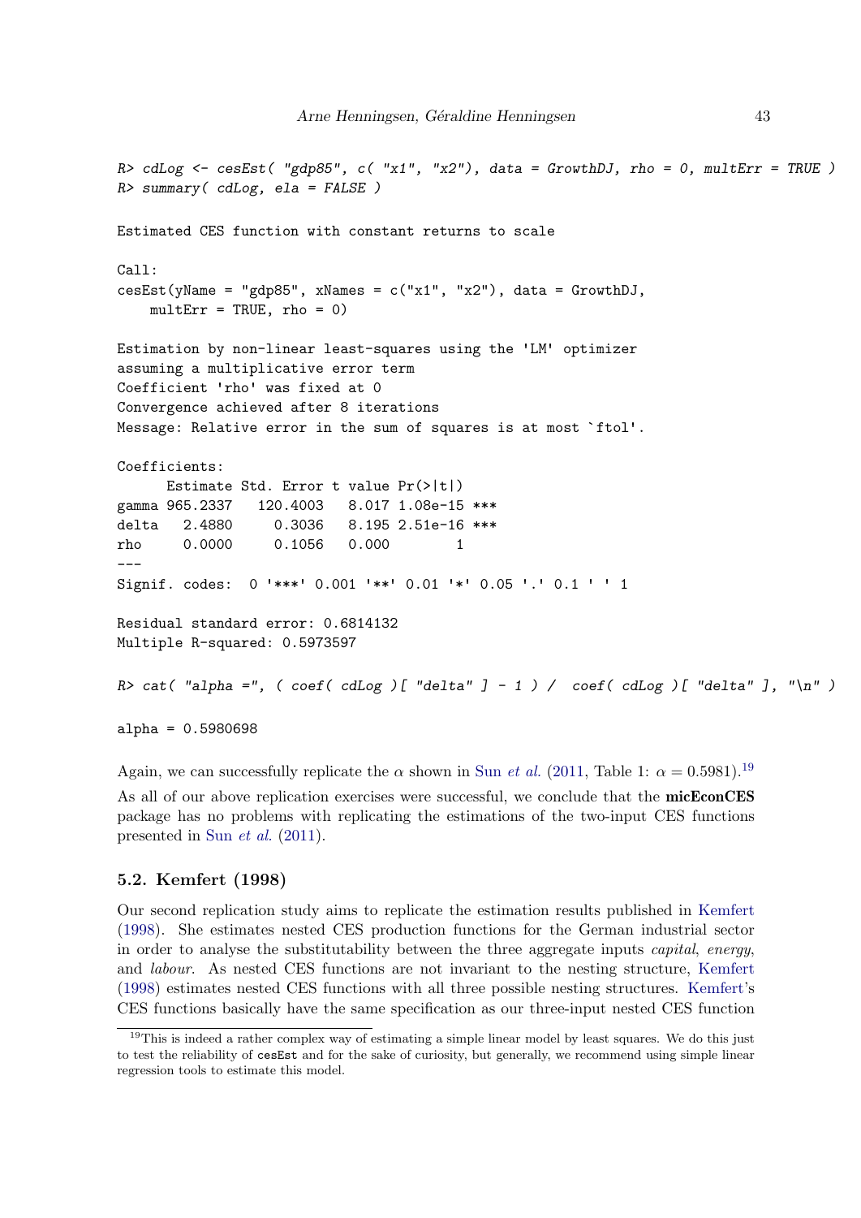```
R> cdLog <- cesEst( "gdp85", c( "x1", "x2"), data = GrowthDJ, rho = 0, multErr = TRUE )
R> summary( cdLog, ela = FALSE )

Estimated CES function with constant returns to scale

Call:
cesEst(yName = "gdp85", xNames = c("x1", "x2"), data = GrowthDJ,
    multErr = TRUE, rho = 0)

Estimation by non-linear least-squares using the 'LM' optimizer
assuming a multiplicative error term
Coefficient 'rho' was fixed at 0
Convergence achieved after 8 iterations
Message: Relative error in the sum of squares is at most `ftol'.

Coefficients:
      Estimate Std. Error t value Pr(>|t|)
gamma 965.2337   120.4003   8.017 1.08e-15 ***
delta   2.4880     0.3036   8.195 2.51e-16 ***
rho     0.0000     0.1056   0.000        1
---
Signif. codes:  0 '***' 0.001 '**' 0.01 '*' 0.05 '.' 0.1 ' ' 1

Residual standard error: 0.6814132
Multiple R-squared: 0.5973597

R> cat( "alpha =", ( coef( cdLog )[ "delta" ] - 1 ) /  coef( cdLog )[ "delta" ], "\n" )

alpha = 0.5980698
```

Again, we can successfully replicate the $\alpha$ shown in Sun *et al.* (2011, Table 1: $\alpha = 0.5981$).[19]

As all of our above replication exercises were successful, we conclude that the **micEconCES** package has no problems with replicating the estimations of the two-input CES functions presented in Sun *et al.* (2011).

### 5.2. Kemfert (1998)

Our second replication study aims to replicate the estimation results published in Kemfert (1998). She estimates nested CES production functions for the German industrial sector in order to analyse the substitutability between the three aggregate inputs *capital*, *energy*, and *labour*. As nested CES functions are not invariant to the nesting structure, Kemfert (1998) estimates nested CES functions with all three possible nesting structures. Kemfert's CES functions basically have the same specification as our three-input nested CES function

---

[19] This is indeed a rather complex way of estimating a simple linear model by least squares. We do this just to test the reliability of `cesEst` and for the sake of curiosity, but generally, we recommend using simple linear regression tools to estimate this model.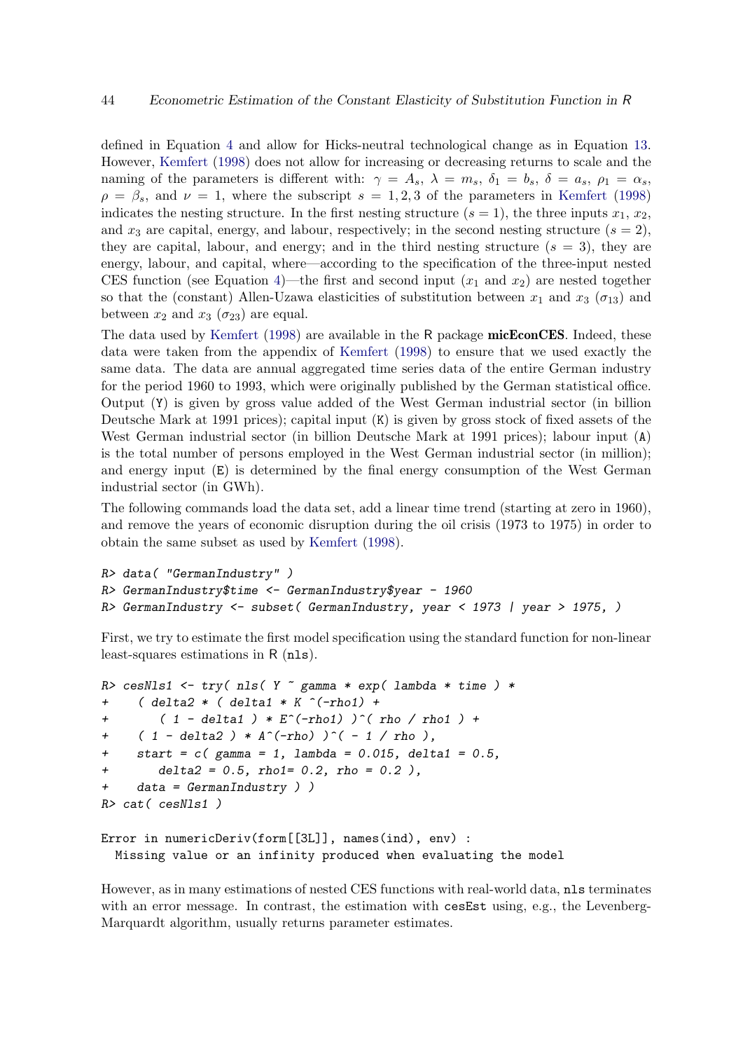defined in Equation 4 and allow for Hicks-neutral technological change as in Equation 13. However, Kemfert (1998) does not allow for increasing or decreasing returns to scale and the naming of the parameters is different with: $\gamma = A_s$, $\lambda = m_s$, $\delta_1 = b_s$, $\delta = a_s$, $\rho_1 = \alpha_s$, $\rho = \beta_s$, and $\nu = 1$, where the subscript $s = 1, 2, 3$ of the parameters in Kemfert (1998) indicates the nesting structure. In the first nesting structure ($s = 1$), the three inputs $x_1$, $x_2$, and $x_3$ are capital, energy, and labour, respectively; in the second nesting structure ($s = 2$), they are capital, labour, and energy; and in the third nesting structure ($s = 3$), they are energy, labour, and capital, where—according to the specification of the three-input nested CES function (see Equation 4)—the first and second input ($x_1$ and $x_2$) are nested together so that the (constant) Allen-Uzawa elasticities of substitution between $x_1$ and $x_3$ ($\sigma_{13}$) and between $x_2$ and $x_3$ ($\sigma_{23}$) are equal.

The data used by Kemfert (1998) are available in the R package **micEconCES**. Indeed, these data were taken from the appendix of Kemfert (1998) to ensure that we used exactly the same data. The data are annual aggregated time series data of the entire German industry for the period 1960 to 1993, which were originally published by the German statistical office. Output (Y) is given by gross value added of the West German industrial sector (in billion Deutsche Mark at 1991 prices); capital input (K) is given by gross stock of fixed assets of the West German industrial sector (in billion Deutsche Mark at 1991 prices); labour input (A) is the total number of persons employed in the West German industrial sector (in million); and energy input (E) is determined by the final energy consumption of the West German industrial sector (in GWh).

The following commands load the data set, add a linear time trend (starting at zero in 1960), and remove the years of economic disruption during the oil crisis (1973 to 1975) in order to obtain the same subset as used by Kemfert (1998).

```
R> data( "GermanIndustry" )
R> GermanIndustry$time <- GermanIndustry$year - 1960
R> GermanIndustry <- subset( GermanIndustry, year < 1973 | year > 1975, )
```

First, we try to estimate the first model specification using the standard function for non-linear least-squares estimations in R (nls).

```
R> cesNls1 <- try( nls( Y ~ gamma * exp( lambda * time ) *
+    ( delta2 * ( delta1 * K ^(-rho1) +
+       ( 1 - delta1 ) * E^(-rho1) )^( rho / rho1 ) +
+    ( 1 - delta2 ) * A^(-rho) )^( - 1 / rho ),
+    start = c( gamma = 1, lambda = 0.015, delta1 = 0.5,
+       delta2 = 0.5, rho1= 0.2, rho = 0.2 ),
+    data = GermanIndustry ) )
R> cat( cesNls1 )

Error in numericDeriv(form[[3L]], names(ind), env) :
  Missing value or an infinity produced when evaluating the model
```

However, as in many estimations of nested CES functions with real-world data, nls terminates with an error message. In contrast, the estimation with cesEst using, e.g., the Levenberg-Marquardt algorithm, usually returns parameter estimates.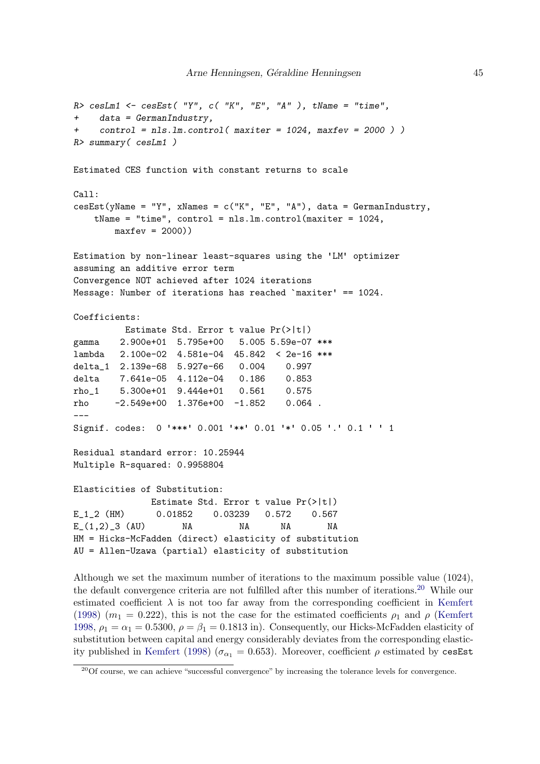```
R> cesLm1 <- cesEst( "Y", c( "K", "E", "A" ), tName = "time",
+    data = GermanIndustry,
+    control = nls.lm.control( maxiter = 1024, maxfev = 2000 ) )
R> summary( cesLm1 )

Estimated CES function with constant returns to scale

Call:
cesEst(yName = "Y", xNames = c("K", "E", "A"), data = GermanIndustry,
    tName = "time", control = nls.lm.control(maxiter = 1024,
        maxfev = 2000))

Estimation by non-linear least-squares using the 'LM' optimizer
assuming an additive error term
Convergence NOT achieved after 1024 iterations
Message: Number of iterations has reached `maxiter' == 1024.

Coefficients:
          Estimate Std. Error t value Pr(>|t|)
gamma    2.900e+01  5.795e+00   5.005 5.59e-07 ***
lambda   2.100e-02  4.581e-04  45.842  < 2e-16 ***
delta_1  2.139e-68  5.927e-66   0.004    0.997
delta    7.641e-05  4.112e-04   0.186    0.853
rho_1    5.300e+01  9.444e+01   0.561    0.575
rho     -2.549e+00  1.376e+00  -1.852    0.064 .
---
Signif. codes:  0 '***' 0.001 '**' 0.01 '*' 0.05 '.' 0.1 ' ' 1

Residual standard error: 10.25944
Multiple R-squared: 0.9958804

Elasticities of Substitution:
               Estimate Std. Error t value Pr(>|t|)
E_1_2 (HM)      0.01852    0.03239   0.572    0.567
E_(1,2)_3 (AU)       NA         NA      NA       NA
HM = Hicks-McFadden (direct) elasticity of substitution
AU = Allen-Uzawa (partial) elasticity of substitution
```

Although we set the maximum number of iterations to the maximum possible value (1024), the default convergence criteria are not fulfilled after this number of iterations.[20] While our estimated coefficient $\lambda$ is not too far away from the corresponding coefficient in Kemfert (1998) ($m_1 = 0.222$), this is not the case for the estimated coefficients $\rho_1$ and $\rho$ (Kemfert 1998, $\rho_1 = \alpha_1 = 0.5300$, $\rho = \beta_1 = 0.1813$ in). Consequently, our Hicks-McFadden elasticity of substitution between capital and energy considerably deviates from the corresponding elasticity published in Kemfert (1998) ($\sigma_{\alpha_1} = 0.653$). Moreover, coefficient $\rho$ estimated by `cesEst`

[20] Of course, we can achieve "successful convergence" by increasing the tolerance levels for convergence.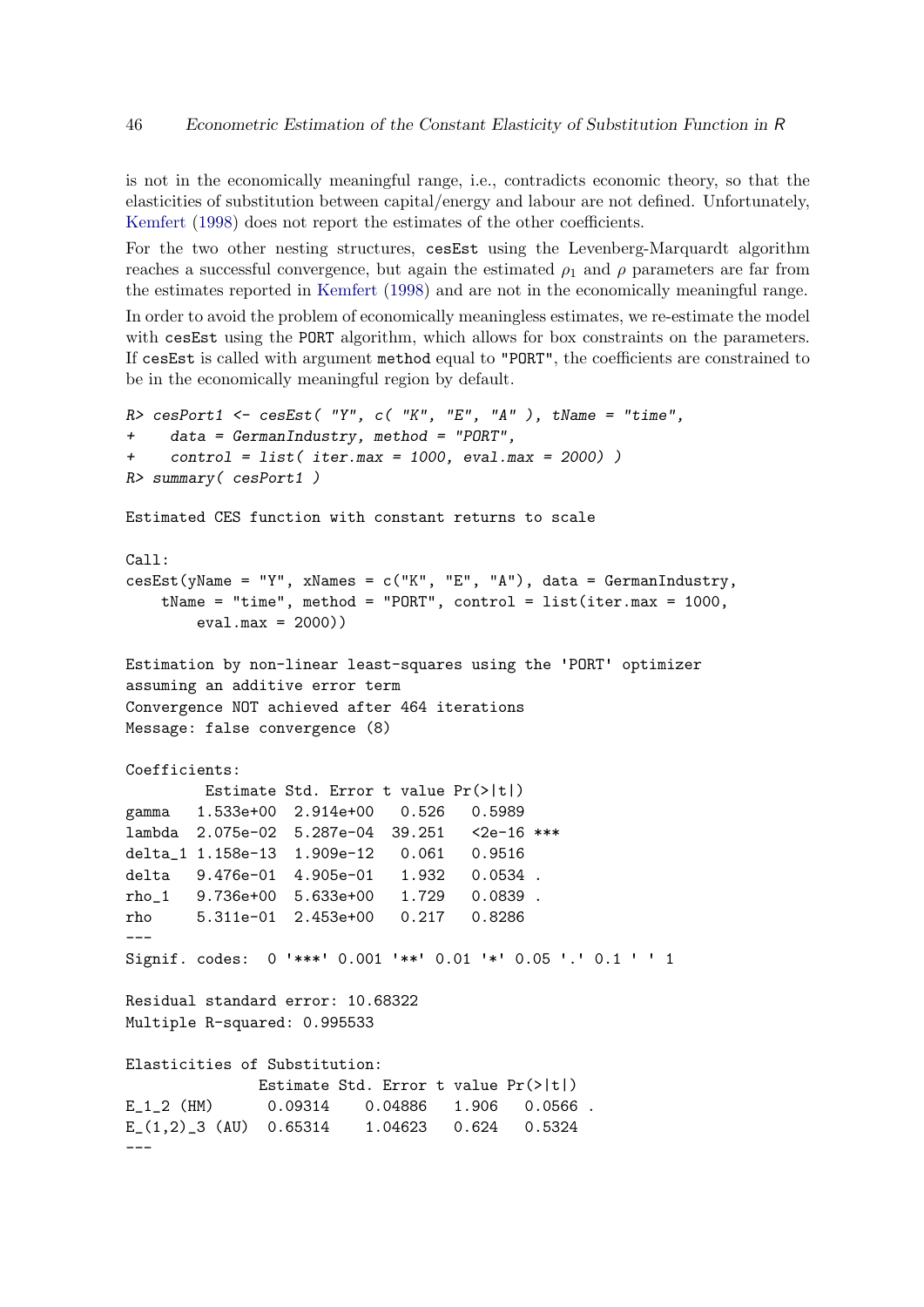is not in the economically meaningful range, i.e., contradicts economic theory, so that the elasticities of substitution between capital/energy and labour are not defined. Unfortunately, Kemfert (1998) does not report the estimates of the other coefficients.

For the two other nesting structures, cesEst using the Levenberg-Marquardt algorithm reaches a successful convergence, but again the estimated $\rho_1$ and $\rho$ parameters are far from the estimates reported in Kemfert (1998) and are not in the economically meaningful range.

In order to avoid the problem of economically meaningless estimates, we re-estimate the model with cesEst using the PORT algorithm, which allows for box constraints on the parameters. If cesEst is called with argument method equal to "PORT", the coefficients are constrained to be in the economically meaningful region by default.

```
R> cesPort1 <- cesEst( "Y", c( "K", "E", "A" ), tName = "time",
+    data = GermanIndustry, method = "PORT",
+    control = list( iter.max = 1000, eval.max = 2000) )
R> summary( cesPort1 )

Estimated CES function with constant returns to scale

Call:
cesEst(yName = "Y", xNames = c("K", "E", "A"), data = GermanIndustry,
    tName = "time", method = "PORT", control = list(iter.max = 1000,
        eval.max = 2000))

Estimation by non-linear least-squares using the 'PORT' optimizer
assuming an additive error term
Convergence NOT achieved after 464 iterations
Message: false convergence (8)

Coefficients:
         Estimate Std. Error t value Pr(>|t|)
gamma   1.533e+00  2.914e+00   0.526   0.5989
lambda  2.075e-02  5.287e-04  39.251   <2e-16 ***
delta_1 1.158e-13  1.909e-12   0.061   0.9516
delta   9.476e-01  4.905e-01   1.932   0.0534 .
rho_1   9.736e+00  5.633e+00   1.729   0.0839 .
rho     5.311e-01  2.453e+00   0.217   0.8286
---
Signif. codes:  0 '***' 0.001 '**' 0.01 '*' 0.05 '.' 0.1 ' ' 1

Residual standard error: 10.68322
Multiple R-squared: 0.995533

Elasticities of Substitution:
               Estimate Std. Error t value Pr(>|t|)
E_1_2 (HM)      0.09314    0.04886   1.906   0.0566 .
E_(1,2)_3 (AU)  0.65314    1.04623   0.624   0.5324
---
```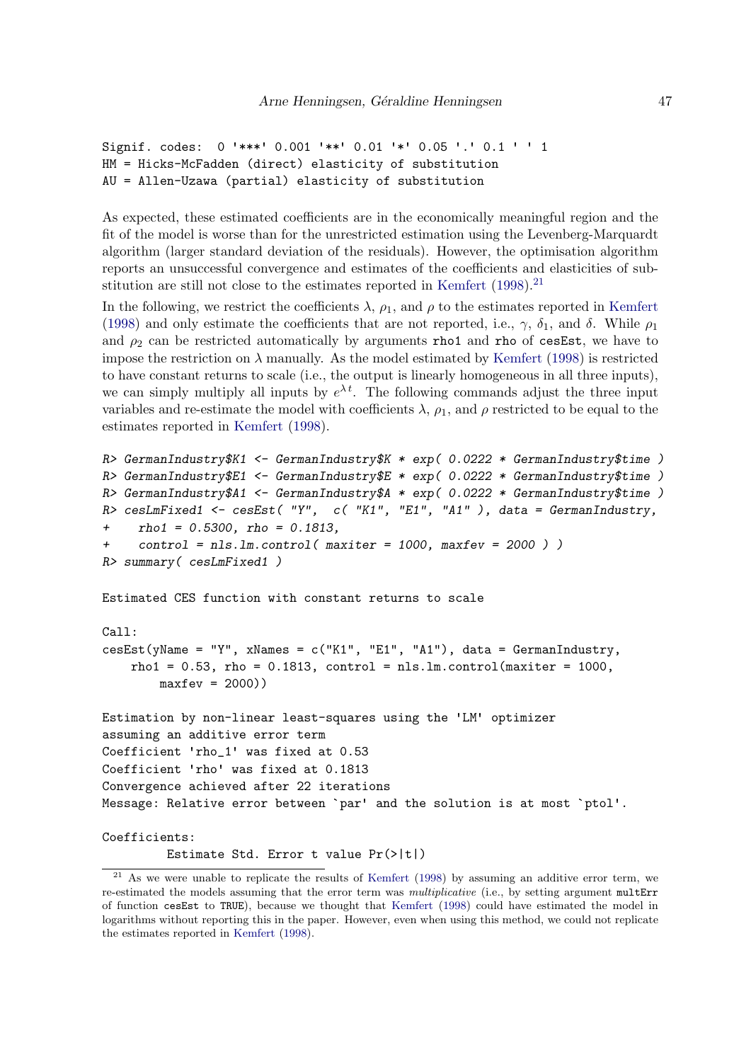```
Signif. codes:  0 '***' 0.001 '**' 0.01 '*' 0.05 '.' 0.1 ' ' 1
HM = Hicks-McFadden (direct) elasticity of substitution
AU = Allen-Uzawa (partial) elasticity of substitution
```

As expected, these estimated coefficients are in the economically meaningful region and the fit of the model is worse than for the unrestricted estimation using the Levenberg-Marquardt algorithm (larger standard deviation of the residuals). However, the optimisation algorithm reports an unsuccessful convergence and estimates of the coefficients and elasticities of substitution are still not close to the estimates reported in Kemfert (1998).[21]

In the following, we restrict the coefficients $\lambda$, $\rho_1$, and $\rho$ to the estimates reported in Kemfert (1998) and only estimate the coefficients that are not reported, i.e., $\gamma$, $\delta_1$, and $\delta$. While $\rho_1$ and $\rho_2$ can be restricted automatically by arguments `rho1` and `rho` of `cesEst`, we have to impose the restriction on $\lambda$ manually. As the model estimated by Kemfert (1998) is restricted to have constant returns to scale (i.e., the output is linearly homogeneous in all three inputs), we can simply multiply all inputs by $e^{\lambda t}$. The following commands adjust the three input variables and re-estimate the model with coefficients $\lambda$, $\rho_1$, and $\rho$ restricted to be equal to the estimates reported in Kemfert (1998).

```
R> GermanIndustry$K1 <- GermanIndustry$K * exp( 0.0222 * GermanIndustry$time )
R> GermanIndustry$E1 <- GermanIndustry$E * exp( 0.0222 * GermanIndustry$time )
R> GermanIndustry$A1 <- GermanIndustry$A * exp( 0.0222 * GermanIndustry$time )
R> cesLmFixed1 <- cesEst( "Y",  c( "K1", "E1", "A1" ), data = GermanIndustry,
+    rho1 = 0.5300, rho = 0.1813,
+    control = nls.lm.control( maxiter = 1000, maxfev = 2000 ) )
R> summary( cesLmFixed1 )

Estimated CES function with constant returns to scale

Call:
cesEst(yName = "Y", xNames = c("K1", "E1", "A1"), data = GermanIndustry,
    rho1 = 0.53, rho = 0.1813, control = nls.lm.control(maxiter = 1000,
        maxfev = 2000))

Estimation by non-linear least-squares using the 'LM' optimizer
assuming an additive error term
Coefficient 'rho_1' was fixed at 0.53
Coefficient 'rho' was fixed at 0.1813
Convergence achieved after 22 iterations
Message: Relative error between `par' and the solution is at most `ptol'.

Coefficients:
         Estimate Std. Error t value Pr(>|t|)
```

[21] As we were unable to replicate the results of Kemfert (1998) by assuming an additive error term, we re-estimated the models assuming that the error term was *multiplicative* (i.e., by setting argument `multErr` of function `cesEst` to `TRUE`), because we thought that Kemfert (1998) could have estimated the model in logarithms without reporting this in the paper. However, even when using this method, we could not replicate the estimates reported in Kemfert (1998).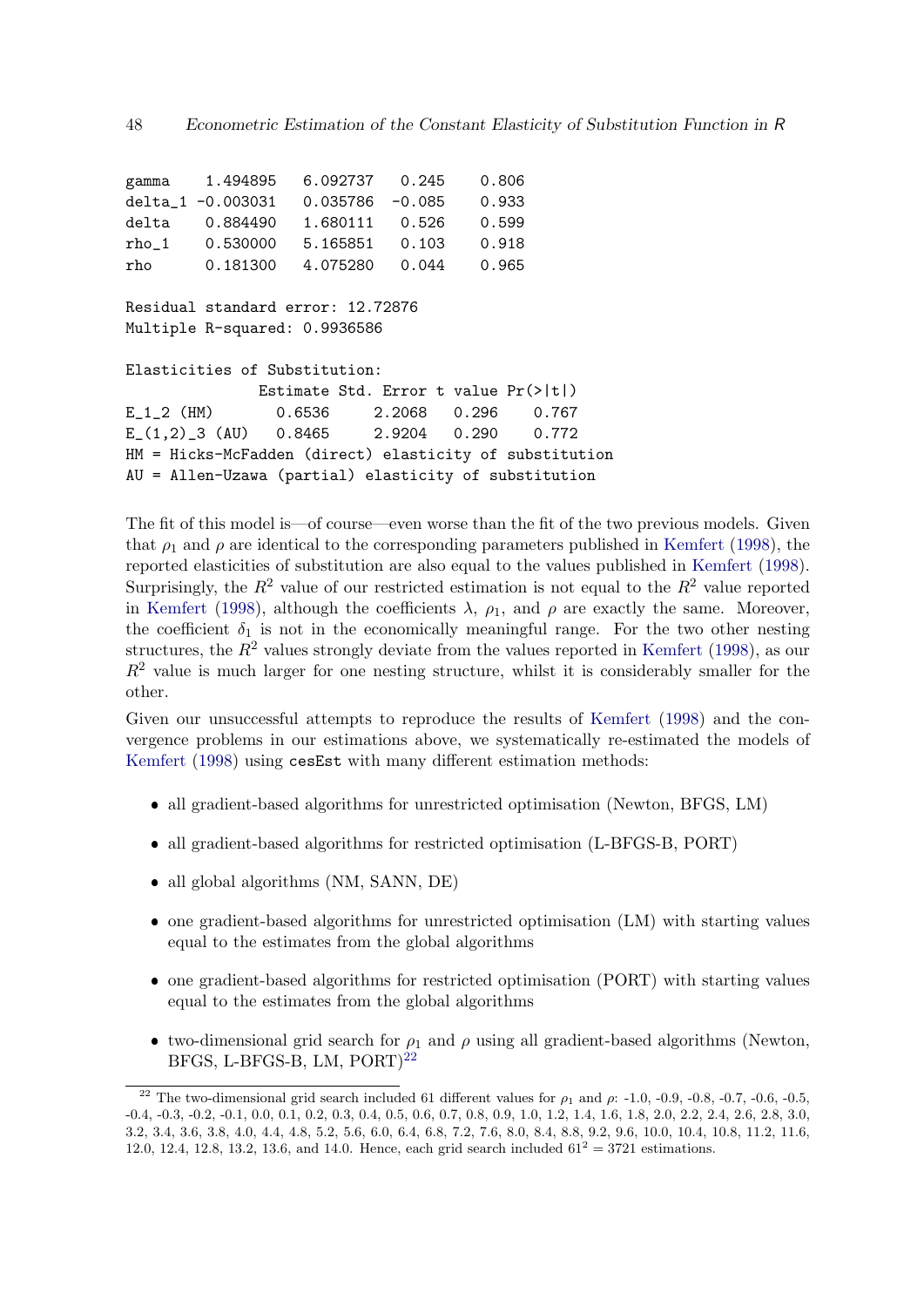```
gamma    1.494895   6.092737   0.245     0.806
delta_1 -0.003031   0.035786  -0.085     0.933
delta    0.884490   1.680111   0.526     0.599
rho_1    0.530000   5.165851   0.103     0.918
rho      0.181300   4.075280   0.044     0.965

Residual standard error: 12.72876
Multiple R-squared: 0.9936586

Elasticities of Substitution:
               Estimate Std. Error t value Pr(>|t|)
E_1_2 (HM)       0.6536     2.2068   0.296    0.767
E_(1,2)_3 (AU)   0.8465     2.9204   0.290    0.772
HM = Hicks-McFadden (direct) elasticity of substitution
AU = Allen-Uzawa (partial) elasticity of substitution
```

The fit of this model is—of course—even worse than the fit of the two previous models. Given that $\rho_1$ and $\rho$ are identical to the corresponding parameters published in Kemfert (1998), the reported elasticities of substitution are also equal to the values published in Kemfert (1998). Surprisingly, the $R^2$ value of our restricted estimation is not equal to the $R^2$ value reported in Kemfert (1998), although the coefficients $\lambda$, $\rho_1$, and $\rho$ are exactly the same. Moreover, the coefficient $\delta_1$ is not in the economically meaningful range. For the two other nesting structures, the $R^2$ values strongly deviate from the values reported in Kemfert (1998), as our $R^2$ value is much larger for one nesting structure, whilst it is considerably smaller for the other.

Given our unsuccessful attempts to reproduce the results of Kemfert (1998) and the convergence problems in our estimations above, we systematically re-estimated the models of Kemfert (1998) using `cesEst` with many different estimation methods:

- all gradient-based algorithms for unrestricted optimisation (Newton, BFGS, LM)
- all gradient-based algorithms for restricted optimisation (L-BFGS-B, PORT)
- all global algorithms (NM, SANN, DE)
- one gradient-based algorithms for unrestricted optimisation (LM) with starting values equal to the estimates from the global algorithms
- one gradient-based algorithms for restricted optimisation (PORT) with starting values equal to the estimates from the global algorithms
- two-dimensional grid search for $\rho_1$ and $\rho$ using all gradient-based algorithms (Newton, BFGS, L-BFGS-B, LM, PORT)[22]

[22] The two-dimensional grid search included 61 different values for $\rho_1$ and $\rho$: -1.0, -0.9, -0.8, -0.7, -0.6, -0.5, -0.4, -0.3, -0.2, -0.1, 0.0, 0.1, 0.2, 0.3, 0.4, 0.5, 0.6, 0.7, 0.8, 0.9, 1.0, 1.2, 1.4, 1.6, 1.8, 2.0, 2.2, 2.4, 2.6, 2.8, 3.0, 3.2, 3.4, 3.6, 3.8, 4.0, 4.4, 4.8, 5.2, 5.6, 6.0, 6.4, 6.8, 7.2, 7.6, 8.0, 8.4, 8.8, 9.2, 9.6, 10.0, 10.4, 10.8, 11.2, 11.6, 12.0, 12.4, 12.8, 13.2, 13.6, and 14.0. Hence, each grid search included $61^2 = 3721$ estimations.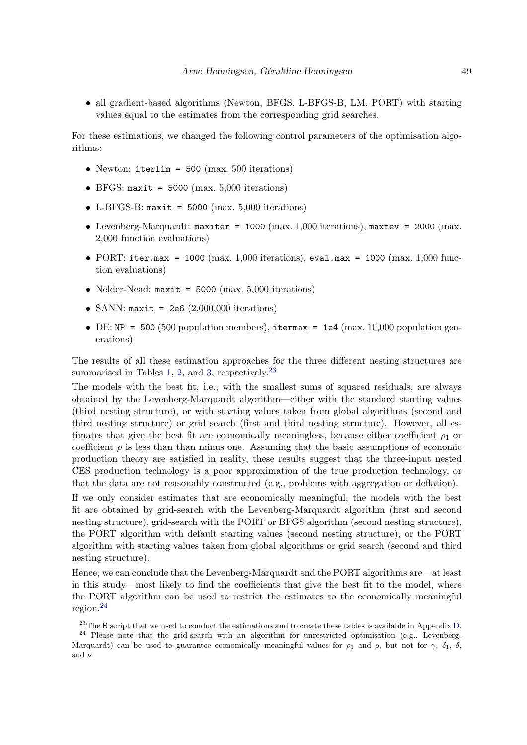- all gradient-based algorithms (Newton, BFGS, L-BFGS-B, LM, PORT) with starting values equal to the estimates from the corresponding grid searches.

For these estimations, we changed the following control parameters of the optimisation algorithms:

- Newton: `iterlim = 500` (max. 500 iterations)
- BFGS: `maxit = 5000` (max. 5,000 iterations)
- L-BFGS-B: `maxit = 5000` (max. 5,000 iterations)
- Levenberg-Marquardt: `maxiter = 1000` (max. 1,000 iterations), `maxfev = 2000` (max. 2,000 function evaluations)
- PORT: `iter.max = 1000` (max. 1,000 iterations), `eval.max = 1000` (max. 1,000 function evaluations)
- Nelder-Nead: `maxit = 5000` (max. 5,000 iterations)
- SANN: `maxit = 2e6` (2,000,000 iterations)
- DE: `NP = 500` (500 population members), `itermax = 1e4` (max. 10,000 population generations)

The results of all these estimation approaches for the three different nesting structures are summarised in Tables 1, 2, and 3, respectively.[23]

The models with the best fit, i.e., with the smallest sums of squared residuals, are always obtained by the Levenberg-Marquardt algorithm—either with the standard starting values (third nesting structure), or with starting values taken from global algorithms (second and third nesting structure) or grid search (first and third nesting structure). However, all estimates that give the best fit are economically meaningless, because either coefficient $\rho_1$ or coefficient $\rho$ is less than than minus one. Assuming that the basic assumptions of economic production theory are satisfied in reality, these results suggest that the three-input nested CES production technology is a poor approximation of the true production technology, or that the data are not reasonably constructed (e.g., problems with aggregation or deflation).

If we only consider estimates that are economically meaningful, the models with the best fit are obtained by grid-search with the Levenberg-Marquardt algorithm (first and second nesting structure), grid-search with the PORT or BFGS algorithm (second nesting structure), the PORT algorithm with default starting values (second nesting structure), or the PORT algorithm with starting values taken from global algorithms or grid search (second and third nesting structure).

Hence, we can conclude that the Levenberg-Marquardt and the PORT algorithms are—at least in this study—most likely to find the coefficients that give the best fit to the model, where the PORT algorithm can be used to restrict the estimates to the economically meaningful region.[24]

[23] The R script that we used to conduct the estimations and to create these tables is available in Appendix D.

[24] Please note that the grid-search with an algorithm for unrestricted optimisation (e.g., Levenberg-Marquardt) can be used to guarantee economically meaningful values for $\rho_1$ and $\rho$, but not for $\gamma$, $\delta_1$, $\delta$, and $\nu$.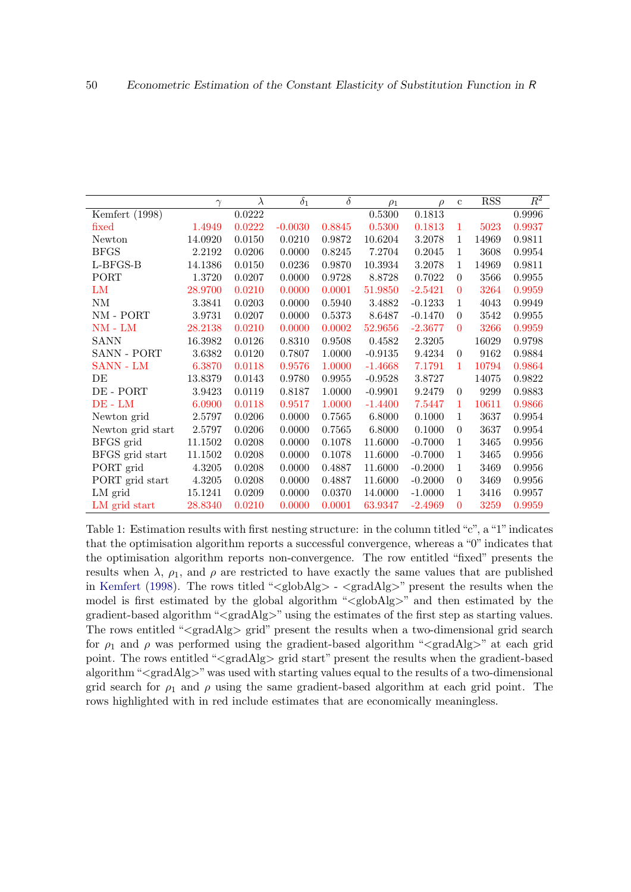|  | $\gamma$ | $\lambda$ | $\delta_1$ | $\delta$ | $\rho_1$ | $\rho$ | c | RSS | $R^2$ |
|---|---|---|---|---|---|---|---|---|---|
| Kemfert (1998) |  | 0.0222 |  |  | 0.5300 | 0.1813 |  |  | 0.9996 |
| fixed | 1.4949 | 0.0222 | -0.0030 | 0.8845 | 0.5300 | 0.1813 | 1 | 5023 | 0.9937 |
| Newton | 14.0920 | 0.0150 | 0.0210 | 0.9872 | 10.6204 | 3.2078 | 1 | 14969 | 0.9811 |
| BFGS | 2.2192 | 0.0206 | 0.0000 | 0.8245 | 7.2704 | 0.2045 | 1 | 3608 | 0.9954 |
| L-BFGS-B | 14.1386 | 0.0150 | 0.0236 | 0.9870 | 10.3934 | 3.2078 | 1 | 14969 | 0.9811 |
| PORT | 1.3720 | 0.0207 | 0.0000 | 0.9728 | 8.8728 | 0.7022 | 0 | 3566 | 0.9955 |
| LM | 28.9700 | 0.0210 | 0.0000 | 0.0001 | 51.9850 | -2.5421 | 0 | 3264 | 0.9959 |
| NM | 3.3841 | 0.0203 | 0.0000 | 0.5940 | 3.4882 | -0.1233 | 1 | 4043 | 0.9949 |
| NM - PORT | 3.9731 | 0.0207 | 0.0000 | 0.5373 | 8.6487 | -0.1470 | 0 | 3542 | 0.9955 |
| NM - LM | 28.2138 | 0.0210 | 0.0000 | 0.0002 | 52.9656 | -2.3677 | 0 | 3266 | 0.9959 |
| SANN | 16.3982 | 0.0126 | 0.8310 | 0.9508 | 0.4582 | 2.3205 |  | 16029 | 0.9798 |
| SANN - PORT | 3.6382 | 0.0120 | 0.7807 | 1.0000 | -0.9135 | 9.4234 | 0 | 9162 | 0.9884 |
| SANN - LM | 6.3870 | 0.0118 | 0.9576 | 1.0000 | -1.4668 | 7.1791 | 1 | 10794 | 0.9864 |
| DE | 13.8379 | 0.0143 | 0.9780 | 0.9955 | -0.9528 | 3.8727 |  | 14075 | 0.9822 |
| DE - PORT | 3.9423 | 0.0119 | 0.8187 | 1.0000 | -0.9901 | 9.2479 | 0 | 9299 | 0.9883 |
| DE - LM | 6.0900 | 0.0118 | 0.9517 | 1.0000 | -1.4400 | 7.5447 | 1 | 10611 | 0.9866 |
| Newton grid | 2.5797 | 0.0206 | 0.0000 | 0.7565 | 6.8000 | 0.1000 | 1 | 3637 | 0.9954 |
| Newton grid start | 2.5797 | 0.0206 | 0.0000 | 0.7565 | 6.8000 | 0.1000 | 0 | 3637 | 0.9954 |
| BFGS grid | 11.1502 | 0.0208 | 0.0000 | 0.1078 | 11.6000 | -0.7000 | 1 | 3465 | 0.9956 |
| BFGS grid start | 11.1502 | 0.0208 | 0.0000 | 0.1078 | 11.6000 | -0.7000 | 1 | 3465 | 0.9956 |
| PORT grid | 4.3205 | 0.0208 | 0.0000 | 0.4887 | 11.6000 | -0.2000 | 1 | 3469 | 0.9956 |
| PORT grid start | 4.3205 | 0.0208 | 0.0000 | 0.4887 | 11.6000 | -0.2000 | 0 | 3469 | 0.9956 |
| LM grid | 15.1241 | 0.0209 | 0.0000 | 0.0370 | 14.0000 | -1.0000 | 1 | 3416 | 0.9957 |
| LM grid start | 28.8340 | 0.0210 | 0.0000 | 0.0001 | 63.9347 | -2.4969 | 0 | 3259 | 0.9959 |

Table 1: Estimation results with first nesting structure: in the column titled "c", a "1" indicates that the optimisation algorithm reports a successful convergence, whereas a "0" indicates that the optimisation algorithm reports non-convergence. The row entitled "fixed" presents the results when $\lambda$, $\rho_1$, and $\rho$ are restricted to have exactly the same values that are published in Kemfert (1998). The rows titled "<globAlg> - <gradAlg>" present the results when the model is first estimated by the global algorithm "<globAlg>" and then estimated by the gradient-based algorithm "<gradAlg>" using the estimates of the first step as starting values. The rows entitled "<gradAlg> grid" present the results when a two-dimensional grid search for $\rho_1$ and $\rho$ was performed using the gradient-based algorithm "<gradAlg>" at each grid point. The rows entitled "<gradAlg> grid start" present the results when the gradient-based algorithm "<gradAlg>" was used with starting values equal to the results of a two-dimensional grid search for $\rho_1$ and $\rho$ using the same gradient-based algorithm at each grid point. The rows highlighted with in red include estimates that are economically meaningless.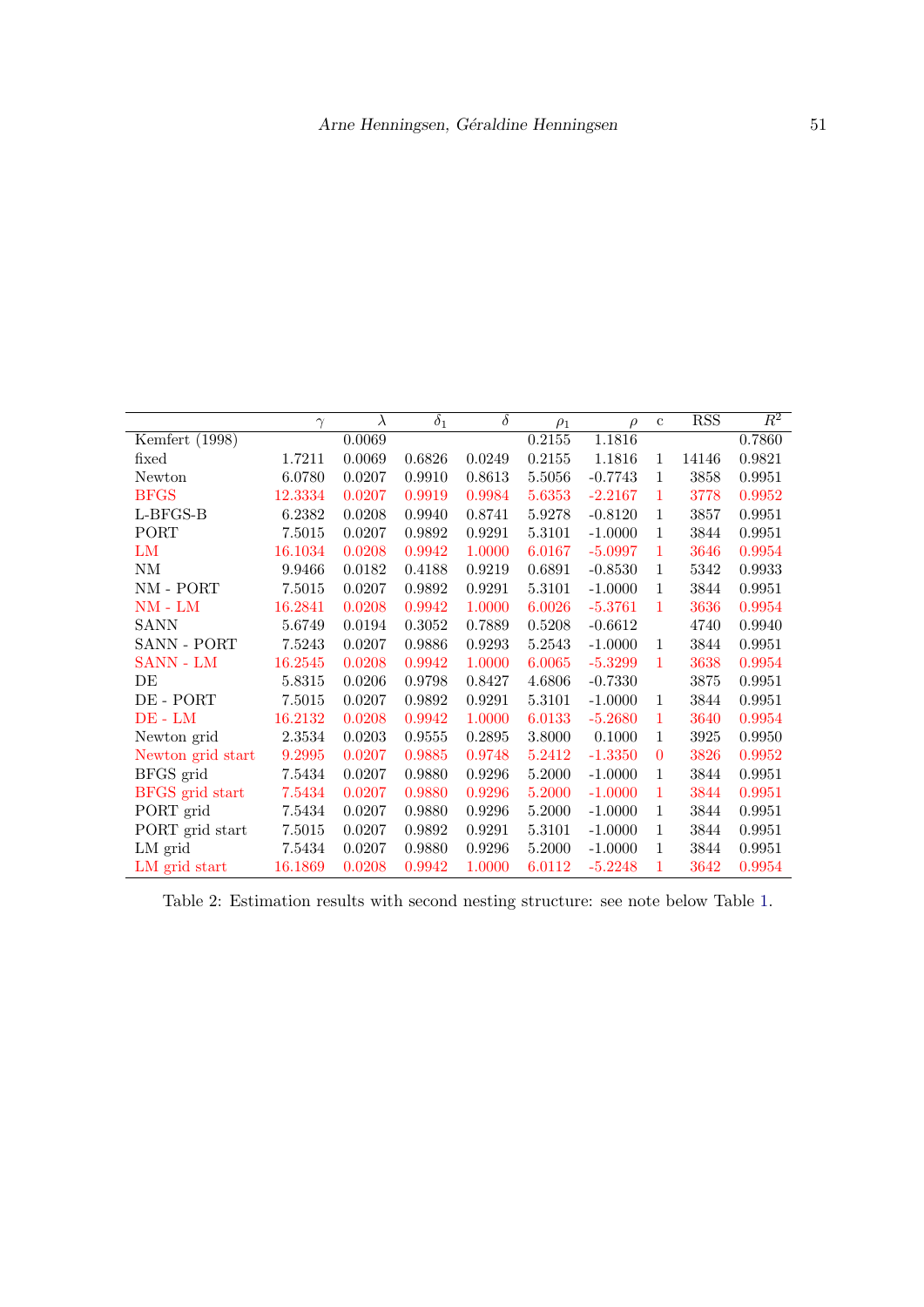|  | $\gamma$ | $\lambda$ | $\delta_1$ | $\delta$ | $\rho_1$ | $\rho$ | c | RSS | $R^2$ |
|---|---|---|---|---|---|---|---|---|---|
| Kemfert (1998) |  | 0.0069 |  |  | 0.2155 | 1.1816 |  |  | 0.7860 |
| fixed | 1.7211 | 0.0069 | 0.6826 | 0.0249 | 0.2155 | 1.1816 | 1 | 14146 | 0.9821 |
| Newton | 6.0780 | 0.0207 | 0.9910 | 0.8613 | 5.5056 | -0.7743 | 1 | 3858 | 0.9951 |
| BFGS | 12.3334 | 0.0207 | 0.9919 | 0.9984 | 5.6353 | -2.2167 | 1 | 3778 | 0.9952 |
| L-BFGS-B | 6.2382 | 0.0208 | 0.9940 | 0.8741 | 5.9278 | -0.8120 | 1 | 3857 | 0.9951 |
| PORT | 7.5015 | 0.0207 | 0.9892 | 0.9291 | 5.3101 | -1.0000 | 1 | 3844 | 0.9951 |
| LM | 16.1034 | 0.0208 | 0.9942 | 1.0000 | 6.0167 | -5.0997 | 1 | 3646 | 0.9954 |
| NM | 9.9466 | 0.0182 | 0.4188 | 0.9219 | 0.6891 | -0.8530 | 1 | 5342 | 0.9933 |
| NM - PORT | 7.5015 | 0.0207 | 0.9892 | 0.9291 | 5.3101 | -1.0000 | 1 | 3844 | 0.9951 |
| NM - LM | 16.2841 | 0.0208 | 0.9942 | 1.0000 | 6.0026 | -5.3761 | 1 | 3636 | 0.9954 |
| SANN | 5.6749 | 0.0194 | 0.3052 | 0.7889 | 0.5208 | -0.6612 |  | 4740 | 0.9940 |
| SANN - PORT | 7.5243 | 0.0207 | 0.9886 | 0.9293 | 5.2543 | -1.0000 | 1 | 3844 | 0.9951 |
| SANN - LM | 16.2545 | 0.0208 | 0.9942 | 1.0000 | 6.0065 | -5.3299 | 1 | 3638 | 0.9954 |
| DE | 5.8315 | 0.0206 | 0.9798 | 0.8427 | 4.6806 | -0.7330 |  | 3875 | 0.9951 |
| DE - PORT | 7.5015 | 0.0207 | 0.9892 | 0.9291 | 5.3101 | -1.0000 | 1 | 3844 | 0.9951 |
| DE - LM | 16.2132 | 0.0208 | 0.9942 | 1.0000 | 6.0133 | -5.2680 | 1 | 3640 | 0.9954 |
| Newton grid | 2.3534 | 0.0203 | 0.9555 | 0.2895 | 3.8000 | 0.1000 | 1 | 3925 | 0.9950 |
| Newton grid start | 9.2995 | 0.0207 | 0.9885 | 0.9748 | 5.2412 | -1.3350 | 0 | 3826 | 0.9952 |
| BFGS grid | 7.5434 | 0.0207 | 0.9880 | 0.9296 | 5.2000 | -1.0000 | 1 | 3844 | 0.9951 |
| BFGS grid start | 7.5434 | 0.0207 | 0.9880 | 0.9296 | 5.2000 | -1.0000 | 1 | 3844 | 0.9951 |
| PORT grid | 7.5434 | 0.0207 | 0.9880 | 0.9296 | 5.2000 | -1.0000 | 1 | 3844 | 0.9951 |
| PORT grid start | 7.5015 | 0.0207 | 0.9892 | 0.9291 | 5.3101 | -1.0000 | 1 | 3844 | 0.9951 |
| LM grid | 7.5434 | 0.0207 | 0.9880 | 0.9296 | 5.2000 | -1.0000 | 1 | 3844 | 0.9951 |
| LM grid start | 16.1869 | 0.0208 | 0.9942 | 1.0000 | 6.0112 | -5.2248 | 1 | 3642 | 0.9954 |

Table 2: Estimation results with second nesting structure: see note below Table 1.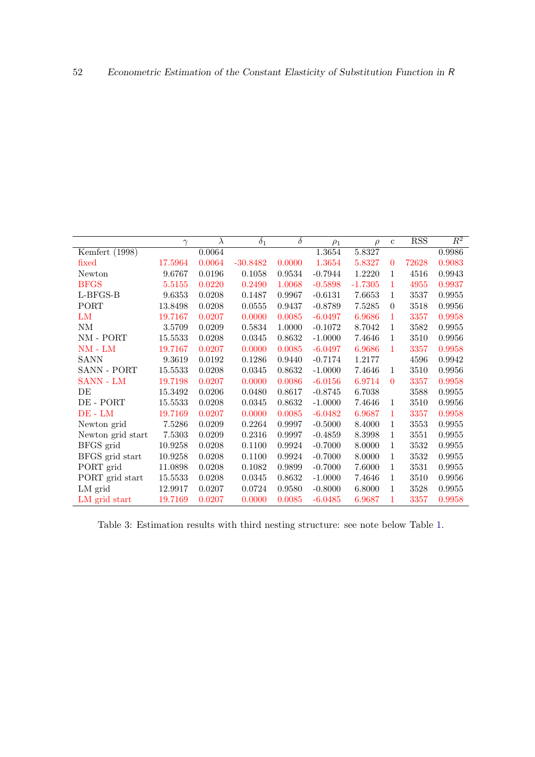| | $\gamma$ | $\lambda$ | $\delta_1$ | $\delta$ | $\rho_1$ | $\rho$ | c | RSS | $R^2$ |
|---|---|---|---|---|---|---|---|---|---|
| Kemfert (1998) | | 0.0064 | | | 1.3654 | 5.8327 | | | 0.9986 |
| fixed | 17.5964 | 0.0064 | -30.8482 | 0.0000 | 1.3654 | 5.8327 | 0 | 72628 | 0.9083 |
| Newton | 9.6767 | 0.0196 | 0.1058 | 0.9534 | -0.7944 | 1.2220 | 1 | 4516 | 0.9943 |
| BFGS | 5.5155 | 0.0220 | 0.2490 | 1.0068 | -0.5898 | -1.7305 | 1 | 4955 | 0.9937 |
| L-BFGS-B | 9.6353 | 0.0208 | 0.1487 | 0.9967 | -0.6131 | 7.6653 | 1 | 3537 | 0.9955 |
| PORT | 13.8498 | 0.0208 | 0.0555 | 0.9437 | -0.8789 | 7.5285 | 0 | 3518 | 0.9956 |
| LM | 19.7167 | 0.0207 | 0.0000 | 0.0085 | -6.0497 | 6.9686 | 1 | 3357 | 0.9958 |
| NM | 3.5709 | 0.0209 | 0.5834 | 1.0000 | -0.1072 | 8.7042 | 1 | 3582 | 0.9955 |
| NM - PORT | 15.5533 | 0.0208 | 0.0345 | 0.8632 | -1.0000 | 7.4646 | 1 | 3510 | 0.9956 |
| NM - LM | 19.7167 | 0.0207 | 0.0000 | 0.0085 | -6.0497 | 6.9686 | 1 | 3357 | 0.9958 |
| SANN | 9.3619 | 0.0192 | 0.1286 | 0.9440 | -0.7174 | 1.2177 | | 4596 | 0.9942 |
| SANN - PORT | 15.5533 | 0.0208 | 0.0345 | 0.8632 | -1.0000 | 7.4646 | 1 | 3510 | 0.9956 |
| SANN - LM | 19.7198 | 0.0207 | 0.0000 | 0.0086 | -6.0156 | 6.9714 | 0 | 3357 | 0.9958 |
| DE | 15.3492 | 0.0206 | 0.0480 | 0.8617 | -0.8745 | 6.7038 | | 3588 | 0.9955 |
| DE - PORT | 15.5533 | 0.0208 | 0.0345 | 0.8632 | -1.0000 | 7.4646 | 1 | 3510 | 0.9956 |
| DE - LM | 19.7169 | 0.0207 | 0.0000 | 0.0085 | -6.0482 | 6.9687 | 1 | 3357 | 0.9958 |
| Newton grid | 7.5286 | 0.0209 | 0.2264 | 0.9997 | -0.5000 | 8.4000 | 1 | 3553 | 0.9955 |
| Newton grid start | 7.5303 | 0.0209 | 0.2316 | 0.9997 | -0.4859 | 8.3998 | 1 | 3551 | 0.9955 |
| BFGS grid | 10.9258 | 0.0208 | 0.1100 | 0.9924 | -0.7000 | 8.0000 | 1 | 3532 | 0.9955 |
| BFGS grid start | 10.9258 | 0.0208 | 0.1100 | 0.9924 | -0.7000 | 8.0000 | 1 | 3532 | 0.9955 |
| PORT grid | 11.0898 | 0.0208 | 0.1082 | 0.9899 | -0.7000 | 7.6000 | 1 | 3531 | 0.9955 |
| PORT grid start | 15.5533 | 0.0208 | 0.0345 | 0.8632 | -1.0000 | 7.4646 | 1 | 3510 | 0.9956 |
| LM grid | 12.9917 | 0.0207 | 0.0724 | 0.9580 | -0.8000 | 6.8000 | 1 | 3528 | 0.9955 |
| LM grid start | 19.7169 | 0.0207 | 0.0000 | 0.0085 | -6.0485 | 6.9687 | 1 | 3357 | 0.9958 |

Table 3: Estimation results with third nesting structure: see note below Table 1.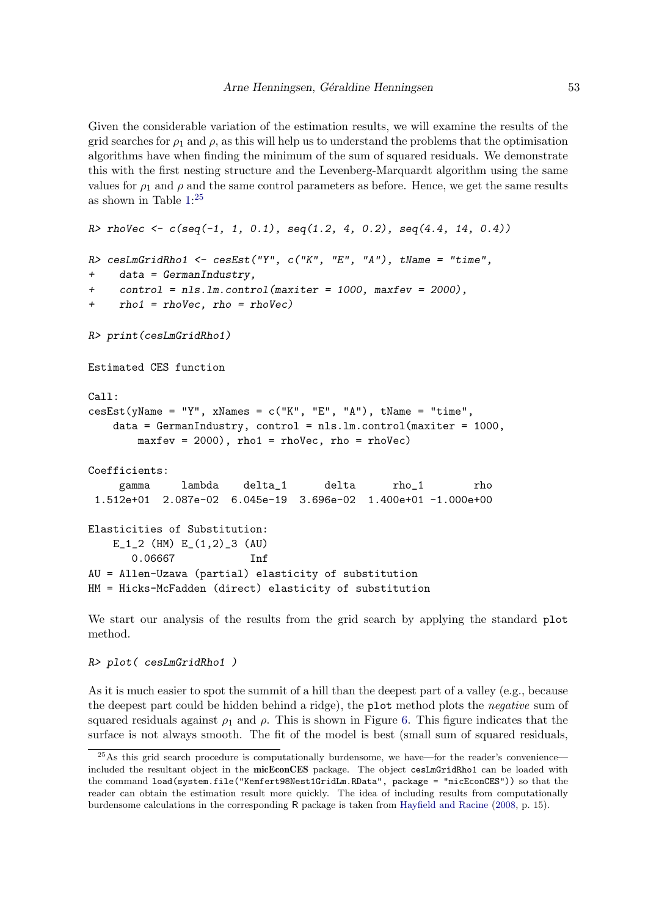Given the considerable variation of the estimation results, we will examine the results of the grid searches for $\rho_1$ and $\rho$, as this will help us to understand the problems that the optimisation algorithms have when finding the minimum of the sum of squared residuals. We demonstrate this with the first nesting structure and the Levenberg-Marquardt algorithm using the same values for $\rho_1$ and $\rho$ and the same control parameters as before. Hence, we get the same results as shown in Table 1:[25]

```
R> rhoVec <- c(seq(-1, 1, 0.1), seq(1.2, 4, 0.2), seq(4.4, 14, 0.4))

R> cesLmGridRho1 <- cesEst("Y", c("K", "E", "A"), tName = "time",
+     data = GermanIndustry,
+     control = nls.lm.control(maxiter = 1000, maxfev = 2000),
+     rho1 = rhoVec, rho = rhoVec)

R> print(cesLmGridRho1)

Estimated CES function

Call:
cesEst(yName = "Y", xNames = c("K", "E", "A"), tName = "time",
    data = GermanIndustry, control = nls.lm.control(maxiter = 1000,
        maxfev = 2000), rho1 = rhoVec, rho = rhoVec)

Coefficients:
     gamma     lambda    delta_1      delta      rho_1        rho
 1.512e+01  2.087e-02  6.045e-19  3.696e-02  1.400e+01 -1.000e+00

Elasticities of Substitution:
    E_1_2 (HM) E_(1,2)_3 (AU)
       0.06667            Inf
AU = Allen-Uzawa (partial) elasticity of substitution
HM = Hicks-McFadden (direct) elasticity of substitution
```

We start our analysis of the results from the grid search by applying the standard `plot` method.

```
R> plot( cesLmGridRho1 )
```

As it is much easier to spot the summit of a hill than the deepest part of a valley (e.g., because the deepest part could be hidden behind a ridge), the `plot` method plots the *negative* sum of squared residuals against $\rho_1$ and $\rho$. This is shown in Figure 6. This figure indicates that the surface is not always smooth. The fit of the model is best (small sum of squared residuals,

[25] As this grid search procedure is computationally burdensome, we have—for the reader's convenience—included the resultant object in the **micEconCES** package. The object `cesLmGridRho1` can be loaded with the command `load(system.file("Kemfert98Nest1GridLm.RData", package = "micEconCES"))` so that the reader can obtain the estimation result more quickly. The idea of including results from computationally burdensome calculations in the corresponding R package is taken from Hayfield and Racine (2008, p. 15).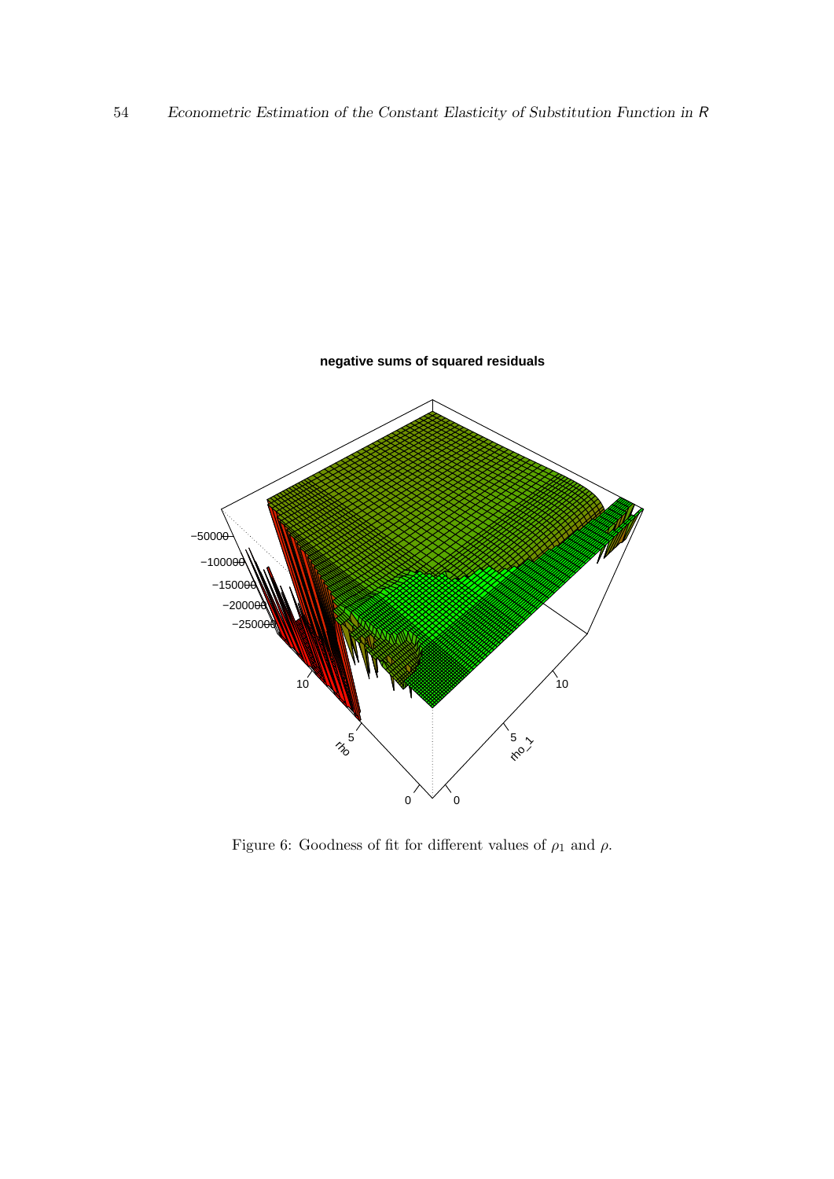Figure 6: Goodness of fit for different values of $\rho_1$ and $\rho$.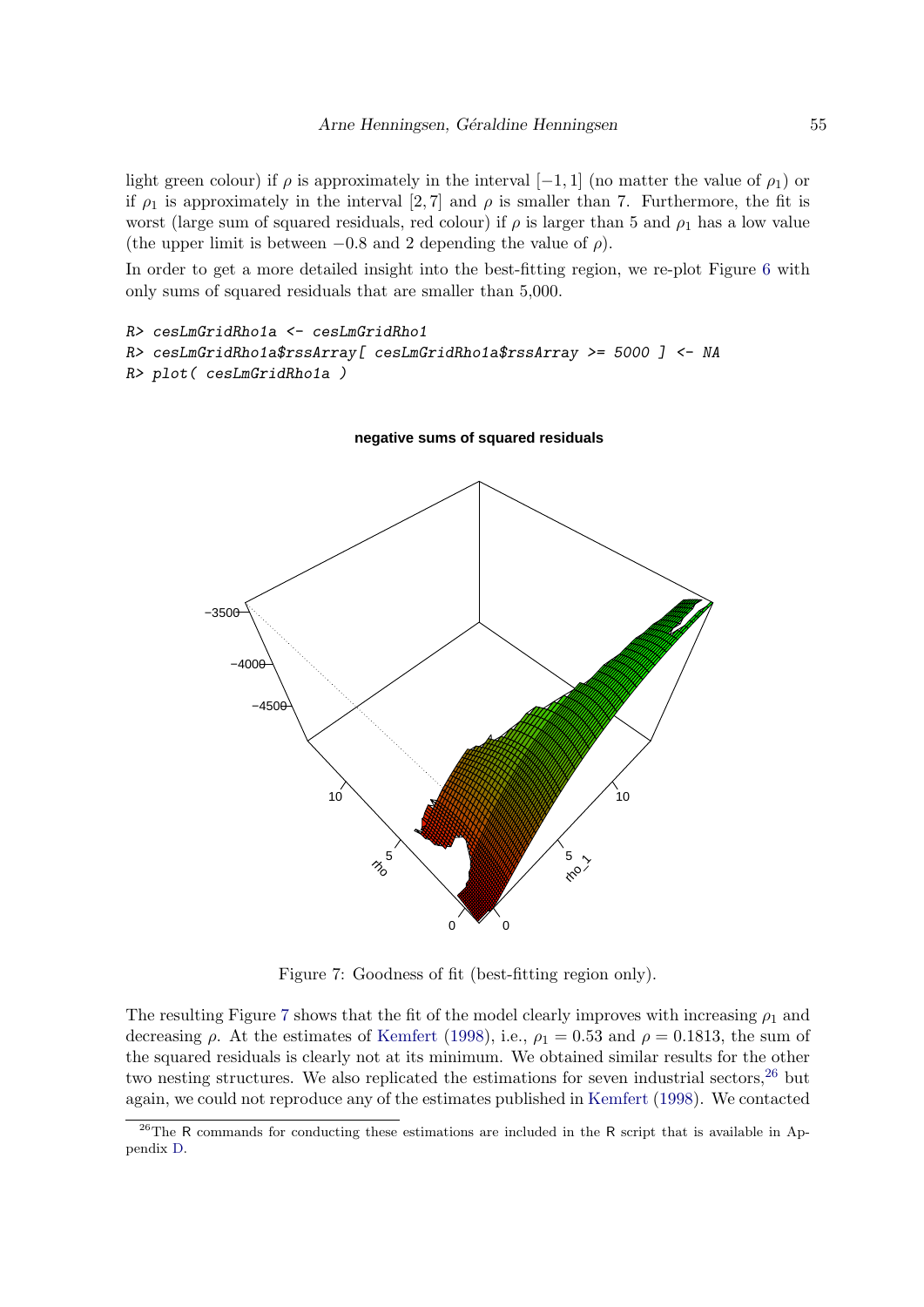light green colour) if $\rho$ is approximately in the interval $[-1, 1]$ (no matter the value of $\rho_1$) or if $\rho_1$ is approximately in the interval $[2, 7]$ and $\rho$ is smaller than 7. Furthermore, the fit is worst (large sum of squared residuals, red colour) if $\rho$ is larger than 5 and $\rho_1$ has a low value (the upper limit is between $-0.8$ and 2 depending the value of $\rho$).

In order to get a more detailed insight into the best-fitting region, we re-plot Figure 6 with only sums of squared residuals that are smaller than 5,000.

```
R> cesLmGridRho1a <- cesLmGridRho1
R> cesLmGridRho1a$rssArray[ cesLmGridRho1a$rssArray >= 5000 ] <- NA
R> plot( cesLmGridRho1a )
```

Figure 7: Goodness of fit (best-fitting region only).

The resulting Figure 7 shows that the fit of the model clearly improves with increasing $\rho_1$ and decreasing $\rho$. At the estimates of Kemfert (1998), i.e., $\rho_1 = 0.53$ and $\rho = 0.1813$, the sum of the squared residuals is clearly not at its minimum. We obtained similar results for the other two nesting structures. We also replicated the estimations for seven industrial sectors,[26] but again, we could not reproduce any of the estimates published in Kemfert (1998). We contacted

[26]The R commands for conducting these estimations are included in the R script that is available in Appendix D.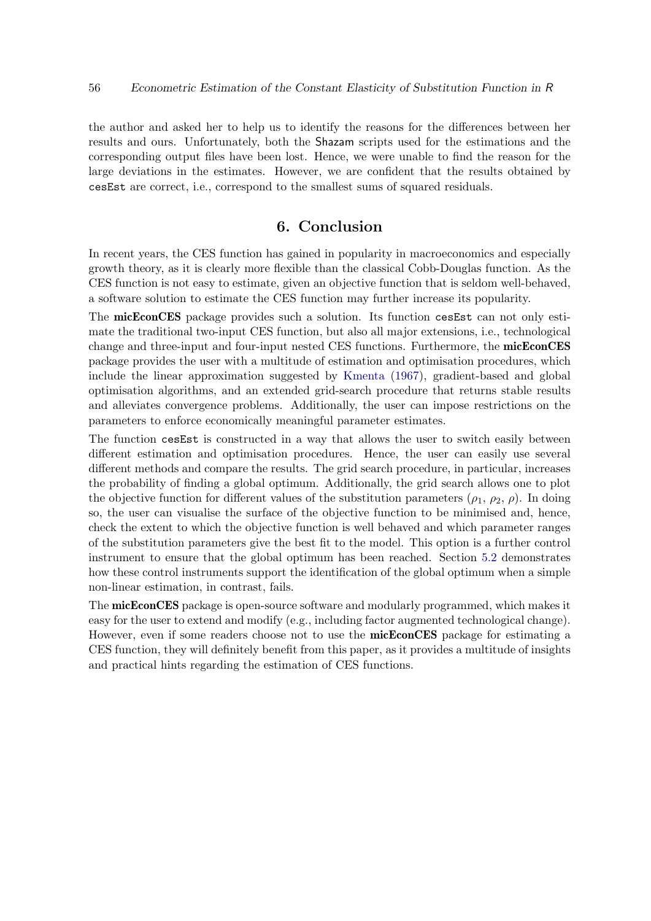the author and asked her to help us to identify the reasons for the differences between her results and ours. Unfortunately, both the Shazam scripts used for the estimations and the corresponding output files have been lost. Hence, we were unable to find the reason for the large deviations in the estimates. However, we are confident that the results obtained by `cesEst` are correct, i.e., correspond to the smallest sums of squared residuals.

# 6. Conclusion

In recent years, the CES function has gained in popularity in macroeconomics and especially growth theory, as it is clearly more flexible than the classical Cobb-Douglas function. As the CES function is not easy to estimate, given an objective function that is seldom well-behaved, a software solution to estimate the CES function may further increase its popularity.

The **micEconCES** package provides such a solution. Its function `cesEst` can not only estimate the traditional two-input CES function, but also all major extensions, i.e., technological change and three-input and four-input nested CES functions. Furthermore, the **micEconCES** package provides the user with a multitude of estimation and optimisation procedures, which include the linear approximation suggested by Kmenta (1967), gradient-based and global optimisation algorithms, and an extended grid-search procedure that returns stable results and alleviates convergence problems. Additionally, the user can impose restrictions on the parameters to enforce economically meaningful parameter estimates.

The function `cesEst` is constructed in a way that allows the user to switch easily between different estimation and optimisation procedures. Hence, the user can easily use several different methods and compare the results. The grid search procedure, in particular, increases the probability of finding a global optimum. Additionally, the grid search allows one to plot the objective function for different values of the substitution parameters ($\rho_1$, $\rho_2$, $\rho$). In doing so, the user can visualise the surface of the objective function to be minimised and, hence, check the extent to which the objective function is well behaved and which parameter ranges of the substitution parameters give the best fit to the model. This option is a further control instrument to ensure that the global optimum has been reached. Section 5.2 demonstrates how these control instruments support the identification of the global optimum when a simple non-linear estimation, in contrast, fails.

The **micEconCES** package is open-source software and modularly programmed, which makes it easy for the user to extend and modify (e.g., including factor augmented technological change). However, even if some readers choose not to use the **micEconCES** package for estimating a CES function, they will definitely benefit from this paper, as it provides a multitude of insights and practical hints regarding the estimation of CES functions.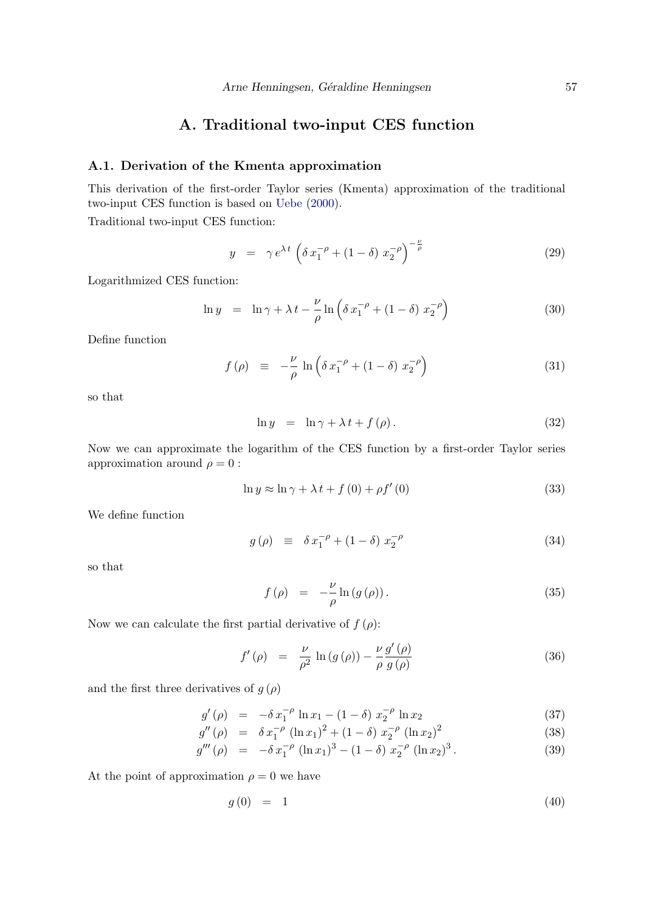# A. Traditional two-input CES function

## A.1. Derivation of the Kmenta approximation

This derivation of the first-order Taylor series (Kmenta) approximation of the traditional two-input CES function is based on Uebe (2000).

Traditional two-input CES function:

$$y \;=\; \gamma\, e^{\lambda\, t} \left( \delta\, x_1^{-\rho} + (1-\delta)\; x_2^{-\rho} \right)^{-\frac{\nu}{\rho}} \tag{29}$$

Logarithmized CES function:

$$\ln y \;=\; \ln \gamma + \lambda\, t - \frac{\nu}{\rho} \ln \left( \delta\, x_1^{-\rho} + (1-\delta)\; x_2^{-\rho} \right) \tag{30}$$

Define function

$$f\left(\rho\right) \;\equiv\; -\frac{\nu}{\rho}\, \ln \left( \delta\, x_1^{-\rho} + (1-\delta)\; x_2^{-\rho} \right) \tag{31}$$

so that

$$\ln y \;=\; \ln \gamma + \lambda\, t + f\left(\rho\right). \tag{32}$$

Now we can approximate the logarithm of the CES function by a first-order Taylor series approximation around $\rho = 0$ :

$$\ln y \approx \ln \gamma + \lambda\, t + f\left(0\right) + \rho f'\left(0\right) \tag{33}$$

We define function

$$g\left(\rho\right) \;\equiv\; \delta\, x_1^{-\rho} + (1-\delta)\; x_2^{-\rho} \tag{34}$$

so that

$$f\left(\rho\right) \;=\; -\frac{\nu}{\rho} \ln\left(g\left(\rho\right)\right). \tag{35}$$

Now we can calculate the first partial derivative of $f\left(\rho\right)$:

$$f'\left(\rho\right) \;=\; \frac{\nu}{\rho^2}\, \ln\left(g\left(\rho\right)\right) - \frac{\nu}{\rho}\frac{g'\left(\rho\right)}{g\left(\rho\right)} \tag{36}$$

and the first three derivatives of $g\left(\rho\right)$

$$g'\left(\rho\right) \;=\; -\delta\, x_1^{-\rho}\, \ln x_1 - (1-\delta)\; x_2^{-\rho}\, \ln x_2 \tag{37}$$

$$g''\left(\rho\right) \;=\; \delta\, x_1^{-\rho}\, \left(\ln x_1\right)^2 + (1-\delta)\; x_2^{-\rho}\, \left(\ln x_2\right)^2 \tag{38}$$

$$g'''\left(\rho\right) \;=\; -\delta\, x_1^{-\rho}\, \left(\ln x_1\right)^3 - (1-\delta)\; x_2^{-\rho}\, \left(\ln x_2\right)^3. \tag{39}$$

At the point of approximation $\rho = 0$ we have

$$g\left(0\right) \;=\; 1 \tag{40}$$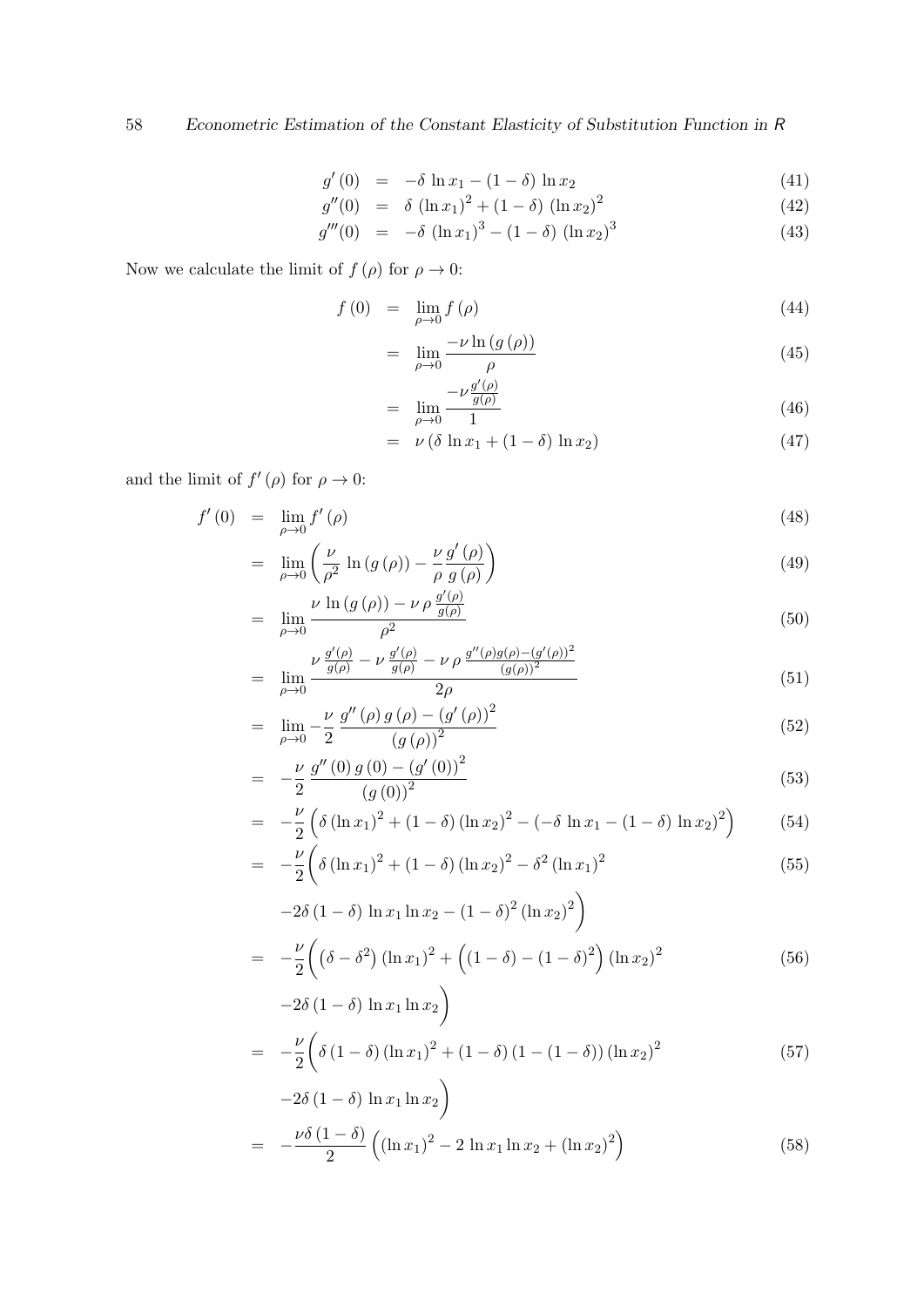$$
\begin{aligned}
g'(0) &= -\delta \ln x_1 - (1-\delta) \ln x_2 && (41)\\
g''(0) &= \delta (\ln x_1)^2 + (1-\delta) (\ln x_2)^2 && (42)\\
g'''(0) &= -\delta (\ln x_1)^3 - (1-\delta) (\ln x_2)^3 && (43)
\end{aligned}
$$

Now we calculate the limit of $f(\rho)$ for $\rho \to 0$:

$$
\begin{aligned}
f(0) &= \lim_{\rho \to 0} f(\rho) && (44)\\
&= \lim_{\rho \to 0} \frac{-\nu \ln(g(\rho))}{\rho} && (45)\\
&= \lim_{\rho \to 0} \frac{-\nu \frac{g'(\rho)}{g(\rho)}}{1} && (46)\\
&= \nu (\delta \ln x_1 + (1-\delta) \ln x_2) && (47)
\end{aligned}
$$

and the limit of $f'(\rho)$ for $\rho \to 0$:

$$
\begin{aligned}
f'(0) &= \lim_{\rho \to 0} f'(\rho) && (48)\\
&= \lim_{\rho \to 0} \left( \frac{\nu}{\rho^2} \ln(g(\rho)) - \frac{\nu}{\rho} \frac{g'(\rho)}{g(\rho)} \right) && (49)\\
&= \lim_{\rho \to 0} \frac{\nu \ln(g(\rho)) - \nu \rho \frac{g'(\rho)}{g(\rho)}}{\rho^2} && (50)\\
&= \lim_{\rho \to 0} \frac{\nu \frac{g'(\rho)}{g(\rho)} - \nu \frac{g'(\rho)}{g(\rho)} - \nu \rho \frac{g''(\rho) g(\rho) - (g'(\rho))^2}{(g(\rho))^2}}{2\rho} && (51)\\
&= \lim_{\rho \to 0} -\frac{\nu}{2} \frac{g''(\rho) g(\rho) - (g'(\rho))^2}{(g(\rho))^2} && (52)\\
&= -\frac{\nu}{2} \frac{g''(0) g(0) - (g'(0))^2}{(g(0))^2} && (53)\\
&= -\frac{\nu}{2} \left( \delta (\ln x_1)^2 + (1-\delta)(\ln x_2)^2 - (-\delta \ln x_1 - (1-\delta) \ln x_2)^2 \right) && (54)\\
&= -\frac{\nu}{2} \bigg( \delta (\ln x_1)^2 + (1-\delta)(\ln x_2)^2 - \delta^2 (\ln x_1)^2 && (55)\\
&\quad -2\delta(1-\delta) \ln x_1 \ln x_2 - (1-\delta)^2 (\ln x_2)^2 \bigg)\\
&= -\frac{\nu}{2} \bigg( \left(\delta - \delta^2\right) (\ln x_1)^2 + \left( (1-\delta) - (1-\delta)^2 \right) (\ln x_2)^2 && (56)\\
&\quad -2\delta(1-\delta) \ln x_1 \ln x_2 \bigg)\\
&= -\frac{\nu}{2} \bigg( \delta(1-\delta)(\ln x_1)^2 + (1-\delta)(1-(1-\delta))(\ln x_2)^2 && (57)\\
&\quad -2\delta(1-\delta) \ln x_1 \ln x_2 \bigg)\\
&= -\frac{\nu \delta (1-\delta)}{2} \left( (\ln x_1)^2 - 2 \ln x_1 \ln x_2 + (\ln x_2)^2 \right) && (58)
\end{aligned}
$$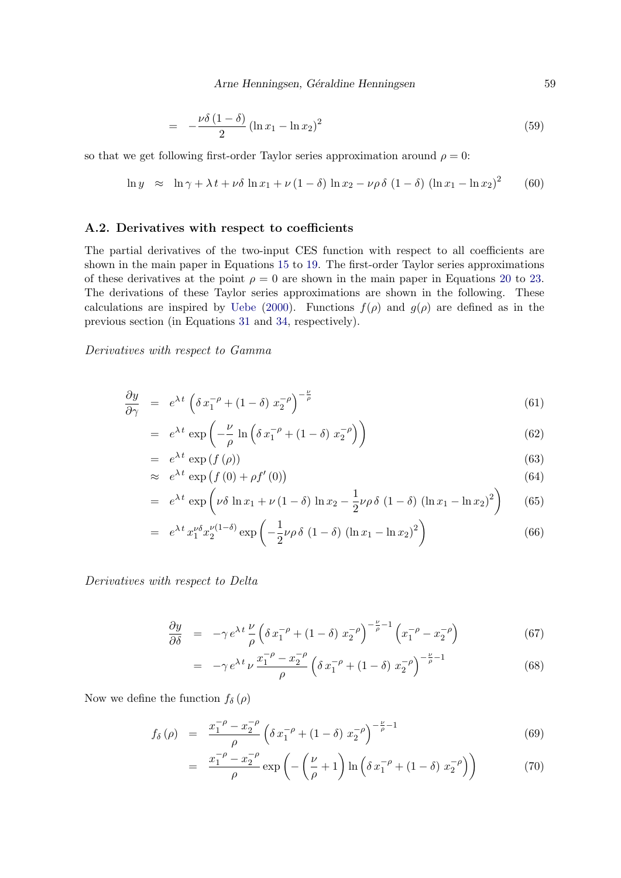$$= -\frac{\nu\delta(1-\delta)}{2}(\ln x_1 - \ln x_2)^2 \tag{59}$$

so that we get following first-order Taylor series approximation around $\rho = 0$:

$$\ln y \approx \ln\gamma + \lambda\, t + \nu\delta\, \ln x_1 + \nu\,(1-\delta)\, \ln x_2 - \nu\rho\,\delta\,(1-\delta)\,(\ln x_1 - \ln x_2)^2 \tag{60}$$

## A.2. Derivatives with respect to coefficients

The partial derivatives of the two-input CES function with respect to all coefficients are shown in the main paper in Equations 15 to 19. The first-order Taylor series approximations of these derivatives at the point $\rho = 0$ are shown in the main paper in Equations 20 to 23. The derivations of these Taylor series approximations are shown in the following. These calculations are inspired by Uebe (2000). Functions $f(\rho)$ and $g(\rho)$ are defined as in the previous section (in Equations 31 and 34, respectively).

*Derivatives with respect to Gamma*

$$\frac{\partial y}{\partial \gamma} = e^{\lambda\, t}\left(\delta\, x_1^{-\rho} + (1-\delta)\, x_2^{-\rho}\right)^{-\frac{\nu}{\rho}} \tag{61}$$

$$= e^{\lambda\, t}\,\exp\left(-\frac{\nu}{\rho}\,\ln\left(\delta\, x_1^{-\rho} + (1-\delta)\, x_2^{-\rho}\right)\right) \tag{62}$$

$$= e^{\lambda\, t}\,\exp\left(f(\rho)\right) \tag{63}$$

$$\approx e^{\lambda\, t}\,\exp\left(f(0) + \rho f'(0)\right) \tag{64}$$

$$= e^{\lambda\, t}\,\exp\left(\nu\delta\,\ln x_1 + \nu\,(1-\delta)\,\ln x_2 - \frac{1}{2}\nu\rho\,\delta\,(1-\delta)\,(\ln x_1 - \ln x_2)^2\right) \tag{65}$$

$$= e^{\lambda\, t}\, x_1^{\nu\delta} x_2^{\nu(1-\delta)}\,\exp\left(-\frac{1}{2}\nu\rho\,\delta\,(1-\delta)\,(\ln x_1 - \ln x_2)^2\right) \tag{66}$$

*Derivatives with respect to Delta*

$$\frac{\partial y}{\partial \delta} = -\gamma\, e^{\lambda\, t}\,\frac{\nu}{\rho}\left(\delta\, x_1^{-\rho} + (1-\delta)\, x_2^{-\rho}\right)^{-\frac{\nu}{\rho}-1}\left(x_1^{-\rho} - x_2^{-\rho}\right) \tag{67}$$

$$= -\gamma\, e^{\lambda\, t}\,\nu\,\frac{x_1^{-\rho} - x_2^{-\rho}}{\rho}\left(\delta\, x_1^{-\rho} + (1-\delta)\, x_2^{-\rho}\right)^{-\frac{\nu}{\rho}-1} \tag{68}$$

Now we define the function $f_\delta(\rho)$

$$f_\delta(\rho) = \frac{x_1^{-\rho} - x_2^{-\rho}}{\rho}\left(\delta\, x_1^{-\rho} + (1-\delta)\, x_2^{-\rho}\right)^{-\frac{\nu}{\rho}-1} \tag{69}$$

$$= \frac{x_1^{-\rho} - x_2^{-\rho}}{\rho}\,\exp\left(-\left(\frac{\nu}{\rho}+1\right)\ln\left(\delta\, x_1^{-\rho} + (1-\delta)\, x_2^{-\rho}\right)\right) \tag{70}$$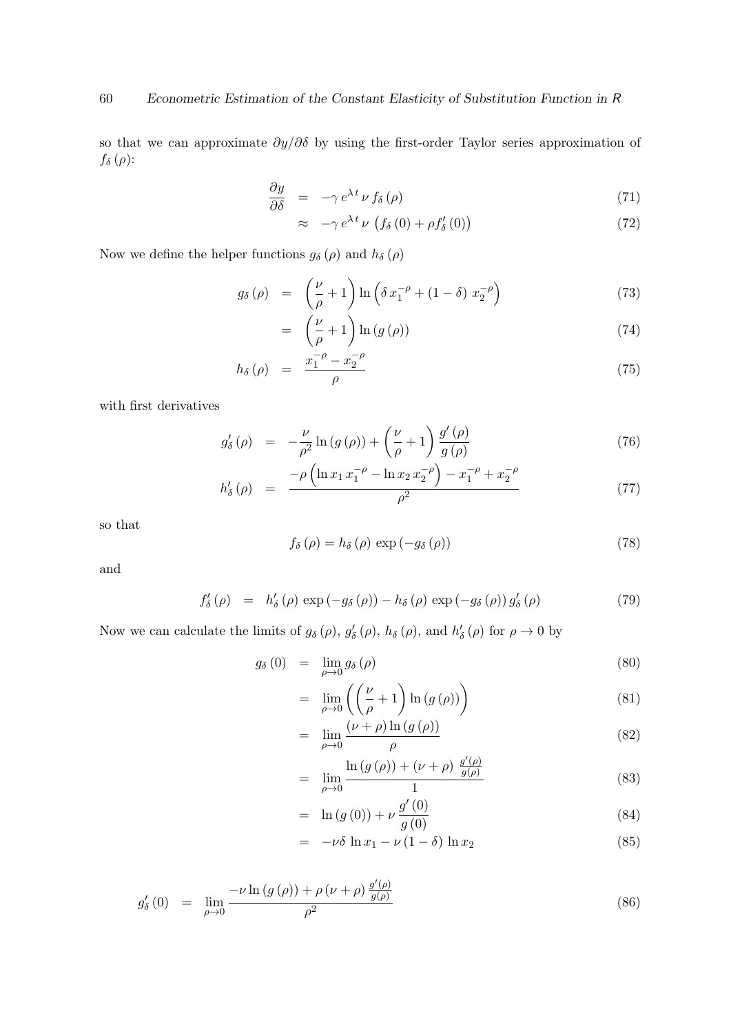so that we can approximate $\partial y / \partial \delta$ by using the first-order Taylor series approximation of $f_\delta(\rho)$:

$$\frac{\partial y}{\partial \delta} = -\gamma \, e^{\lambda \, t} \, \nu \, f_\delta(\rho) \tag{71}$$

$$\approx -\gamma \, e^{\lambda \, t} \, \nu \left( f_\delta(0) + \rho f_\delta'(0) \right) \tag{72}$$

Now we define the helper functions $g_\delta(\rho)$ and $h_\delta(\rho)$

$$g_\delta(\rho) = \left( \frac{\nu}{\rho} + 1 \right) \ln\left( \delta \, x_1^{-\rho} + (1-\delta) \, x_2^{-\rho} \right) \tag{73}$$

$$= \left( \frac{\nu}{\rho} + 1 \right) \ln(g(\rho)) \tag{74}$$

$$h_\delta(\rho) = \frac{x_1^{-\rho} - x_2^{-\rho}}{\rho} \tag{75}$$

with first derivatives

$$g_\delta'(\rho) = -\frac{\nu}{\rho^2} \ln(g(\rho)) + \left( \frac{\nu}{\rho} + 1 \right) \frac{g'(\rho)}{g(\rho)} \tag{76}$$

$$h_\delta'(\rho) = \frac{-\rho \left( \ln x_1 \, x_1^{-\rho} - \ln x_2 \, x_2^{-\rho} \right) - x_1^{-\rho} + x_2^{-\rho}}{\rho^2} \tag{77}$$

so that

$$f_\delta(\rho) = h_\delta(\rho) \, \exp(-g_\delta(\rho)) \tag{78}$$

and

$$f_\delta'(\rho) = h_\delta'(\rho) \, \exp(-g_\delta(\rho)) - h_\delta(\rho) \, \exp(-g_\delta(\rho)) \, g_\delta'(\rho) \tag{79}$$

Now we can calculate the limits of $g_\delta(\rho)$, $g_\delta'(\rho)$, $h_\delta(\rho)$, and $h_\delta'(\rho)$ for $\rho \to 0$ by

$$g_\delta(0) = \lim_{\rho \to 0} g_\delta(\rho) \tag{80}$$

$$= \lim_{\rho \to 0} \left( \left( \frac{\nu}{\rho} + 1 \right) \ln(g(\rho)) \right) \tag{81}$$

$$= \lim_{\rho \to 0} \frac{(\nu + \rho) \ln(g(\rho))}{\rho} \tag{82}$$

$$= \lim_{\rho \to 0} \frac{\ln(g(\rho)) + (\nu + \rho) \, \frac{g'(\rho)}{g(\rho)}}{1} \tag{83}$$

$$= \ln(g(0)) + \nu \, \frac{g'(0)}{g(0)} \tag{84}$$

$$= -\nu \delta \, \ln x_1 - \nu (1-\delta) \, \ln x_2 \tag{85}$$

$$g_\delta'(0) = \lim_{\rho \to 0} \frac{-\nu \ln(g(\rho)) + \rho (\nu + \rho) \, \frac{g'(\rho)}{g(\rho)}}{\rho^2} \tag{86}$$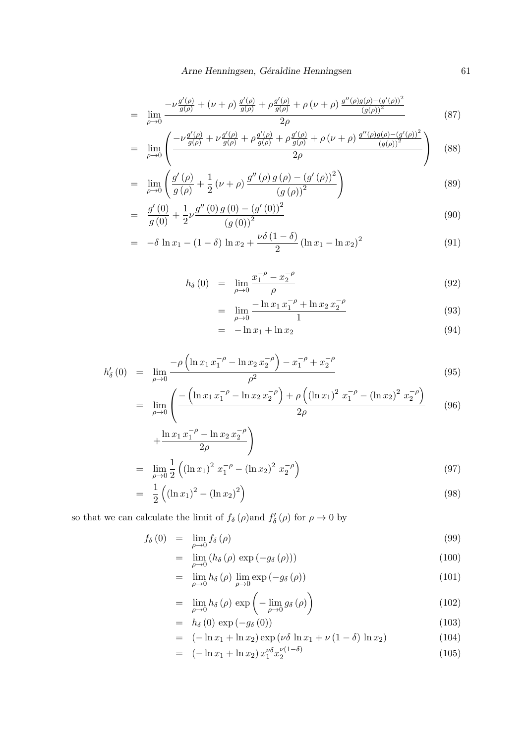$$
\begin{aligned}
&= \lim_{\rho\to 0} \frac{-\nu \frac{g'(\rho)}{g(\rho)} + (\nu+\rho)\frac{g'(\rho)}{g(\rho)} + \rho\frac{g'(\rho)}{g(\rho)} + \rho(\nu+\rho)\frac{g''(\rho)g(\rho)-(g'(\rho))^2}{(g(\rho))^2}}{2\rho} && (87)\\
&= \lim_{\rho\to 0} \left( \frac{-\nu \frac{g'(\rho)}{g(\rho)} + \nu\frac{g'(\rho)}{g(\rho)} + \rho\frac{g'(\rho)}{g(\rho)} + \rho\frac{g'(\rho)}{g(\rho)} + \rho(\nu+\rho)\frac{g''(\rho)g(\rho)-(g'(\rho))^2}{(g(\rho))^2}}{2\rho} \right) && (88)\\
&= \lim_{\rho\to 0} \left( \frac{g'(\rho)}{g(\rho)} + \frac{1}{2}(\nu+\rho)\frac{g''(\rho)\,g(\rho)-(g'(\rho))^2}{(g(\rho))^2} \right) && (89)\\
&= \frac{g'(0)}{g(0)} + \frac{1}{2}\nu\frac{g''(0)\,g(0)-(g'(0))^2}{(g(0))^2} && (90)\\
&= -\delta\,\ln x_1 - (1-\delta)\,\ln x_2 + \frac{\nu\delta(1-\delta)}{2}(\ln x_1 - \ln x_2)^2 && (91)
\end{aligned}
$$

$$
\begin{aligned}
h_\delta(0) &= \lim_{\rho\to 0} \frac{x_1^{-\rho} - x_2^{-\rho}}{\rho} && (92)\\
&= \lim_{\rho\to 0} \frac{-\ln x_1\, x_1^{-\rho} + \ln x_2\, x_2^{-\rho}}{1} && (93)\\
&= -\ln x_1 + \ln x_2 && (94)
\end{aligned}
$$

$$
\begin{aligned}
h'_\delta(0) &= \lim_{\rho\to 0} \frac{-\rho\left(\ln x_1\, x_1^{-\rho} - \ln x_2\, x_2^{-\rho}\right) - x_1^{-\rho} + x_2^{-\rho}}{\rho^2} && (95)\\
&= \lim_{\rho\to 0} \left( \frac{-\left(\ln x_1\, x_1^{-\rho} - \ln x_2\, x_2^{-\rho}\right) + \rho\left((\ln x_1)^2\, x_1^{-\rho} - (\ln x_2)^2\, x_2^{-\rho}\right)}{2\rho} \right. && (96)\\
&\quad \left. + \frac{\ln x_1\, x_1^{-\rho} - \ln x_2\, x_2^{-\rho}}{2\rho} \right) \\
&= \lim_{\rho\to 0} \frac{1}{2}\left((\ln x_1)^2\, x_1^{-\rho} - (\ln x_2)^2\, x_2^{-\rho}\right) && (97)\\
&= \frac{1}{2}\left((\ln x_1)^2 - (\ln x_2)^2\right) && (98)
\end{aligned}
$$

so that we can calculate the limit of $f_\delta(\rho)$and $f'_\delta(\rho)$ for $\rho \to 0$ by

$$
\begin{aligned}
f_\delta(0) &= \lim_{\rho\to 0} f_\delta(\rho) && (99)\\
&= \lim_{\rho\to 0} \left(h_\delta(\rho)\,\exp(-g_\delta(\rho))\right) && (100)\\
&= \lim_{\rho\to 0} h_\delta(\rho)\, \lim_{\rho\to 0} \exp(-g_\delta(\rho)) && (101)\\
&= \lim_{\rho\to 0} h_\delta(\rho)\, \exp\left(-\lim_{\rho\to 0} g_\delta(\rho)\right) && (102)\\
&= h_\delta(0)\,\exp(-g_\delta(0)) && (103)\\
&= (-\ln x_1 + \ln x_2)\exp(\nu\delta\,\ln x_1 + \nu(1-\delta)\,\ln x_2) && (104)\\
&= (-\ln x_1 + \ln x_2)\, x_1^{\nu\delta} x_2^{\nu(1-\delta)} && (105)
\end{aligned}
$$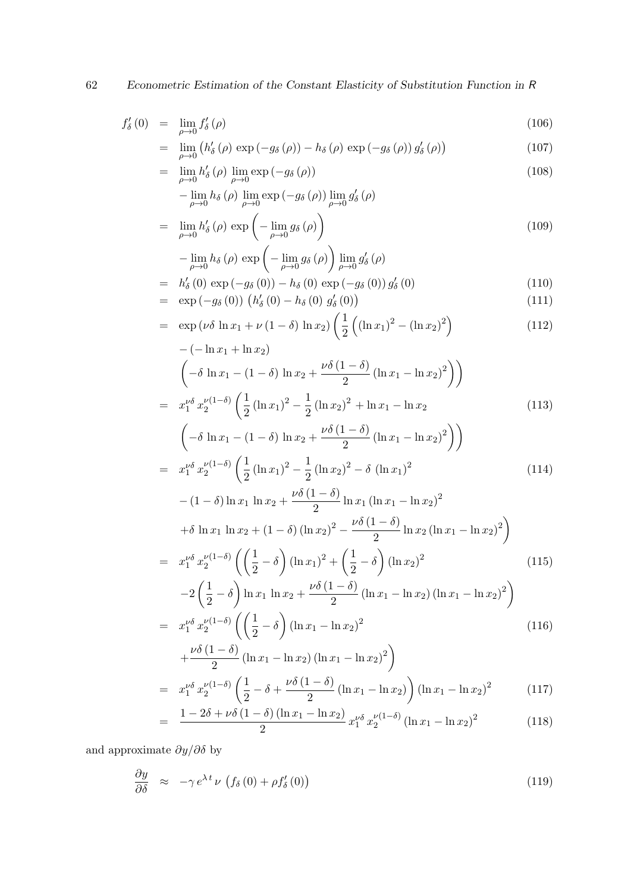$$
\begin{aligned}
f_\delta'(0) &= \lim_{\rho \to 0} f_\delta'(\rho) && (106)\\
&= \lim_{\rho \to 0} \left( h_\delta'(\rho)\, \exp\left(-g_\delta(\rho)\right) - h_\delta(\rho)\, \exp\left(-g_\delta(\rho)\right) g_\delta'(\rho) \right) && (107)\\
&= \lim_{\rho \to 0} h_\delta'(\rho)\, \lim_{\rho \to 0} \exp\left(-g_\delta(\rho)\right) && (108)\\
&\quad - \lim_{\rho \to 0} h_\delta(\rho)\, \lim_{\rho \to 0} \exp\left(-g_\delta(\rho)\right) \lim_{\rho \to 0} g_\delta'(\rho) \\
&= \lim_{\rho \to 0} h_\delta'(\rho)\, \exp\left( - \lim_{\rho \to 0} g_\delta(\rho) \right) && (109)\\
&\quad - \lim_{\rho \to 0} h_\delta(\rho)\, \exp\left( - \lim_{\rho \to 0} g_\delta(\rho) \right) \lim_{\rho \to 0} g_\delta'(\rho) \\
&= h_\delta'(0)\, \exp\left(-g_\delta(0)\right) - h_\delta(0)\, \exp\left(-g_\delta(0)\right) g_\delta'(0) && (110)\\
&= \exp\left(-g_\delta(0)\right) \left( h_\delta'(0) - h_\delta(0)\, g_\delta'(0) \right) && (111)\\
&= \exp\left(\nu\delta \ln x_1 + \nu(1-\delta) \ln x_2\right) \left( \frac{1}{2} \left( (\ln x_1)^2 - (\ln x_2)^2 \right) \right. && (112)\\
&\quad - \left(-\ln x_1 + \ln x_2\right) \\
&\quad \left. \left( -\delta \ln x_1 - (1-\delta) \ln x_2 + \frac{\nu\delta(1-\delta)}{2} \left(\ln x_1 - \ln x_2\right)^2 \right) \right) \\
&= x_1^{\nu\delta}\, x_2^{\nu(1-\delta)} \left( \frac{1}{2} (\ln x_1)^2 - \frac{1}{2} (\ln x_2)^2 + \ln x_1 - \ln x_2 \right. && (113)\\
&\quad \left. \left( -\delta \ln x_1 - (1-\delta) \ln x_2 + \frac{\nu\delta(1-\delta)}{2} \left(\ln x_1 - \ln x_2\right)^2 \right) \right) \\
&= x_1^{\nu\delta}\, x_2^{\nu(1-\delta)} \left( \frac{1}{2} (\ln x_1)^2 - \frac{1}{2} (\ln x_2)^2 - \delta\, (\ln x_1)^2 \right. && (114)\\
&\quad - (1-\delta) \ln x_1\, \ln x_2 + \frac{\nu\delta(1-\delta)}{2} \ln x_1 \left(\ln x_1 - \ln x_2\right)^2 \\
&\quad \left. + \delta \ln x_1\, \ln x_2 + (1-\delta) (\ln x_2)^2 - \frac{\nu\delta(1-\delta)}{2} \ln x_2 \left(\ln x_1 - \ln x_2\right)^2 \right) \\
&= x_1^{\nu\delta}\, x_2^{\nu(1-\delta)} \left( \left( \frac{1}{2} - \delta \right) (\ln x_1)^2 + \left( \frac{1}{2} - \delta \right) (\ln x_2)^2 \right. && (115)\\
&\quad \left. - 2 \left( \frac{1}{2} - \delta \right) \ln x_1\, \ln x_2 + \frac{\nu\delta(1-\delta)}{2} \left(\ln x_1 - \ln x_2\right) \left(\ln x_1 - \ln x_2\right)^2 \right) \\
&= x_1^{\nu\delta}\, x_2^{\nu(1-\delta)} \left( \left( \frac{1}{2} - \delta \right) \left(\ln x_1 - \ln x_2\right)^2 \right. && (116)\\
&\quad \left. + \frac{\nu\delta(1-\delta)}{2} \left(\ln x_1 - \ln x_2\right) \left(\ln x_1 - \ln x_2\right)^2 \right) \\
&= x_1^{\nu\delta}\, x_2^{\nu(1-\delta)} \left( \frac{1}{2} - \delta + \frac{\nu\delta(1-\delta)}{2} \left(\ln x_1 - \ln x_2\right) \right) \left(\ln x_1 - \ln x_2\right)^2 && (117)\\
&= \frac{1 - 2\delta + \nu\delta(1-\delta)\left(\ln x_1 - \ln x_2\right)}{2}\, x_1^{\nu\delta}\, x_2^{\nu(1-\delta)} \left(\ln x_1 - \ln x_2\right)^2 && (118)
\end{aligned}
$$

and approximate $\partial y / \partial \delta$ by

$$
\frac{\partial y}{\partial \delta} \approx -\gamma\, e^{\lambda t}\, \nu \left( f_\delta(0) + \rho f_\delta'(0) \right) \qquad (119)
$$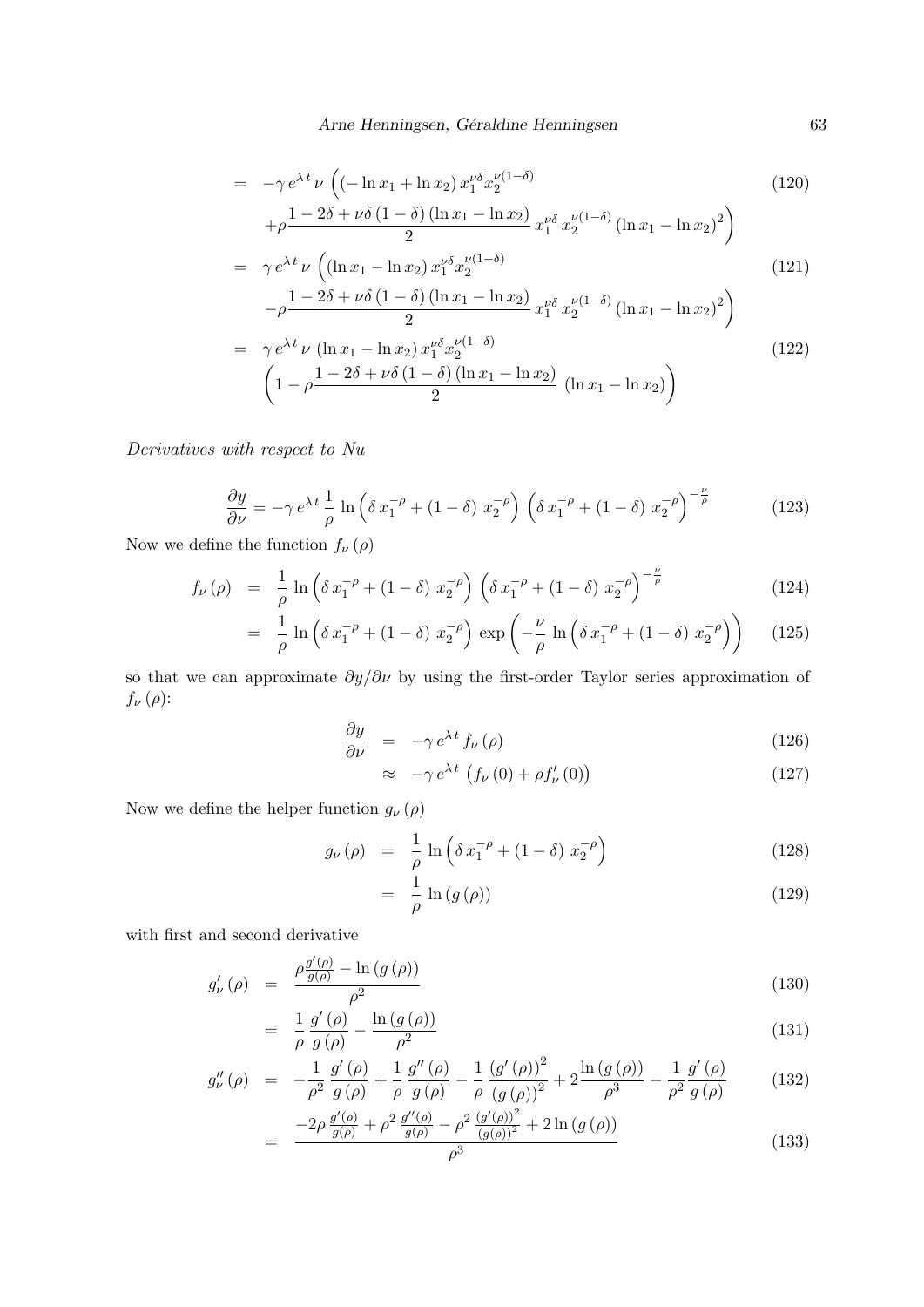$$
\begin{aligned}
&= -\gamma\, e^{\lambda\, t}\, \nu\, \left( \left( -\ln x_1 + \ln x_2 \right) x_1^{\nu\delta} x_2^{\nu(1-\delta)} \right. && (120)\\
&\quad \left. + \rho \frac{1 - 2\delta + \nu\delta\left(1-\delta\right)\left(\ln x_1 - \ln x_2\right)}{2}\, x_1^{\nu\delta}\, x_2^{\nu(1-\delta)} \left(\ln x_1 - \ln x_2\right)^2 \right) \\
&= \gamma\, e^{\lambda\, t}\, \nu\, \left( \left( \ln x_1 - \ln x_2 \right) x_1^{\nu\delta} x_2^{\nu(1-\delta)} \right. && (121)\\
&\quad \left. - \rho \frac{1 - 2\delta + \nu\delta\left(1-\delta\right)\left(\ln x_1 - \ln x_2\right)}{2}\, x_1^{\nu\delta}\, x_2^{\nu(1-\delta)} \left(\ln x_1 - \ln x_2\right)^2 \right) \\
&= \gamma\, e^{\lambda\, t}\, \nu\, \left( \ln x_1 - \ln x_2 \right) x_1^{\nu\delta} x_2^{\nu(1-\delta)} && (122)\\
&\quad \left( 1 - \rho \frac{1 - 2\delta + \nu\delta\left(1-\delta\right)\left(\ln x_1 - \ln x_2\right)}{2}\, \left(\ln x_1 - \ln x_2\right) \right)
\end{aligned}
$$

*Derivatives with respect to Nu*

$$
\frac{\partial y}{\partial \nu} = -\gamma\, e^{\lambda\, t}\, \frac{1}{\rho}\, \ln\left( \delta\, x_1^{-\rho} + \left(1-\delta\right)\, x_2^{-\rho} \right) \left( \delta\, x_1^{-\rho} + \left(1-\delta\right)\, x_2^{-\rho} \right)^{-\frac{\nu}{\rho}} \qquad (123)
$$

Now we define the function $f_\nu\left(\rho\right)$

$$
\begin{aligned}
f_\nu\left(\rho\right) &= \frac{1}{\rho}\, \ln\left( \delta\, x_1^{-\rho} + \left(1-\delta\right)\, x_2^{-\rho} \right) \left( \delta\, x_1^{-\rho} + \left(1-\delta\right)\, x_2^{-\rho} \right)^{-\frac{\nu}{\rho}} && (124)\\
&= \frac{1}{\rho}\, \ln\left( \delta\, x_1^{-\rho} + \left(1-\delta\right)\, x_2^{-\rho} \right) \exp\left( -\frac{\nu}{\rho}\, \ln\left( \delta\, x_1^{-\rho} + \left(1-\delta\right)\, x_2^{-\rho} \right) \right) && (125)
\end{aligned}
$$

so that we can approximate $\partial y / \partial \nu$ by using the first-order Taylor series approximation of $f_\nu\left(\rho\right)$:

$$
\begin{aligned}
\frac{\partial y}{\partial \nu} &= -\gamma\, e^{\lambda\, t}\, f_\nu\left(\rho\right) && (126)\\
&\approx -\gamma\, e^{\lambda\, t} \left( f_\nu\left(0\right) + \rho f_\nu'\left(0\right) \right) && (127)
\end{aligned}
$$

Now we define the helper function $g_\nu\left(\rho\right)$

$$
\begin{aligned}
g_\nu\left(\rho\right) &= \frac{1}{\rho}\, \ln\left( \delta\, x_1^{-\rho} + \left(1-\delta\right)\, x_2^{-\rho} \right) && (128)\\
&= \frac{1}{\rho}\, \ln\left(g\left(\rho\right)\right) && (129)
\end{aligned}
$$

with first and second derivative

$$
\begin{aligned}
g_\nu'\left(\rho\right) &= \frac{\rho \frac{g'\left(\rho\right)}{g\left(\rho\right)} - \ln\left(g\left(\rho\right)\right)}{\rho^2} && (130)\\
&= \frac{1}{\rho}\, \frac{g'\left(\rho\right)}{g\left(\rho\right)} - \frac{\ln\left(g\left(\rho\right)\right)}{\rho^2} && (131)\\
g_\nu''\left(\rho\right) &= -\frac{1}{\rho^2}\, \frac{g'\left(\rho\right)}{g\left(\rho\right)} + \frac{1}{\rho}\, \frac{g''\left(\rho\right)}{g\left(\rho\right)} - \frac{1}{\rho}\, \frac{\left(g'\left(\rho\right)\right)^2}{\left(g\left(\rho\right)\right)^2} + 2\frac{\ln\left(g\left(\rho\right)\right)}{\rho^3} - \frac{1}{\rho^2}\, \frac{g'\left(\rho\right)}{g\left(\rho\right)} && (132)\\
&= \frac{-2\rho\, \frac{g'\left(\rho\right)}{g\left(\rho\right)} + \rho^2\, \frac{g''\left(\rho\right)}{g\left(\rho\right)} - \rho^2\, \frac{\left(g'\left(\rho\right)\right)^2}{\left(g\left(\rho\right)\right)^2} + 2\ln\left(g\left(\rho\right)\right)}{\rho^3} && (133)
\end{aligned}
$$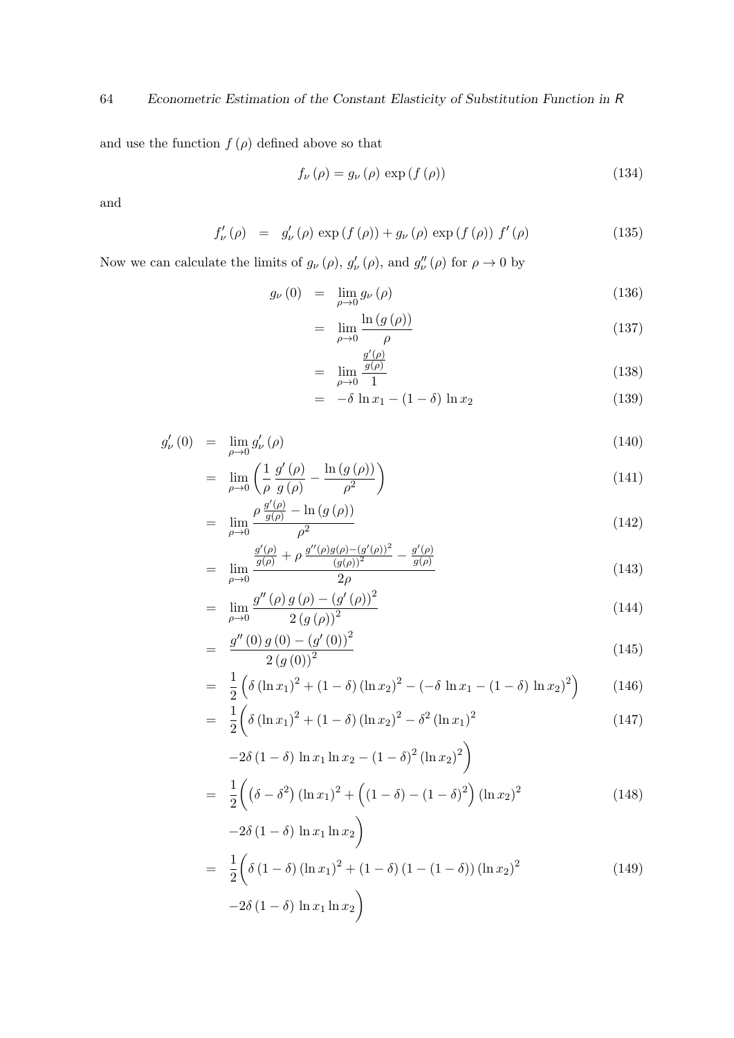and use the function $f(\rho)$ defined above so that

$$f_\nu(\rho) = g_\nu(\rho)\, \exp(f(\rho)) \tag{134}$$

and

$$f'_\nu(\rho) \;=\; g'_\nu(\rho)\, \exp(f(\rho)) + g_\nu(\rho)\, \exp(f(\rho))\; f'(\rho) \tag{135}$$

Now we can calculate the limits of $g_\nu(\rho)$, $g'_\nu(\rho)$, and $g''_\nu(\rho)$ for $\rho \to 0$ by

$$
\begin{aligned}
g_\nu(0) &= \lim_{\rho \to 0} g_\nu(\rho) && (136)\\
&= \lim_{\rho \to 0} \frac{\ln(g(\rho))}{\rho} && (137)\\
&= \lim_{\rho \to 0} \frac{\frac{g'(\rho)}{g(\rho)}}{1} && (138)\\
&= -\delta \, \ln x_1 - (1-\delta)\, \ln x_2 && (139)
\end{aligned}
$$

$$
\begin{aligned}
g'_\nu(0) &= \lim_{\rho \to 0} g'_\nu(\rho) && (140)\\
&= \lim_{\rho \to 0} \left( \frac{1}{\rho}\, \frac{g'(\rho)}{g(\rho)} - \frac{\ln(g(\rho))}{\rho^2} \right) && (141)\\
&= \lim_{\rho \to 0} \frac{\rho\, \frac{g'(\rho)}{g(\rho)} - \ln(g(\rho))}{\rho^2} && (142)\\
&= \lim_{\rho \to 0} \frac{\frac{g'(\rho)}{g(\rho)} + \rho\, \frac{g''(\rho) g(\rho) - (g'(\rho))^2}{(g(\rho))^2} - \frac{g'(\rho)}{g(\rho)}}{2\rho} && (143)\\
&= \lim_{\rho \to 0} \frac{g''(\rho)\, g(\rho) - (g'(\rho))^2}{2\,(g(\rho))^2} && (144)\\
&= \frac{g''(0)\, g(0) - (g'(0))^2}{2\,(g(0))^2} && (145)\\
&= \frac{1}{2}\left( \delta\,(\ln x_1)^2 + (1-\delta)\,(\ln x_2)^2 - (-\delta\, \ln x_1 - (1-\delta)\, \ln x_2)^2 \right) && (146)\\
&= \frac{1}{2}\Big( \delta\,(\ln x_1)^2 + (1-\delta)\,(\ln x_2)^2 - \delta^2\,(\ln x_1)^2 && (147)\\
&\quad -2\delta\,(1-\delta)\, \ln x_1 \ln x_2 - (1-\delta)^2\,(\ln x_2)^2 \Big) \\
&= \frac{1}{2}\Big( \left(\delta - \delta^2\right)(\ln x_1)^2 + \left((1-\delta) - (1-\delta)^2\right)(\ln x_2)^2 && (148)\\
&\quad -2\delta\,(1-\delta)\, \ln x_1 \ln x_2 \Big) \\
&= \frac{1}{2}\Big( \delta\,(1-\delta)\,(\ln x_1)^2 + (1-\delta)\,(1-(1-\delta))\,(\ln x_2)^2 && (149)\\
&\quad -2\delta\,(1-\delta)\, \ln x_1 \ln x_2 \Big)
\end{aligned}
$$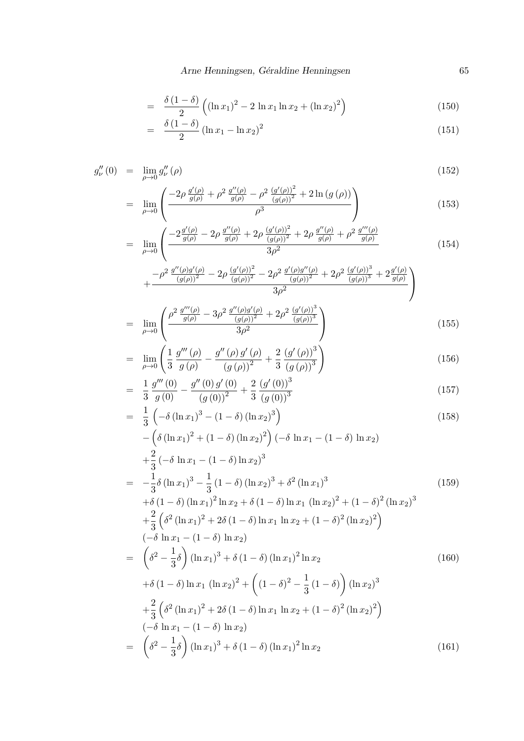$$= \frac{\delta(1-\delta)}{2}\left((\ln x_1)^2 - 2\,\ln x_1 \ln x_2 + (\ln x_2)^2\right) \tag{150}$$

$$= \frac{\delta(1-\delta)}{2}(\ln x_1 - \ln x_2)^2 \tag{151}$$

$$g''_\nu(0) = \lim_{\rho\to 0} g''_\nu(\rho) \tag{152}$$

$$= \lim_{\rho\to 0}\left(\frac{-2\rho\frac{g'(\rho)}{g(\rho)} + \rho^2\frac{g''(\rho)}{g(\rho)} - \rho^2\frac{(g'(\rho))^2}{(g(\rho))^2} + 2\ln(g(\rho))}{\rho^3}\right) \tag{153}$$

$$= \lim_{\rho\to 0}\left(\frac{-2\frac{g'(\rho)}{g(\rho)} - 2\rho\frac{g''(\rho)}{g(\rho)} + 2\rho\frac{(g'(\rho))^2}{(g(\rho))^2} + 2\rho\frac{g''(\rho)}{g(\rho)} + \rho^2\frac{g'''(\rho)}{g(\rho)}}{3\rho^2}\right. \tag{154}$$

$$\left. + \frac{-\rho^2\frac{g''(\rho)g'(\rho)}{(g(\rho))^2} - 2\rho\frac{(g'(\rho))^2}{(g(\rho))^2} - 2\rho^2\frac{g'(\rho)g''(\rho)}{(g(\rho))^2} + 2\rho^2\frac{(g'(\rho))^3}{(g(\rho))^3} + 2\frac{g'(\rho)}{g(\rho)}}{3\rho^2}\right)$$

$$= \lim_{\rho\to 0}\left(\frac{\rho^2\frac{g'''(\rho)}{g(\rho)} - 3\rho^2\frac{g''(\rho)g'(\rho)}{(g(\rho))^2} + 2\rho^2\frac{(g'(\rho))^3}{(g(\rho))^3}}{3\rho^2}\right) \tag{155}$$

$$= \lim_{\rho\to 0}\left(\frac{1}{3}\frac{g'''(\rho)}{g(\rho)} - \frac{g''(\rho)\,g'(\rho)}{(g(\rho))^2} + \frac{2}{3}\frac{(g'(\rho))^3}{(g(\rho))^3}\right) \tag{156}$$

$$= \frac{1}{3}\frac{g'''(0)}{g(0)} - \frac{g''(0)\,g'(0)}{(g(0))^2} + \frac{2}{3}\frac{(g'(0))^3}{(g(0))^3} \tag{157}$$

$$\begin{aligned}
&= \frac{1}{3}\left(-\delta(\ln x_1)^3 - (1-\delta)(\ln x_2)^3\right) \\
&\quad - \left(\delta(\ln x_1)^2 + (1-\delta)(\ln x_2)^2\right)(-\delta\,\ln x_1 - (1-\delta)\,\ln x_2) \\
&\quad + \frac{2}{3}(-\delta\,\ln x_1 - (1-\delta)\ln x_2)^3
\end{aligned} \tag{158}$$

$$\begin{aligned}
&= -\frac{1}{3}\delta(\ln x_1)^3 - \frac{1}{3}(1-\delta)(\ln x_2)^3 + \delta^2(\ln x_1)^3 \\
&\quad + \delta(1-\delta)(\ln x_1)^2\ln x_2 + \delta(1-\delta)\ln x_1\,(\ln x_2)^2 + (1-\delta)^2(\ln x_2)^3 \\
&\quad + \frac{2}{3}\left(\delta^2(\ln x_1)^2 + 2\delta(1-\delta)\ln x_1\,\ln x_2 + (1-\delta)^2(\ln x_2)^2\right) \\
&\quad (-\delta\,\ln x_1 - (1-\delta)\,\ln x_2)
\end{aligned} \tag{159}$$

$$\begin{aligned}
&= \left(\delta^2 - \frac{1}{3}\delta\right)(\ln x_1)^3 + \delta(1-\delta)(\ln x_1)^2\ln x_2 \\
&\quad + \delta(1-\delta)\ln x_1\,(\ln x_2)^2 + \left((1-\delta)^2 - \frac{1}{3}(1-\delta)\right)(\ln x_2)^3 \\
&\quad + \frac{2}{3}\left(\delta^2(\ln x_1)^2 + 2\delta(1-\delta)\ln x_1\,\ln x_2 + (1-\delta)^2(\ln x_2)^2\right) \\
&\quad (-\delta\,\ln x_1 - (1-\delta)\,\ln x_2)
\end{aligned} \tag{160}$$

$$= \left(\delta^2 - \frac{1}{3}\delta\right)(\ln x_1)^3 + \delta(1-\delta)(\ln x_1)^2\ln x_2 \tag{161}$$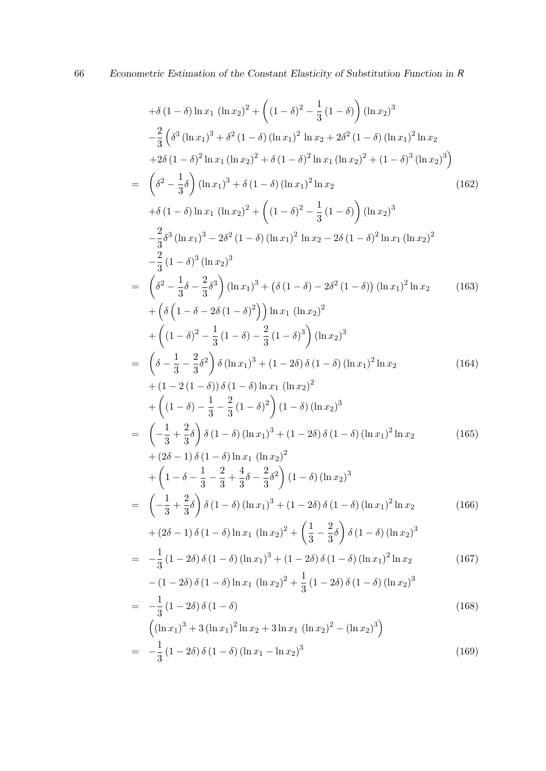$$+\delta\left(1-\delta\right)\ln x_1\,\left(\ln x_2\right)^2+\left(\left(1-\delta\right)^2-\frac{1}{3}\left(1-\delta\right)\right)\left(\ln x_2\right)^3$$

$$-\frac{2}{3}\left(\delta^3\left(\ln x_1\right)^3+\delta^2\left(1-\delta\right)\left(\ln x_1\right)^2\,\ln x_2+2\delta^2\left(1-\delta\right)\left(\ln x_1\right)^2\ln x_2\right.$$

$$\left.+2\delta\left(1-\delta\right)^2\ln x_1\left(\ln x_2\right)^2+\delta\left(1-\delta\right)^2\ln x_1\left(\ln x_2\right)^2+\left(1-\delta\right)^3\left(\ln x_2\right)^3\right)$$

$$= \left(\delta^2-\frac{1}{3}\delta\right)\left(\ln x_1\right)^3+\delta\left(1-\delta\right)\left(\ln x_1\right)^2\ln x_2 \tag{162}$$

$$+\delta\left(1-\delta\right)\ln x_1\,\left(\ln x_2\right)^2+\left(\left(1-\delta\right)^2-\frac{1}{3}\left(1-\delta\right)\right)\left(\ln x_2\right)^3$$

$$-\frac{2}{3}\delta^3\left(\ln x_1\right)^3-2\delta^2\left(1-\delta\right)\left(\ln x_1\right)^2\,\ln x_2-2\delta\left(1-\delta\right)^2\ln x_1\left(\ln x_2\right)^2$$

$$-\frac{2}{3}\left(1-\delta\right)^3\left(\ln x_2\right)^3$$

$$= \left(\delta^2-\frac{1}{3}\delta-\frac{2}{3}\delta^3\right)\left(\ln x_1\right)^3+\left(\delta\left(1-\delta\right)-2\delta^2\left(1-\delta\right)\right)\left(\ln x_1\right)^2\ln x_2 \tag{163}$$

$$+\left(\delta\left(1-\delta-2\delta\left(1-\delta\right)^2\right)\right)\ln x_1\,\left(\ln x_2\right)^2$$

$$+\left(\left(1-\delta\right)^2-\frac{1}{3}\left(1-\delta\right)-\frac{2}{3}\left(1-\delta\right)^3\right)\left(\ln x_2\right)^3$$

$$= \left(\delta-\frac{1}{3}-\frac{2}{3}\delta^2\right)\delta\left(\ln x_1\right)^3+\left(1-2\delta\right)\delta\left(1-\delta\right)\left(\ln x_1\right)^2\ln x_2 \tag{164}$$

$$+\left(1-2\left(1-\delta\right)\right)\delta\left(1-\delta\right)\ln x_1\,\left(\ln x_2\right)^2$$

$$+\left(\left(1-\delta\right)-\frac{1}{3}-\frac{2}{3}\left(1-\delta\right)^2\right)\left(1-\delta\right)\left(\ln x_2\right)^3$$

$$= \left(-\frac{1}{3}+\frac{2}{3}\delta\right)\delta\left(1-\delta\right)\left(\ln x_1\right)^3+\left(1-2\delta\right)\delta\left(1-\delta\right)\left(\ln x_1\right)^2\ln x_2 \tag{165}$$

$$+\left(2\delta-1\right)\delta\left(1-\delta\right)\ln x_1\,\left(\ln x_2\right)^2$$

$$+\left(1-\delta-\frac{1}{3}-\frac{2}{3}+\frac{4}{3}\delta-\frac{2}{3}\delta^2\right)\left(1-\delta\right)\left(\ln x_2\right)^3$$

$$= \left(-\frac{1}{3}+\frac{2}{3}\delta\right)\delta\left(1-\delta\right)\left(\ln x_1\right)^3+\left(1-2\delta\right)\delta\left(1-\delta\right)\left(\ln x_1\right)^2\ln x_2 \tag{166}$$

$$+\left(2\delta-1\right)\delta\left(1-\delta\right)\ln x_1\,\left(\ln x_2\right)^2+\left(\frac{1}{3}-\frac{2}{3}\delta\right)\delta\left(1-\delta\right)\left(\ln x_2\right)^3$$

$$= -\frac{1}{3}\left(1-2\delta\right)\delta\left(1-\delta\right)\left(\ln x_1\right)^3+\left(1-2\delta\right)\delta\left(1-\delta\right)\left(\ln x_1\right)^2\ln x_2 \tag{167}$$

$$-\left(1-2\delta\right)\delta\left(1-\delta\right)\ln x_1\,\left(\ln x_2\right)^2+\frac{1}{3}\left(1-2\delta\right)\delta\left(1-\delta\right)\left(\ln x_2\right)^3$$

$$= -\frac{1}{3}\left(1-2\delta\right)\delta\left(1-\delta\right) \tag{168}$$

$$\left(\left(\ln x_1\right)^3+3\left(\ln x_1\right)^2\ln x_2+3\ln x_1\,\left(\ln x_2\right)^2-\left(\ln x_2\right)^3\right)$$

$$= -\frac{1}{3}\left(1-2\delta\right)\delta\left(1-\delta\right)\left(\ln x_1-\ln x_2\right)^3 \tag{169}$$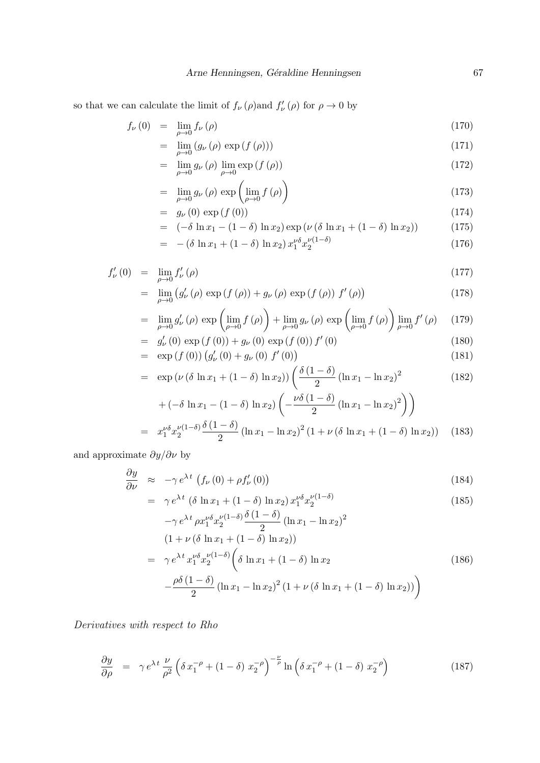so that we can calculate the limit of $f_\nu(\rho)$and $f'_\nu(\rho)$ for $\rho \to 0$ by

$$
\begin{aligned}
f_\nu(0) &= \lim_{\rho \to 0} f_\nu(\rho) && (170)\\
&= \lim_{\rho \to 0} \left( g_\nu(\rho) \exp(f(\rho)) \right) && (171)\\
&= \lim_{\rho \to 0} g_\nu(\rho) \lim_{\rho \to 0} \exp(f(\rho)) && (172)\\
&= \lim_{\rho \to 0} g_\nu(\rho) \exp\left( \lim_{\rho \to 0} f(\rho) \right) && (173)\\
&= g_\nu(0) \exp(f(0)) && (174)\\
&= \left( -\delta \ln x_1 - (1-\delta) \ln x_2 \right) \exp\left( \nu \left( \delta \ln x_1 + (1-\delta) \ln x_2 \right) \right) && (175)\\
&= -\left( \delta \ln x_1 + (1-\delta) \ln x_2 \right) x_1^{\nu\delta} x_2^{\nu(1-\delta)} && (176)
\end{aligned}
$$

$$
\begin{aligned}
f'_\nu(0) &= \lim_{\rho \to 0} f'_\nu(\rho) && (177)\\
&= \lim_{\rho \to 0} \left( g'_\nu(\rho) \exp(f(\rho)) + g_\nu(\rho) \exp(f(\rho))\, f'(\rho) \right) && (178)\\
&= \lim_{\rho \to 0} g'_\nu(\rho) \exp\left( \lim_{\rho \to 0} f(\rho) \right) + \lim_{\rho \to 0} g_\nu(\rho) \exp\left( \lim_{\rho \to 0} f(\rho) \right) \lim_{\rho \to 0} f'(\rho) && (179)\\
&= g'_\nu(0) \exp(f(0)) + g_\nu(0) \exp(f(0)) f'(0) && (180)\\
&= \exp(f(0)) \left( g'_\nu(0) + g_\nu(0)\, f'(0) \right) && (181)\\
&= \exp\left( \nu \left( \delta \ln x_1 + (1-\delta) \ln x_2 \right) \right) \left( \frac{\delta(1-\delta)}{2} \left( \ln x_1 - \ln x_2 \right)^2 \right. && (182)\\
&\quad \left. + \left( -\delta \ln x_1 - (1-\delta) \ln x_2 \right) \left( -\frac{\nu\delta(1-\delta)}{2} \left( \ln x_1 - \ln x_2 \right)^2 \right) \right) \\
&= x_1^{\nu\delta} x_2^{\nu(1-\delta)} \frac{\delta(1-\delta)}{2} \left( \ln x_1 - \ln x_2 \right)^2 \left( 1 + \nu \left( \delta \ln x_1 + (1-\delta) \ln x_2 \right) \right) && (183)
\end{aligned}
$$

and approximate $\partial y / \partial \nu$ by

$$
\begin{aligned}
\frac{\partial y}{\partial \nu} &\approx -\gamma\, e^{\lambda\, t} \left( f_\nu(0) + \rho f'_\nu(0) \right) && (184)\\
&= \gamma\, e^{\lambda\, t} \left( \delta \ln x_1 + (1-\delta) \ln x_2 \right) x_1^{\nu\delta} x_2^{\nu(1-\delta)} && (185)\\
&\quad -\gamma\, e^{\lambda\, t} \rho x_1^{\nu\delta} x_2^{\nu(1-\delta)} \frac{\delta(1-\delta)}{2} \left( \ln x_1 - \ln x_2 \right)^2 \\
&\quad \left( 1 + \nu \left( \delta \ln x_1 + (1-\delta) \ln x_2 \right) \right) \\
&= \gamma\, e^{\lambda\, t} x_1^{\nu\delta} x_2^{\nu(1-\delta)} \bigg( \delta \ln x_1 + (1-\delta) \ln x_2 && (186)\\
&\quad - \frac{\rho\delta(1-\delta)}{2} \left( \ln x_1 - \ln x_2 \right)^2 \left( 1 + \nu \left( \delta \ln x_1 + (1-\delta) \ln x_2 \right) \right) \bigg)
\end{aligned}
$$

*Derivatives with respect to Rho*

$$
\frac{\partial y}{\partial \rho} = \gamma\, e^{\lambda\, t} \frac{\nu}{\rho^2} \left( \delta\, x_1^{-\rho} + (1-\delta)\, x_2^{-\rho} \right)^{-\frac{\nu}{\rho}} \ln\left( \delta\, x_1^{-\rho} + (1-\delta)\, x_2^{-\rho} \right) \qquad (187)
$$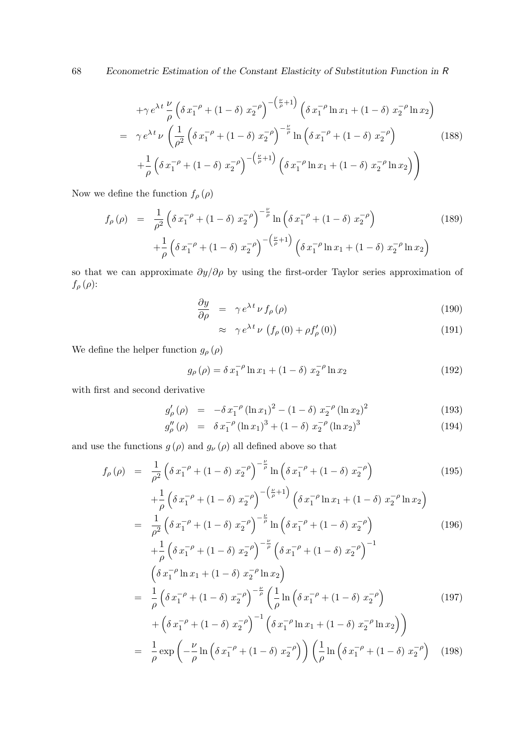$$
\begin{aligned}
&+\gamma\, e^{\lambda\, t}\, \frac{\nu}{\rho} \left(\delta\, x_1^{-\rho} + (1-\delta)\; x_2^{-\rho}\right)^{-\left(\frac{\nu}{\rho}+1\right)} \left(\delta\, x_1^{-\rho} \ln x_1 + (1-\delta)\; x_2^{-\rho} \ln x_2\right) \\
=\;& \gamma\, e^{\lambda\, t}\, \nu \left( \frac{1}{\rho^2} \left(\delta\, x_1^{-\rho} + (1-\delta)\; x_2^{-\rho}\right)^{-\frac{\nu}{\rho}} \ln \left(\delta\, x_1^{-\rho} + (1-\delta)\; x_2^{-\rho}\right) \right. \qquad (188) \\
&\left. + \frac{1}{\rho} \left(\delta\, x_1^{-\rho} + (1-\delta)\; x_2^{-\rho}\right)^{-\left(\frac{\nu}{\rho}+1\right)} \left(\delta\, x_1^{-\rho} \ln x_1 + (1-\delta)\; x_2^{-\rho} \ln x_2\right) \right)
\end{aligned}
$$

Now we define the function $f_\rho(\rho)$

$$
\begin{aligned}
f_\rho(\rho) \;=\;& \frac{1}{\rho^2} \left(\delta\, x_1^{-\rho} + (1-\delta)\; x_2^{-\rho}\right)^{-\frac{\nu}{\rho}} \ln \left(\delta\, x_1^{-\rho} + (1-\delta)\; x_2^{-\rho}\right) \qquad (189) \\
&+ \frac{1}{\rho} \left(\delta\, x_1^{-\rho} + (1-\delta)\; x_2^{-\rho}\right)^{-\left(\frac{\nu}{\rho}+1\right)} \left(\delta\, x_1^{-\rho} \ln x_1 + (1-\delta)\; x_2^{-\rho} \ln x_2\right)
\end{aligned}
$$

so that we can approximate $\partial y / \partial \rho$ by using the first-order Taylor series approximation of $f_\rho(\rho)$:

$$
\frac{\partial y}{\partial \rho} = \gamma\, e^{\lambda\, t}\, \nu\, f_\rho(\rho) \qquad (190)
$$

$$
\approx \gamma\, e^{\lambda\, t}\, \nu\, \left(f_\rho(0) + \rho f'_\rho(0)\right) \qquad (191)
$$

We define the helper function $g_\rho(\rho)$

$$
g_\rho(\rho) = \delta\, x_1^{-\rho} \ln x_1 + (1-\delta)\; x_2^{-\rho} \ln x_2 \qquad (192)
$$

with first and second derivative

$$
g'_\rho(\rho) = -\delta\, x_1^{-\rho} (\ln x_1)^2 - (1-\delta)\; x_2^{-\rho} (\ln x_2)^2 \qquad (193)
$$

$$
g''_\rho(\rho) = \delta\, x_1^{-\rho} (\ln x_1)^3 + (1-\delta)\; x_2^{-\rho} (\ln x_2)^3 \qquad (194)
$$

and use the functions $g(\rho)$ and $g_\nu(\rho)$ all defined above so that

$$
\begin{aligned}
f_\rho(\rho) \;=\;& \frac{1}{\rho^2} \left(\delta\, x_1^{-\rho} + (1-\delta)\; x_2^{-\rho}\right)^{-\frac{\nu}{\rho}} \ln \left(\delta\, x_1^{-\rho} + (1-\delta)\; x_2^{-\rho}\right) \qquad (195) \\
&+ \frac{1}{\rho} \left(\delta\, x_1^{-\rho} + (1-\delta)\; x_2^{-\rho}\right)^{-\left(\frac{\nu}{\rho}+1\right)} \left(\delta\, x_1^{-\rho} \ln x_1 + (1-\delta)\; x_2^{-\rho} \ln x_2\right) \\
=\;& \frac{1}{\rho^2} \left(\delta\, x_1^{-\rho} + (1-\delta)\; x_2^{-\rho}\right)^{-\frac{\nu}{\rho}} \ln \left(\delta\, x_1^{-\rho} + (1-\delta)\; x_2^{-\rho}\right) \qquad (196) \\
&+ \frac{1}{\rho} \left(\delta\, x_1^{-\rho} + (1-\delta)\; x_2^{-\rho}\right)^{-\frac{\nu}{\rho}} \left(\delta\, x_1^{-\rho} + (1-\delta)\; x_2^{-\rho}\right)^{-1} \\
&\left(\delta\, x_1^{-\rho} \ln x_1 + (1-\delta)\; x_2^{-\rho} \ln x_2\right) \\
=\;& \frac{1}{\rho} \left(\delta\, x_1^{-\rho} + (1-\delta)\; x_2^{-\rho}\right)^{-\frac{\nu}{\rho}} \left( \frac{1}{\rho} \ln \left(\delta\, x_1^{-\rho} + (1-\delta)\; x_2^{-\rho}\right) \right. \qquad (197) \\
&\left. + \left(\delta\, x_1^{-\rho} + (1-\delta)\; x_2^{-\rho}\right)^{-1} \left(\delta\, x_1^{-\rho} \ln x_1 + (1-\delta)\; x_2^{-\rho} \ln x_2\right) \right) \\
=\;& \frac{1}{\rho} \exp \left( -\frac{\nu}{\rho} \ln \left(\delta\, x_1^{-\rho} + (1-\delta)\; x_2^{-\rho}\right) \right) \left( \frac{1}{\rho} \ln \left(\delta\, x_1^{-\rho} + (1-\delta)\; x_2^{-\rho}\right) \right. \qquad (198)
\end{aligned}
$$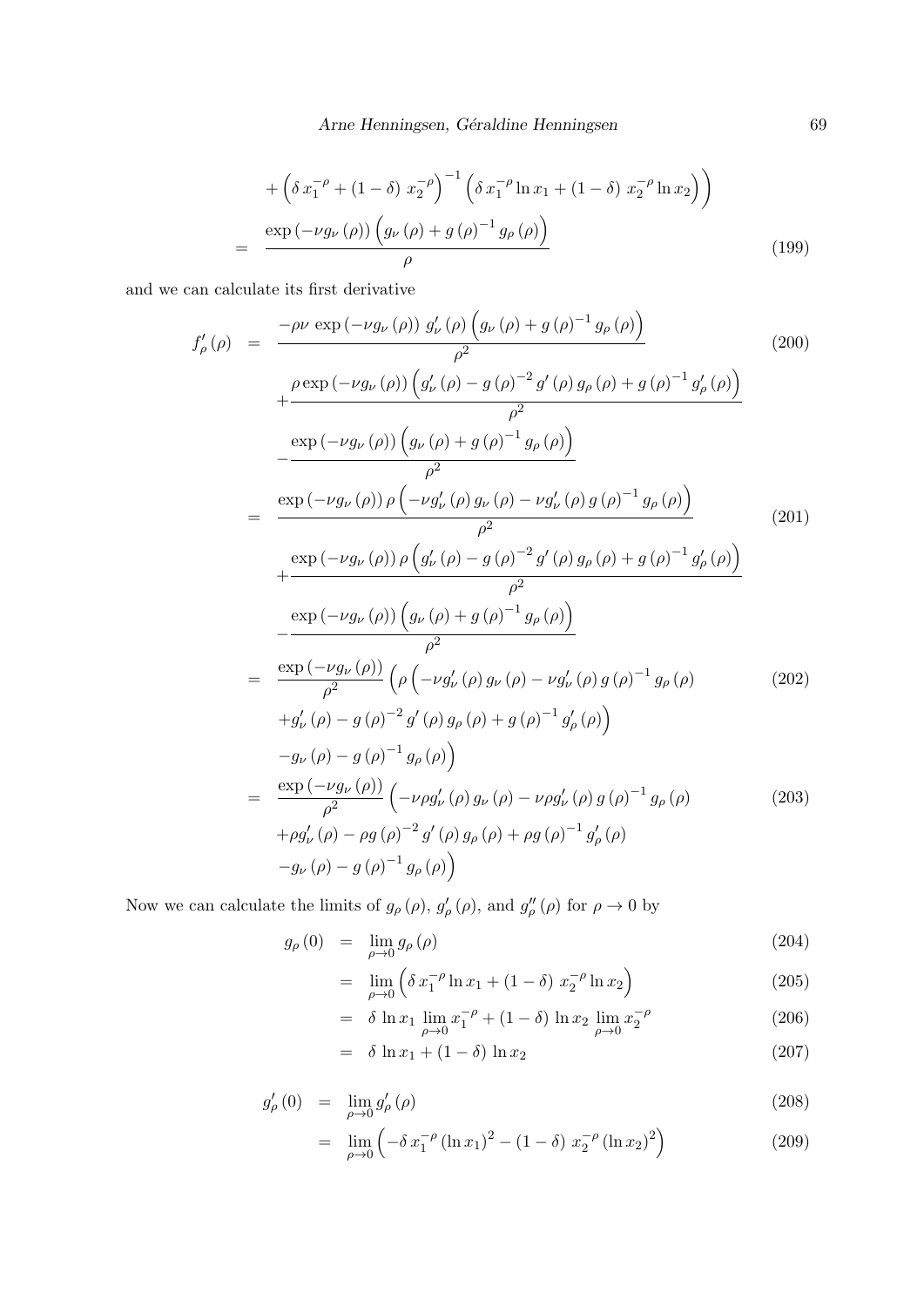$$+ \left( \delta \, x_1^{-\rho} + (1-\delta) \; x_2^{-\rho} \right)^{-1} \left( \delta \, x_1^{-\rho} \ln x_1 + (1-\delta) \; x_2^{-\rho} \ln x_2 \right) \Big)$$

$$= \frac{\exp\left(-\nu g_\nu\left(\rho\right)\right) \left( g_\nu\left(\rho\right) + g\left(\rho\right)^{-1} g_\rho\left(\rho\right) \right)}{\rho} \tag{199}$$

and we can calculate its first derivative

$$f'_\rho\left(\rho\right) = \frac{-\rho\nu \, \exp\left(-\nu g_\nu\left(\rho\right)\right) \, g'_\nu\left(\rho\right) \left( g_\nu\left(\rho\right) + g\left(\rho\right)^{-1} g_\rho\left(\rho\right) \right)}{\rho^2} \tag{200}$$

$$+ \frac{\rho \exp\left(-\nu g_\nu\left(\rho\right)\right) \left( g'_\nu\left(\rho\right) - g\left(\rho\right)^{-2} g'\left(\rho\right) g_\rho\left(\rho\right) + g\left(\rho\right)^{-1} g'_\rho\left(\rho\right) \right)}{\rho^2}$$

$$- \frac{\exp\left(-\nu g_\nu\left(\rho\right)\right) \left( g_\nu\left(\rho\right) + g\left(\rho\right)^{-1} g_\rho\left(\rho\right) \right)}{\rho^2}$$

$$= \frac{\exp\left(-\nu g_\nu\left(\rho\right)\right) \rho \left( -\nu g'_\nu\left(\rho\right) g_\nu\left(\rho\right) - \nu g'_\nu\left(\rho\right) g\left(\rho\right)^{-1} g_\rho\left(\rho\right) \right)}{\rho^2} \tag{201}$$

$$+ \frac{\exp\left(-\nu g_\nu\left(\rho\right)\right) \rho \left( g'_\nu\left(\rho\right) - g\left(\rho\right)^{-2} g'\left(\rho\right) g_\rho\left(\rho\right) + g\left(\rho\right)^{-1} g'_\rho\left(\rho\right) \right)}{\rho^2}$$

$$- \frac{\exp\left(-\nu g_\nu\left(\rho\right)\right) \left( g_\nu\left(\rho\right) + g\left(\rho\right)^{-1} g_\rho\left(\rho\right) \right)}{\rho^2}$$

$$= \frac{\exp\left(-\nu g_\nu\left(\rho\right)\right)}{\rho^2} \Big( \rho \Big( -\nu g'_\nu\left(\rho\right) g_\nu\left(\rho\right) - \nu g'_\nu\left(\rho\right) g\left(\rho\right)^{-1} g_\rho\left(\rho\right) \tag{202}$$

$$+ g'_\nu\left(\rho\right) - g\left(\rho\right)^{-2} g'\left(\rho\right) g_\rho\left(\rho\right) + g\left(\rho\right)^{-1} g'_\rho\left(\rho\right) \Big)$$

$$- g_\nu\left(\rho\right) - g\left(\rho\right)^{-1} g_\rho\left(\rho\right) \Big)$$

$$= \frac{\exp\left(-\nu g_\nu\left(\rho\right)\right)}{\rho^2} \Big( -\nu\rho g'_\nu\left(\rho\right) g_\nu\left(\rho\right) - \nu\rho g'_\nu\left(\rho\right) g\left(\rho\right)^{-1} g_\rho\left(\rho\right) \tag{203}$$

$$+ \rho g'_\nu\left(\rho\right) - \rho g\left(\rho\right)^{-2} g'\left(\rho\right) g_\rho\left(\rho\right) + \rho g\left(\rho\right)^{-1} g'_\rho\left(\rho\right)$$

$$- g_\nu\left(\rho\right) - g\left(\rho\right)^{-1} g_\rho\left(\rho\right) \Big)$$

Now we can calculate the limits of $g_\rho\left(\rho\right)$, $g'_\rho\left(\rho\right)$, and $g''_\rho\left(\rho\right)$ for $\rho \to 0$ by

$$g_\rho\left(0\right) = \lim_{\rho \to 0} g_\rho\left(\rho\right) \tag{204}$$

$$= \lim_{\rho \to 0} \left( \delta \, x_1^{-\rho} \ln x_1 + (1-\delta) \; x_2^{-\rho} \ln x_2 \right) \tag{205}$$

$$= \delta \, \ln x_1 \, \lim_{\rho \to 0} x_1^{-\rho} + (1-\delta) \, \ln x_2 \, \lim_{\rho \to 0} x_2^{-\rho} \tag{206}$$

$$= \delta \, \ln x_1 + (1-\delta) \, \ln x_2 \tag{207}$$

$$g'_\rho\left(0\right) = \lim_{\rho \to 0} g'_\rho\left(\rho\right) \tag{208}$$

$$= \lim_{\rho \to 0} \left( -\delta \, x_1^{-\rho} \left(\ln x_1\right)^2 - (1-\delta) \; x_2^{-\rho} \left(\ln x_2\right)^2 \right) \tag{209}$$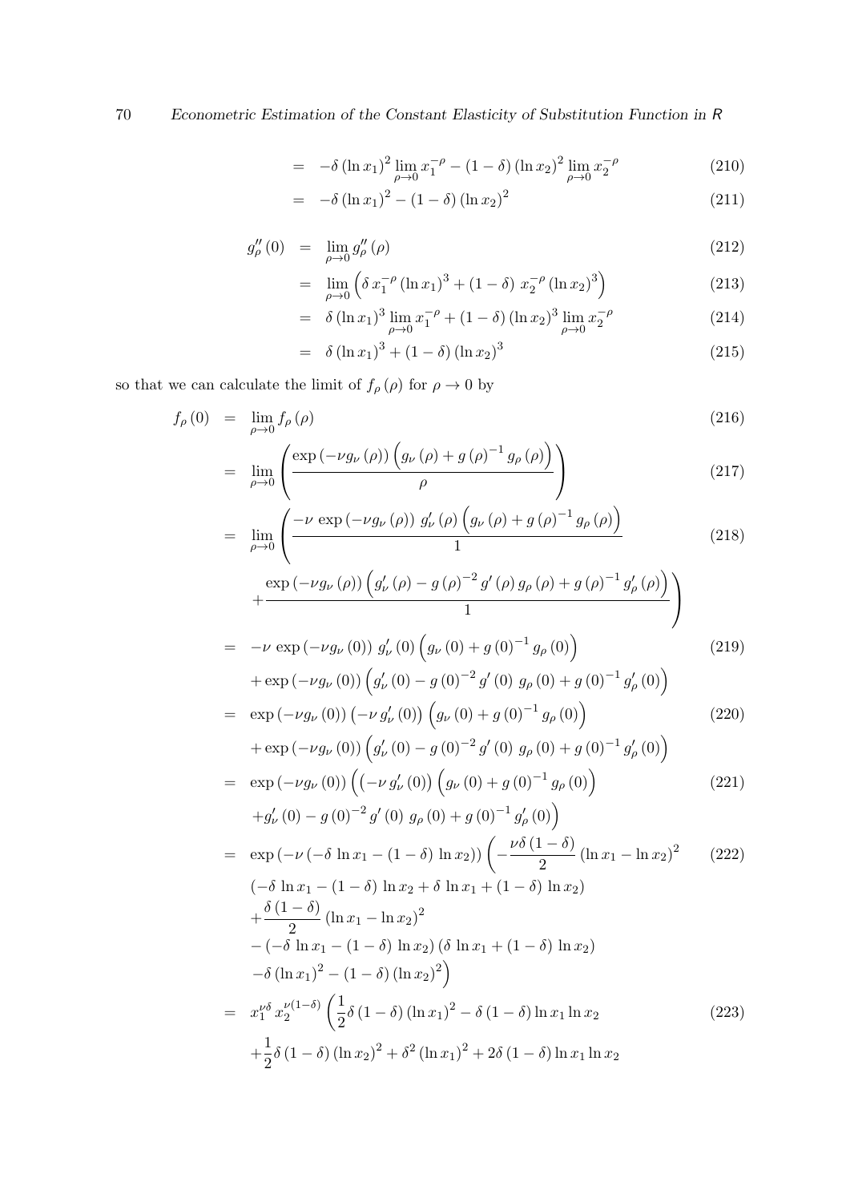$$= \quad -\delta \left(\ln x_1\right)^2 \lim_{\rho \to 0} x_1^{-\rho} - (1-\delta) \left(\ln x_2\right)^2 \lim_{\rho \to 0} x_2^{-\rho} \tag{210}$$

$$= \quad -\delta \left(\ln x_1\right)^2 - (1-\delta) \left(\ln x_2\right)^2 \tag{211}$$

$$g_\rho''(0) \quad = \quad \lim_{\rho \to 0} g_\rho''(\rho) \tag{212}$$

$$= \quad \lim_{\rho \to 0} \left( \delta \, x_1^{-\rho} \left(\ln x_1\right)^3 + (1-\delta) \; x_2^{-\rho} \left(\ln x_2\right)^3 \right) \tag{213}$$

$$= \quad \delta \left(\ln x_1\right)^3 \lim_{\rho \to 0} x_1^{-\rho} + (1-\delta) \left(\ln x_2\right)^3 \lim_{\rho \to 0} x_2^{-\rho} \tag{214}$$

$$= \quad \delta \left(\ln x_1\right)^3 + (1-\delta) \left(\ln x_2\right)^3 \tag{215}$$

so that we can calculate the limit of $f_\rho(\rho)$ for $\rho \to 0$ by

$$f_\rho(0) \quad = \quad \lim_{\rho \to 0} f_\rho(\rho) \tag{216}$$

$$= \quad \lim_{\rho \to 0} \left( \frac{\exp\left(-\nu g_\nu(\rho)\right) \left( g_\nu(\rho) + g(\rho)^{-1} g_\rho(\rho) \right)}{\rho} \right) \tag{217}$$

$$\begin{aligned} = \quad & \lim_{\rho \to 0} \left( \frac{-\nu \, \exp\left(-\nu g_\nu(\rho)\right) \, g_\nu'(\rho) \left( g_\nu(\rho) + g(\rho)^{-1} g_\rho(\rho) \right)}{1} \right. \\ & \left. + \frac{\exp\left(-\nu g_\nu(\rho)\right) \left( g_\nu'(\rho) - g(\rho)^{-2} g'(\rho) \, g_\rho(\rho) + g(\rho)^{-1} g_\rho'(\rho) \right)}{1} \right) \end{aligned} \tag{218}$$

$$\begin{aligned} = \quad & -\nu \, \exp\left(-\nu g_\nu(0)\right) \, g_\nu'(0) \left( g_\nu(0) + g(0)^{-1} g_\rho(0) \right) \\ & + \exp\left(-\nu g_\nu(0)\right) \left( g_\nu'(0) - g(0)^{-2} g'(0) \; g_\rho(0) + g(0)^{-1} g_\rho'(0) \right) \end{aligned} \tag{219}$$

$$\begin{aligned} = \quad & \exp\left(-\nu g_\nu(0)\right) \left(-\nu \, g_\nu'(0)\right) \left( g_\nu(0) + g(0)^{-1} g_\rho(0) \right) \\ & + \exp\left(-\nu g_\nu(0)\right) \left( g_\nu'(0) - g(0)^{-2} g'(0) \; g_\rho(0) + g(0)^{-1} g_\rho'(0) \right) \end{aligned} \tag{220}$$

$$\begin{aligned} = \quad & \exp\left(-\nu g_\nu(0)\right) \Big( \left(-\nu \, g_\nu'(0)\right) \left( g_\nu(0) + g(0)^{-1} g_\rho(0) \right) \\ & + g_\nu'(0) - g(0)^{-2} g'(0) \; g_\rho(0) + g(0)^{-1} g_\rho'(0) \Big) \end{aligned} \tag{221}$$

$$\begin{aligned} = \quad & \exp\left(-\nu \left(-\delta \, \ln x_1 - (1-\delta) \, \ln x_2\right)\right) \left( -\frac{\nu \delta (1-\delta)}{2} \left(\ln x_1 - \ln x_2\right)^2 \right. \\ & \left(-\delta \, \ln x_1 - (1-\delta) \, \ln x_2 + \delta \, \ln x_1 + (1-\delta) \, \ln x_2\right) \\ & + \frac{\delta (1-\delta)}{2} \left(\ln x_1 - \ln x_2\right)^2 \\ & - \left(-\delta \, \ln x_1 - (1-\delta) \, \ln x_2\right) \left(\delta \, \ln x_1 + (1-\delta) \, \ln x_2\right) \\ & \left. -\delta \left(\ln x_1\right)^2 - (1-\delta) \left(\ln x_2\right)^2 \right) \end{aligned} \tag{222}$$

$$\begin{aligned} = \quad & x_1^{\nu\delta} \, x_2^{\nu(1-\delta)} \left( \frac{1}{2} \delta (1-\delta) \left(\ln x_1\right)^2 - \delta (1-\delta) \ln x_1 \ln x_2 \right. \\ & + \frac{1}{2} \delta (1-\delta) \left(\ln x_2\right)^2 + \delta^2 \left(\ln x_1\right)^2 + 2\delta (1-\delta) \ln x_1 \ln x_2 \end{aligned} \tag{223}$$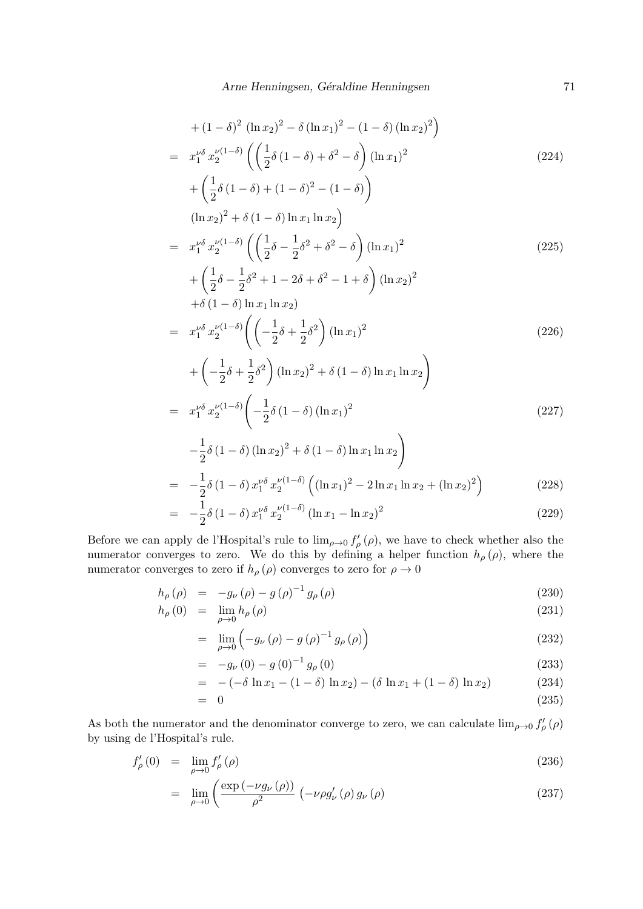$$
\begin{aligned}
& + (1-\delta)^2 \, (\ln x_2)^2 - \delta (\ln x_1)^2 - (1-\delta) (\ln x_2)^2 \Big) \\
= \; & x_1^{\nu\delta} \, x_2^{\nu(1-\delta)} \left( \left( \frac{1}{2} \delta (1-\delta) + \delta^2 - \delta \right) (\ln x_1)^2 \right. && (224) \\
& + \left( \frac{1}{2} \delta (1-\delta) + (1-\delta)^2 - (1-\delta) \right) \\
& (\ln x_2)^2 + \delta (1-\delta) \ln x_1 \ln x_2 \Big) \\
= \; & x_1^{\nu\delta} \, x_2^{\nu(1-\delta)} \left( \left( \frac{1}{2} \delta - \frac{1}{2} \delta^2 + \delta^2 - \delta \right) (\ln x_1)^2 \right. && (225) \\
& + \left( \frac{1}{2} \delta - \frac{1}{2} \delta^2 + 1 - 2\delta + \delta^2 - 1 + \delta \right) (\ln x_2)^2 \\
& + \delta (1-\delta) \ln x_1 \ln x_2 ) \\
= \; & x_1^{\nu\delta} \, x_2^{\nu(1-\delta)} \left( \left( -\frac{1}{2} \delta + \frac{1}{2} \delta^2 \right) (\ln x_1)^2 \right. && (226) \\
& \left. + \left( -\frac{1}{2} \delta + \frac{1}{2} \delta^2 \right) (\ln x_2)^2 + \delta (1-\delta) \ln x_1 \ln x_2 \right) \\
= \; & x_1^{\nu\delta} \, x_2^{\nu(1-\delta)} \left( -\frac{1}{2} \delta (1-\delta) (\ln x_1)^2 \right. && (227) \\
& \left. -\frac{1}{2} \delta (1-\delta) (\ln x_2)^2 + \delta (1-\delta) \ln x_1 \ln x_2 \right) \\
= \; & -\frac{1}{2} \delta (1-\delta) \, x_1^{\nu\delta} \, x_2^{\nu(1-\delta)} \left( (\ln x_1)^2 - 2 \ln x_1 \ln x_2 + (\ln x_2)^2 \right) && (228) \\
= \; & -\frac{1}{2} \delta (1-\delta) \, x_1^{\nu\delta} \, x_2^{\nu(1-\delta)} \, (\ln x_1 - \ln x_2)^2 && (229)
\end{aligned}
$$

Before we can apply de l'Hospital's rule to $\lim_{\rho \to 0} f'_\rho(\rho)$, we have to check whether also the numerator converges to zero. We do this by defining a helper function $h_\rho(\rho)$, where the numerator converges to zero if $h_\rho(\rho)$ converges to zero for $\rho \to 0$

$$
\begin{aligned}
h_\rho(\rho) &= -g_\nu(\rho) - g(\rho)^{-1} \, g_\rho(\rho) && (230) \\
h_\rho(0) &= \lim_{\rho \to 0} h_\rho(\rho) && (231) \\
&= \lim_{\rho \to 0} \left( -g_\nu(\rho) - g(\rho)^{-1} \, g_\rho(\rho) \right) && (232) \\
&= -g_\nu(0) - g(0)^{-1} \, g_\rho(0) && (233) \\
&= -(-\delta \, \ln x_1 - (1-\delta) \, \ln x_2) - (\delta \, \ln x_1 + (1-\delta) \, \ln x_2) && (234) \\
&= 0 && (235)
\end{aligned}
$$

As both the numerator and the denominator converge to zero, we can calculate $\lim_{\rho \to 0} f'_\rho(\rho)$ by using de l'Hospital's rule.

$$
\begin{aligned}
f'_\rho(0) &= \lim_{\rho \to 0} f'_\rho(\rho) && (236) \\
&= \lim_{\rho \to 0} \left( \frac{\exp(-\nu g_\nu(\rho))}{\rho^2} \left( -\nu \rho g'_\nu(\rho) \, g_\nu(\rho) \right) \right. && (237)
\end{aligned}
$$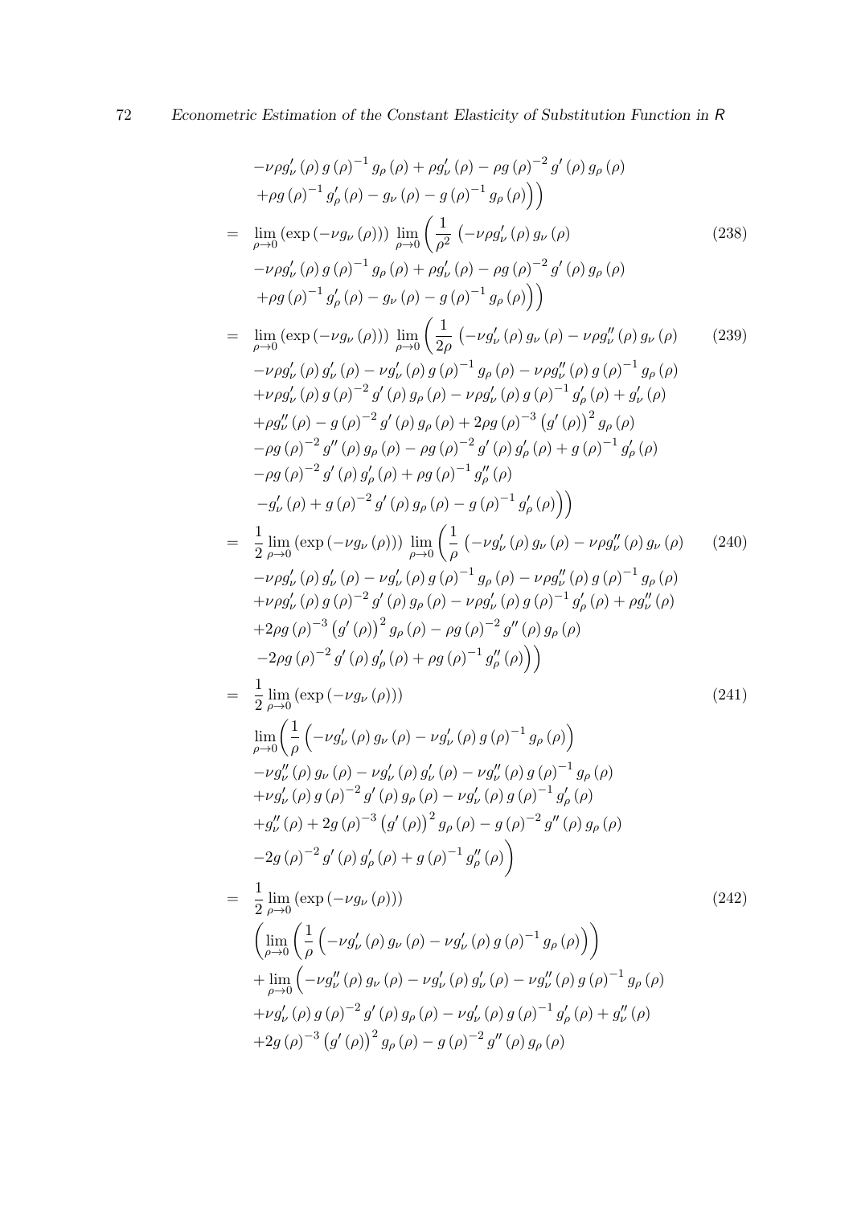$$
\begin{aligned}
& -\nu\rho g_\nu'(\rho)\, g(\rho)^{-1} g_\rho(\rho) + \rho g_\nu'(\rho) - \rho g(\rho)^{-2} g'(\rho)\, g_\rho(\rho) \\
& +\rho g(\rho)^{-1} g_\rho'(\rho) - g_\nu(\rho) - g(\rho)^{-1} g_\rho(\rho)\Big)\Big)
\end{aligned}
$$

$$
\begin{aligned}
= \; & \lim_{\rho\to 0}\left(\exp\left(-\nu g_\nu(\rho)\right)\right) \lim_{\rho\to 0}\left(\frac{1}{\rho^2}\left(-\nu\rho g_\nu'(\rho)\, g_\nu(\rho)\right.\right. && (238)\\
& -\nu\rho g_\nu'(\rho)\, g(\rho)^{-1} g_\rho(\rho) + \rho g_\nu'(\rho) - \rho g(\rho)^{-2} g'(\rho)\, g_\rho(\rho) \\
& \left.\left. +\rho g(\rho)^{-1} g_\rho'(\rho) - g_\nu(\rho) - g(\rho)^{-1} g_\rho(\rho)\right)\right)
\end{aligned}
$$

$$
\begin{aligned}
= \; & \lim_{\rho\to 0}\left(\exp\left(-\nu g_\nu(\rho)\right)\right) \lim_{\rho\to 0}\left(\frac{1}{2\rho}\left(-\nu g_\nu'(\rho)\, g_\nu(\rho) - \nu\rho g_\nu''(\rho)\, g_\nu(\rho)\right.\right. && (239)\\
& -\nu\rho g_\nu'(\rho)\, g_\nu'(\rho) - \nu g_\nu'(\rho)\, g(\rho)^{-1} g_\rho(\rho) - \nu\rho g_\nu''(\rho)\, g(\rho)^{-1} g_\rho(\rho) \\
& +\nu\rho g_\nu'(\rho)\, g(\rho)^{-2} g'(\rho)\, g_\rho(\rho) - \nu\rho g_\nu'(\rho)\, g(\rho)^{-1} g_\rho'(\rho) + g_\nu'(\rho) \\
& +\rho g_\nu''(\rho) - g(\rho)^{-2} g'(\rho)\, g_\rho(\rho) + 2\rho g(\rho)^{-3}\left(g'(\rho)\right)^2 g_\rho(\rho) \\
& -\rho g(\rho)^{-2} g''(\rho)\, g_\rho(\rho) - \rho g(\rho)^{-2} g'(\rho)\, g_\rho'(\rho) + g(\rho)^{-1} g_\rho'(\rho) \\
& -\rho g(\rho)^{-2} g'(\rho)\, g_\rho'(\rho) + \rho g(\rho)^{-1} g_\rho''(\rho) \\
& \left.\left. -g_\nu'(\rho) + g(\rho)^{-2} g'(\rho)\, g_\rho(\rho) - g(\rho)^{-1} g_\rho'(\rho)\right)\right)
\end{aligned}
$$

$$
\begin{aligned}
= \; & \frac{1}{2}\lim_{\rho\to 0}\left(\exp\left(-\nu g_\nu(\rho)\right)\right) \lim_{\rho\to 0}\left(\frac{1}{\rho}\left(-\nu g_\nu'(\rho)\, g_\nu(\rho) - \nu\rho g_\nu''(\rho)\, g_\nu(\rho)\right.\right. && (240)\\
& -\nu\rho g_\nu'(\rho)\, g_\nu'(\rho) - \nu g_\nu'(\rho)\, g(\rho)^{-1} g_\rho(\rho) - \nu\rho g_\nu''(\rho)\, g(\rho)^{-1} g_\rho(\rho) \\
& +\nu\rho g_\nu'(\rho)\, g(\rho)^{-2} g'(\rho)\, g_\rho(\rho) - \nu\rho g_\nu'(\rho)\, g(\rho)^{-1} g_\rho'(\rho) + \rho g_\nu''(\rho) \\
& +2\rho g(\rho)^{-3}\left(g'(\rho)\right)^2 g_\rho(\rho) - \rho g(\rho)^{-2} g''(\rho)\, g_\rho(\rho) \\
& \left.\left. -2\rho g(\rho)^{-2} g'(\rho)\, g_\rho'(\rho) + \rho g(\rho)^{-1} g_\rho''(\rho)\right)\right)
\end{aligned}
$$

$$
\begin{aligned}
= \; & \frac{1}{2}\lim_{\rho\to 0}\left(\exp\left(-\nu g_\nu(\rho)\right)\right) && (241)\\
& \lim_{\rho\to 0}\left(\frac{1}{\rho}\left(-\nu g_\nu'(\rho)\, g_\nu(\rho) - \nu g_\nu'(\rho)\, g(\rho)^{-1} g_\rho(\rho)\right)\right. \\
& -\nu g_\nu''(\rho)\, g_\nu(\rho) - \nu g_\nu'(\rho)\, g_\nu'(\rho) - \nu g_\nu''(\rho)\, g(\rho)^{-1} g_\rho(\rho) \\
& +\nu g_\nu'(\rho)\, g(\rho)^{-2} g'(\rho)\, g_\rho(\rho) - \nu g_\nu'(\rho)\, g(\rho)^{-1} g_\rho'(\rho) \\
& +g_\nu''(\rho) + 2g(\rho)^{-3}\left(g'(\rho)\right)^2 g_\rho(\rho) - g(\rho)^{-2} g''(\rho)\, g_\rho(\rho) \\
& \left. -2g(\rho)^{-2} g'(\rho)\, g_\rho'(\rho) + g(\rho)^{-1} g_\rho''(\rho)\right)
\end{aligned}
$$

$$
\begin{aligned}
= \; & \frac{1}{2}\lim_{\rho\to 0}\left(\exp\left(-\nu g_\nu(\rho)\right)\right) && (242)\\
& \left(\lim_{\rho\to 0}\left(\frac{1}{\rho}\left(-\nu g_\nu'(\rho)\, g_\nu(\rho) - \nu g_\nu'(\rho)\, g(\rho)^{-1} g_\rho(\rho)\right)\right)\right. \\
& +\lim_{\rho\to 0}\left(-\nu g_\nu''(\rho)\, g_\nu(\rho) - \nu g_\nu'(\rho)\, g_\nu'(\rho) - \nu g_\nu''(\rho)\, g(\rho)^{-1} g_\rho(\rho)\right. \\
& +\nu g_\nu'(\rho)\, g(\rho)^{-2} g'(\rho)\, g_\rho(\rho) - \nu g_\nu'(\rho)\, g(\rho)^{-1} g_\rho'(\rho) + g_\nu''(\rho) \\
& +2g(\rho)^{-3}\left(g'(\rho)\right)^2 g_\rho(\rho) - g(\rho)^{-2} g''(\rho)\, g_\rho(\rho)
\end{aligned}
$$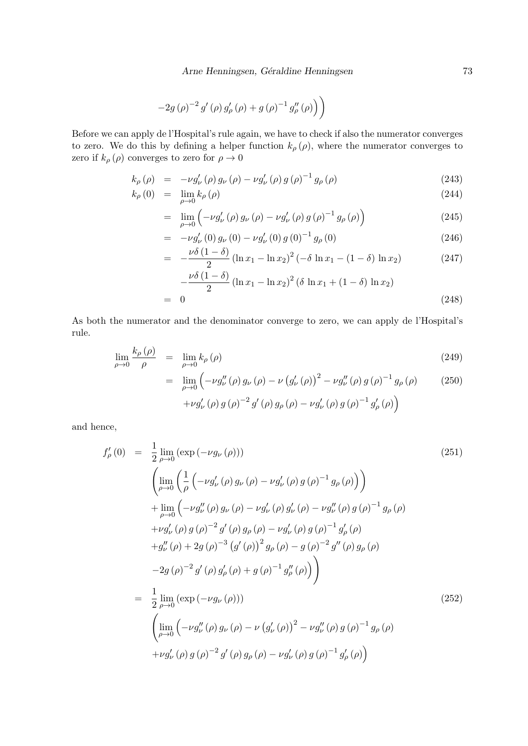$$-2g(\rho)^{-2} g'(\rho) g'_\rho(\rho) + g(\rho)^{-1} g''_\rho(\rho)\Big)\Bigg)$$

Before we can apply de l'Hospital's rule again, we have to check if also the numerator converges to zero. We do this by defining a helper function $k_\rho(\rho)$, where the numerator converges to zero if $k_\rho(\rho)$ converges to zero for $\rho \to 0$

$$k_\rho(\rho) = -\nu g'_\nu(\rho) g_\nu(\rho) - \nu g'_\nu(\rho) g(\rho)^{-1} g_\rho(\rho) \tag{243}$$

$$k_\rho(0) = \lim_{\rho\to 0} k_\rho(\rho) \tag{244}$$

$$= \lim_{\rho\to 0}\left(-\nu g'_\nu(\rho) g_\nu(\rho) - \nu g'_\nu(\rho) g(\rho)^{-1} g_\rho(\rho)\right) \tag{245}$$

$$= -\nu g'_\nu(0) g_\nu(0) - \nu g'_\nu(0) g(0)^{-1} g_\rho(0) \tag{246}$$

$$= -\frac{\nu\delta(1-\delta)}{2}(\ln x_1 - \ln x_2)^2(-\delta \ln x_1 - (1-\delta)\ln x_2) \tag{247}$$

$$-\frac{\nu\delta(1-\delta)}{2}(\ln x_1 - \ln x_2)^2(\delta \ln x_1 + (1-\delta)\ln x_2)$$

$$= 0 \tag{248}$$

As both the numerator and the denominator converge to zero, we can apply de l'Hospital's rule.

$$\lim_{\rho\to 0}\frac{k_\rho(\rho)}{\rho} = \lim_{\rho\to 0} k_\rho(\rho) \tag{249}$$

$$= \lim_{\rho\to 0}\Big(-\nu g''_\nu(\rho) g_\nu(\rho) - \nu\left(g'_\nu(\rho)\right)^2 - \nu g''_\nu(\rho) g(\rho)^{-1} g_\rho(\rho) \tag{250}$$

$$+\nu g'_\nu(\rho) g(\rho)^{-2} g'(\rho) g_\rho(\rho) - \nu g'_\nu(\rho) g(\rho)^{-1} g'_\rho(\rho)\Big)$$

and hence,

$$f'_\rho(0) = \frac{1}{2}\lim_{\rho\to 0}\left(\exp\left(-\nu g_\nu(\rho)\right)\right) \tag{251}$$

$$\Bigg(\lim_{\rho\to 0}\left(\frac{1}{\rho}\left(-\nu g'_\nu(\rho) g_\nu(\rho) - \nu g'_\nu(\rho) g(\rho)^{-1} g_\rho(\rho)\right)\right)$$

$$+\lim_{\rho\to 0}\Big(-\nu g''_\nu(\rho) g_\nu(\rho) - \nu g'_\nu(\rho) g'_\nu(\rho) - \nu g''_\nu(\rho) g(\rho)^{-1} g_\rho(\rho)$$

$$+\nu g'_\nu(\rho) g(\rho)^{-2} g'(\rho) g_\rho(\rho) - \nu g'_\nu(\rho) g(\rho)^{-1} g'_\rho(\rho)$$

$$+g''_\nu(\rho) + 2g(\rho)^{-3}\left(g'(\rho)\right)^2 g_\rho(\rho) - g(\rho)^{-2} g''(\rho) g_\rho(\rho)$$

$$-2g(\rho)^{-2} g'(\rho) g'_\rho(\rho) + g(\rho)^{-1} g''_\rho(\rho)\Big)\Bigg)$$

$$= \frac{1}{2}\lim_{\rho\to 0}\left(\exp\left(-\nu g_\nu(\rho)\right)\right) \tag{252}$$

$$\Bigg(\lim_{\rho\to 0}\Big(-\nu g''_\nu(\rho) g_\nu(\rho) - \nu\left(g'_\nu(\rho)\right)^2 - \nu g''_\nu(\rho) g(\rho)^{-1} g_\rho(\rho)$$

$$+\nu g'_\nu(\rho) g(\rho)^{-2} g'(\rho) g_\rho(\rho) - \nu g'_\nu(\rho) g(\rho)^{-1} g'_\rho(\rho)\Big)$$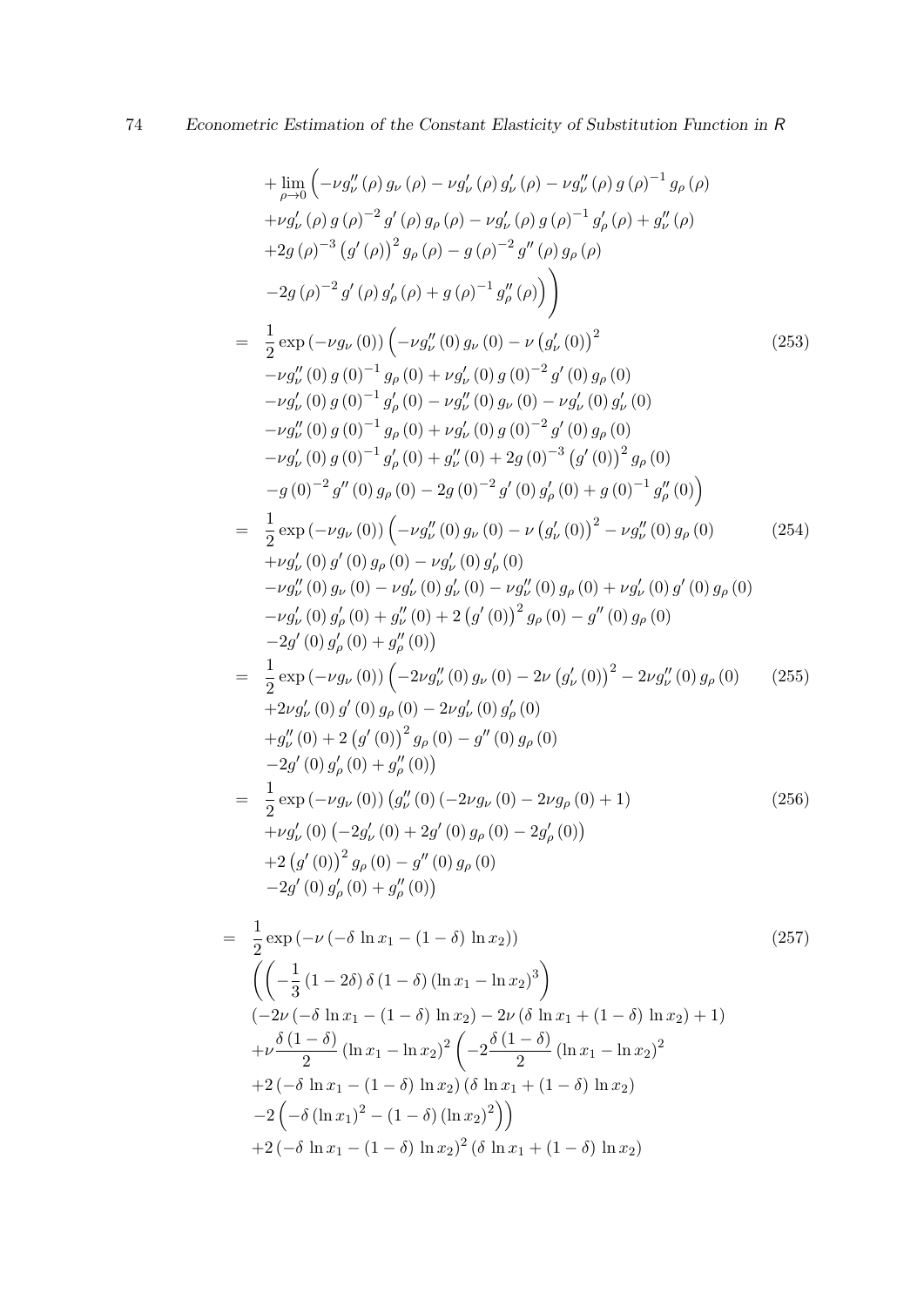$$
\begin{aligned}
&+\lim_{\rho\to 0}\Big(-\nu g_\nu''(\rho)\, g_\nu(\rho) - \nu g_\nu'(\rho)\, g_\nu'(\rho) - \nu g_\nu''(\rho)\, g(\rho)^{-1} g_\rho(\rho)\\
&+\nu g_\nu'(\rho)\, g(\rho)^{-2} g'(\rho)\, g_\rho(\rho) - \nu g_\nu'(\rho)\, g(\rho)^{-1} g_\rho'(\rho) + g_\nu''(\rho)\\
&+2 g(\rho)^{-3}\left(g'(\rho)\right)^2 g_\rho(\rho) - g(\rho)^{-2} g''(\rho)\, g_\rho(\rho)\\
&-2 g(\rho)^{-2} g'(\rho)\, g_\rho'(\rho) + g(\rho)^{-1} g_\rho''(\rho)\Big)\Bigg)
\end{aligned}
$$

$$
\begin{aligned}
=\;& \frac{1}{2}\exp\left(-\nu g_\nu(0)\right)\Big(-\nu g_\nu''(0)\, g_\nu(0) - \nu\left(g_\nu'(0)\right)^2 \\
&-\nu g_\nu''(0)\, g(0)^{-1} g_\rho(0) + \nu g_\nu'(0)\, g(0)^{-2} g'(0)\, g_\rho(0)\\
&-\nu g_\nu'(0)\, g(0)^{-1} g_\rho'(0) - \nu g_\nu''(0)\, g_\nu(0) - \nu g_\nu'(0)\, g_\nu'(0)\\
&-\nu g_\nu''(0)\, g(0)^{-1} g_\rho(0) + \nu g_\nu'(0)\, g(0)^{-2} g'(0)\, g_\rho(0)\\
&-\nu g_\nu'(0)\, g(0)^{-1} g_\rho'(0) + g_\nu''(0) + 2 g(0)^{-3}\left(g'(0)\right)^2 g_\rho(0)\\
&- g(0)^{-2} g''(0)\, g_\rho(0) - 2 g(0)^{-2} g'(0)\, g_\rho'(0) + g(0)^{-1} g_\rho''(0)\Big)
\end{aligned} \tag{253}
$$

$$
\begin{aligned}
=\;& \frac{1}{2}\exp\left(-\nu g_\nu(0)\right)\Big(-\nu g_\nu''(0)\, g_\nu(0) - \nu\left(g_\nu'(0)\right)^2 - \nu g_\nu''(0)\, g_\rho(0)\\
&+\nu g_\nu'(0)\, g'(0)\, g_\rho(0) - \nu g_\nu'(0)\, g_\rho'(0)\\
&-\nu g_\nu''(0)\, g_\nu(0) - \nu g_\nu'(0)\, g_\nu'(0) - \nu g_\nu''(0)\, g_\rho(0) + \nu g_\nu'(0)\, g'(0)\, g_\rho(0)\\
&-\nu g_\nu'(0)\, g_\rho'(0) + g_\nu''(0) + 2\left(g'(0)\right)^2 g_\rho(0) - g''(0)\, g_\rho(0)\\
&-2 g'(0)\, g_\rho'(0) + g_\rho''(0)\Big)
\end{aligned} \tag{254}
$$

$$
\begin{aligned}
=\;& \frac{1}{2}\exp\left(-\nu g_\nu(0)\right)\Big(-2\nu g_\nu''(0)\, g_\nu(0) - 2\nu\left(g_\nu'(0)\right)^2 - 2\nu g_\nu''(0)\, g_\rho(0)\\
&+2\nu g_\nu'(0)\, g'(0)\, g_\rho(0) - 2\nu g_\nu'(0)\, g_\rho'(0)\\
&+g_\nu''(0) + 2\left(g'(0)\right)^2 g_\rho(0) - g''(0)\, g_\rho(0)\\
&-2 g'(0)\, g_\rho'(0) + g_\rho''(0)\Big)
\end{aligned} \tag{255}
$$

$$
\begin{aligned}
=\;& \frac{1}{2}\exp\left(-\nu g_\nu(0)\right)\Big(g_\nu''(0)\left(-2\nu g_\nu(0) - 2\nu g_\rho(0) + 1\right)\\
&+\nu g_\nu'(0)\left(-2 g_\nu'(0) + 2 g'(0)\, g_\rho(0) - 2 g_\rho'(0)\right)\\
&+2\left(g'(0)\right)^2 g_\rho(0) - g''(0)\, g_\rho(0)\\
&-2 g'(0)\, g_\rho'(0) + g_\rho''(0)\Big)
\end{aligned} \tag{256}
$$

$$
\begin{aligned}
=\;& \frac{1}{2}\exp\left(-\nu\left(-\delta \ln x_1 - (1-\delta)\ln x_2\right)\right)\\
&\left(\left(-\frac{1}{3}(1-2\delta)\,\delta\,(1-\delta)\left(\ln x_1 - \ln x_2\right)^3\right)\right.\\
&\left(-2\nu\left(-\delta\ln x_1 - (1-\delta)\ln x_2\right) - 2\nu\left(\delta\ln x_1 + (1-\delta)\ln x_2\right) + 1\right)\\
&+\nu\frac{\delta(1-\delta)}{2}\left(\ln x_1 - \ln x_2\right)^2\left(-2\frac{\delta(1-\delta)}{2}\left(\ln x_1 - \ln x_2\right)^2\right.\\
&+2\left(-\delta\ln x_1 - (1-\delta)\ln x_2\right)\left(\delta\ln x_1 + (1-\delta)\ln x_2\right)\\
&\left.-2\left(-\delta\left(\ln x_1\right)^2 - (1-\delta)\left(\ln x_2\right)^2\right)\right)\\
&+2\left(-\delta\ln x_1 - (1-\delta)\ln x_2\right)^2\left(\delta\ln x_1 + (1-\delta)\ln x_2\right)
\end{aligned} \tag{257}
$$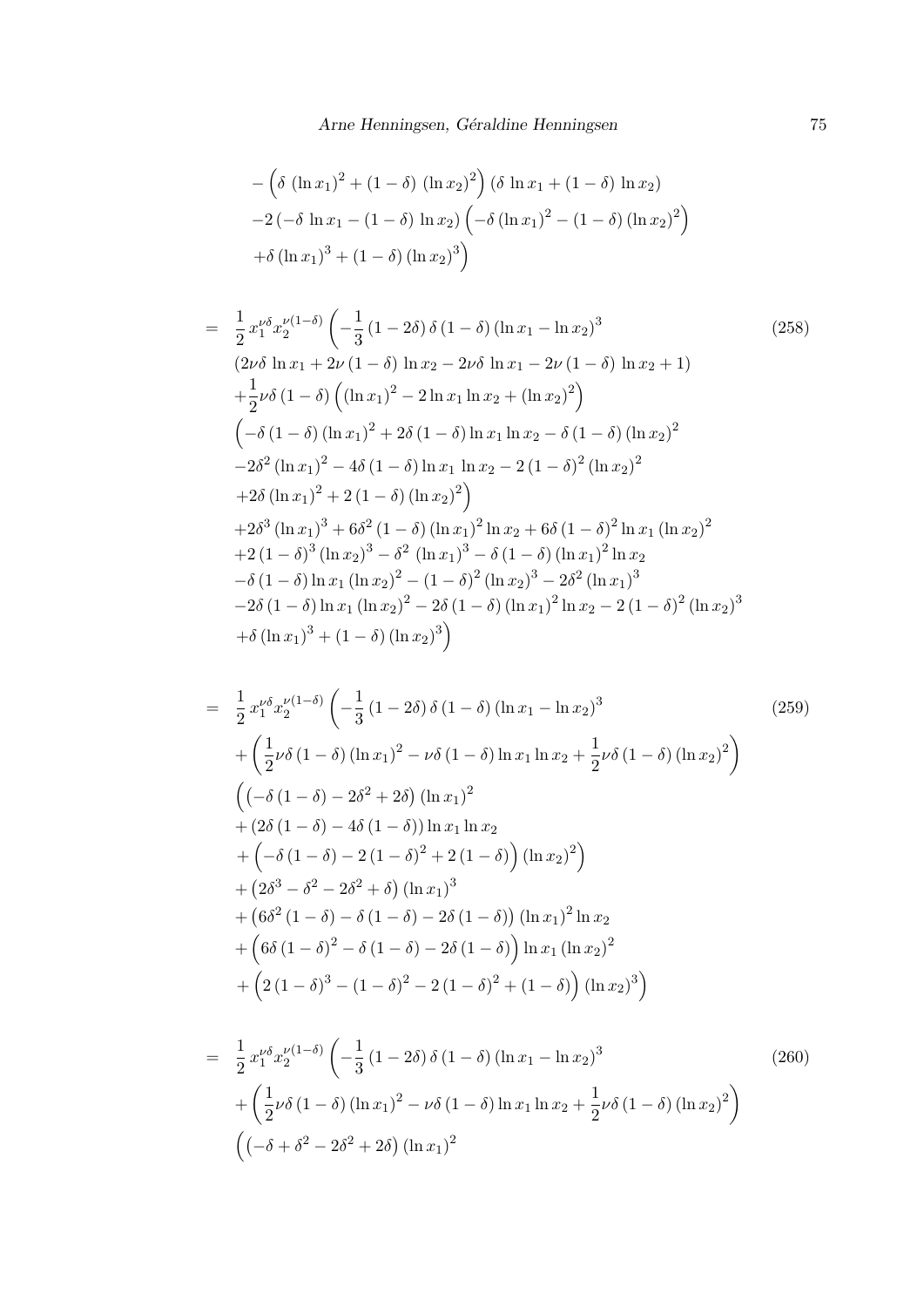$$
\begin{aligned}
& - \left( \delta \, (\ln x_1)^2 + (1-\delta) \, (\ln x_2)^2 \right) (\delta \, \ln x_1 + (1-\delta) \, \ln x_2) \\
& -2 \left( -\delta \, \ln x_1 - (1-\delta) \, \ln x_2 \right) \left( -\delta \, (\ln x_1)^2 - (1-\delta) \, (\ln x_2)^2 \right) \\
& +\delta \, (\ln x_1)^3 + (1-\delta) \, (\ln x_2)^3 \Big)
\end{aligned}
$$

$$
\begin{aligned}
= \; & \frac{1}{2} \, x_1^{\nu\delta} x_2^{\nu(1-\delta)} \left( -\frac{1}{3} \, (1-2\delta) \, \delta \, (1-\delta) \, (\ln x_1 - \ln x_2)^3 \right. \qquad (258) \\
& (2\nu\delta \, \ln x_1 + 2\nu \, (1-\delta) \, \ln x_2 - 2\nu\delta \, \ln x_1 - 2\nu \, (1-\delta) \, \ln x_2 + 1) \\
& + \frac{1}{2} \nu\delta \, (1-\delta) \left( (\ln x_1)^2 - 2 \ln x_1 \ln x_2 + (\ln x_2)^2 \right) \\
& \Big( -\delta \, (1-\delta) \, (\ln x_1)^2 + 2\delta \, (1-\delta) \ln x_1 \ln x_2 - \delta \, (1-\delta) \, (\ln x_2)^2 \\
& -2\delta^2 \, (\ln x_1)^2 - 4\delta \, (1-\delta) \ln x_1 \, \ln x_2 - 2 \, (1-\delta)^2 \, (\ln x_2)^2 \\
& +2\delta \, (\ln x_1)^2 + 2 \, (1-\delta) \, (\ln x_2)^2 \Big) \\
& +2\delta^3 \, (\ln x_1)^3 + 6\delta^2 \, (1-\delta) \, (\ln x_1)^2 \ln x_2 + 6\delta \, (1-\delta)^2 \ln x_1 \, (\ln x_2)^2 \\
& +2 \, (1-\delta)^3 \, (\ln x_2)^3 - \delta^2 \, (\ln x_1)^3 - \delta \, (1-\delta) \, (\ln x_1)^2 \ln x_2 \\
& -\delta \, (1-\delta) \ln x_1 \, (\ln x_2)^2 - (1-\delta)^2 \, (\ln x_2)^3 - 2\delta^2 \, (\ln x_1)^3 \\
& -2\delta \, (1-\delta) \ln x_1 \, (\ln x_2)^2 - 2\delta \, (1-\delta) \, (\ln x_1)^2 \ln x_2 - 2 \, (1-\delta)^2 \, (\ln x_2)^3 \\
& \left. +\delta \, (\ln x_1)^3 + (1-\delta) \, (\ln x_2)^3 \right)
\end{aligned}
$$

$$
\begin{aligned}
= \; & \frac{1}{2} \, x_1^{\nu\delta} x_2^{\nu(1-\delta)} \left( -\frac{1}{3} \, (1-2\delta) \, \delta \, (1-\delta) \, (\ln x_1 - \ln x_2)^3 \right. \qquad (259) \\
& + \left( \frac{1}{2} \nu\delta \, (1-\delta) \, (\ln x_1)^2 - \nu\delta \, (1-\delta) \ln x_1 \ln x_2 + \frac{1}{2} \nu\delta \, (1-\delta) \, (\ln x_2)^2 \right) \\
& \Big( \left( -\delta \, (1-\delta) - 2\delta^2 + 2\delta \right) (\ln x_1)^2 \\
& + \left( 2\delta \, (1-\delta) - 4\delta \, (1-\delta) \right) \ln x_1 \ln x_2 \\
& + \left( -\delta \, (1-\delta) - 2 \, (1-\delta)^2 + 2 \, (1-\delta) \right) (\ln x_2)^2 \Big) \\
& + \left( 2\delta^3 - \delta^2 - 2\delta^2 + \delta \right) (\ln x_1)^3 \\
& + \left( 6\delta^2 \, (1-\delta) - \delta \, (1-\delta) - 2\delta \, (1-\delta) \right) (\ln x_1)^2 \ln x_2 \\
& + \left( 6\delta \, (1-\delta)^2 - \delta \, (1-\delta) - 2\delta \, (1-\delta) \right) \ln x_1 \, (\ln x_2)^2 \\
& \left. + \left( 2 \, (1-\delta)^3 - (1-\delta)^2 - 2 \, (1-\delta)^2 + (1-\delta) \right) (\ln x_2)^3 \right)
\end{aligned}
$$

$$
\begin{aligned}
= \; & \frac{1}{2} \, x_1^{\nu\delta} x_2^{\nu(1-\delta)} \left( -\frac{1}{3} \, (1-2\delta) \, \delta \, (1-\delta) \, (\ln x_1 - \ln x_2)^3 \right. \qquad (260) \\
& + \left( \frac{1}{2} \nu\delta \, (1-\delta) \, (\ln x_1)^2 - \nu\delta \, (1-\delta) \ln x_1 \ln x_2 + \frac{1}{2} \nu\delta \, (1-\delta) \, (\ln x_2)^2 \right) \\
& \Big( \left( -\delta + \delta^2 - 2\delta^2 + 2\delta \right) (\ln x_1)^2
\end{aligned}
$$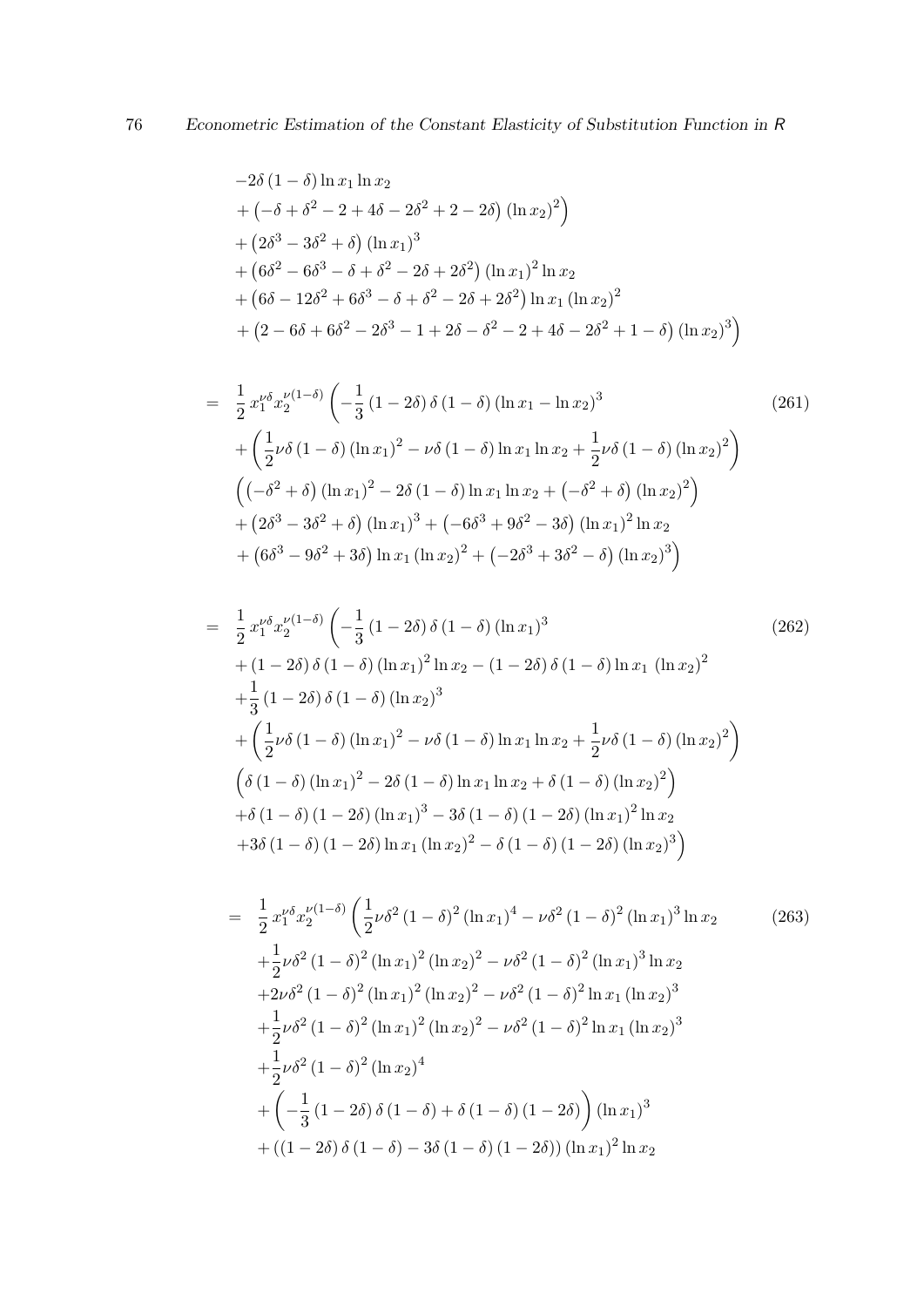$$-2\delta\left(1-\delta\right)\ln x_1 \ln x_2$$
$$+\left(-\delta+\delta^2-2+4\delta-2\delta^2+2-2\delta\right)\left(\ln x_2\right)^2\Big)$$
$$+\left(2\delta^3-3\delta^2+\delta\right)\left(\ln x_1\right)^3$$
$$+\left(6\delta^2-6\delta^3-\delta+\delta^2-2\delta+2\delta^2\right)\left(\ln x_1\right)^2\ln x_2$$
$$+\left(6\delta-12\delta^2+6\delta^3-\delta+\delta^2-2\delta+2\delta^2\right)\ln x_1\left(\ln x_2\right)^2$$
$$+\left(2-6\delta+6\delta^2-2\delta^3-1+2\delta-\delta^2-2+4\delta-2\delta^2+1-\delta\right)\left(\ln x_2\right)^3\Big)$$

$$= \frac{1}{2}\, x_1^{\nu\delta} x_2^{\nu(1-\delta)}\left(-\frac{1}{3}\left(1-2\delta\right)\delta\left(1-\delta\right)\left(\ln x_1-\ln x_2\right)^3\right. \tag{261}$$
$$+\left(\frac{1}{2}\nu\delta\left(1-\delta\right)\left(\ln x_1\right)^2-\nu\delta\left(1-\delta\right)\ln x_1\ln x_2+\frac{1}{2}\nu\delta\left(1-\delta\right)\left(\ln x_2\right)^2\right)$$
$$\Big(\left(-\delta^2+\delta\right)\left(\ln x_1\right)^2-2\delta\left(1-\delta\right)\ln x_1\ln x_2+\left(-\delta^2+\delta\right)\left(\ln x_2\right)^2\Big)$$
$$+\left(2\delta^3-3\delta^2+\delta\right)\left(\ln x_1\right)^3+\left(-6\delta^3+9\delta^2-3\delta\right)\left(\ln x_1\right)^2\ln x_2$$
$$\left.+\left(6\delta^3-9\delta^2+3\delta\right)\ln x_1\left(\ln x_2\right)^2+\left(-2\delta^3+3\delta^2-\delta\right)\left(\ln x_2\right)^3\right)$$

$$= \frac{1}{2}\, x_1^{\nu\delta} x_2^{\nu(1-\delta)}\left(-\frac{1}{3}\left(1-2\delta\right)\delta\left(1-\delta\right)\left(\ln x_1\right)^3\right. \tag{262}$$
$$+\left(1-2\delta\right)\delta\left(1-\delta\right)\left(\ln x_1\right)^2\ln x_2-\left(1-2\delta\right)\delta\left(1-\delta\right)\ln x_1\,\left(\ln x_2\right)^2$$
$$+\frac{1}{3}\left(1-2\delta\right)\delta\left(1-\delta\right)\left(\ln x_2\right)^3$$
$$+\left(\frac{1}{2}\nu\delta\left(1-\delta\right)\left(\ln x_1\right)^2-\nu\delta\left(1-\delta\right)\ln x_1\ln x_2+\frac{1}{2}\nu\delta\left(1-\delta\right)\left(\ln x_2\right)^2\right)$$
$$\Big(\delta\left(1-\delta\right)\left(\ln x_1\right)^2-2\delta\left(1-\delta\right)\ln x_1\ln x_2+\delta\left(1-\delta\right)\left(\ln x_2\right)^2\Big)$$
$$+\delta\left(1-\delta\right)\left(1-2\delta\right)\left(\ln x_1\right)^3-3\delta\left(1-\delta\right)\left(1-2\delta\right)\left(\ln x_1\right)^2\ln x_2$$
$$\left.+3\delta\left(1-\delta\right)\left(1-2\delta\right)\ln x_1\left(\ln x_2\right)^2-\delta\left(1-\delta\right)\left(1-2\delta\right)\left(\ln x_2\right)^3\right)$$

$$= \frac{1}{2}\, x_1^{\nu\delta} x_2^{\nu(1-\delta)}\left(\frac{1}{2}\nu\delta^2\left(1-\delta\right)^2\left(\ln x_1\right)^4-\nu\delta^2\left(1-\delta\right)^2\left(\ln x_1\right)^3\ln x_2\right. \tag{263}$$
$$+\frac{1}{2}\nu\delta^2\left(1-\delta\right)^2\left(\ln x_1\right)^2\left(\ln x_2\right)^2-\nu\delta^2\left(1-\delta\right)^2\left(\ln x_1\right)^3\ln x_2$$
$$+2\nu\delta^2\left(1-\delta\right)^2\left(\ln x_1\right)^2\left(\ln x_2\right)^2-\nu\delta^2\left(1-\delta\right)^2\ln x_1\left(\ln x_2\right)^3$$
$$+\frac{1}{2}\nu\delta^2\left(1-\delta\right)^2\left(\ln x_1\right)^2\left(\ln x_2\right)^2-\nu\delta^2\left(1-\delta\right)^2\ln x_1\left(\ln x_2\right)^3$$
$$+\frac{1}{2}\nu\delta^2\left(1-\delta\right)^2\left(\ln x_2\right)^4$$
$$+\left(-\frac{1}{3}\left(1-2\delta\right)\delta\left(1-\delta\right)+\delta\left(1-\delta\right)\left(1-2\delta\right)\right)\left(\ln x_1\right)^3$$
$$+\left(\left(1-2\delta\right)\delta\left(1-\delta\right)-3\delta\left(1-\delta\right)\left(1-2\delta\right)\right)\left(\ln x_1\right)^2\ln x_2$$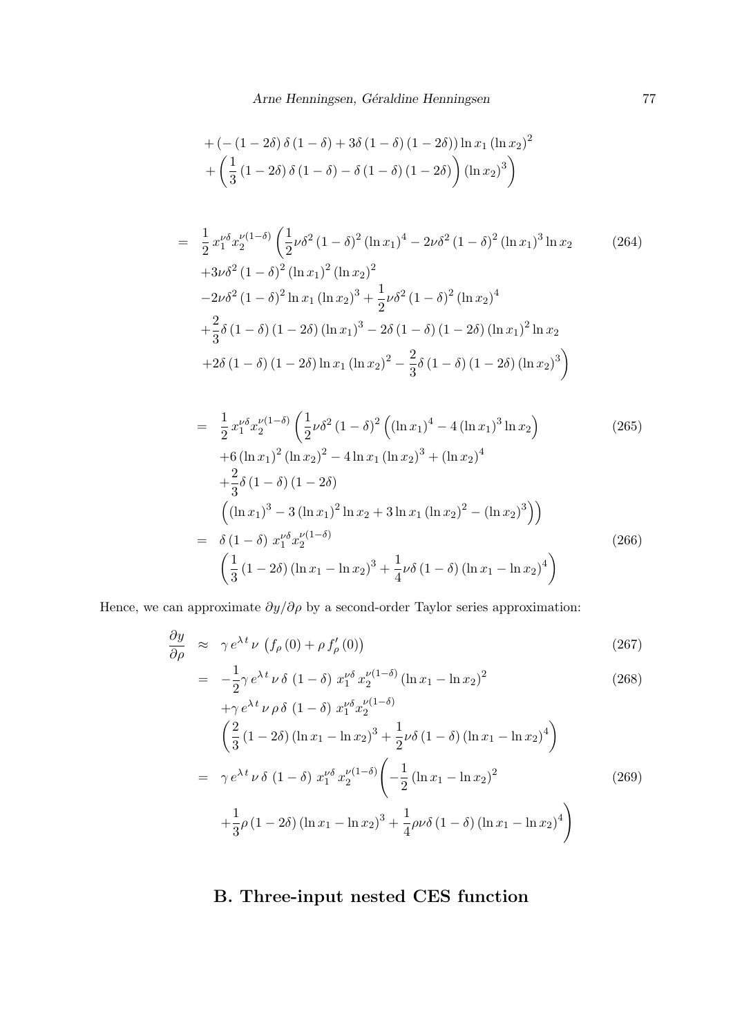$$
\begin{aligned}
& + \left(-\left(1-2\delta\right)\delta\left(1-\delta\right) + 3\delta\left(1-\delta\right)\left(1-2\delta\right)\right)\ln x_1 \left(\ln x_2\right)^2 \\
& + \left(\frac{1}{3}\left(1-2\delta\right)\delta\left(1-\delta\right) - \delta\left(1-\delta\right)\left(1-2\delta\right)\right)\left(\ln x_2\right)^3\Bigg)
\end{aligned}
$$

$$
\begin{aligned}
= \; & \frac{1}{2}\, x_1^{\nu\delta} x_2^{\nu(1-\delta)} \left(\frac{1}{2}\nu\delta^2\left(1-\delta\right)^2\left(\ln x_1\right)^4 - 2\nu\delta^2\left(1-\delta\right)^2\left(\ln x_1\right)^3\ln x_2\right. \\
& + 3\nu\delta^2\left(1-\delta\right)^2\left(\ln x_1\right)^2\left(\ln x_2\right)^2 \\
& - 2\nu\delta^2\left(1-\delta\right)^2\ln x_1\left(\ln x_2\right)^3 + \frac{1}{2}\nu\delta^2\left(1-\delta\right)^2\left(\ln x_2\right)^4 \\
& + \frac{2}{3}\delta\left(1-\delta\right)\left(1-2\delta\right)\left(\ln x_1\right)^3 - 2\delta\left(1-\delta\right)\left(1-2\delta\right)\left(\ln x_1\right)^2\ln x_2 \\
& \left. + 2\delta\left(1-\delta\right)\left(1-2\delta\right)\ln x_1\left(\ln x_2\right)^2 - \frac{2}{3}\delta\left(1-\delta\right)\left(1-2\delta\right)\left(\ln x_2\right)^3\right)
\end{aligned} \tag{264}
$$

$$
\begin{aligned}
= \; & \frac{1}{2}\, x_1^{\nu\delta} x_2^{\nu(1-\delta)} \left(\frac{1}{2}\nu\delta^2\left(1-\delta\right)^2\left(\left(\ln x_1\right)^4 - 4\left(\ln x_1\right)^3\ln x_2\right)\right. \\
& + 6\left(\ln x_1\right)^2\left(\ln x_2\right)^2 - 4\ln x_1\left(\ln x_2\right)^3 + \left(\ln x_2\right)^4 \\
& + \frac{2}{3}\delta\left(1-\delta\right)\left(1-2\delta\right) \\
& \left.\left(\left(\ln x_1\right)^3 - 3\left(\ln x_1\right)^2\ln x_2 + 3\ln x_1\left(\ln x_2\right)^2 - \left(\ln x_2\right)^3\right)\right)
\end{aligned} \tag{265}
$$

$$
\begin{aligned}
= \; & \delta\left(1-\delta\right)\, x_1^{\nu\delta} x_2^{\nu(1-\delta)} \\
& \left(\frac{1}{3}\left(1-2\delta\right)\left(\ln x_1 - \ln x_2\right)^3 + \frac{1}{4}\nu\delta\left(1-\delta\right)\left(\ln x_1 - \ln x_2\right)^4\right)
\end{aligned} \tag{266}
$$

Hence, we can approximate $\partial y / \partial \rho$ by a second-order Taylor series approximation:

$$
\frac{\partial y}{\partial \rho} \approx \gamma\, e^{\lambda\, t}\, \nu\, \left(f_\rho\left(0\right) + \rho\, f'_\rho\left(0\right)\right) \tag{267}
$$

$$
\begin{aligned}
= \; & -\frac{1}{2}\gamma\, e^{\lambda\, t}\, \nu\, \delta\, \left(1-\delta\right)\, x_1^{\nu\delta} x_2^{\nu(1-\delta)} \left(\ln x_1 - \ln x_2\right)^2 \\
& + \gamma\, e^{\lambda\, t}\, \nu\, \rho\, \delta\, \left(1-\delta\right)\, x_1^{\nu\delta} x_2^{\nu(1-\delta)} \\
& \left(\frac{2}{3}\left(1-2\delta\right)\left(\ln x_1 - \ln x_2\right)^3 + \frac{1}{2}\nu\delta\left(1-\delta\right)\left(\ln x_1 - \ln x_2\right)^4\right)
\end{aligned} \tag{268}
$$

$$
\begin{aligned}
= \; & \gamma\, e^{\lambda\, t}\, \nu\, \delta\, \left(1-\delta\right)\, x_1^{\nu\delta}\, x_2^{\nu(1-\delta)} \left(-\frac{1}{2}\left(\ln x_1 - \ln x_2\right)^2\right. \\
& \left. + \frac{1}{3}\rho\left(1-2\delta\right)\left(\ln x_1 - \ln x_2\right)^3 + \frac{1}{4}\rho\nu\delta\left(1-\delta\right)\left(\ln x_1 - \ln x_2\right)^4\right)
\end{aligned} \tag{269}
$$

## B. Three-input nested CES function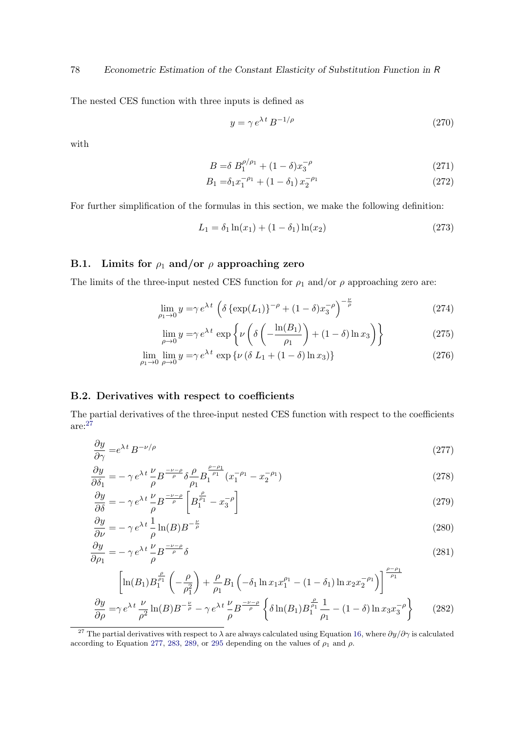The nested CES function with three inputs is defined as

$$y = \gamma \, e^{\lambda \, t} \, B^{-1/\rho} \tag{270}$$

with

$$B = \delta \, B_1^{\rho/\rho_1} + (1-\delta) x_3^{-\rho} \tag{271}$$

$$B_1 = \delta_1 x_1^{-\rho_1} + (1-\delta_1) \, x_2^{-\rho_1} \tag{272}$$

For further simplification of the formulas in this section, we make the following definition:

$$L_1 = \delta_1 \ln(x_1) + (1-\delta_1) \ln(x_2) \tag{273}$$

## B.1. Limits for $\rho_1$ and/or $\rho$ approaching zero

The limits of the three-input nested CES function for $\rho_1$ and/or $\rho$ approaching zero are:

$$\lim_{\rho_1 \to 0} y = \gamma \, e^{\lambda \, t} \left( \delta \left\{ \exp(L_1) \right\}^{-\rho} + (1-\delta) x_3^{-\rho} \right)^{-\frac{\nu}{\rho}} \tag{274}$$

$$\lim_{\rho \to 0} y = \gamma \, e^{\lambda \, t} \, \exp \left\{ \nu \left( \delta \left( - \frac{\ln(B_1)}{\rho_1} \right) + (1-\delta) \ln x_3 \right) \right\} \tag{275}$$

$$\lim_{\rho_1 \to 0} \lim_{\rho \to 0} y = \gamma \, e^{\lambda \, t} \, \exp \left\{ \nu \left( \delta \, L_1 + (1-\delta) \ln x_3 \right) \right\} \tag{276}$$

## B.2. Derivatives with respect to coefficients

The partial derivatives of the three-input nested CES function with respect to the coefficients are:[27]

$$\frac{\partial y}{\partial \gamma} = e^{\lambda \, t} \, B^{-\nu/\rho} \tag{277}$$

$$\frac{\partial y}{\partial \delta_1} = -\gamma \, e^{\lambda \, t} \, \frac{\nu}{\rho} B^{\frac{-\nu-\rho}{\rho}} \delta \frac{\rho}{\rho_1} B_1^{\frac{\rho-\rho_1}{\rho_1}} (x_1^{-\rho_1} - x_2^{-\rho_1}) \tag{278}$$

$$\frac{\partial y}{\partial \delta} = -\gamma \, e^{\lambda \, t} \, \frac{\nu}{\rho} B^{\frac{-\nu-\rho}{\rho}} \left[ B_1^{\frac{\rho}{\rho_1}} - x_3^{-\rho} \right] \tag{279}$$

$$\frac{\partial y}{\partial \nu} = -\gamma \, e^{\lambda \, t} \, \frac{1}{\rho} \ln(B) B^{-\frac{\nu}{\rho}} \tag{280}$$

$$\frac{\partial y}{\partial \rho_1} = -\gamma \, e^{\lambda \, t} \, \frac{\nu}{\rho} B^{\frac{-\nu-\rho}{\rho}} \delta \tag{281}$$

$$\left[ \ln(B_1) B_1^{\frac{\rho}{\rho_1}} \left( -\frac{\rho}{\rho_1^2} \right) + \frac{\rho}{\rho_1} B_1 \left( -\delta_1 \ln x_1 x_1^{\rho_1} - (1-\delta_1) \ln x_2 x_2^{-\rho_1} \right) \right]^{\frac{\rho-\rho_1}{\rho_1}}$$

$$\frac{\partial y}{\partial \rho} = \gamma \, e^{\lambda \, t} \, \frac{\nu}{\rho^2} \ln(B) B^{-\frac{\nu}{\rho}} - \gamma \, e^{\lambda \, t} \, \frac{\nu}{\rho} B^{\frac{-\nu-\rho}{\rho}} \left\{ \delta \ln(B_1) B_1^{\frac{\rho}{\rho_1}} \frac{1}{\rho_1} - (1-\delta) \ln x_3 x_3^{-\rho} \right\} \tag{282}$$

[27] The partial derivatives with respect to $\lambda$ are always calculated using Equation 16, where $\partial y / \partial \gamma$ is calculated according to Equation 277, 283, 289, or 295 depending on the values of $\rho_1$ and $\rho$.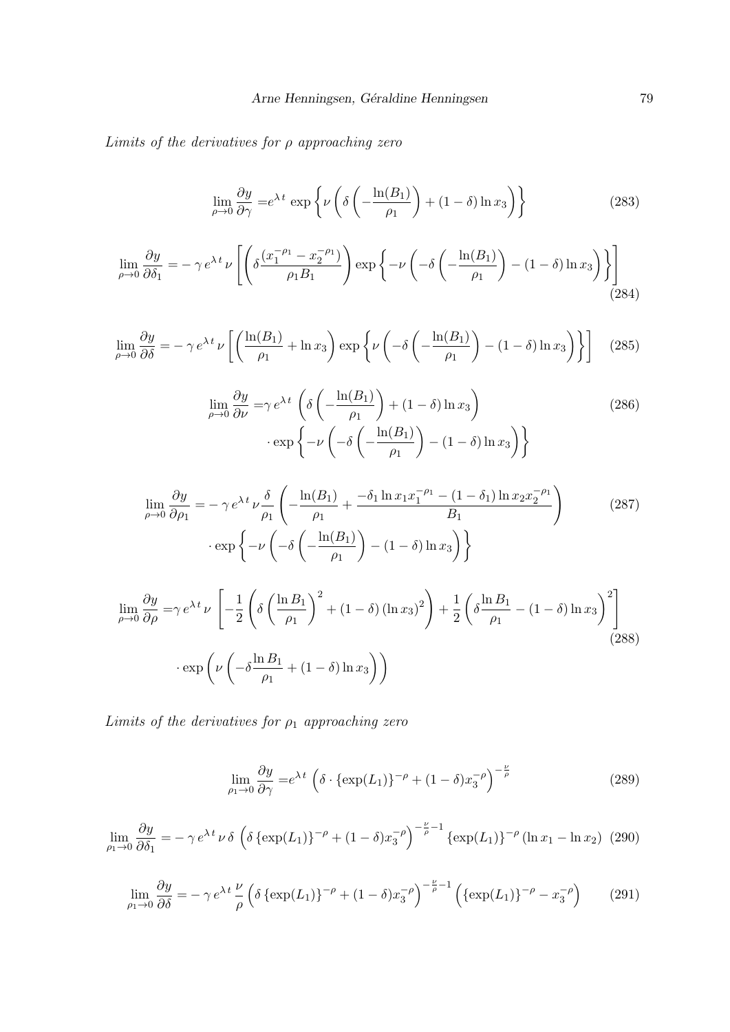*Limits of the derivatives for $\rho$ approaching zero*

$$\lim_{\rho\to 0}\frac{\partial y}{\partial \gamma} = e^{\lambda\,t}\,\exp\left\{\nu\left(\delta\left(-\frac{\ln(B_1)}{\rho_1}\right)+(1-\delta)\ln x_3\right)\right\} \tag{283}$$

$$\lim_{\rho\to 0}\frac{\partial y}{\partial \delta_1} = -\,\gamma\,e^{\lambda\,t}\,\nu\left[\left(\delta\frac{(x_1^{-\rho_1}-x_2^{-\rho_1})}{\rho_1 B_1}\right)\exp\left\{-\nu\left(-\delta\left(-\frac{\ln(B_1)}{\rho_1}\right)-(1-\delta)\ln x_3\right)\right\}\right] \tag{284}$$

$$\lim_{\rho\to 0}\frac{\partial y}{\partial \delta} = -\,\gamma\,e^{\lambda\,t}\,\nu\left[\left(\frac{\ln(B_1)}{\rho_1}+\ln x_3\right)\exp\left\{\nu\left(-\delta\left(-\frac{\ln(B_1)}{\rho_1}\right)-(1-\delta)\ln x_3\right)\right\}\right] \tag{285}$$

$$\begin{aligned}\lim_{\rho\to 0}\frac{\partial y}{\partial \nu} =& \gamma\,e^{\lambda\,t}\,\left(\delta\left(-\frac{\ln(B_1)}{\rho_1}\right)+(1-\delta)\ln x_3\right)\\ &\cdot\exp\left\{-\nu\left(-\delta\left(-\frac{\ln(B_1)}{\rho_1}\right)-(1-\delta)\ln x_3\right)\right\}\end{aligned} \tag{286}$$

$$\begin{aligned}\lim_{\rho\to 0}\frac{\partial y}{\partial \rho_1} =& -\,\gamma\,e^{\lambda\,t}\,\nu\frac{\delta}{\rho_1}\left(-\frac{\ln(B_1)}{\rho_1}+\frac{-\delta_1\ln x_1 x_1^{-\rho_1}-(1-\delta_1)\ln x_2 x_2^{-\rho_1}}{B_1}\right)\\ &\cdot\exp\left\{-\nu\left(-\delta\left(-\frac{\ln(B_1)}{\rho_1}\right)-(1-\delta)\ln x_3\right)\right\}\end{aligned} \tag{287}$$

$$\begin{aligned}\lim_{\rho\to 0}\frac{\partial y}{\partial \rho} =& \gamma\,e^{\lambda\,t}\,\nu\,\left[-\frac{1}{2}\left(\delta\left(\frac{\ln B_1}{\rho_1}\right)^2+(1-\delta)\left(\ln x_3\right)^2\right)+\frac{1}{2}\left(\delta\frac{\ln B_1}{\rho_1}-(1-\delta)\ln x_3\right)^2\right]\\ &\cdot\exp\left(\nu\left(-\delta\frac{\ln B_1}{\rho_1}+(1-\delta)\ln x_3\right)\right)\end{aligned} \tag{288}$$

*Limits of the derivatives for $\rho_1$ approaching zero*

$$\lim_{\rho_1\to 0}\frac{\partial y}{\partial \gamma} = e^{\lambda t}\,\left(\delta\cdot\{\exp(L_1)\}^{-\rho}+(1-\delta)x_3^{-\rho}\right)^{-\frac{\nu}{\rho}} \tag{289}$$

$$\lim_{\rho_1\to 0}\frac{\partial y}{\partial \delta_1} = -\,\gamma\,e^{\lambda\,t}\,\nu\,\delta\,\left(\delta\,\{\exp(L_1)\}^{-\rho}+(1-\delta)x_3^{-\rho}\right)^{-\frac{\nu}{\rho}-1}\{\exp(L_1)\}^{-\rho}\left(\ln x_1-\ln x_2\right) \tag{290}$$

$$\lim_{\rho_1\to 0}\frac{\partial y}{\partial \delta} = -\,\gamma\,e^{\lambda\,t}\,\frac{\nu}{\rho}\left(\delta\,\{\exp(L_1)\}^{-\rho}+(1-\delta)x_3^{-\rho}\right)^{-\frac{\nu}{\rho}-1}\left(\{\exp(L_1)\}^{-\rho}-x_3^{-\rho}\right) \tag{291}$$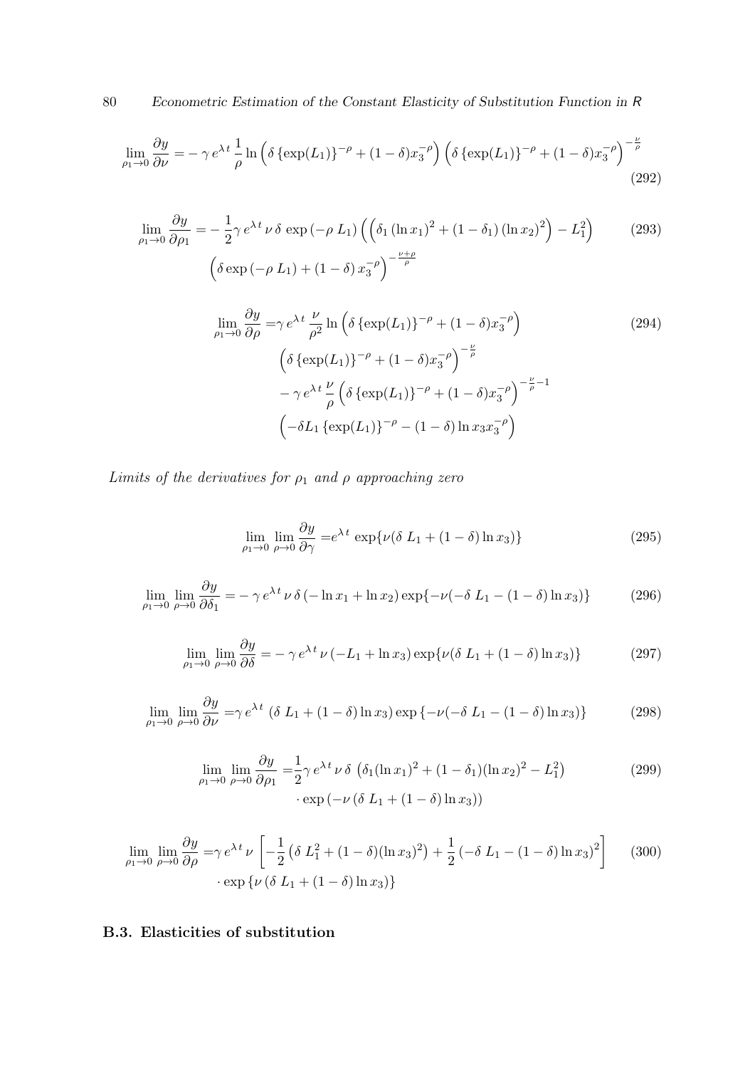$$\lim_{\rho_1 \to 0} \frac{\partial y}{\partial \nu} = -\gamma \, e^{\lambda \, t} \, \frac{1}{\rho} \ln \left( \delta \left\{ \exp(L_1) \right\}^{-\rho} + (1-\delta) x_3^{-\rho} \right) \left( \delta \left\{ \exp(L_1) \right\}^{-\rho} + (1-\delta) x_3^{-\rho} \right)^{-\frac{\nu}{\rho}} \tag{292}$$

$$\begin{aligned} \lim_{\rho_1 \to 0} \frac{\partial y}{\partial \rho_1} = & -\frac{1}{2} \gamma \, e^{\lambda \, t} \, \nu \, \delta \, \exp\left(-\rho \, L_1\right) \left( \left( \delta_1 \left(\ln x_1\right)^2 + (1-\delta_1) \left(\ln x_2\right)^2 \right) - L_1^2 \right) \\ & \left( \delta \exp\left(-\rho \, L_1\right) + (1-\delta) \, x_3^{-\rho} \right)^{-\frac{\nu+\rho}{\rho}} \end{aligned} \tag{293}$$

$$\begin{aligned} \lim_{\rho_1 \to 0} \frac{\partial y}{\partial \rho} = & \gamma \, e^{\lambda \, t} \, \frac{\nu}{\rho^2} \ln \left( \delta \left\{ \exp(L_1) \right\}^{-\rho} + (1-\delta) x_3^{-\rho} \right) \\ & \left( \delta \left\{ \exp(L_1) \right\}^{-\rho} + (1-\delta) x_3^{-\rho} \right)^{-\frac{\nu}{\rho}} \\ & - \gamma \, e^{\lambda \, t} \, \frac{\nu}{\rho} \left( \delta \left\{ \exp(L_1) \right\}^{-\rho} + (1-\delta) x_3^{-\rho} \right)^{-\frac{\nu}{\rho}-1} \\ & \left( -\delta L_1 \left\{ \exp(L_1) \right\}^{-\rho} - (1-\delta) \ln x_3 x_3^{-\rho} \right) \end{aligned} \tag{294}$$

*Limits of the derivatives for $\rho_1$ and $\rho$ approaching zero*

$$\lim_{\rho_1 \to 0} \lim_{\rho \to 0} \frac{\partial y}{\partial \gamma} = e^{\lambda \, t} \, \exp\{ \nu (\delta \, L_1 + (1-\delta) \ln x_3) \} \tag{295}$$

$$\lim_{\rho_1 \to 0} \lim_{\rho \to 0} \frac{\partial y}{\partial \delta_1} = -\gamma \, e^{\lambda \, t} \, \nu \, \delta \left( -\ln x_1 + \ln x_2 \right) \exp\{ -\nu (-\delta \, L_1 - (1-\delta) \ln x_3) \} \tag{296}$$

$$\lim_{\rho_1 \to 0} \lim_{\rho \to 0} \frac{\partial y}{\partial \delta} = -\gamma \, e^{\lambda \, t} \, \nu \left( -L_1 + \ln x_3 \right) \exp\{ \nu (\delta \, L_1 + (1-\delta) \ln x_3) \} \tag{297}$$

$$\lim_{\rho_1 \to 0} \lim_{\rho \to 0} \frac{\partial y}{\partial \nu} = \gamma \, e^{\lambda \, t} \, \left( \delta \, L_1 + (1-\delta) \ln x_3 \right) \exp\left\{ -\nu (-\delta \, L_1 - (1-\delta) \ln x_3) \right\} \tag{298}$$

$$\begin{aligned} \lim_{\rho_1 \to 0} \lim_{\rho \to 0} \frac{\partial y}{\partial \rho_1} = & \frac{1}{2} \gamma \, e^{\lambda \, t} \, \nu \, \delta \, \left( \delta_1 (\ln x_1)^2 + (1-\delta_1) (\ln x_2)^2 - L_1^2 \right) \\ & \cdot \exp\left( -\nu \left( \delta \, L_1 + (1-\delta) \ln x_3 \right) \right) \end{aligned} \tag{299}$$

$$\begin{aligned} \lim_{\rho_1 \to 0} \lim_{\rho \to 0} \frac{\partial y}{\partial \rho} = & \gamma \, e^{\lambda \, t} \, \nu \left[ -\frac{1}{2} \left( \delta \, L_1^2 + (1-\delta) (\ln x_3)^2 \right) + \frac{1}{2} \left( -\delta \, L_1 - (1-\delta) \ln x_3 \right)^2 \right] \\ & \cdot \exp\left\{ \nu \left( \delta \, L_1 + (1-\delta) \ln x_3 \right) \right\} \end{aligned} \tag{300}$$

### B.3. Elasticities of substitution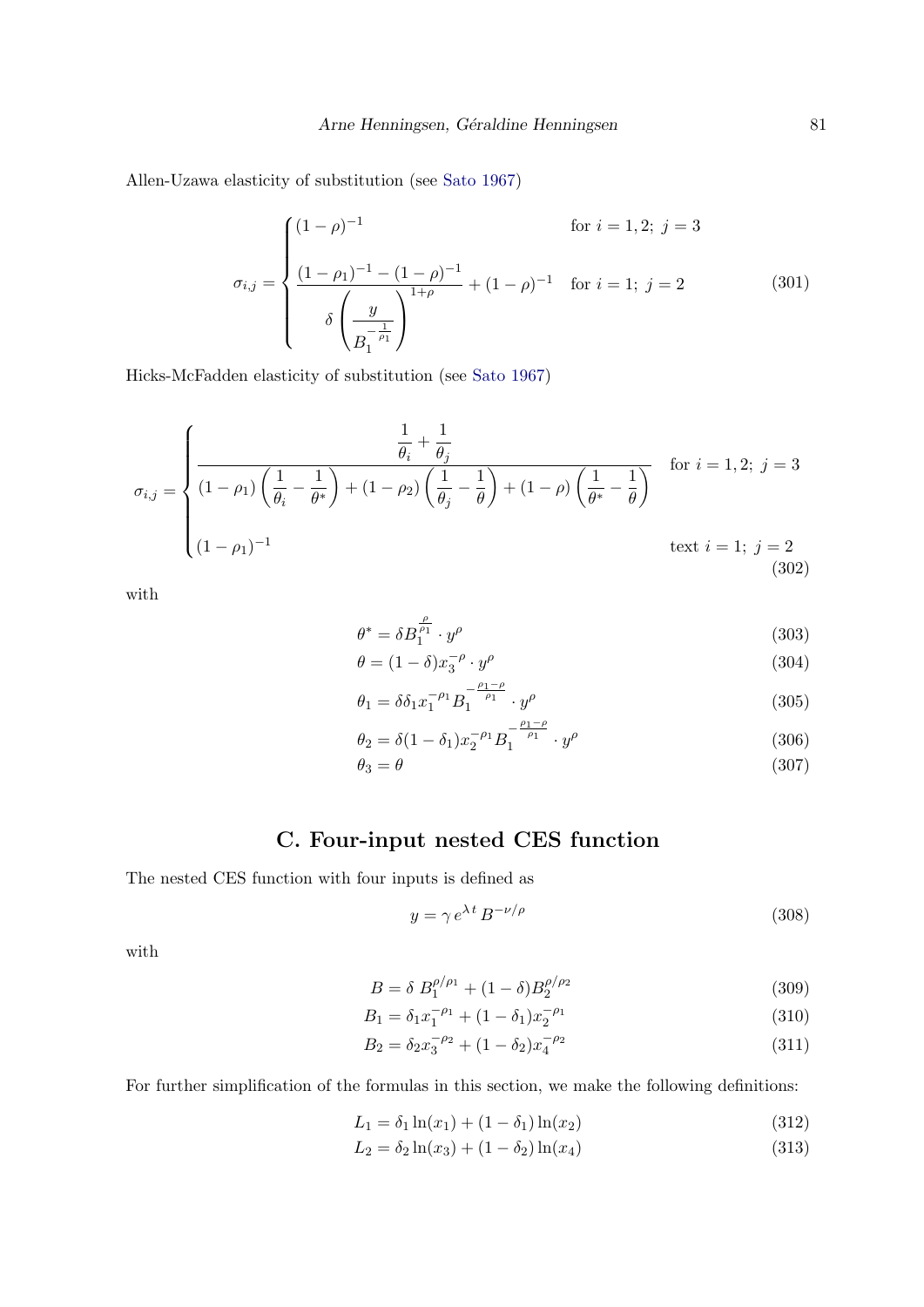Allen-Uzawa elasticity of substitution (see Sato 1967)

$$
\sigma_{i,j} = \begin{cases} (1-\rho)^{-1} & \text{for } i = 1,2;\ j = 3 \\[2ex] \dfrac{(1-\rho_1)^{-1} - (1-\rho)^{-1}}{\delta \left( \dfrac{y}{B_1^{-\frac{1}{\rho_1}}} \right)^{1+\rho}} + (1-\rho)^{-1} & \text{for } i = 1;\ j = 2 \end{cases} \tag{301}
$$

Hicks-McFadden elasticity of substitution (see Sato 1967)

$$
\sigma_{i,j} = \begin{cases} \dfrac{\dfrac{1}{\theta_i} + \dfrac{1}{\theta_j}}{(1-\rho_1)\left(\dfrac{1}{\theta_i} - \dfrac{1}{\theta^*}\right) + (1-\rho_2)\left(\dfrac{1}{\theta_j} - \dfrac{1}{\theta}\right) + (1-\rho)\left(\dfrac{1}{\theta^*} - \dfrac{1}{\theta}\right)} & \text{for } i = 1,2;\ j = 3 \\[2ex] (1-\rho_1)^{-1} & \text{text } i = 1;\ j = 2 \end{cases} \tag{302}
$$

with

$$
\theta^* = \delta B_1^{\frac{\rho}{\rho_1}} \cdot y^{\rho} \tag{303}
$$

$$
\theta = (1-\delta) x_3^{-\rho} \cdot y^{\rho} \tag{304}
$$

$$
\theta_1 = \delta \delta_1 x_1^{-\rho_1} B_1^{-\frac{\rho_1 - \rho}{\rho_1}} \cdot y^{\rho} \tag{305}
$$

$$
\theta_2 = \delta (1-\delta_1) x_2^{-\rho_1} B_1^{-\frac{\rho_1 - \rho}{\rho_1}} \cdot y^{\rho} \tag{306}
$$

$$
\theta_3 = \theta \tag{307}
$$

# C. Four-input nested CES function

The nested CES function with four inputs is defined as

$$
y = \gamma \, e^{\lambda t} \, B^{-\nu/\rho} \tag{308}
$$

with

$$
B = \delta \; B_1^{\rho/\rho_1} + (1-\delta) B_2^{\rho/\rho_2} \tag{309}
$$

$$
B_1 = \delta_1 x_1^{-\rho_1} + (1-\delta_1) x_2^{-\rho_1} \tag{310}
$$

$$
B_2 = \delta_2 x_3^{-\rho_2} + (1-\delta_2) x_4^{-\rho_2} \tag{311}
$$

For further simplification of the formulas in this section, we make the following definitions:

$$
L_1 = \delta_1 \ln(x_1) + (1-\delta_1) \ln(x_2) \tag{312}
$$

$$
L_2 = \delta_2 \ln(x_3) + (1-\delta_2) \ln(x_4) \tag{313}
$$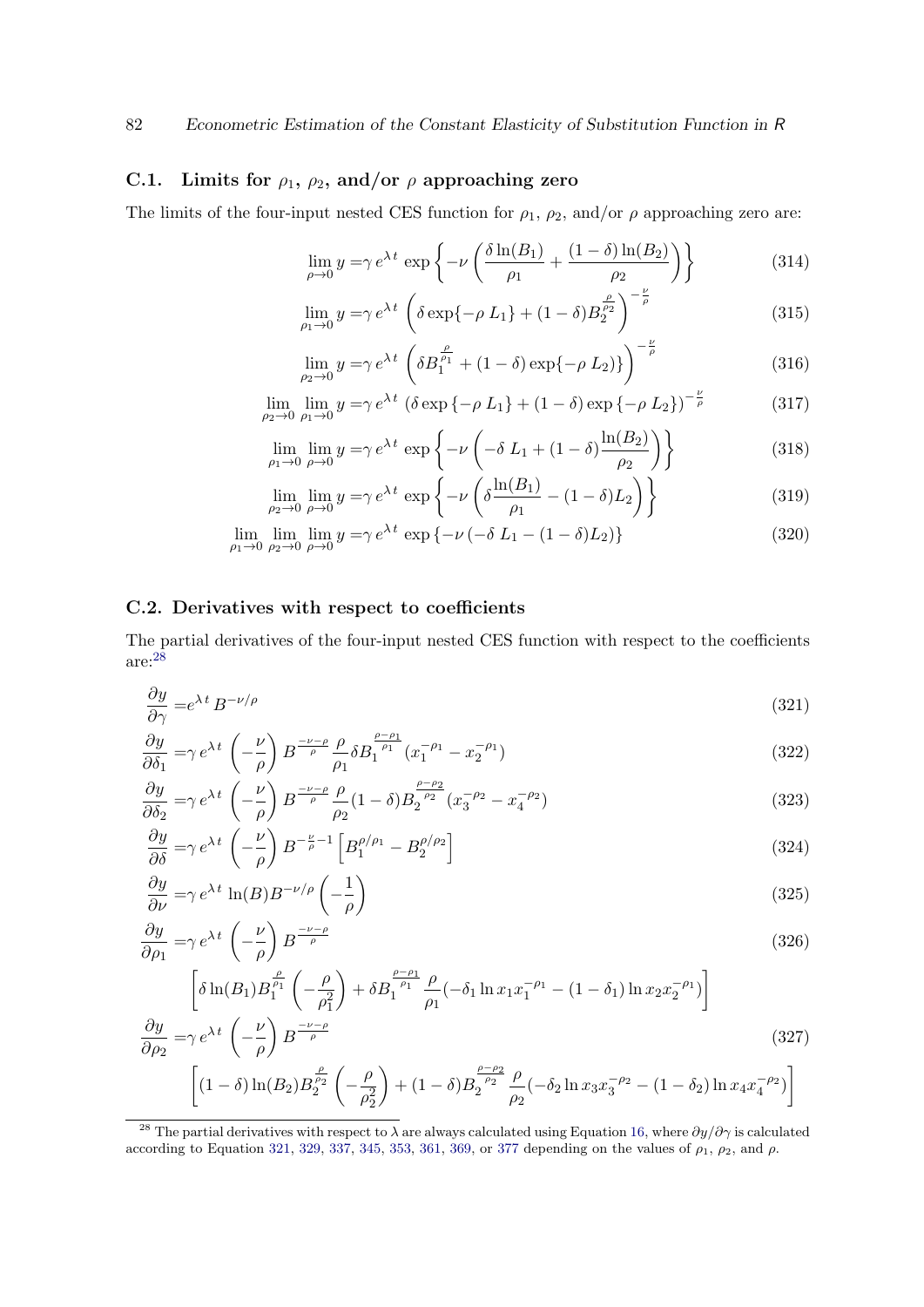## C.1. Limits for $\rho_1$, $\rho_2$, and/or $\rho$ approaching zero

The limits of the four-input nested CES function for $\rho_1$, $\rho_2$, and/or $\rho$ approaching zero are:

$$\lim_{\rho \to 0} y = \gamma \, e^{\lambda \, t} \, \exp \left\{ -\nu \left( \frac{\delta \ln(B_1)}{\rho_1} + \frac{(1-\delta) \ln(B_2)}{\rho_2} \right) \right\} \tag{314}$$

$$\lim_{\rho_1 \to 0} y = \gamma \, e^{\lambda \, t} \, \left( \delta \exp\{-\rho \, L_1\} + (1-\delta) B_2^{\frac{\rho}{\rho_2}} \right)^{-\frac{\nu}{\rho}} \tag{315}$$

$$\lim_{\rho_2 \to 0} y = \gamma \, e^{\lambda \, t} \, \left( \delta B_1^{\frac{\rho}{\rho_1}} + (1-\delta) \exp\{-\rho \, L_2\} \right)^{-\frac{\nu}{\rho}} \tag{316}$$

$$\lim_{\rho_2 \to 0} \lim_{\rho_1 \to 0} y = \gamma \, e^{\lambda \, t} \, \left( \delta \exp\{-\rho \, L_1\} + (1-\delta) \exp\{-\rho \, L_2\} \right)^{-\frac{\nu}{\rho}} \tag{317}$$

$$\lim_{\rho_1 \to 0} \lim_{\rho \to 0} y = \gamma \, e^{\lambda \, t} \, \exp \left\{ -\nu \left( -\delta \, L_1 + (1-\delta) \frac{\ln(B_2)}{\rho_2} \right) \right\} \tag{318}$$

$$\lim_{\rho_2 \to 0} \lim_{\rho \to 0} y = \gamma \, e^{\lambda \, t} \, \exp \left\{ -\nu \left( \delta \frac{\ln(B_1)}{\rho_1} - (1-\delta) L_2 \right) \right\} \tag{319}$$

$$\lim_{\rho_1 \to 0} \lim_{\rho_2 \to 0} \lim_{\rho \to 0} y = \gamma \, e^{\lambda \, t} \, \exp \left\{ -\nu \left( -\delta \, L_1 - (1-\delta) L_2 \right) \right\} \tag{320}$$

## C.2. Derivatives with respect to coefficients

The partial derivatives of the four-input nested CES function with respect to the coefficients are:[28]

$$\frac{\partial y}{\partial \gamma} = e^{\lambda \, t} \, B^{-\nu/\rho} \tag{321}$$

$$\frac{\partial y}{\partial \delta_1} = \gamma \, e^{\lambda \, t} \, \left( -\frac{\nu}{\rho} \right) B^{\frac{-\nu-\rho}{\rho}} \frac{\rho}{\rho_1} \delta B_1^{\frac{\rho-\rho_1}{\rho_1}} \left( x_1^{-\rho_1} - x_2^{-\rho_1} \right) \tag{322}$$

$$\frac{\partial y}{\partial \delta_2} = \gamma \, e^{\lambda \, t} \, \left( -\frac{\nu}{\rho} \right) B^{\frac{-\nu-\rho}{\rho}} \frac{\rho}{\rho_2} (1-\delta) B_2^{\frac{\rho-\rho_2}{\rho_2}} \left( x_3^{-\rho_2} - x_4^{-\rho_2} \right) \tag{323}$$

$$\frac{\partial y}{\partial \delta} = \gamma \, e^{\lambda \, t} \, \left( -\frac{\nu}{\rho} \right) B^{-\frac{\nu}{\rho}-1} \left[ B_1^{\rho/\rho_1} - B_2^{\rho/\rho_2} \right] \tag{324}$$

$$\frac{\partial y}{\partial \nu} = \gamma \, e^{\lambda \, t} \, \ln(B) B^{-\nu/\rho} \left( -\frac{1}{\rho} \right) \tag{325}$$

$$\begin{aligned} \frac{\partial y}{\partial \rho_1} = & \gamma \, e^{\lambda \, t} \, \left( -\frac{\nu}{\rho} \right) B^{\frac{-\nu-\rho}{\rho}} \\ & \left[ \delta \ln(B_1) B_1^{\frac{\rho}{\rho_1}} \left( -\frac{\rho}{\rho_1^2} \right) + \delta B_1^{\frac{\rho-\rho_1}{\rho_1}} \frac{\rho}{\rho_1} \left( -\delta_1 \ln x_1 x_1^{-\rho_1} - (1-\delta_1) \ln x_2 x_2^{-\rho_1} \right) \right] \end{aligned} \tag{326}$$

$$\begin{aligned} \frac{\partial y}{\partial \rho_2} = & \gamma \, e^{\lambda \, t} \, \left( -\frac{\nu}{\rho} \right) B^{\frac{-\nu-\rho}{\rho}} \\ & \left[ (1-\delta) \ln(B_2) B_2^{\frac{\rho}{\rho_2}} \left( -\frac{\rho}{\rho_2^2} \right) + (1-\delta) B_2^{\frac{\rho-\rho_2}{\rho_2}} \frac{\rho}{\rho_2} \left( -\delta_2 \ln x_3 x_3^{-\rho_2} - (1-\delta_2) \ln x_4 x_4^{-\rho_2} \right) \right] \end{aligned} \tag{327}$$

---

[28] The partial derivatives with respect to $\lambda$ are always calculated using Equation 16, where $\partial y / \partial \gamma$ is calculated according to Equation 321, 329, 337, 345, 353, 361, 369, or 377 depending on the values of $\rho_1$, $\rho_2$, and $\rho$.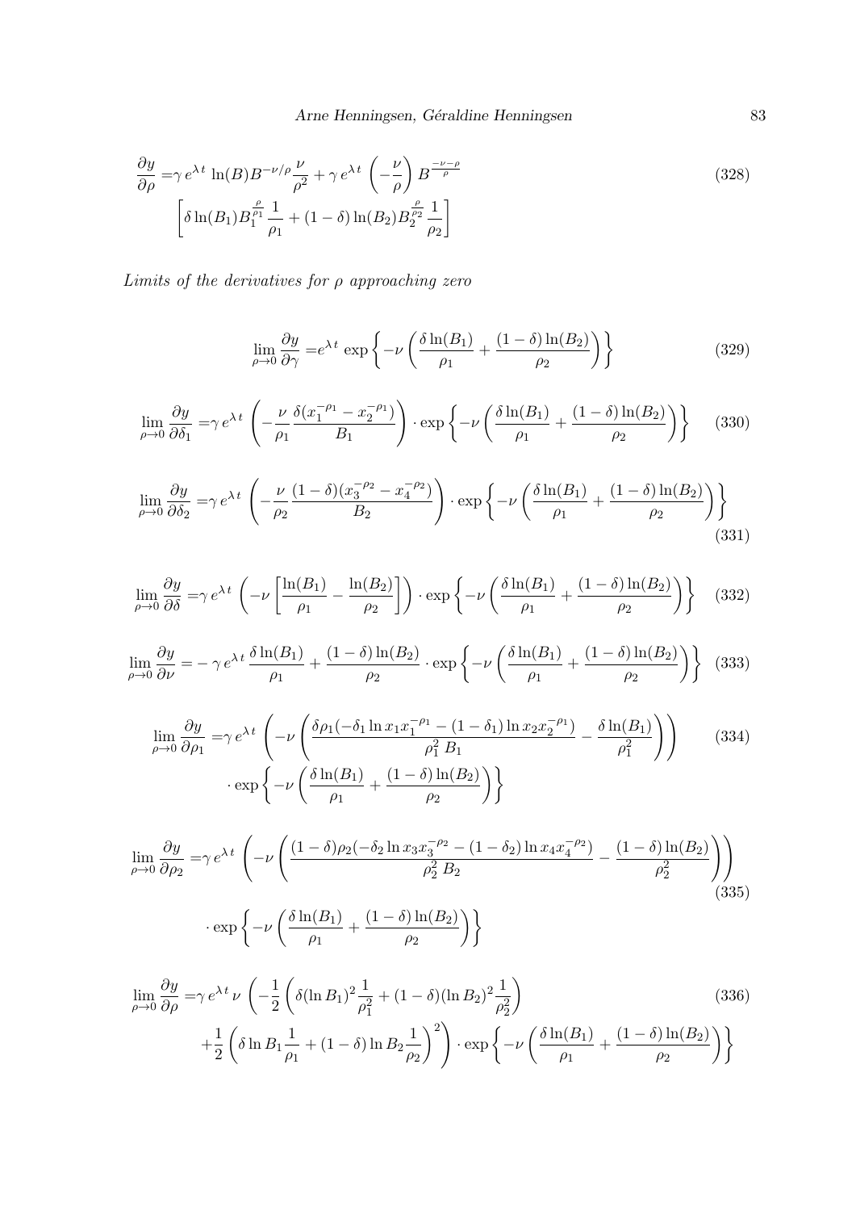$$
\begin{aligned}
\frac{\partial y}{\partial \rho} =& \gamma \, e^{\lambda \, t} \, \ln(B) B^{-\nu/\rho} \frac{\nu}{\rho^2} + \gamma \, e^{\lambda \, t} \, \left( -\frac{\nu}{\rho} \right) B^{\frac{-\nu-\rho}{\rho}} \\
& \left[ \delta \ln(B_1) B_1^{\frac{\rho}{\rho_1}} \frac{1}{\rho_1} + (1-\delta) \ln(B_2) B_2^{\frac{\rho}{\rho_2}} \frac{1}{\rho_2} \right]
\end{aligned} \tag{328}
$$

*Limits of the derivatives for $\rho$ approaching zero*

$$
\lim_{\rho \to 0} \frac{\partial y}{\partial \gamma} = e^{\lambda \, t} \, \exp \left\{ -\nu \left( \frac{\delta \ln(B_1)}{\rho_1} + \frac{(1-\delta) \ln(B_2)}{\rho_2} \right) \right\} \tag{329}
$$

$$
\lim_{\rho \to 0} \frac{\partial y}{\partial \delta_1} = \gamma \, e^{\lambda \, t} \, \left( -\frac{\nu}{\rho_1} \frac{\delta (x_1^{-\rho_1} - x_2^{-\rho_1})}{B_1} \right) \cdot \exp \left\{ -\nu \left( \frac{\delta \ln(B_1)}{\rho_1} + \frac{(1-\delta) \ln(B_2)}{\rho_2} \right) \right\} \tag{330}
$$

$$
\lim_{\rho \to 0} \frac{\partial y}{\partial \delta_2} = \gamma \, e^{\lambda \, t} \, \left( -\frac{\nu}{\rho_2} \frac{(1-\delta)(x_3^{-\rho_2} - x_4^{-\rho_2})}{B_2} \right) \cdot \exp \left\{ -\nu \left( \frac{\delta \ln(B_1)}{\rho_1} + \frac{(1-\delta) \ln(B_2)}{\rho_2} \right) \right\} \tag{331}
$$

$$
\lim_{\rho \to 0} \frac{\partial y}{\partial \delta} = \gamma \, e^{\lambda \, t} \, \left( -\nu \left[ \frac{\ln(B_1)}{\rho_1} - \frac{\ln(B_2)}{\rho_2} \right] \right) \cdot \exp \left\{ -\nu \left( \frac{\delta \ln(B_1)}{\rho_1} + \frac{(1-\delta) \ln(B_2)}{\rho_2} \right) \right\} \tag{332}
$$

$$
\lim_{\rho \to 0} \frac{\partial y}{\partial \nu} = -\gamma \, e^{\lambda \, t} \, \frac{\delta \ln(B_1)}{\rho_1} + \frac{(1-\delta) \ln(B_2)}{\rho_2} \cdot \exp \left\{ -\nu \left( \frac{\delta \ln(B_1)}{\rho_1} + \frac{(1-\delta) \ln(B_2)}{\rho_2} \right) \right\} \tag{333}
$$

$$
\begin{aligned}
\lim_{\rho \to 0} \frac{\partial y}{\partial \rho_1} =& \gamma \, e^{\lambda \, t} \, \left( -\nu \left( \frac{\delta \rho_1 (-\delta_1 \ln x_1 x_1^{-\rho_1} - (1-\delta_1) \ln x_2 x_2^{-\rho_1})}{\rho_1^2 \, B_1} - \frac{\delta \ln(B_1)}{\rho_1^2} \right) \right) \\
& \cdot \exp \left\{ -\nu \left( \frac{\delta \ln(B_1)}{\rho_1} + \frac{(1-\delta) \ln(B_2)}{\rho_2} \right) \right\}
\end{aligned} \tag{334}
$$

$$
\begin{aligned}
\lim_{\rho \to 0} \frac{\partial y}{\partial \rho_2} =& \gamma \, e^{\lambda \, t} \, \left( -\nu \left( \frac{(1-\delta) \rho_2 (-\delta_2 \ln x_3 x_3^{-\rho_2} - (1-\delta_2) \ln x_4 x_4^{-\rho_2})}{\rho_2^2 \, B_2} - \frac{(1-\delta) \ln(B_2)}{\rho_2^2} \right) \right) \\
& \cdot \exp \left\{ -\nu \left( \frac{\delta \ln(B_1)}{\rho_1} + \frac{(1-\delta) \ln(B_2)}{\rho_2} \right) \right\}
\end{aligned} \tag{335}
$$

$$
\begin{aligned}
\lim_{\rho \to 0} \frac{\partial y}{\partial \rho} =& \gamma \, e^{\lambda \, t} \, \nu \, \left( -\frac{1}{2} \left( \delta (\ln B_1)^2 \frac{1}{\rho_1^2} + (1-\delta)(\ln B_2)^2 \frac{1}{\rho_2^2} \right) \right. \\
& \left. + \frac{1}{2} \left( \delta \ln B_1 \frac{1}{\rho_1} + (1-\delta) \ln B_2 \frac{1}{\rho_2} \right)^2 \right) \cdot \exp \left\{ -\nu \left( \frac{\delta \ln(B_1)}{\rho_1} + \frac{(1-\delta) \ln(B_2)}{\rho_2} \right) \right\}
\end{aligned} \tag{336}
$$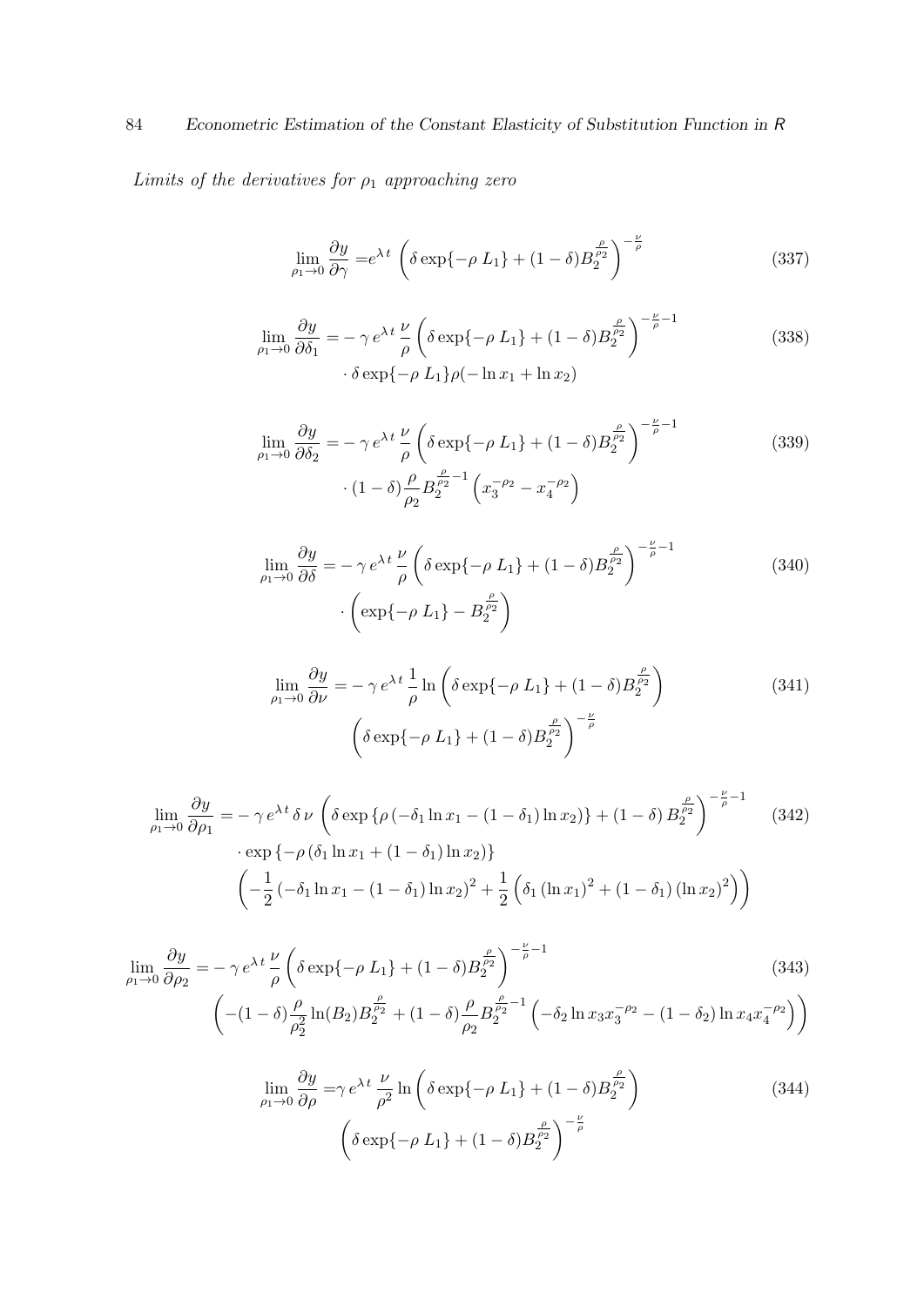*Limits of the derivatives for $\rho_1$ approaching zero*

$$\lim_{\rho_1 \to 0} \frac{\partial y}{\partial \gamma} = e^{\lambda\, t} \left( \delta \exp\{-\rho\, L_1\} + (1-\delta) B_2^{\frac{\rho}{\rho_2}} \right)^{-\frac{\nu}{\rho}} \tag{337}$$

$$\begin{aligned} \lim_{\rho_1 \to 0} \frac{\partial y}{\partial \delta_1} =& -\gamma\, e^{\lambda\, t}\, \frac{\nu}{\rho} \left( \delta \exp\{-\rho\, L_1\} + (1-\delta) B_2^{\frac{\rho}{\rho_2}} \right)^{-\frac{\nu}{\rho}-1} \\ & \cdot \delta \exp\{-\rho\, L_1\} \rho (-\ln x_1 + \ln x_2) \end{aligned} \tag{338}$$

$$\begin{aligned} \lim_{\rho_1 \to 0} \frac{\partial y}{\partial \delta_2} =& -\gamma\, e^{\lambda\, t}\, \frac{\nu}{\rho} \left( \delta \exp\{-\rho\, L_1\} + (1-\delta) B_2^{\frac{\rho}{\rho_2}} \right)^{-\frac{\nu}{\rho}-1} \\ & \cdot (1-\delta) \frac{\rho}{\rho_2} B_2^{\frac{\rho}{\rho_2}-1} \left( x_3^{-\rho_2} - x_4^{-\rho_2} \right) \end{aligned} \tag{339}$$

$$\begin{aligned} \lim_{\rho_1 \to 0} \frac{\partial y}{\partial \delta} =& -\gamma\, e^{\lambda\, t}\, \frac{\nu}{\rho} \left( \delta \exp\{-\rho\, L_1\} + (1-\delta) B_2^{\frac{\rho}{\rho_2}} \right)^{-\frac{\nu}{\rho}-1} \\ & \cdot \left( \exp\{-\rho\, L_1\} - B_2^{\frac{\rho}{\rho_2}} \right) \end{aligned} \tag{340}$$

$$\begin{aligned} \lim_{\rho_1 \to 0} \frac{\partial y}{\partial \nu} =& -\gamma\, e^{\lambda\, t}\, \frac{1}{\rho} \ln \left( \delta \exp\{-\rho\, L_1\} + (1-\delta) B_2^{\frac{\rho}{\rho_2}} \right) \\ & \left( \delta \exp\{-\rho\, L_1\} + (1-\delta) B_2^{\frac{\rho}{\rho_2}} \right)^{-\frac{\nu}{\rho}} \end{aligned} \tag{341}$$

$$\begin{aligned} \lim_{\rho_1 \to 0} \frac{\partial y}{\partial \rho_1} =& -\gamma\, e^{\lambda\, t}\, \delta\, \nu \left( \delta \exp\left\{ \rho \left( -\delta_1 \ln x_1 - (1-\delta_1) \ln x_2 \right) \right\} + (1-\delta)\, B_2^{\frac{\rho}{\rho_2}} \right)^{-\frac{\nu}{\rho}-1} \\ & \cdot \exp\left\{ -\rho \left( \delta_1 \ln x_1 + (1-\delta_1) \ln x_2 \right) \right\} \\ & \left( -\frac{1}{2} \left( -\delta_1 \ln x_1 - (1-\delta_1) \ln x_2 \right)^2 + \frac{1}{2} \left( \delta_1 (\ln x_1)^2 + (1-\delta_1) (\ln x_2)^2 \right) \right) \end{aligned} \tag{342}$$

$$\begin{aligned} \lim_{\rho_1 \to 0} \frac{\partial y}{\partial \rho_2} =& -\gamma\, e^{\lambda\, t}\, \frac{\nu}{\rho} \left( \delta \exp\{-\rho\, L_1\} + (1-\delta) B_2^{\frac{\rho}{\rho_2}} \right)^{-\frac{\nu}{\rho}-1} \\ & \left( -(1-\delta) \frac{\rho}{\rho_2^2} \ln(B_2) B_2^{\frac{\rho}{\rho_2}} + (1-\delta) \frac{\rho}{\rho_2} B_2^{\frac{\rho}{\rho_2}-1} \left( -\delta_2 \ln x_3 x_3^{-\rho_2} - (1-\delta_2) \ln x_4 x_4^{-\rho_2} \right) \right) \end{aligned} \tag{343}$$

$$\begin{aligned} \lim_{\rho_1 \to 0} \frac{\partial y}{\partial \rho} =& \gamma\, e^{\lambda\, t}\, \frac{\nu}{\rho^2} \ln \left( \delta \exp\{-\rho\, L_1\} + (1-\delta) B_2^{\frac{\rho}{\rho_2}} \right) \\ & \left( \delta \exp\{-\rho\, L_1\} + (1-\delta) B_2^{\frac{\rho}{\rho_2}} \right)^{-\frac{\nu}{\rho}} \end{aligned} \tag{344}$$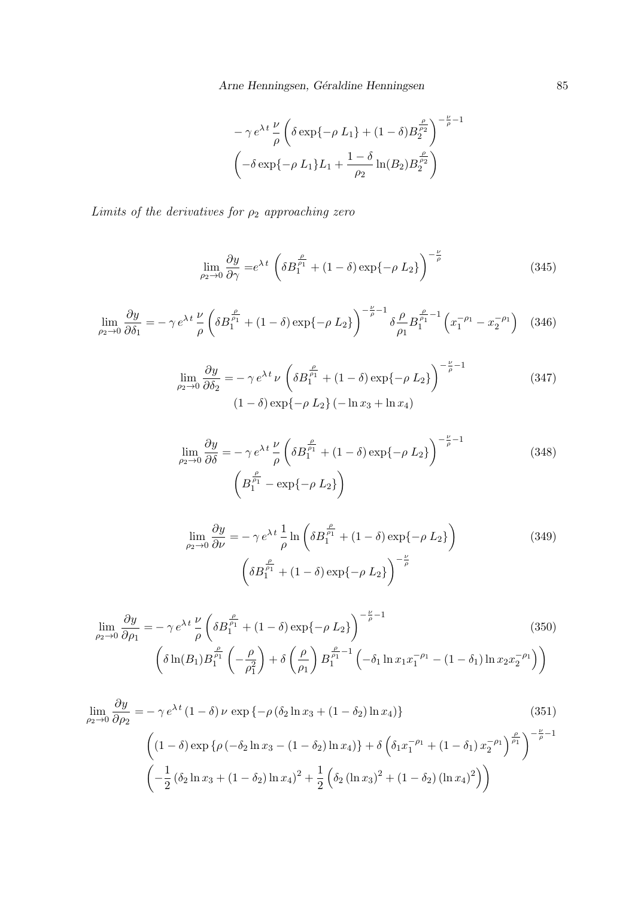$$
- \gamma \, e^{\lambda \, t} \, \frac{\nu}{\rho} \left( \delta \exp\{-\rho \; L_1\} + (1-\delta) B_2^{\frac{\rho}{\rho_2}} \right)^{-\frac{\nu}{\rho}-1}
\left( -\delta \exp\{-\rho \; L_1\} L_1 + \frac{1-\delta}{\rho_2} \ln(B_2) B_2^{\frac{\rho}{\rho_2}} \right)
$$

*Limits of the derivatives for $\rho_2$ approaching zero*

$$
\lim_{\rho_2 \to 0} \frac{\partial y}{\partial \gamma} = e^{\lambda \, t} \left( \delta B_1^{\frac{\rho}{\rho_1}} + (1-\delta) \exp\{-\rho \; L_2\} \right)^{-\frac{\nu}{\rho}} \tag{345}
$$

$$
\lim_{\rho_2 \to 0} \frac{\partial y}{\partial \delta_1} = - \gamma \, e^{\lambda \, t} \, \frac{\nu}{\rho} \left( \delta B_1^{\frac{\rho}{\rho_1}} + (1-\delta) \exp\{-\rho \; L_2\} \right)^{-\frac{\nu}{\rho}-1} \delta \frac{\rho}{\rho_1} B_1^{\frac{\rho}{\rho_1}-1} \left( x_1^{-\rho_1} - x_2^{-\rho_1} \right) \tag{346}
$$

$$
\lim_{\rho_2 \to 0} \frac{\partial y}{\partial \delta_2} = - \gamma \, e^{\lambda \, t} \, \nu \left( \delta B_1^{\frac{\rho}{\rho_1}} + (1-\delta) \exp\{-\rho \; L_2\} \right)^{-\frac{\nu}{\rho}-1}
(1-\delta) \exp\{-\rho \; L_2\} \left( - \ln x_3 + \ln x_4 \right) \tag{347}
$$

$$
\lim_{\rho_2 \to 0} \frac{\partial y}{\partial \delta} = - \gamma \, e^{\lambda \, t} \, \frac{\nu}{\rho} \left( \delta B_1^{\frac{\rho}{\rho_1}} + (1-\delta) \exp\{-\rho \; L_2\} \right)^{-\frac{\nu}{\rho}-1}
\left( B_1^{\frac{\rho}{\rho_1}} - \exp\{-\rho \; L_2\} \right) \tag{348}
$$

$$
\lim_{\rho_2 \to 0} \frac{\partial y}{\partial \nu} = - \gamma \, e^{\lambda \, t} \, \frac{1}{\rho} \ln \left( \delta B_1^{\frac{\rho}{\rho_1}} + (1-\delta) \exp\{-\rho \; L_2\} \right)
\left( \delta B_1^{\frac{\rho}{\rho_1}} + (1-\delta) \exp\{-\rho \; L_2\} \right)^{-\frac{\nu}{\rho}} \tag{349}
$$

$$
\lim_{\rho_2 \to 0} \frac{\partial y}{\partial \rho_1} = - \gamma \, e^{\lambda \, t} \, \frac{\nu}{\rho} \left( \delta B_1^{\frac{\rho}{\rho_1}} + (1-\delta) \exp\{-\rho \; L_2\} \right)^{-\frac{\nu}{\rho}-1}
\left( \delta \ln(B_1) B_1^{\frac{\rho}{\rho_1}} \left( -\frac{\rho}{\rho_1^2} \right) + \delta \left( \frac{\rho}{\rho_1} \right) B_1^{\frac{\rho}{\rho_1}-1} \left( -\delta_1 \ln x_1 x_1^{-\rho_1} - (1-\delta_1) \ln x_2 x_2^{-\rho_1} \right) \right) \tag{350}
$$

$$
\begin{aligned}
\lim_{\rho_2 \to 0} \frac{\partial y}{\partial \rho_2} = & - \gamma \, e^{\lambda \, t} \, (1-\delta) \, \nu \, \exp\left\{ -\rho \left( \delta_2 \ln x_3 + (1-\delta_2) \ln x_4 \right) \right\} \\
& \left( (1-\delta) \exp\left\{ \rho \left( -\delta_2 \ln x_3 - (1-\delta_2) \ln x_4 \right) \right\} + \delta \left( \delta_1 x_1^{-\rho_1} + (1-\delta_1) \, x_2^{-\rho_1} \right)^{\frac{\rho}{\rho_1}} \right)^{-\frac{\nu}{\rho}-1} \\
& \left( -\frac{1}{2} \left( \delta_2 \ln x_3 + (1-\delta_2) \ln x_4 \right)^2 + \frac{1}{2} \left( \delta_2 \left( \ln x_3 \right)^2 + (1-\delta_2) \left( \ln x_4 \right)^2 \right) \right)
\end{aligned} \tag{351}
$$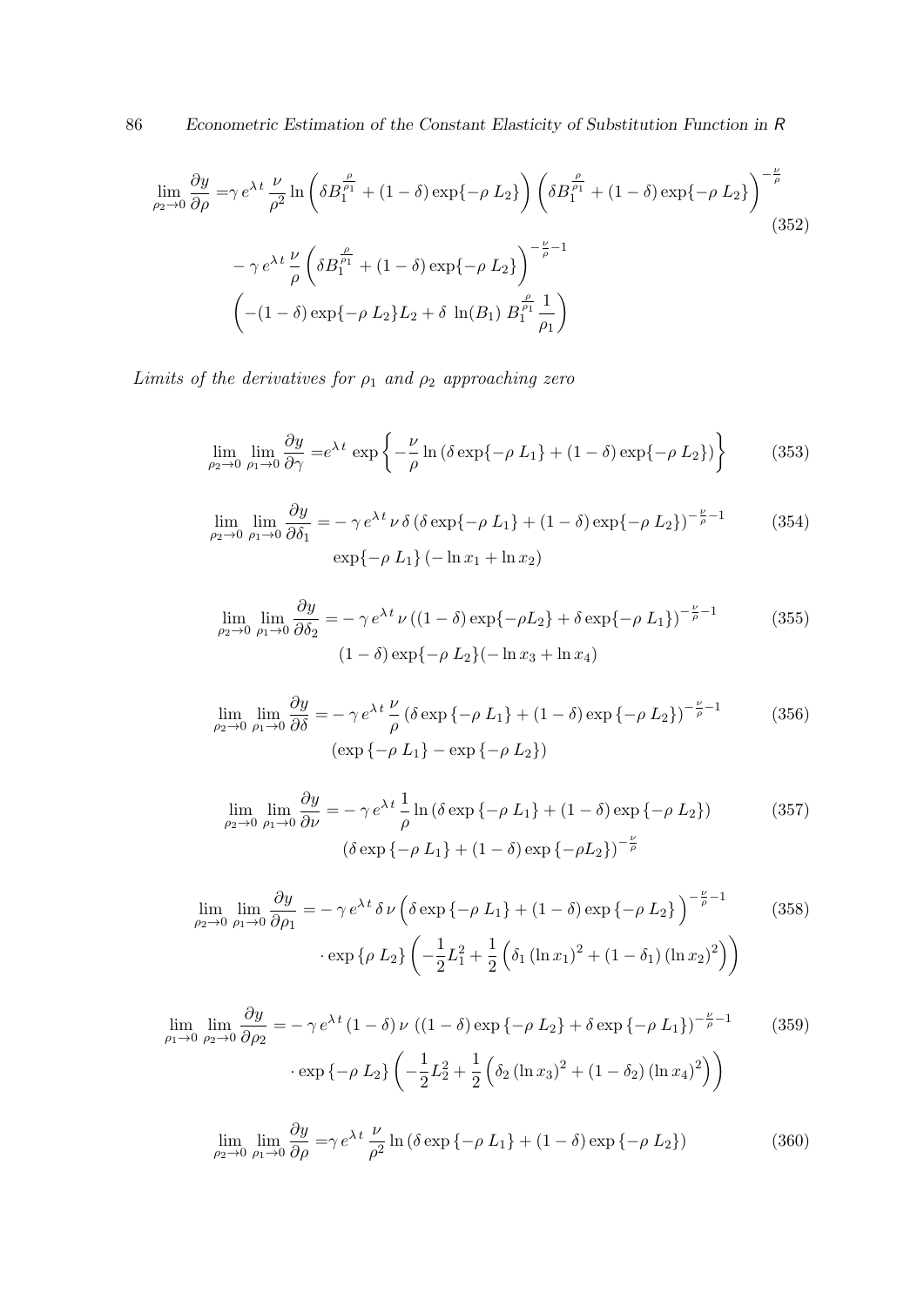$$\lim_{\rho_2 \to 0} \frac{\partial y}{\partial \rho} = \gamma \, e^{\lambda \, t} \, \frac{\nu}{\rho^2} \ln \left( \delta B_1^{\frac{\rho}{\rho_1}} + (1-\delta) \exp\{-\rho \, L_2\} \right) \left( \delta B_1^{\frac{\rho}{\rho_1}} + (1-\delta) \exp\{-\rho \, L_2\} \right)^{-\frac{\nu}{\rho}}$$
$$- \gamma \, e^{\lambda \, t} \, \frac{\nu}{\rho} \left( \delta B_1^{\frac{\rho}{\rho_1}} + (1-\delta) \exp\{-\rho \, L_2\} \right)^{-\frac{\nu}{\rho}-1}$$
$$\left( -(1-\delta) \exp\{-\rho \, L_2\} L_2 + \delta \, \ln(B_1) \, B_1^{\frac{\rho}{\rho_1}} \frac{1}{\rho_1} \right) \tag{352}$$

*Limits of the derivatives for $\rho_1$ and $\rho_2$ approaching zero*

$$\lim_{\rho_2 \to 0} \lim_{\rho_1 \to 0} \frac{\partial y}{\partial \gamma} = e^{\lambda \, t} \, \exp\left\{ -\frac{\nu}{\rho} \ln \left( \delta \exp\{-\rho \, L_1\} + (1-\delta) \exp\{-\rho \, L_2\} \right) \right\} \tag{353}$$

$$\lim_{\rho_2 \to 0} \lim_{\rho_1 \to 0} \frac{\partial y}{\partial \delta_1} = - \gamma \, e^{\lambda \, t} \, \nu \, \delta \left( \delta \exp\{-\rho \, L_1\} + (1-\delta) \exp\{-\rho \, L_2\} \right)^{-\frac{\nu}{\rho}-1}$$
$$\exp\{-\rho \, L_1\} \left( -\ln x_1 + \ln x_2 \right) \tag{354}$$

$$\lim_{\rho_2 \to 0} \lim_{\rho_1 \to 0} \frac{\partial y}{\partial \delta_2} = - \gamma \, e^{\lambda \, t} \, \nu \left( (1-\delta) \exp\{-\rho L_2\} + \delta \exp\{-\rho \, L_1\} \right)^{-\frac{\nu}{\rho}-1}$$
$$(1-\delta) \exp\{-\rho \, L_2\} (-\ln x_3 + \ln x_4) \tag{355}$$

$$\lim_{\rho_2 \to 0} \lim_{\rho_1 \to 0} \frac{\partial y}{\partial \delta} = - \gamma \, e^{\lambda \, t} \, \frac{\nu}{\rho} \left( \delta \exp\left\{-\rho \, L_1\right\} + (1-\delta) \exp\left\{-\rho \, L_2\right\} \right)^{-\frac{\nu}{\rho}-1}$$
$$\left( \exp\left\{-\rho \, L_1\right\} - \exp\left\{-\rho \, L_2\right\} \right) \tag{356}$$

$$\lim_{\rho_2 \to 0} \lim_{\rho_1 \to 0} \frac{\partial y}{\partial \nu} = - \gamma \, e^{\lambda \, t} \, \frac{1}{\rho} \ln \left( \delta \exp\left\{-\rho \, L_1\right\} + (1-\delta) \exp\left\{-\rho \, L_2\right\} \right)$$
$$\left( \delta \exp\left\{-\rho \, L_1\right\} + (1-\delta) \exp\left\{-\rho L_2\right\} \right)^{-\frac{\nu}{\rho}} \tag{357}$$

$$\lim_{\rho_2 \to 0} \lim_{\rho_1 \to 0} \frac{\partial y}{\partial \rho_1} = - \gamma \, e^{\lambda \, t} \, \delta \, \nu \left( \delta \exp\left\{-\rho \, L_1\right\} + (1-\delta) \exp\left\{-\rho \, L_2\right\} \right)^{-\frac{\nu}{\rho}-1}$$
$$\cdot \exp\left\{\rho \, L_2\right\} \left( -\frac{1}{2} L_1^2 + \frac{1}{2} \left( \delta_1 \left(\ln x_1\right)^2 + (1-\delta_1) \left(\ln x_2\right)^2 \right) \right) \tag{358}$$

$$\lim_{\rho_1 \to 0} \lim_{\rho_2 \to 0} \frac{\partial y}{\partial \rho_2} = - \gamma \, e^{\lambda \, t} \, (1-\delta) \, \nu \, \left( (1-\delta) \exp\left\{-\rho \, L_2\right\} + \delta \exp\left\{-\rho \, L_1\right\} \right)^{-\frac{\nu}{\rho}-1}$$
$$\cdot \exp\left\{-\rho \, L_2\right\} \left( -\frac{1}{2} L_2^2 + \frac{1}{2} \left( \delta_2 \left(\ln x_3\right)^2 + (1-\delta_2) \left(\ln x_4\right)^2 \right) \right) \tag{359}$$

$$\lim_{\rho_2 \to 0} \lim_{\rho_1 \to 0} \frac{\partial y}{\partial \rho} = \gamma \, e^{\lambda \, t} \, \frac{\nu}{\rho^2} \ln \left( \delta \exp\left\{-\rho \, L_1\right\} + (1-\delta) \exp\left\{-\rho \, L_2\right\} \right) \tag{360}$$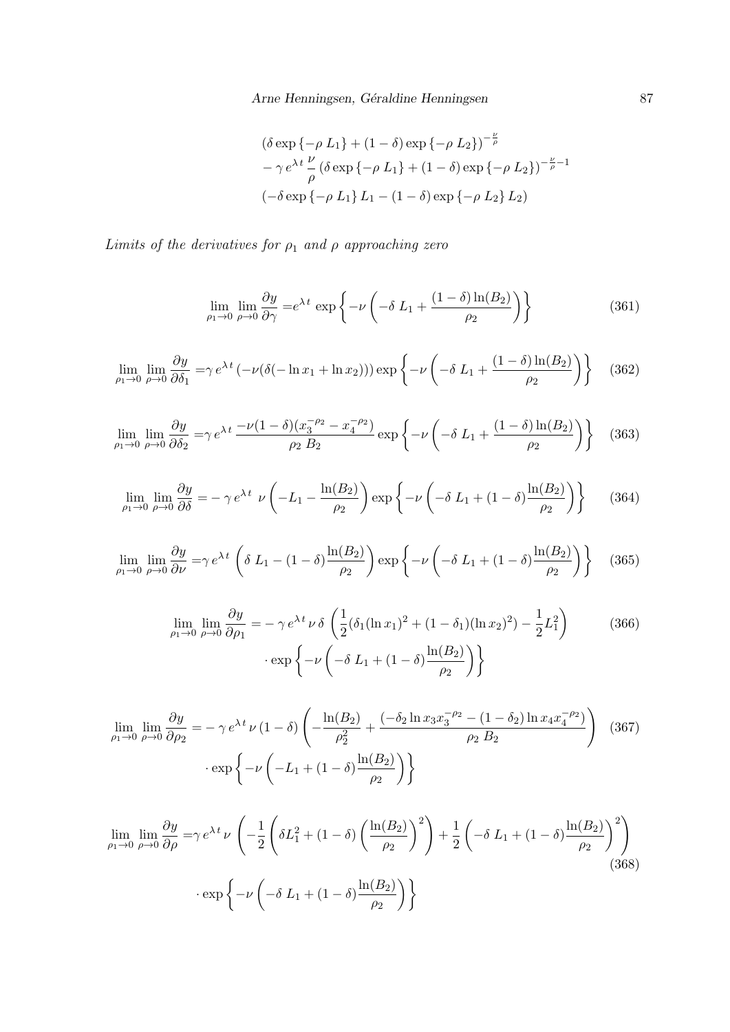$$
\begin{aligned}
&\left(\delta \exp\left\{-\rho\ L_1\right\} + (1-\delta) \exp\left\{-\rho\ L_2\right\}\right)^{-\frac{\nu}{\rho}} \\
&- \gamma\, e^{\lambda\, t}\, \frac{\nu}{\rho} \left(\delta \exp\left\{-\rho\ L_1\right\} + (1-\delta) \exp\left\{-\rho\ L_2\right\}\right)^{-\frac{\nu}{\rho}-1} \\
&\left(-\delta \exp\left\{-\rho\ L_1\right\} L_1 - (1-\delta) \exp\left\{-\rho\ L_2\right\} L_2\right)
\end{aligned}
$$

*Limits of the derivatives for $\rho_1$ and $\rho$ approaching zero*

$$
\lim_{\rho_1 \to 0} \lim_{\rho \to 0} \frac{\partial y}{\partial \gamma} = e^{\lambda\, t} \exp\left\{-\nu \left(-\delta\ L_1 + \frac{(1-\delta)\ln(B_2)}{\rho_2}\right)\right\} \tag{361}
$$

$$
\lim_{\rho_1 \to 0} \lim_{\rho \to 0} \frac{\partial y}{\partial \delta_1} = \gamma\, e^{\lambda\, t} \left(-\nu(\delta(-\ln x_1 + \ln x_2))\right) \exp\left\{-\nu \left(-\delta\ L_1 + \frac{(1-\delta)\ln(B_2)}{\rho_2}\right)\right\} \tag{362}
$$

$$
\lim_{\rho_1 \to 0} \lim_{\rho \to 0} \frac{\partial y}{\partial \delta_2} = \gamma\, e^{\lambda\, t}\, \frac{-\nu(1-\delta)(x_3^{-\rho_2} - x_4^{-\rho_2})}{\rho_2\ B_2} \exp\left\{-\nu \left(-\delta\ L_1 + \frac{(1-\delta)\ln(B_2)}{\rho_2}\right)\right\} \tag{363}
$$

$$
\lim_{\rho_1 \to 0} \lim_{\rho \to 0} \frac{\partial y}{\partial \delta} = -\,\gamma\, e^{\lambda\, t}\ \nu \left(-L_1 - \frac{\ln(B_2)}{\rho_2}\right) \exp\left\{-\nu \left(-\delta\ L_1 + (1-\delta)\frac{\ln(B_2)}{\rho_2}\right)\right\} \tag{364}
$$

$$
\lim_{\rho_1 \to 0} \lim_{\rho \to 0} \frac{\partial y}{\partial \nu} = \gamma\, e^{\lambda\, t} \left(\delta\ L_1 - (1-\delta)\frac{\ln(B_2)}{\rho_2}\right) \exp\left\{-\nu \left(-\delta\ L_1 + (1-\delta)\frac{\ln(B_2)}{\rho_2}\right)\right\} \tag{365}
$$

$$
\begin{aligned}
\lim_{\rho_1 \to 0} \lim_{\rho \to 0} \frac{\partial y}{\partial \rho_1} = &-\gamma\, e^{\lambda\, t}\, \nu\, \delta\ \left(\frac{1}{2}(\delta_1(\ln x_1)^2 + (1-\delta_1)(\ln x_2)^2) - \frac{1}{2}L_1^2\right) \\
&\cdot \exp\left\{-\nu \left(-\delta\ L_1 + (1-\delta)\frac{\ln(B_2)}{\rho_2}\right)\right\}
\end{aligned} \tag{366}
$$

$$
\begin{aligned}
\lim_{\rho_1 \to 0} \lim_{\rho \to 0} \frac{\partial y}{\partial \rho_2} = &-\gamma\, e^{\lambda\, t}\, \nu\, (1-\delta) \left(-\frac{\ln(B_2)}{\rho_2^2} + \frac{(-\delta_2 \ln x_3 x_3^{-\rho_2} - (1-\delta_2)\ln x_4 x_4^{-\rho_2})}{\rho_2\ B_2}\right) \\
&\cdot \exp\left\{-\nu \left(-L_1 + (1-\delta)\frac{\ln(B_2)}{\rho_2}\right)\right\}
\end{aligned} \tag{367}
$$

$$
\begin{aligned}
\lim_{\rho_1 \to 0} \lim_{\rho \to 0} \frac{\partial y}{\partial \rho} = &\gamma\, e^{\lambda\, t}\, \nu\ \left(-\frac{1}{2}\left(\delta L_1^2 + (1-\delta)\left(\frac{\ln(B_2)}{\rho_2}\right)^2\right) + \frac{1}{2}\left(-\delta\ L_1 + (1-\delta)\frac{\ln(B_2)}{\rho_2}\right)^2\right) \\
&\cdot \exp\left\{-\nu \left(-\delta\ L_1 + (1-\delta)\frac{\ln(B_2)}{\rho_2}\right)\right\}
\end{aligned} \tag{368}
$$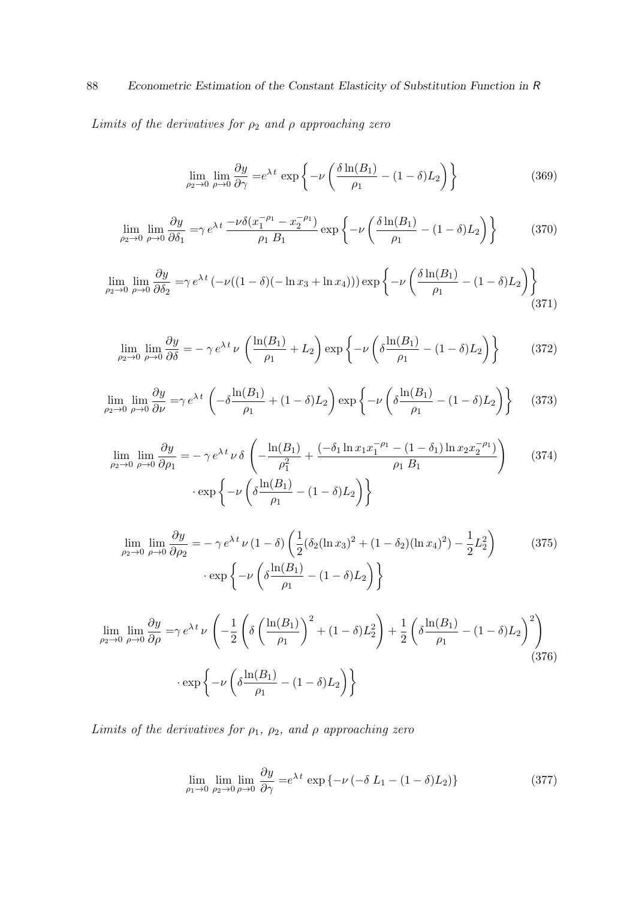*Limits of the derivatives for $\rho_2$ and $\rho$ approaching zero*

$$\lim_{\rho_2 \to 0} \lim_{\rho \to 0} \frac{\partial y}{\partial \gamma} = e^{\lambda t} \exp\left\{ -\nu \left( \frac{\delta \ln(B_1)}{\rho_1} - (1-\delta) L_2 \right) \right\} \tag{369}$$

$$\lim_{\rho_2 \to 0} \lim_{\rho \to 0} \frac{\partial y}{\partial \delta_1} = \gamma \, e^{\lambda t} \, \frac{-\nu \delta (x_1^{-\rho_1} - x_2^{-\rho_1})}{\rho_1 \; B_1} \exp\left\{ -\nu \left( \frac{\delta \ln(B_1)}{\rho_1} - (1-\delta) L_2 \right) \right\} \tag{370}$$

$$\lim_{\rho_2 \to 0} \lim_{\rho \to 0} \frac{\partial y}{\partial \delta_2} = \gamma \, e^{\lambda t} \left( -\nu ((1-\delta)(-\ln x_3 + \ln x_4)) \right) \exp\left\{ -\nu \left( \frac{\delta \ln(B_1)}{\rho_1} - (1-\delta) L_2 \right) \right\} \tag{371}$$

$$\lim_{\rho_2 \to 0} \lim_{\rho \to 0} \frac{\partial y}{\partial \delta} = -\, \gamma \, e^{\lambda t} \, \nu \, \left( \frac{\ln(B_1)}{\rho_1} + L_2 \right) \exp\left\{ -\nu \left( \delta \frac{\ln(B_1)}{\rho_1} - (1-\delta) L_2 \right) \right\} \tag{372}$$

$$\lim_{\rho_2 \to 0} \lim_{\rho \to 0} \frac{\partial y}{\partial \nu} = \gamma \, e^{\lambda t} \, \left( -\delta \frac{\ln(B_1)}{\rho_1} + (1-\delta) L_2 \right) \exp\left\{ -\nu \left( \delta \frac{\ln(B_1)}{\rho_1} - (1-\delta) L_2 \right) \right\} \tag{373}$$

$$\begin{aligned} \lim_{\rho_2 \to 0} \lim_{\rho \to 0} \frac{\partial y}{\partial \rho_1} = & -\, \gamma \, e^{\lambda t} \, \nu \, \delta \, \left( -\frac{\ln(B_1)}{\rho_1^2} + \frac{(-\delta_1 \ln x_1 x_1^{-\rho_1} - (1-\delta_1) \ln x_2 x_2^{-\rho_1})}{\rho_1 \; B_1} \right) \\ & \cdot \exp\left\{ -\nu \left( \delta \frac{\ln(B_1)}{\rho_1} - (1-\delta) L_2 \right) \right\} \end{aligned} \tag{374}$$

$$\begin{aligned} \lim_{\rho_2 \to 0} \lim_{\rho \to 0} \frac{\partial y}{\partial \rho_2} = & -\, \gamma \, e^{\lambda t} \, \nu \, (1-\delta) \left( \frac{1}{2} (\delta_2 (\ln x_3)^2 + (1-\delta_2)(\ln x_4)^2) - \frac{1}{2} L_2^2 \right) \\ & \cdot \exp\left\{ -\nu \left( \delta \frac{\ln(B_1)}{\rho_1} - (1-\delta) L_2 \right) \right\} \end{aligned} \tag{375}$$

$$\begin{aligned} \lim_{\rho_2 \to 0} \lim_{\rho \to 0} \frac{\partial y}{\partial \rho} = & \gamma \, e^{\lambda t} \, \nu \, \left( -\frac{1}{2} \left( \delta \left( \frac{\ln(B_1)}{\rho_1} \right)^2 + (1-\delta) L_2^2 \right) + \frac{1}{2} \left( \delta \frac{\ln(B_1)}{\rho_1} - (1-\delta) L_2 \right)^2 \right) \\ & \cdot \exp\left\{ -\nu \left( \delta \frac{\ln(B_1)}{\rho_1} - (1-\delta) L_2 \right) \right\} \end{aligned} \tag{376}$$

*Limits of the derivatives for $\rho_1$, $\rho_2$, and $\rho$ approaching zero*

$$\lim_{\rho_1 \to 0} \lim_{\rho_2 \to 0} \lim_{\rho \to 0} \frac{\partial y}{\partial \gamma} = e^{\lambda t} \exp\left\{ -\nu \left( -\delta \; L_1 - (1-\delta) L_2 \right) \right\} \tag{377}$$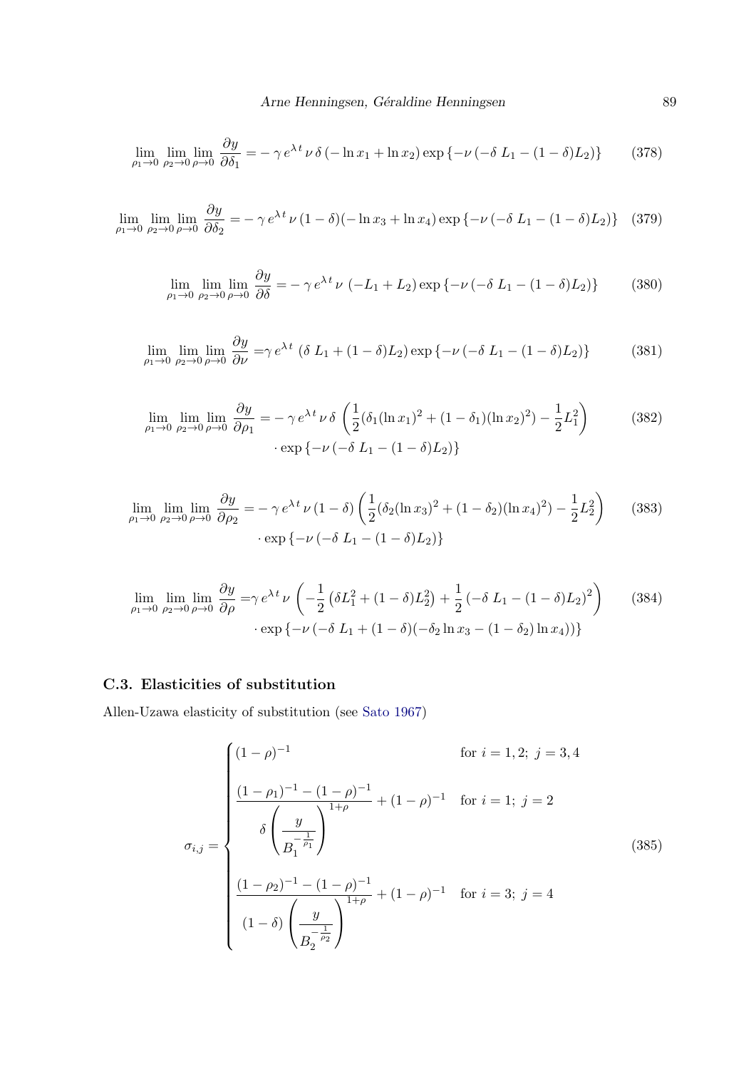$$\lim_{\rho_1 \to 0} \lim_{\rho_2 \to 0} \lim_{\rho \to 0} \frac{\partial y}{\partial \delta_1} = -\,\gamma\, e^{\lambda\, t}\, \nu\, \delta\, (-\ln x_1 + \ln x_2) \exp\left\{-\nu\left(-\delta\; L_1 - (1-\delta) L_2\right)\right\} \tag{378}$$

$$\lim_{\rho_1 \to 0} \lim_{\rho_2 \to 0} \lim_{\rho \to 0} \frac{\partial y}{\partial \delta_2} = -\,\gamma\, e^{\lambda\, t}\, \nu\, (1-\delta)(-\ln x_3 + \ln x_4) \exp\left\{-\nu\left(-\delta\; L_1 - (1-\delta) L_2\right)\right\} \tag{379}$$

$$\lim_{\rho_1 \to 0} \lim_{\rho_2 \to 0} \lim_{\rho \to 0} \frac{\partial y}{\partial \delta} = -\,\gamma\, e^{\lambda\, t}\, \nu\; (-L_1 + L_2) \exp\left\{-\nu\left(-\delta\; L_1 - (1-\delta) L_2\right)\right\} \tag{380}$$

$$\lim_{\rho_1 \to 0} \lim_{\rho_2 \to 0} \lim_{\rho \to 0} \frac{\partial y}{\partial \nu} = \gamma\, e^{\lambda\, t}\; (\delta\; L_1 + (1-\delta) L_2) \exp\left\{-\nu\left(-\delta\; L_1 - (1-\delta) L_2\right)\right\} \tag{381}$$

$$\begin{aligned}\lim_{\rho_1 \to 0} \lim_{\rho_2 \to 0} \lim_{\rho \to 0} \frac{\partial y}{\partial \rho_1} =& -\,\gamma\, e^{\lambda\, t}\, \nu\, \delta\, \left(\frac{1}{2}(\delta_1 (\ln x_1)^2 + (1-\delta_1)(\ln x_2)^2) - \frac{1}{2} L_1^2\right) \\ & \cdot \exp\left\{-\nu\left(-\delta\; L_1 - (1-\delta) L_2\right)\right\}\end{aligned} \tag{382}$$

$$\begin{aligned}\lim_{\rho_1 \to 0} \lim_{\rho_2 \to 0} \lim_{\rho \to 0} \frac{\partial y}{\partial \rho_2} =& -\,\gamma\, e^{\lambda\, t}\, \nu\, (1-\delta) \left(\frac{1}{2}(\delta_2 (\ln x_3)^2 + (1-\delta_2)(\ln x_4)^2) - \frac{1}{2} L_2^2\right) \\ & \cdot \exp\left\{-\nu\left(-\delta\; L_1 - (1-\delta) L_2\right)\right\}\end{aligned} \tag{383}$$

$$\begin{aligned}\lim_{\rho_1 \to 0} \lim_{\rho_2 \to 0} \lim_{\rho \to 0} \frac{\partial y}{\partial \rho} =& \gamma\, e^{\lambda\, t}\, \nu\, \left(-\frac{1}{2}\left(\delta L_1^2 + (1-\delta) L_2^2\right) + \frac{1}{2}\left(-\delta\; L_1 - (1-\delta) L_2\right)^2\right) \\ & \cdot \exp\left\{-\nu\left(-\delta\; L_1 + (1-\delta)(-\delta_2 \ln x_3 - (1-\delta_2)\ln x_4)\right)\right\}\end{aligned} \tag{384}$$

### C.3. Elasticities of substitution

Allen-Uzawa elasticity of substitution (see Sato 1967)

$$\sigma_{i,j} = \begin{cases} (1-\rho)^{-1} & \text{for } i = 1,2;\; j = 3,4 \\[2ex] \dfrac{(1-\rho_1)^{-1} - (1-\rho)^{-1}}{\delta \left(\dfrac{y}{B_1^{-\frac{1}{\rho_1}}}\right)^{1+\rho}} + (1-\rho)^{-1} & \text{for } i = 1;\; j = 2 \\[6ex] \dfrac{(1-\rho_2)^{-1} - (1-\rho)^{-1}}{(1-\delta) \left(\dfrac{y}{B_2^{-\frac{1}{\rho_2}}}\right)^{1+\rho}} + (1-\rho)^{-1} & \text{for } i = 3;\; j = 4 \end{cases} \tag{385}$$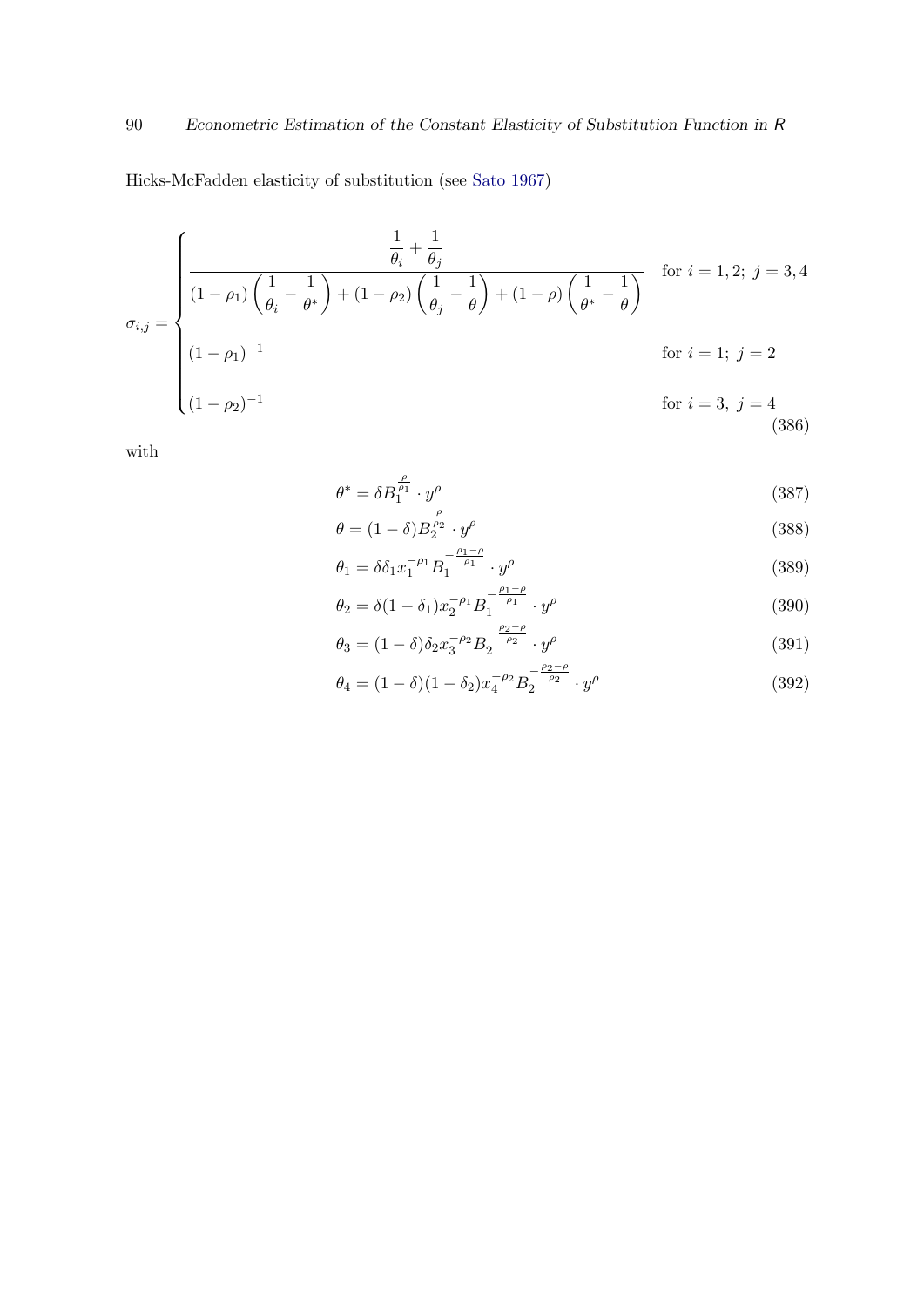Hicks-McFadden elasticity of substitution (see Sato 1967)

$$
\sigma_{i,j} = \begin{cases} \dfrac{\dfrac{1}{\theta_i} + \dfrac{1}{\theta_j}}{(1-\rho_1)\left(\dfrac{1}{\theta_i} - \dfrac{1}{\theta^*}\right) + (1-\rho_2)\left(\dfrac{1}{\theta_j} - \dfrac{1}{\theta}\right) + (1-\rho)\left(\dfrac{1}{\theta^*} - \dfrac{1}{\theta}\right)} & \text{for } i = 1, 2;\ j = 3, 4 \\[2ex] (1-\rho_1)^{-1} & \text{for } i = 1;\ j = 2 \\[2ex] (1-\rho_2)^{-1} & \text{for } i = 3,\ j = 4 \end{cases} \tag{386}
$$

with

$$
\theta^* = \delta B_1^{\frac{\rho}{\rho_1}} \cdot y^{\rho} \tag{387}
$$

$$
\theta = (1-\delta) B_2^{\frac{\rho}{\rho_2}} \cdot y^{\rho} \tag{388}
$$

$$
\theta_1 = \delta \delta_1 x_1^{-\rho_1} B_1^{-\frac{\rho_1 - \rho}{\rho_1}} \cdot y^{\rho} \tag{389}
$$

$$
\theta_2 = \delta (1-\delta_1) x_2^{-\rho_1} B_1^{-\frac{\rho_1 - \rho}{\rho_1}} \cdot y^{\rho} \tag{390}
$$

$$
\theta_3 = (1-\delta) \delta_2 x_3^{-\rho_2} B_2^{-\frac{\rho_2 - \rho}{\rho_2}} \cdot y^{\rho} \tag{391}
$$

$$
\theta_4 = (1-\delta)(1-\delta_2) x_4^{-\rho_2} B_2^{-\frac{\rho_2 - \rho}{\rho_2}} \cdot y^{\rho} \tag{392}
$$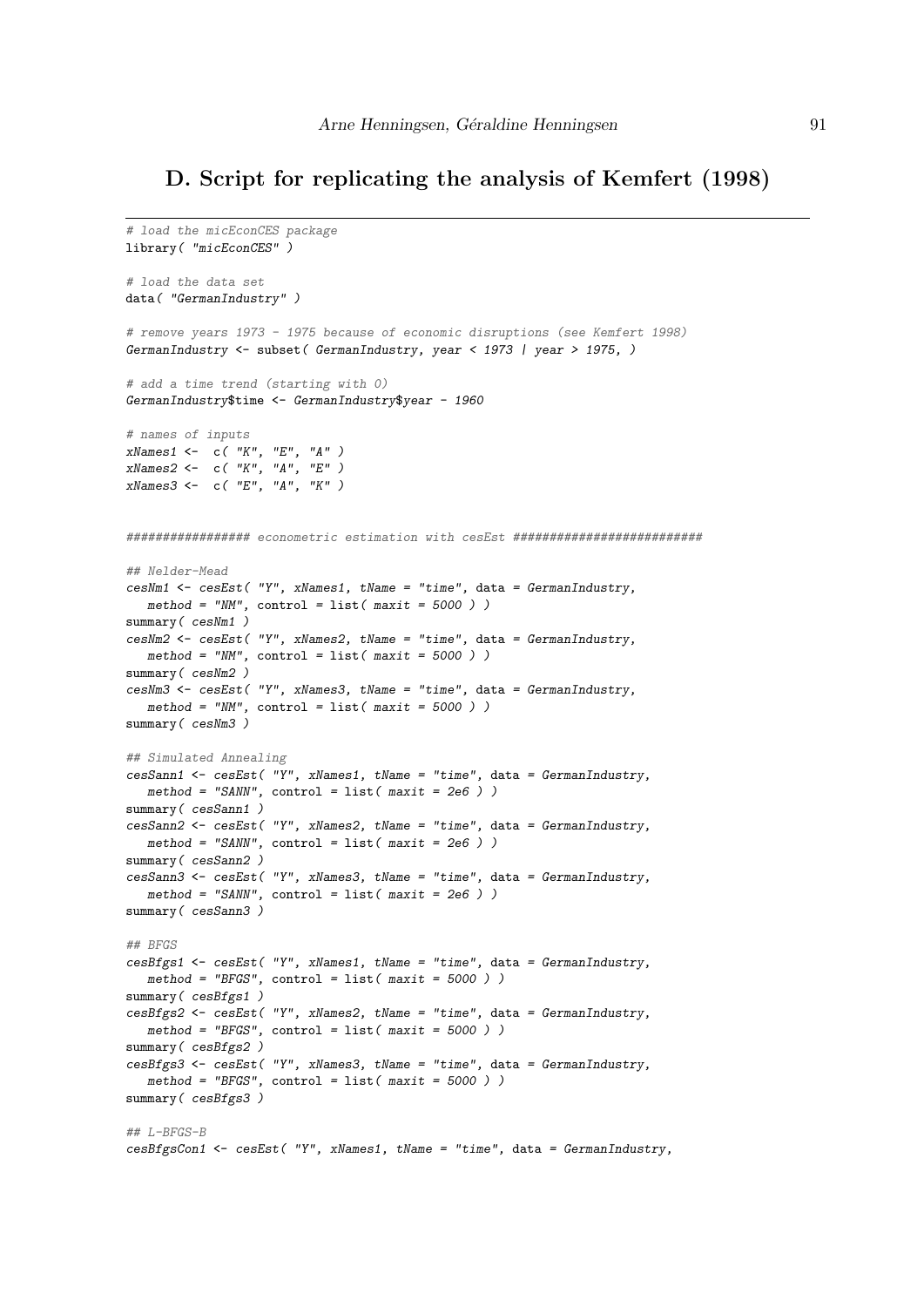# D. Script for replicating the analysis of Kemfert (1998)

```
# load the micEconCES package
library( "micEconCES" )

# load the data set
data( "GermanIndustry" )

# remove years 1973 - 1975 because of economic disruptions (see Kemfert 1998)
GermanIndustry <- subset( GermanIndustry, year < 1973 | year > 1975, )

# add a time trend (starting with 0)
GermanIndustry$time <- GermanIndustry$year - 1960

# names of inputs
xNames1 <-  c( "K", "E", "A" )
xNames2 <-  c( "K", "A", "E" )
xNames3 <-  c( "E", "A", "K" )


################# econometric estimation with cesEst ##########################

## Nelder-Mead
cesNm1 <- cesEst( "Y", xNames1, tName = "time", data = GermanIndustry,
   method = "NM", control = list( maxit = 5000 ) )
summary( cesNm1 )
cesNm2 <- cesEst( "Y", xNames2, tName = "time", data = GermanIndustry,
   method = "NM", control = list( maxit = 5000 ) )
summary( cesNm2 )
cesNm3 <- cesEst( "Y", xNames3, tName = "time", data = GermanIndustry,
   method = "NM", control = list( maxit = 5000 ) )
summary( cesNm3 )

## Simulated Annealing
cesSann1 <- cesEst( "Y", xNames1, tName = "time", data = GermanIndustry,
   method = "SANN", control = list( maxit = 2e6 ) )
summary( cesSann1 )
cesSann2 <- cesEst( "Y", xNames2, tName = "time", data = GermanIndustry,
   method = "SANN", control = list( maxit = 2e6 ) )
summary( cesSann2 )
cesSann3 <- cesEst( "Y", xNames3, tName = "time", data = GermanIndustry,
   method = "SANN", control = list( maxit = 2e6 ) )
summary( cesSann3 )

## BFGS
cesBfgs1 <- cesEst( "Y", xNames1, tName = "time", data = GermanIndustry,
   method = "BFGS", control = list( maxit = 5000 ) )
summary( cesBfgs1 )
cesBfgs2 <- cesEst( "Y", xNames2, tName = "time", data = GermanIndustry,
   method = "BFGS", control = list( maxit = 5000 ) )
summary( cesBfgs2 )
cesBfgs3 <- cesEst( "Y", xNames3, tName = "time", data = GermanIndustry,
   method = "BFGS", control = list( maxit = 5000 ) )
summary( cesBfgs3 )

## L-BFGS-B
cesBfgsCon1 <- cesEst( "Y", xNames1, tName = "time", data = GermanIndustry,
```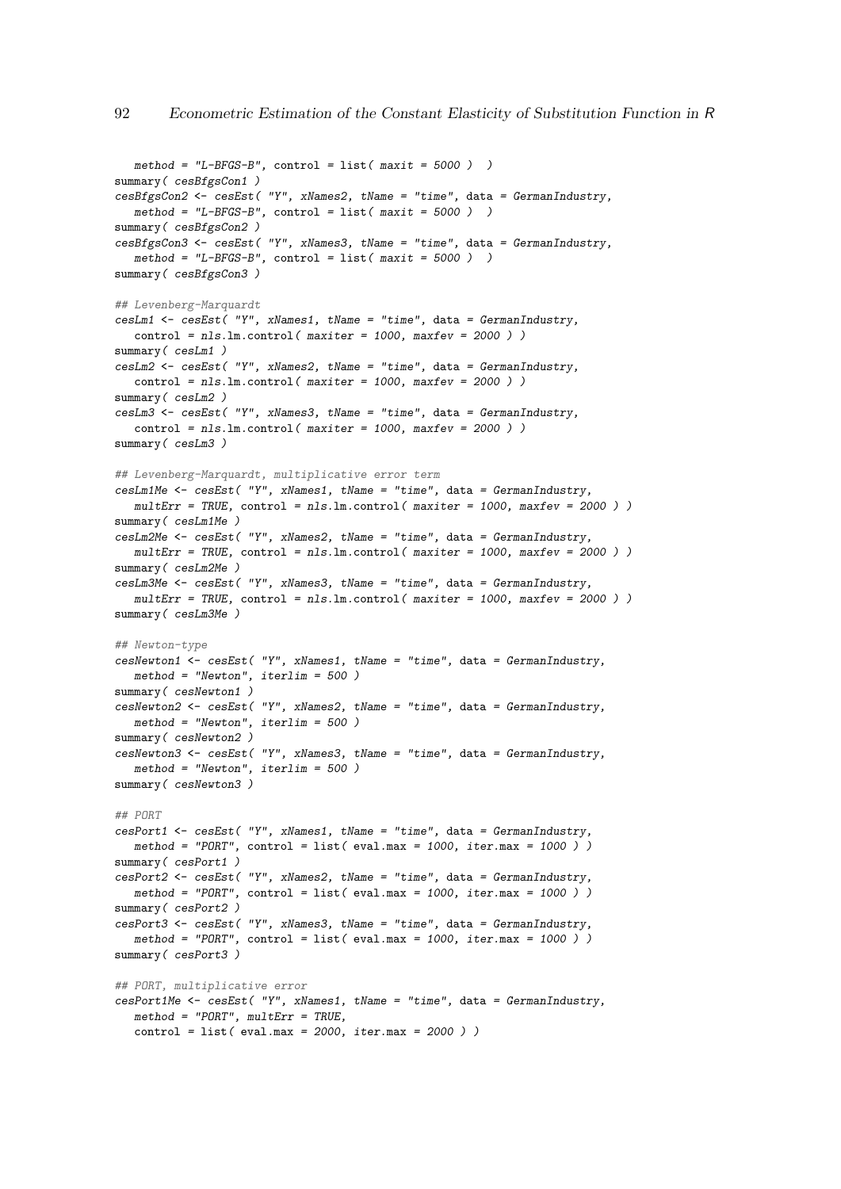```
   method = "L-BFGS-B", control = list( maxit = 5000 )  )
summary( cesBfgsCon1 )
cesBfgsCon2 <- cesEst( "Y", xNames2, tName = "time", data = GermanIndustry,
   method = "L-BFGS-B", control = list( maxit = 5000 )  )
summary( cesBfgsCon2 )
cesBfgsCon3 <- cesEst( "Y", xNames3, tName = "time", data = GermanIndustry,
   method = "L-BFGS-B", control = list( maxit = 5000 )  )
summary( cesBfgsCon3 )

## Levenberg-Marquardt
cesLm1 <- cesEst( "Y", xNames1, tName = "time", data = GermanIndustry,
   control = nls.lm.control( maxiter = 1000, maxfev = 2000 ) )
summary( cesLm1 )
cesLm2 <- cesEst( "Y", xNames2, tName = "time", data = GermanIndustry,
   control = nls.lm.control( maxiter = 1000, maxfev = 2000 ) )
summary( cesLm2 )
cesLm3 <- cesEst( "Y", xNames3, tName = "time", data = GermanIndustry,
   control = nls.lm.control( maxiter = 1000, maxfev = 2000 ) )
summary( cesLm3 )

## Levenberg-Marquardt, multiplicative error term
cesLm1Me <- cesEst( "Y", xNames1, tName = "time", data = GermanIndustry,
   multErr = TRUE, control = nls.lm.control( maxiter = 1000, maxfev = 2000 ) )
summary( cesLm1Me )
cesLm2Me <- cesEst( "Y", xNames2, tName = "time", data = GermanIndustry,
   multErr = TRUE, control = nls.lm.control( maxiter = 1000, maxfev = 2000 ) )
summary( cesLm2Me )
cesLm3Me <- cesEst( "Y", xNames3, tName = "time", data = GermanIndustry,
   multErr = TRUE, control = nls.lm.control( maxiter = 1000, maxfev = 2000 ) )
summary( cesLm3Me )

## Newton-type
cesNewton1 <- cesEst( "Y", xNames1, tName = "time", data = GermanIndustry,
   method = "Newton", iterlim = 500 )
summary( cesNewton1 )
cesNewton2 <- cesEst( "Y", xNames2, tName = "time", data = GermanIndustry,
   method = "Newton", iterlim = 500 )
summary( cesNewton2 )
cesNewton3 <- cesEst( "Y", xNames3, tName = "time", data = GermanIndustry,
   method = "Newton", iterlim = 500 )
summary( cesNewton3 )

## PORT
cesPort1 <- cesEst( "Y", xNames1, tName = "time", data = GermanIndustry,
   method = "PORT", control = list( eval.max = 1000, iter.max = 1000 ) )
summary( cesPort1 )
cesPort2 <- cesEst( "Y", xNames2, tName = "time", data = GermanIndustry,
   method = "PORT", control = list( eval.max = 1000, iter.max = 1000 ) )
summary( cesPort2 )
cesPort3 <- cesEst( "Y", xNames3, tName = "time", data = GermanIndustry,
   method = "PORT", control = list( eval.max = 1000, iter.max = 1000 ) )
summary( cesPort3 )

## PORT, multiplicative error
cesPort1Me <- cesEst( "Y", xNames1, tName = "time", data = GermanIndustry,
   method = "PORT", multErr = TRUE,
   control = list( eval.max = 2000, iter.max = 2000 ) )
```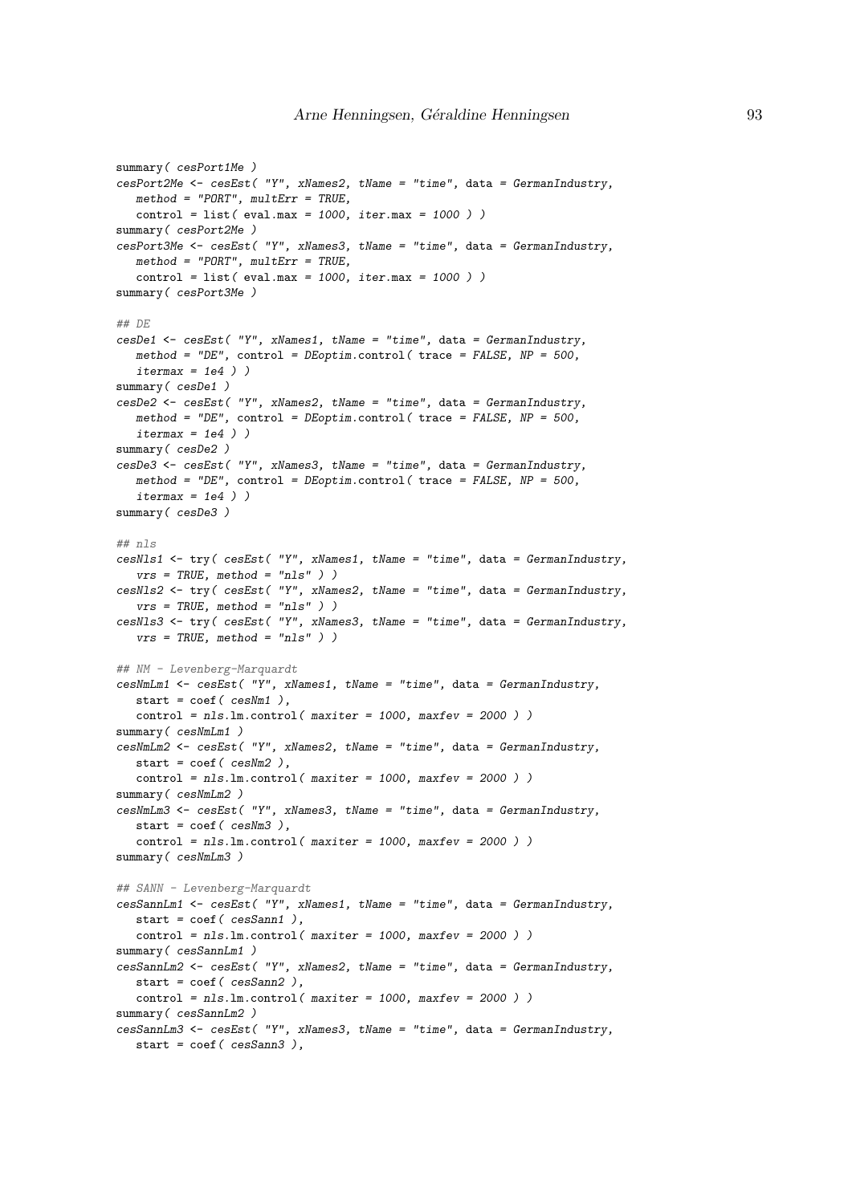```
summary( cesPort1Me )
cesPort2Me <- cesEst( "Y", xNames2, tName = "time", data = GermanIndustry,
   method = "PORT", multErr = TRUE,
   control = list( eval.max = 1000, iter.max = 1000 ) )
summary( cesPort2Me )
cesPort3Me <- cesEst( "Y", xNames3, tName = "time", data = GermanIndustry,
   method = "PORT", multErr = TRUE,
   control = list( eval.max = 1000, iter.max = 1000 ) )
summary( cesPort3Me )

## DE
cesDe1 <- cesEst( "Y", xNames1, tName = "time", data = GermanIndustry,
   method = "DE", control = DEoptim.control( trace = FALSE, NP = 500,
   itermax = 1e4 ) )
summary( cesDe1 )
cesDe2 <- cesEst( "Y", xNames2, tName = "time", data = GermanIndustry,
   method = "DE", control = DEoptim.control( trace = FALSE, NP = 500,
   itermax = 1e4 ) )
summary( cesDe2 )
cesDe3 <- cesEst( "Y", xNames3, tName = "time", data = GermanIndustry,
   method = "DE", control = DEoptim.control( trace = FALSE, NP = 500,
   itermax = 1e4 ) )
summary( cesDe3 )

## nls
cesNls1 <- try( cesEst( "Y", xNames1, tName = "time", data = GermanIndustry,
   vrs = TRUE, method = "nls" ) )
cesNls2 <- try( cesEst( "Y", xNames2, tName = "time", data = GermanIndustry,
   vrs = TRUE, method = "nls" ) )
cesNls3 <- try( cesEst( "Y", xNames3, tName = "time", data = GermanIndustry,
   vrs = TRUE, method = "nls" ) )

## NM - Levenberg-Marquardt
cesNmLm1 <- cesEst( "Y", xNames1, tName = "time", data = GermanIndustry,
   start = coef( cesNm1 ),
   control = nls.lm.control( maxiter = 1000, maxfev = 2000 ) )
summary( cesNmLm1 )
cesNmLm2 <- cesEst( "Y", xNames2, tName = "time", data = GermanIndustry,
   start = coef( cesNm2 ),
   control = nls.lm.control( maxiter = 1000, maxfev = 2000 ) )
summary( cesNmLm2 )
cesNmLm3 <- cesEst( "Y", xNames3, tName = "time", data = GermanIndustry,
   start = coef( cesNm3 ),
   control = nls.lm.control( maxiter = 1000, maxfev = 2000 ) )
summary( cesNmLm3 )

## SANN - Levenberg-Marquardt
cesSannLm1 <- cesEst( "Y", xNames1, tName = "time", data = GermanIndustry,
   start = coef( cesSann1 ),
   control = nls.lm.control( maxiter = 1000, maxfev = 2000 ) )
summary( cesSannLm1 )
cesSannLm2 <- cesEst( "Y", xNames2, tName = "time", data = GermanIndustry,
   start = coef( cesSann2 ),
   control = nls.lm.control( maxiter = 1000, maxfev = 2000 ) )
summary( cesSannLm2 )
cesSannLm3 <- cesEst( "Y", xNames3, tName = "time", data = GermanIndustry,
   start = coef( cesSann3 ),
```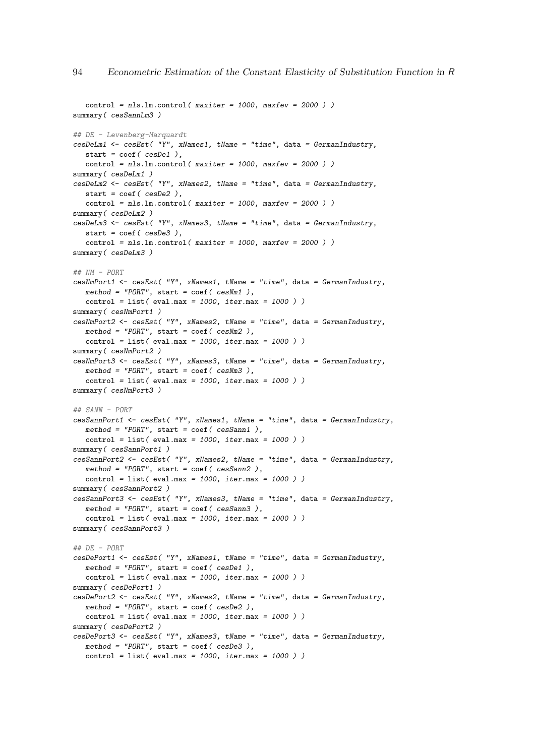```
   control = nls.lm.control( maxiter = 1000, maxfev = 2000 ) )
summary( cesSannLm3 )

## DE - Levenberg-Marquardt
cesDeLm1 <- cesEst( "Y", xNames1, tName = "time", data = GermanIndustry,
   start = coef( cesDe1 ),
   control = nls.lm.control( maxiter = 1000, maxfev = 2000 ) )
summary( cesDeLm1 )
cesDeLm2 <- cesEst( "Y", xNames2, tName = "time", data = GermanIndustry,
   start = coef( cesDe2 ),
   control = nls.lm.control( maxiter = 1000, maxfev = 2000 ) )
summary( cesDeLm2 )
cesDeLm3 <- cesEst( "Y", xNames3, tName = "time", data = GermanIndustry,
   start = coef( cesDe3 ),
   control = nls.lm.control( maxiter = 1000, maxfev = 2000 ) )
summary( cesDeLm3 )

## NM - PORT
cesNmPort1 <- cesEst( "Y", xNames1, tName = "time", data = GermanIndustry,
   method = "PORT", start = coef( cesNm1 ),
   control = list( eval.max = 1000, iter.max = 1000 ) )
summary( cesNmPort1 )
cesNmPort2 <- cesEst( "Y", xNames2, tName = "time", data = GermanIndustry,
   method = "PORT", start = coef( cesNm2 ),
   control = list( eval.max = 1000, iter.max = 1000 ) )
summary( cesNmPort2 )
cesNmPort3 <- cesEst( "Y", xNames3, tName = "time", data = GermanIndustry,
   method = "PORT", start = coef( cesNm3 ),
   control = list( eval.max = 1000, iter.max = 1000 ) )
summary( cesNmPort3 )

## SANN - PORT
cesSannPort1 <- cesEst( "Y", xNames1, tName = "time", data = GermanIndustry,
   method = "PORT", start = coef( cesSann1 ),
   control = list( eval.max = 1000, iter.max = 1000 ) )
summary( cesSannPort1 )
cesSannPort2 <- cesEst( "Y", xNames2, tName = "time", data = GermanIndustry,
   method = "PORT", start = coef( cesSann2 ),
   control = list( eval.max = 1000, iter.max = 1000 ) )
summary( cesSannPort2 )
cesSannPort3 <- cesEst( "Y", xNames3, tName = "time", data = GermanIndustry,
   method = "PORT", start = coef( cesSann3 ),
   control = list( eval.max = 1000, iter.max = 1000 ) )
summary( cesSannPort3 )

## DE - PORT
cesDePort1 <- cesEst( "Y", xNames1, tName = "time", data = GermanIndustry,
   method = "PORT", start = coef( cesDe1 ),
   control = list( eval.max = 1000, iter.max = 1000 ) )
summary( cesDePort1 )
cesDePort2 <- cesEst( "Y", xNames2, tName = "time", data = GermanIndustry,
   method = "PORT", start = coef( cesDe2 ),
   control = list( eval.max = 1000, iter.max = 1000 ) )
summary( cesDePort2 )
cesDePort3 <- cesEst( "Y", xNames3, tName = "time", data = GermanIndustry,
   method = "PORT", start = coef( cesDe3 ),
   control = list( eval.max = 1000, iter.max = 1000 ) )
```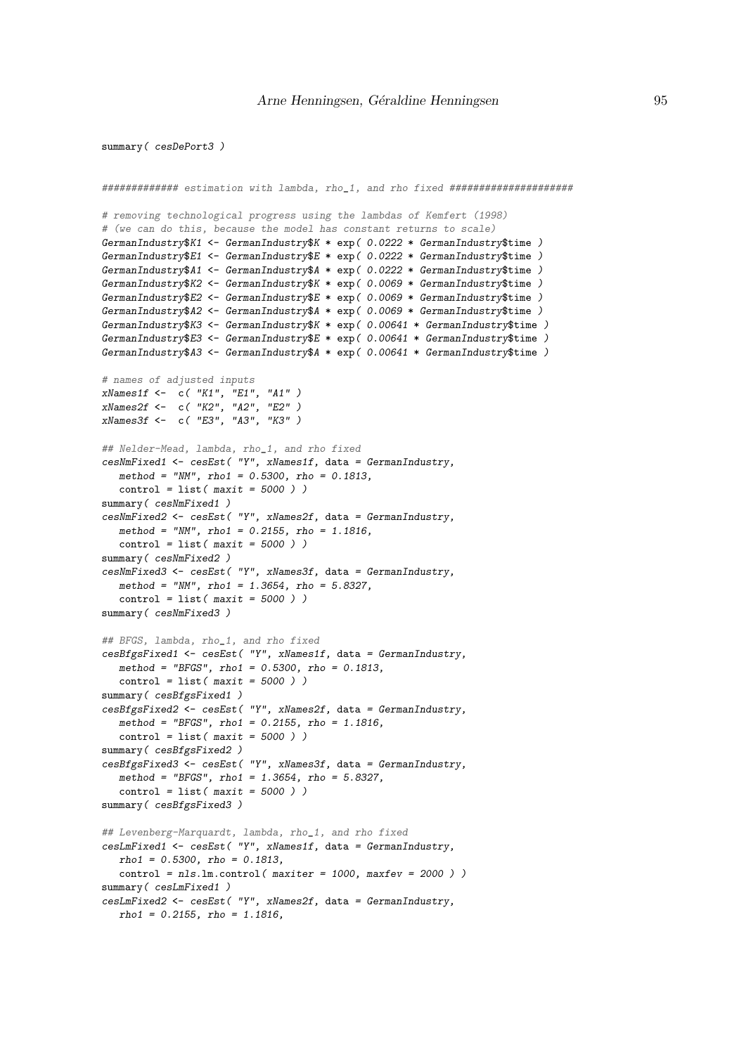```
summary( cesDePort3 )


############# estimation with lambda, rho_1, and rho fixed ####################

# removing technological progress using the lambdas of Kemfert (1998)
# (we can do this, because the model has constant returns to scale)
GermanIndustry$K1 <- GermanIndustry$K * exp( 0.0222 * GermanIndustry$time )
GermanIndustry$E1 <- GermanIndustry$E * exp( 0.0222 * GermanIndustry$time )
GermanIndustry$A1 <- GermanIndustry$A * exp( 0.0222 * GermanIndustry$time )
GermanIndustry$K2 <- GermanIndustry$K * exp( 0.0069 * GermanIndustry$time )
GermanIndustry$E2 <- GermanIndustry$E * exp( 0.0069 * GermanIndustry$time )
GermanIndustry$A2 <- GermanIndustry$A * exp( 0.0069 * GermanIndustry$time )
GermanIndustry$K3 <- GermanIndustry$K * exp( 0.00641 * GermanIndustry$time )
GermanIndustry$E3 <- GermanIndustry$E * exp( 0.00641 * GermanIndustry$time )
GermanIndustry$A3 <- GermanIndustry$A * exp( 0.00641 * GermanIndustry$time )

# names of adjusted inputs
xNames1f <-  c( "K1", "E1", "A1" )
xNames2f <-  c( "K2", "A2", "E2" )
xNames3f <-  c( "E3", "A3", "K3" )

## Nelder-Mead, lambda, rho_1, and rho fixed
cesNmFixed1 <- cesEst( "Y", xNames1f, data = GermanIndustry,
   method = "NM", rho1 = 0.5300, rho = 0.1813,
   control = list( maxit = 5000 ) )
summary( cesNmFixed1 )
cesNmFixed2 <- cesEst( "Y", xNames2f, data = GermanIndustry,
   method = "NM", rho1 = 0.2155, rho = 1.1816,
   control = list( maxit = 5000 ) )
summary( cesNmFixed2 )
cesNmFixed3 <- cesEst( "Y", xNames3f, data = GermanIndustry,
   method = "NM", rho1 = 1.3654, rho = 5.8327,
   control = list( maxit = 5000 ) )
summary( cesNmFixed3 )

## BFGS, lambda, rho_1, and rho fixed
cesBfgsFixed1 <- cesEst( "Y", xNames1f, data = GermanIndustry,
   method = "BFGS", rho1 = 0.5300, rho = 0.1813,
   control = list( maxit = 5000 ) )
summary( cesBfgsFixed1 )
cesBfgsFixed2 <- cesEst( "Y", xNames2f, data = GermanIndustry,
   method = "BFGS", rho1 = 0.2155, rho = 1.1816,
   control = list( maxit = 5000 ) )
summary( cesBfgsFixed2 )
cesBfgsFixed3 <- cesEst( "Y", xNames3f, data = GermanIndustry,
   method = "BFGS", rho1 = 1.3654, rho = 5.8327,
   control = list( maxit = 5000 ) )
summary( cesBfgsFixed3 )

## Levenberg-Marquardt, lambda, rho_1, and rho fixed
cesLmFixed1 <- cesEst( "Y", xNames1f, data = GermanIndustry,
   rho1 = 0.5300, rho = 0.1813,
   control = nls.lm.control( maxiter = 1000, maxfev = 2000 ) )
summary( cesLmFixed1 )
cesLmFixed2 <- cesEst( "Y", xNames2f, data = GermanIndustry,
   rho1 = 0.2155, rho = 1.1816,
```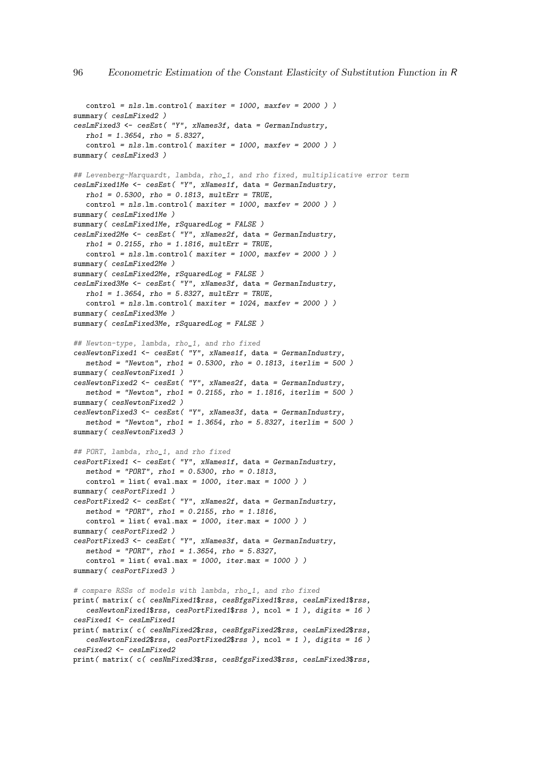```
   control = nls.lm.control( maxiter = 1000, maxfev = 2000 ) )
summary( cesLmFixed2 )
cesLmFixed3 <- cesEst( "Y", xNames3f, data = GermanIndustry,
   rho1 = 1.3654, rho = 5.8327,
   control = nls.lm.control( maxiter = 1000, maxfev = 2000 ) )
summary( cesLmFixed3 )

## Levenberg-Marquardt, lambda, rho_1, and rho fixed, multiplicative error term
cesLmFixed1Me <- cesEst( "Y", xNames1f, data = GermanIndustry,
   rho1 = 0.5300, rho = 0.1813, multErr = TRUE,
   control = nls.lm.control( maxiter = 1000, maxfev = 2000 ) )
summary( cesLmFixed1Me )
summary( cesLmFixed1Me, rSquaredLog = FALSE )
cesLmFixed2Me <- cesEst( "Y", xNames2f, data = GermanIndustry,
   rho1 = 0.2155, rho = 1.1816, multErr = TRUE,
   control = nls.lm.control( maxiter = 1000, maxfev = 2000 ) )
summary( cesLmFixed2Me )
summary( cesLmFixed2Me, rSquaredLog = FALSE )
cesLmFixed3Me <- cesEst( "Y", xNames3f, data = GermanIndustry,
   rho1 = 1.3654, rho = 5.8327, multErr = TRUE,
   control = nls.lm.control( maxiter = 1024, maxfev = 2000 ) )
summary( cesLmFixed3Me )
summary( cesLmFixed3Me, rSquaredLog = FALSE )

## Newton-type, lambda, rho_1, and rho fixed
cesNewtonFixed1 <- cesEst( "Y", xNames1f, data = GermanIndustry,
   method = "Newton", rho1 = 0.5300, rho = 0.1813, iterlim = 500 )
summary( cesNewtonFixed1 )
cesNewtonFixed2 <- cesEst( "Y", xNames2f, data = GermanIndustry,
   method = "Newton", rho1 = 0.2155, rho = 1.1816, iterlim = 500 )
summary( cesNewtonFixed2 )
cesNewtonFixed3 <- cesEst( "Y", xNames3f, data = GermanIndustry,
   method = "Newton", rho1 = 1.3654, rho = 5.8327, iterlim = 500 )
summary( cesNewtonFixed3 )

## PORT, lambda, rho_1, and rho fixed
cesPortFixed1 <- cesEst( "Y", xNames1f, data = GermanIndustry,
   method = "PORT", rho1 = 0.5300, rho = 0.1813,
   control = list( eval.max = 1000, iter.max = 1000 ) )
summary( cesPortFixed1 )
cesPortFixed2 <- cesEst( "Y", xNames2f, data = GermanIndustry,
   method = "PORT", rho1 = 0.2155, rho = 1.1816,
   control = list( eval.max = 1000, iter.max = 1000 ) )
summary( cesPortFixed2 )
cesPortFixed3 <- cesEst( "Y", xNames3f, data = GermanIndustry,
   method = "PORT", rho1 = 1.3654, rho = 5.8327,
   control = list( eval.max = 1000, iter.max = 1000 ) )
summary( cesPortFixed3 )

# compare RSSs of models with lambda, rho_1, and rho fixed
print( matrix( c( cesNmFixed1$rss, cesBfgsFixed1$rss, cesLmFixed1$rss,
   cesNewtonFixed1$rss, cesPortFixed1$rss ), ncol = 1 ), digits = 16 )
cesFixed1 <- cesLmFixed1
print( matrix( c( cesNmFixed2$rss, cesBfgsFixed2$rss, cesLmFixed2$rss,
   cesNewtonFixed2$rss, cesPortFixed2$rss ), ncol = 1 ), digits = 16 )
cesFixed2 <- cesLmFixed2
print( matrix( c( cesNmFixed3$rss, cesBfgsFixed3$rss, cesLmFixed3$rss,
```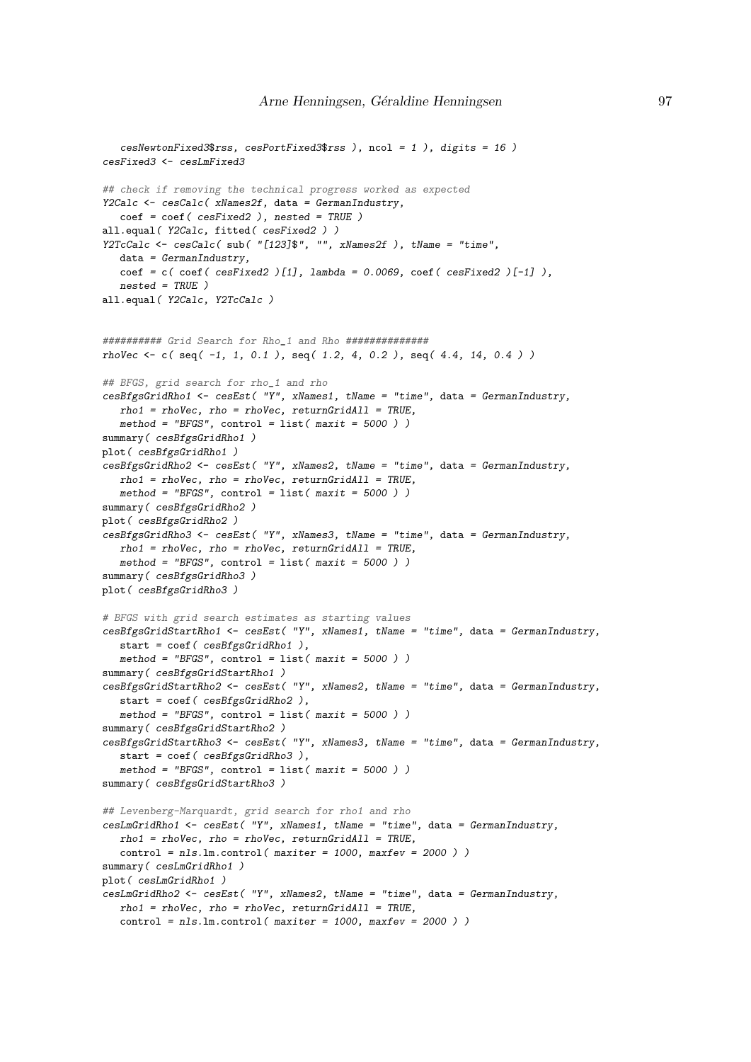```
   cesNewtonFixed3$rss, cesPortFixed3$rss ), ncol = 1 ), digits = 16 )
cesFixed3 <- cesLmFixed3

## check if removing the technical progress worked as expected
Y2Calc <- cesCalc( xNames2f, data = GermanIndustry,
   coef = coef( cesFixed2 ), nested = TRUE )
all.equal( Y2Calc, fitted( cesFixed2 ) )
Y2TcCalc <- cesCalc( sub( "[123]$", "", xNames2f ), tName = "time",
   data = GermanIndustry,
   coef = c( coef( cesFixed2 )[1], lambda = 0.0069, coef( cesFixed2 )[-1] ),
   nested = TRUE )
all.equal( Y2Calc, Y2TcCalc )


########## Grid Search for Rho_1 and Rho ##############
rhoVec <- c( seq( -1, 1, 0.1 ), seq( 1.2, 4, 0.2 ), seq( 4.4, 14, 0.4 ) )

## BFGS, grid search for rho_1 and rho
cesBfgsGridRho1 <- cesEst( "Y", xNames1, tName = "time", data = GermanIndustry,
   rho1 = rhoVec, rho = rhoVec, returnGridAll = TRUE,
   method = "BFGS", control = list( maxit = 5000 ) )
summary( cesBfgsGridRho1 )
plot( cesBfgsGridRho1 )
cesBfgsGridRho2 <- cesEst( "Y", xNames2, tName = "time", data = GermanIndustry,
   rho1 = rhoVec, rho = rhoVec, returnGridAll = TRUE,
   method = "BFGS", control = list( maxit = 5000 ) )
summary( cesBfgsGridRho2 )
plot( cesBfgsGridRho2 )
cesBfgsGridRho3 <- cesEst( "Y", xNames3, tName = "time", data = GermanIndustry,
   rho1 = rhoVec, rho = rhoVec, returnGridAll = TRUE,
   method = "BFGS", control = list( maxit = 5000 ) )
summary( cesBfgsGridRho3 )
plot( cesBfgsGridRho3 )

# BFGS with grid search estimates as starting values
cesBfgsGridStartRho1 <- cesEst( "Y", xNames1, tName = "time", data = GermanIndustry,
   start = coef( cesBfgsGridRho1 ),
   method = "BFGS", control = list( maxit = 5000 ) )
summary( cesBfgsGridStartRho1 )
cesBfgsGridStartRho2 <- cesEst( "Y", xNames2, tName = "time", data = GermanIndustry,
   start = coef( cesBfgsGridRho2 ),
   method = "BFGS", control = list( maxit = 5000 ) )
summary( cesBfgsGridStartRho2 )
cesBfgsGridStartRho3 <- cesEst( "Y", xNames3, tName = "time", data = GermanIndustry,
   start = coef( cesBfgsGridRho3 ),
   method = "BFGS", control = list( maxit = 5000 ) )
summary( cesBfgsGridStartRho3 )

## Levenberg-Marquardt, grid search for rho1 and rho
cesLmGridRho1 <- cesEst( "Y", xNames1, tName = "time", data = GermanIndustry,
   rho1 = rhoVec, rho = rhoVec, returnGridAll = TRUE,
   control = nls.lm.control( maxiter = 1000, maxfev = 2000 ) )
summary( cesLmGridRho1 )
plot( cesLmGridRho1 )
cesLmGridRho2 <- cesEst( "Y", xNames2, tName = "time", data = GermanIndustry,
   rho1 = rhoVec, rho = rhoVec, returnGridAll = TRUE,
   control = nls.lm.control( maxiter = 1000, maxfev = 2000 ) )
```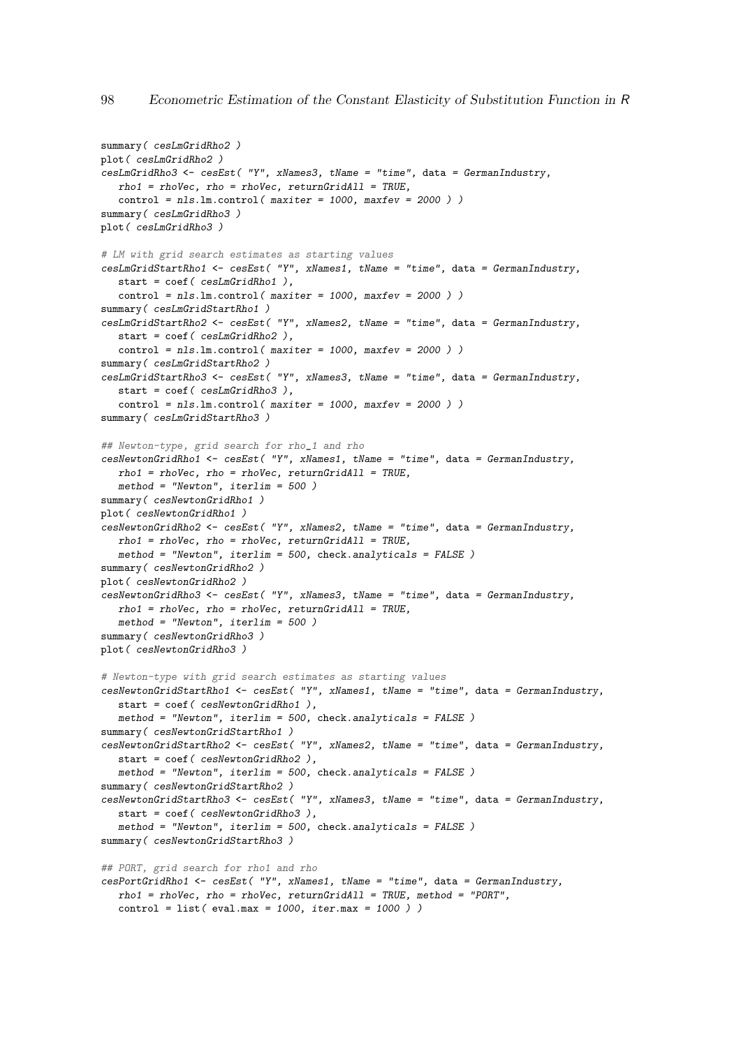```
summary( cesLmGridRho2 )
plot( cesLmGridRho2 )
cesLmGridRho3 <- cesEst( "Y", xNames3, tName = "time", data = GermanIndustry,
   rho1 = rhoVec, rho = rhoVec, returnGridAll = TRUE,
   control = nls.lm.control( maxiter = 1000, maxfev = 2000 ) )
summary( cesLmGridRho3 )
plot( cesLmGridRho3 )

# LM with grid search estimates as starting values
cesLmGridStartRho1 <- cesEst( "Y", xNames1, tName = "time", data = GermanIndustry,
   start = coef( cesLmGridRho1 ),
   control = nls.lm.control( maxiter = 1000, maxfev = 2000 ) )
summary( cesLmGridStartRho1 )
cesLmGridStartRho2 <- cesEst( "Y", xNames2, tName = "time", data = GermanIndustry,
   start = coef( cesLmGridRho2 ),
   control = nls.lm.control( maxiter = 1000, maxfev = 2000 ) )
summary( cesLmGridStartRho2 )
cesLmGridStartRho3 <- cesEst( "Y", xNames3, tName = "time", data = GermanIndustry,
   start = coef( cesLmGridRho3 ),
   control = nls.lm.control( maxiter = 1000, maxfev = 2000 ) )
summary( cesLmGridStartRho3 )

## Newton-type, grid search for rho_1 and rho
cesNewtonGridRho1 <- cesEst( "Y", xNames1, tName = "time", data = GermanIndustry,
   rho1 = rhoVec, rho = rhoVec, returnGridAll = TRUE,
   method = "Newton", iterlim = 500 )
summary( cesNewtonGridRho1 )
plot( cesNewtonGridRho1 )
cesNewtonGridRho2 <- cesEst( "Y", xNames2, tName = "time", data = GermanIndustry,
   rho1 = rhoVec, rho = rhoVec, returnGridAll = TRUE,
   method = "Newton", iterlim = 500, check.analyticals = FALSE )
summary( cesNewtonGridRho2 )
plot( cesNewtonGridRho2 )
cesNewtonGridRho3 <- cesEst( "Y", xNames3, tName = "time", data = GermanIndustry,
   rho1 = rhoVec, rho = rhoVec, returnGridAll = TRUE,
   method = "Newton", iterlim = 500 )
summary( cesNewtonGridRho3 )
plot( cesNewtonGridRho3 )

# Newton-type with grid search estimates as starting values
cesNewtonGridStartRho1 <- cesEst( "Y", xNames1, tName = "time", data = GermanIndustry,
   start = coef( cesNewtonGridRho1 ),
   method = "Newton", iterlim = 500, check.analyticals = FALSE )
summary( cesNewtonGridStartRho1 )
cesNewtonGridStartRho2 <- cesEst( "Y", xNames2, tName = "time", data = GermanIndustry,
   start = coef( cesNewtonGridRho2 ),
   method = "Newton", iterlim = 500, check.analyticals = FALSE )
summary( cesNewtonGridStartRho2 )
cesNewtonGridStartRho3 <- cesEst( "Y", xNames3, tName = "time", data = GermanIndustry,
   start = coef( cesNewtonGridRho3 ),
   method = "Newton", iterlim = 500, check.analyticals = FALSE )
summary( cesNewtonGridStartRho3 )

## PORT, grid search for rho1 and rho
cesPortGridRho1 <- cesEst( "Y", xNames1, tName = "time", data = GermanIndustry,
   rho1 = rhoVec, rho = rhoVec, returnGridAll = TRUE, method = "PORT",
   control = list( eval.max = 1000, iter.max = 1000 ) )
```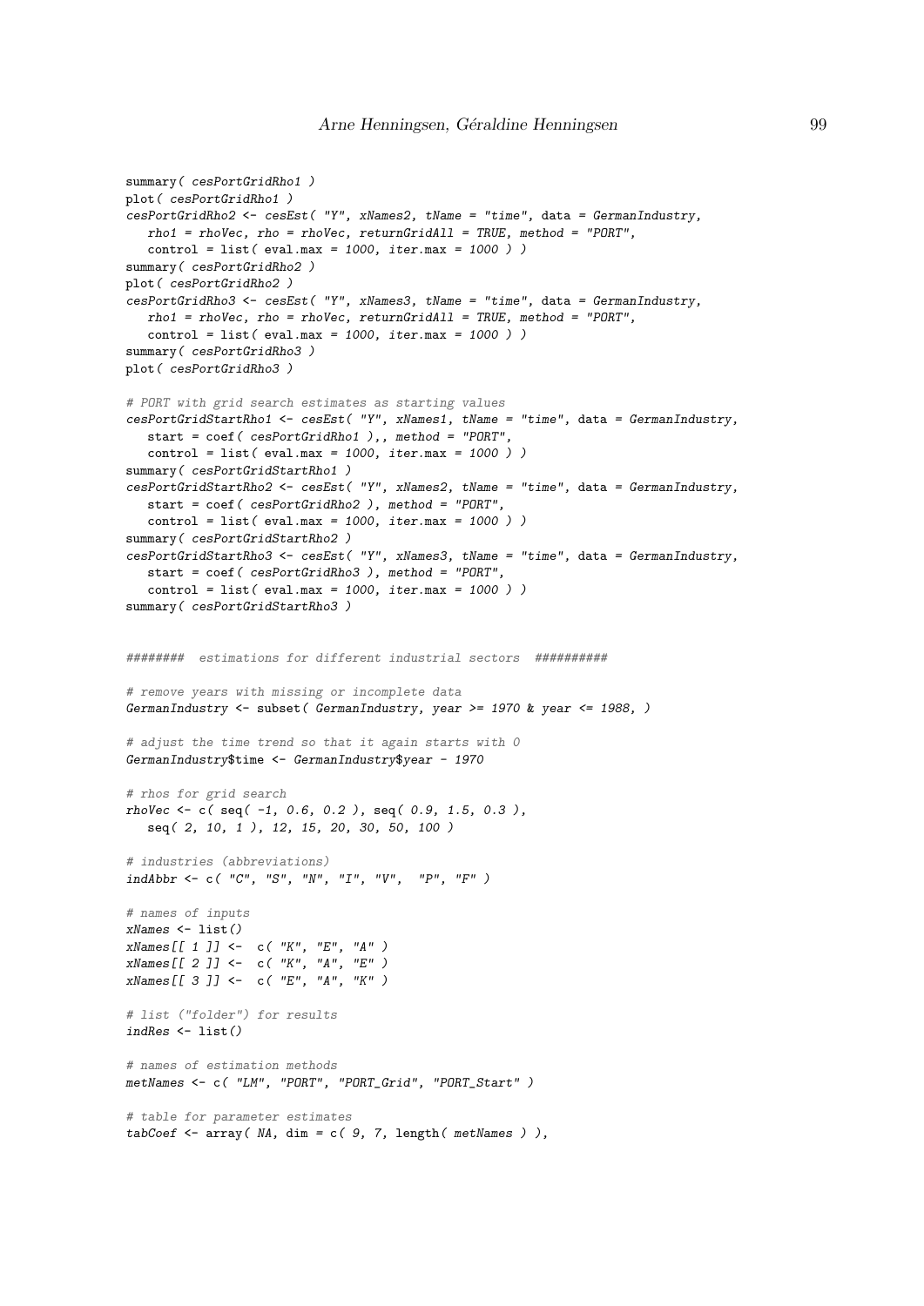```
summary( cesPortGridRho1 )
plot( cesPortGridRho1 )
cesPortGridRho2 <- cesEst( "Y", xNames2, tName = "time", data = GermanIndustry,
   rho1 = rhoVec, rho = rhoVec, returnGridAll = TRUE, method = "PORT",
   control = list( eval.max = 1000, iter.max = 1000 ) )
summary( cesPortGridRho2 )
plot( cesPortGridRho2 )
cesPortGridRho3 <- cesEst( "Y", xNames3, tName = "time", data = GermanIndustry,
   rho1 = rhoVec, rho = rhoVec, returnGridAll = TRUE, method = "PORT",
   control = list( eval.max = 1000, iter.max = 1000 ) )
summary( cesPortGridRho3 )
plot( cesPortGridRho3 )

# PORT with grid search estimates as starting values
cesPortGridStartRho1 <- cesEst( "Y", xNames1, tName = "time", data = GermanIndustry,
   start = coef( cesPortGridRho1 ),, method = "PORT",
   control = list( eval.max = 1000, iter.max = 1000 ) )
summary( cesPortGridStartRho1 )
cesPortGridStartRho2 <- cesEst( "Y", xNames2, tName = "time", data = GermanIndustry,
   start = coef( cesPortGridRho2 ), method = "PORT",
   control = list( eval.max = 1000, iter.max = 1000 ) )
summary( cesPortGridStartRho2 )
cesPortGridStartRho3 <- cesEst( "Y", xNames3, tName = "time", data = GermanIndustry,
   start = coef( cesPortGridRho3 ), method = "PORT",
   control = list( eval.max = 1000, iter.max = 1000 ) )
summary( cesPortGridStartRho3 )


########  estimations for different industrial sectors  ##########

# remove years with missing or incomplete data
GermanIndustry <- subset( GermanIndustry, year >= 1970 & year <= 1988, )

# adjust the time trend so that it again starts with 0
GermanIndustry$time <- GermanIndustry$year - 1970

# rhos for grid search
rhoVec <- c( seq( -1, 0.6, 0.2 ), seq( 0.9, 1.5, 0.3 ),
   seq( 2, 10, 1 ), 12, 15, 20, 30, 50, 100 )

# industries (abbreviations)
indAbbr <- c( "C", "S", "N", "I", "V",  "P", "F" )

# names of inputs
xNames <- list()
xNames[[ 1 ]] <-  c( "K", "E", "A" )
xNames[[ 2 ]] <-  c( "K", "A", "E" )
xNames[[ 3 ]] <-  c( "E", "A", "K" )

# list ("folder") for results
indRes <- list()

# names of estimation methods
metNames <- c( "LM", "PORT", "PORT_Grid", "PORT_Start" )

# table for parameter estimates
tabCoef <- array( NA, dim = c( 9, 7, length( metNames ) ),
```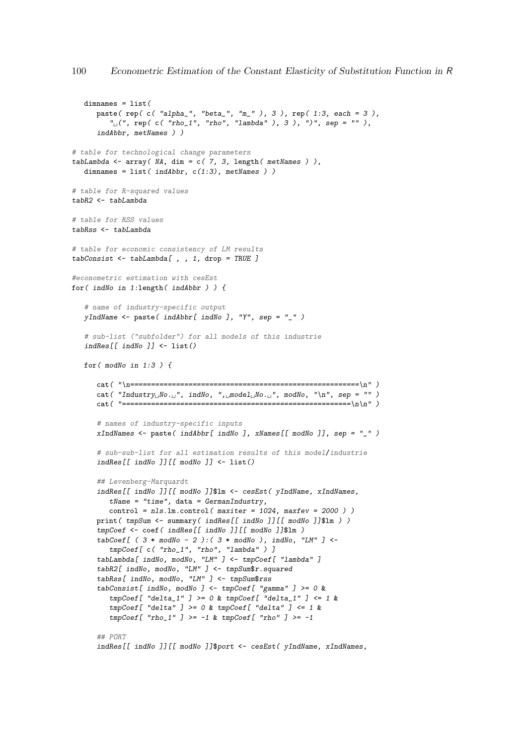```
   dimnames = list(
      paste( rep( c( "alpha_", "beta_", "m_" ), 3 ), rep( 1:3, each = 3 ),
         " (", rep( c( "rho_1", "rho", "lambda" ), 3 ), ")", sep = "" ),
      indAbbr, metNames ) )

# table for technological change parameters
tabLambda <- array( NA, dim = c( 7, 3, length( metNames ) ),
   dimnames = list( indAbbr, c(1:3), metNames ) )

# table for R-squared values
tabR2 <- tabLambda

# table for RSS values
tabRss <- tabLambda

# table for economic consistency of LM results
tabConsist <- tabLambda[ , , 1, drop = TRUE ]

#econometric estimation with cesEst
for( indNo in 1:length( indAbbr ) ) {

   # name of industry-specific output
   yIndName <- paste( indAbbr[ indNo ], "Y", sep = "_" )

   # sub-list ("subfolder") for all models of this industrie
   indRes[[ indNo ]] <- list()

   for( modNo in 1:3 ) {

      cat( "\n=======================================================\n" )
      cat( "Industry No. ", indNo, ", model No. ", modNo, "\n", sep = "" )
      cat( "=======================================================\n\n" )

      # names of industry-specific inputs
      xIndNames <- paste( indAbbr[ indNo ], xNames[[ modNo ]], sep = "_" )

      # sub-sub-list for all estimation results of this model/industrie
      indRes[[ indNo ]][[ modNo ]] <- list()

      ## Levenberg-Marquardt
      indRes[[ indNo ]][[ modNo ]]$lm <- cesEst( yIndName, xIndNames,
         tName = "time", data = GermanIndustry,
         control = nls.lm.control( maxiter = 1024, maxfev = 2000 ) )
      print( tmpSum <- summary( indRes[[ indNo ]][[ modNo ]]$lm ) )
      tmpCoef <- coef( indRes[[ indNo ]][[ modNo ]]$lm )
      tabCoef[ ( 3 * modNo - 2 ):( 3 * modNo ), indNo, "LM" ] <-
         tmpCoef[ c( "rho_1", "rho", "lambda" ) ]
      tabLambda[ indNo, modNo, "LM" ] <- tmpCoef[ "lambda" ]
      tabR2[ indNo, modNo, "LM" ] <- tmpSum$r.squared
      tabRss[ indNo, modNo, "LM" ] <- tmpSum$rss
      tabConsist[ indNo, modNo ] <- tmpCoef[ "gamma" ] >= 0 &
         tmpCoef[ "delta_1" ] >= 0 & tmpCoef[ "delta_1" ] <= 1 &
         tmpCoef[ "delta" ] >= 0 & tmpCoef[ "delta" ] <= 1 &
         tmpCoef[ "rho_1" ] >= -1 & tmpCoef[ "rho" ] >= -1

      ## PORT
      indRes[[ indNo ]][[ modNo ]]$port <- cesEst( yIndName, xIndNames,
```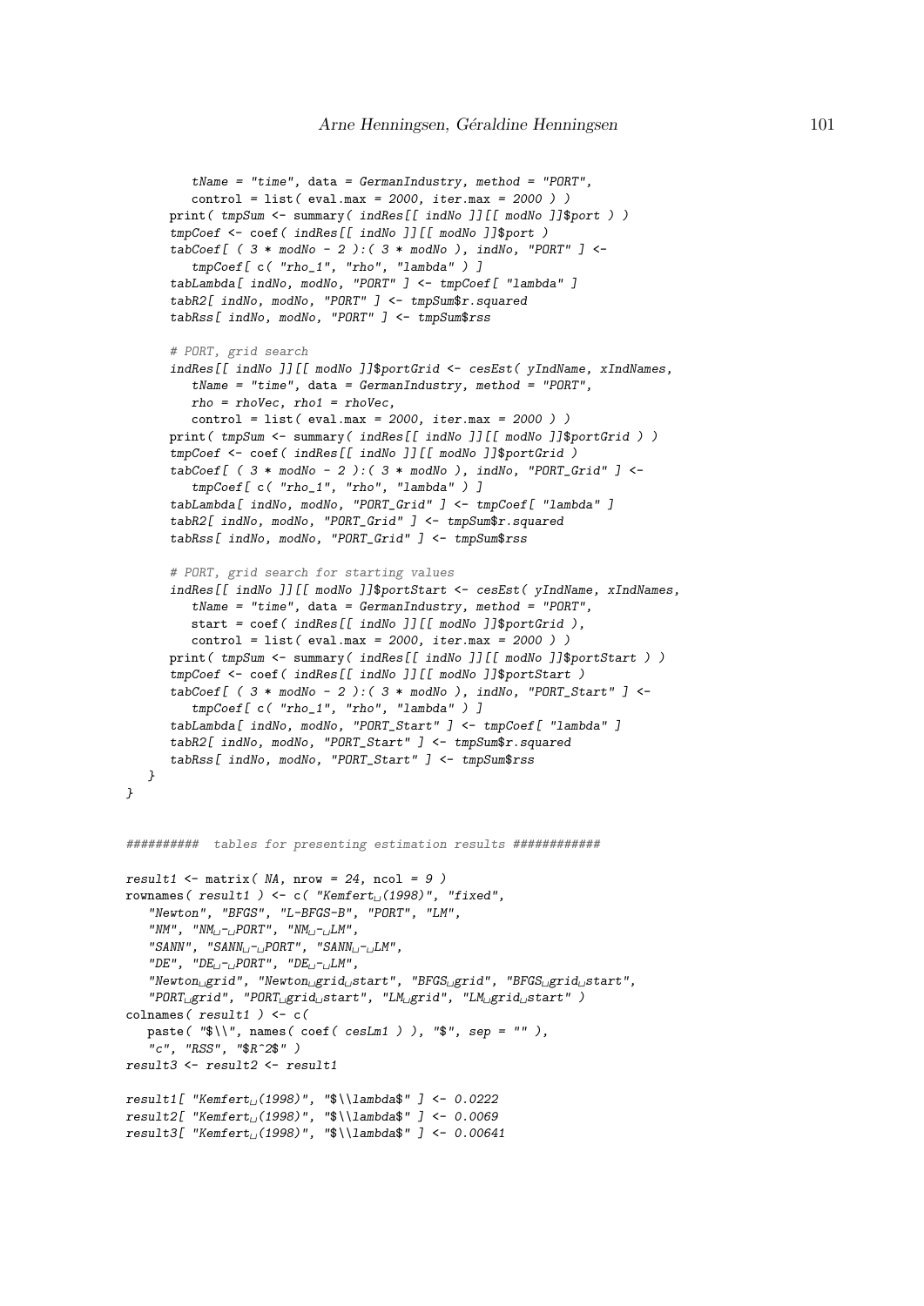```
         tName = "time", data = GermanIndustry, method = "PORT",
         control = list( eval.max = 2000, iter.max = 2000 ) )
      print( tmpSum <- summary( indRes[[ indNo ]][[ modNo ]]$port ) )
      tmpCoef <- coef( indRes[[ indNo ]][[ modNo ]]$port )
      tabCoef[ ( 3 * modNo - 2 ):( 3 * modNo ), indNo, "PORT" ] <-
         tmpCoef[ c( "rho_1", "rho", "lambda" ) ]
      tabLambda[ indNo, modNo, "PORT" ] <- tmpCoef[ "lambda" ]
      tabR2[ indNo, modNo, "PORT" ] <- tmpSum$r.squared
      tabRss[ indNo, modNo, "PORT" ] <- tmpSum$rss

      # PORT, grid search
      indRes[[ indNo ]][[ modNo ]]$portGrid <- cesEst( yIndName, xIndNames,
         tName = "time", data = GermanIndustry, method = "PORT",
         rho = rhoVec, rho1 = rhoVec,
         control = list( eval.max = 2000, iter.max = 2000 ) )
      print( tmpSum <- summary( indRes[[ indNo ]][[ modNo ]]$portGrid ) )
      tmpCoef <- coef( indRes[[ indNo ]][[ modNo ]]$portGrid )
      tabCoef[ ( 3 * modNo - 2 ):( 3 * modNo ), indNo, "PORT_Grid" ] <-
         tmpCoef[ c( "rho_1", "rho", "lambda" ) ]
      tabLambda[ indNo, modNo, "PORT_Grid" ] <- tmpCoef[ "lambda" ]
      tabR2[ indNo, modNo, "PORT_Grid" ] <- tmpSum$r.squared
      tabRss[ indNo, modNo, "PORT_Grid" ] <- tmpSum$rss

      # PORT, grid search for starting values
      indRes[[ indNo ]][[ modNo ]]$portStart <- cesEst( yIndName, xIndNames,
         tName = "time", data = GermanIndustry, method = "PORT",
         start = coef( indRes[[ indNo ]][[ modNo ]]$portGrid ),
         control = list( eval.max = 2000, iter.max = 2000 ) )
      print( tmpSum <- summary( indRes[[ indNo ]][[ modNo ]]$portStart ) )
      tmpCoef <- coef( indRes[[ indNo ]][[ modNo ]]$portStart )
      tabCoef[ ( 3 * modNo - 2 ):( 3 * modNo ), indNo, "PORT_Start" ] <-
         tmpCoef[ c( "rho_1", "rho", "lambda" ) ]
      tabLambda[ indNo, modNo, "PORT_Start" ] <- tmpCoef[ "lambda" ]
      tabR2[ indNo, modNo, "PORT_Start" ] <- tmpSum$r.squared
      tabRss[ indNo, modNo, "PORT_Start" ] <- tmpSum$rss
   }
}


##########  tables for presenting estimation results ############

result1 <- matrix( NA, nrow = 24, ncol = 9 )
rownames( result1 ) <- c( "Kemfert (1998)", "fixed",
   "Newton", "BFGS", "L-BFGS-B", "PORT", "LM",
   "NM", "NM - PORT", "NM - LM",
   "SANN", "SANN - PORT", "SANN - LM",
   "DE", "DE - PORT", "DE - LM",
   "Newton grid", "Newton grid start", "BFGS grid", "BFGS grid start",
   "PORT grid", "PORT grid start", "LM grid", "LM grid start" )
colnames( result1 ) <- c(
   paste( "$\\", names( coef( cesLm1 ) ), "$", sep = "" ),
   "c", "RSS", "$R^2$" )
result3 <- result2 <- result1

result1[ "Kemfert (1998)", "$\\lambda$" ] <- 0.0222
result2[ "Kemfert (1998)", "$\\lambda$" ] <- 0.0069
result3[ "Kemfert (1998)", "$\\lambda$" ] <- 0.00641
```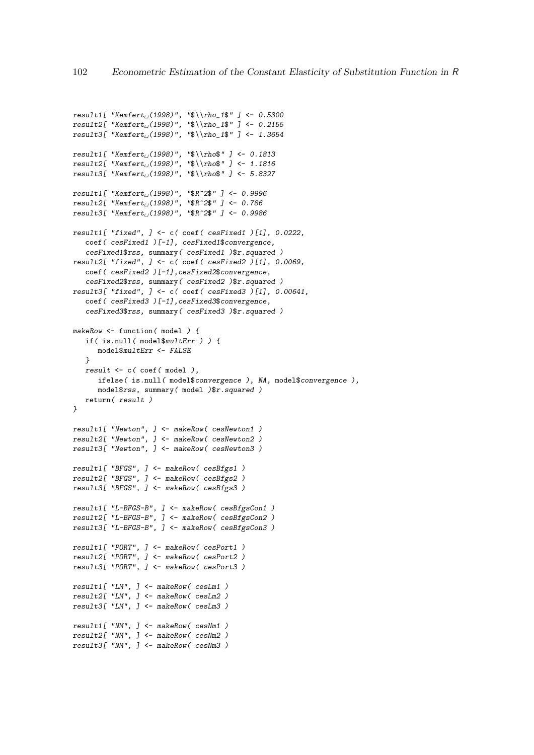```
result1[ "Kemfert (1998)", "$\\rho_1$" ] <- 0.5300
result2[ "Kemfert (1998)", "$\\rho_1$" ] <- 0.2155
result3[ "Kemfert (1998)", "$\\rho_1$" ] <- 1.3654

result1[ "Kemfert (1998)", "$\\rho$" ] <- 0.1813
result2[ "Kemfert (1998)", "$\\rho$" ] <- 1.1816
result3[ "Kemfert (1998)", "$\\rho$" ] <- 5.8327

result1[ "Kemfert (1998)", "$R^2$" ] <- 0.9996
result2[ "Kemfert (1998)", "$R^2$" ] <- 0.786
result3[ "Kemfert (1998)", "$R^2$" ] <- 0.9986

result1[ "fixed", ] <- c( coef( cesFixed1 )[1], 0.0222,
   coef( cesFixed1 )[-1], cesFixed1$convergence,
   cesFixed1$rss, summary( cesFixed1 )$r.squared )
result2[ "fixed", ] <- c( coef( cesFixed2 )[1], 0.0069,
   coef( cesFixed2 )[-1],cesFixed2$convergence,
   cesFixed2$rss, summary( cesFixed2 )$r.squared )
result3[ "fixed", ] <- c( coef( cesFixed3 )[1], 0.00641,
   coef( cesFixed3 )[-1],cesFixed3$convergence,
   cesFixed3$rss, summary( cesFixed3 )$r.squared )

makeRow <- function( model ) {
   if( is.null( model$multErr ) ) {
      model$multErr <- FALSE
   }
   result <- c( coef( model ),
      ifelse( is.null( model$convergence ), NA, model$convergence ),
      model$rss, summary( model )$r.squared )
   return( result )
}

result1[ "Newton", ] <- makeRow( cesNewton1 )
result2[ "Newton", ] <- makeRow( cesNewton2 )
result3[ "Newton", ] <- makeRow( cesNewton3 )

result1[ "BFGS", ] <- makeRow( cesBfgs1 )
result2[ "BFGS", ] <- makeRow( cesBfgs2 )
result3[ "BFGS", ] <- makeRow( cesBfgs3 )

result1[ "L-BFGS-B", ] <- makeRow( cesBfgsCon1 )
result2[ "L-BFGS-B", ] <- makeRow( cesBfgsCon2 )
result3[ "L-BFGS-B", ] <- makeRow( cesBfgsCon3 )

result1[ "PORT", ] <- makeRow( cesPort1 )
result2[ "PORT", ] <- makeRow( cesPort2 )
result3[ "PORT", ] <- makeRow( cesPort3 )

result1[ "LM", ] <- makeRow( cesLm1 )
result2[ "LM", ] <- makeRow( cesLm2 )
result3[ "LM", ] <- makeRow( cesLm3 )

result1[ "NM", ] <- makeRow( cesNm1 )
result2[ "NM", ] <- makeRow( cesNm2 )
result3[ "NM", ] <- makeRow( cesNm3 )
```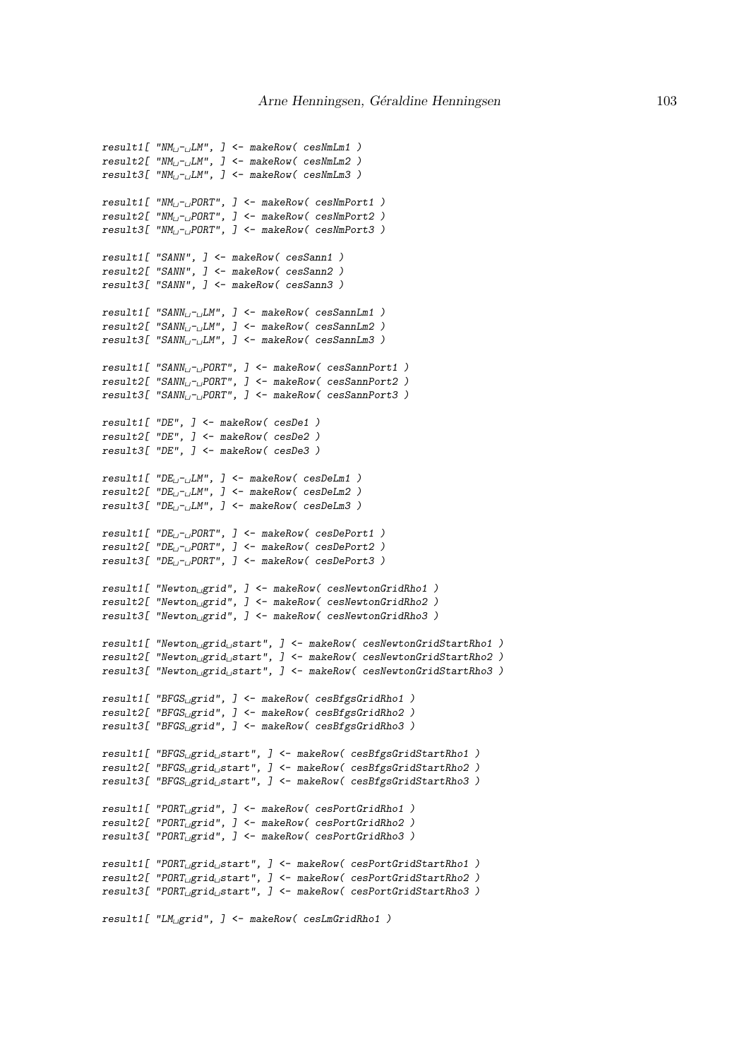```
result1[ "NM - LM", ] <- makeRow( cesNmLm1 )
result2[ "NM - LM", ] <- makeRow( cesNmLm2 )
result3[ "NM - LM", ] <- makeRow( cesNmLm3 )

result1[ "NM - PORT", ] <- makeRow( cesNmPort1 )
result2[ "NM - PORT", ] <- makeRow( cesNmPort2 )
result3[ "NM - PORT", ] <- makeRow( cesNmPort3 )

result1[ "SANN", ] <- makeRow( cesSann1 )
result2[ "SANN", ] <- makeRow( cesSann2 )
result3[ "SANN", ] <- makeRow( cesSann3 )

result1[ "SANN - LM", ] <- makeRow( cesSannLm1 )
result2[ "SANN - LM", ] <- makeRow( cesSannLm2 )
result3[ "SANN - LM", ] <- makeRow( cesSannLm3 )

result1[ "SANN - PORT", ] <- makeRow( cesSannPort1 )
result2[ "SANN - PORT", ] <- makeRow( cesSannPort2 )
result3[ "SANN - PORT", ] <- makeRow( cesSannPort3 )

result1[ "DE", ] <- makeRow( cesDe1 )
result2[ "DE", ] <- makeRow( cesDe2 )
result3[ "DE", ] <- makeRow( cesDe3 )

result1[ "DE - LM", ] <- makeRow( cesDeLm1 )
result2[ "DE - LM", ] <- makeRow( cesDeLm2 )
result3[ "DE - LM", ] <- makeRow( cesDeLm3 )

result1[ "DE - PORT", ] <- makeRow( cesDePort1 )
result2[ "DE - PORT", ] <- makeRow( cesDePort2 )
result3[ "DE - PORT", ] <- makeRow( cesDePort3 )

result1[ "Newton grid", ] <- makeRow( cesNewtonGridRho1 )
result2[ "Newton grid", ] <- makeRow( cesNewtonGridRho2 )
result3[ "Newton grid", ] <- makeRow( cesNewtonGridRho3 )

result1[ "Newton grid start", ] <- makeRow( cesNewtonGridStartRho1 )
result2[ "Newton grid start", ] <- makeRow( cesNewtonGridStartRho2 )
result3[ "Newton grid start", ] <- makeRow( cesNewtonGridStartRho3 )

result1[ "BFGS grid", ] <- makeRow( cesBfgsGridRho1 )
result2[ "BFGS grid", ] <- makeRow( cesBfgsGridRho2 )
result3[ "BFGS grid", ] <- makeRow( cesBfgsGridRho3 )

result1[ "BFGS grid start", ] <- makeRow( cesBfgsGridStartRho1 )
result2[ "BFGS grid start", ] <- makeRow( cesBfgsGridStartRho2 )
result3[ "BFGS grid start", ] <- makeRow( cesBfgsGridStartRho3 )

result1[ "PORT grid", ] <- makeRow( cesPortGridRho1 )
result2[ "PORT grid", ] <- makeRow( cesPortGridRho2 )
result3[ "PORT grid", ] <- makeRow( cesPortGridRho3 )

result1[ "PORT grid start", ] <- makeRow( cesPortGridStartRho1 )
result2[ "PORT grid start", ] <- makeRow( cesPortGridStartRho2 )
result3[ "PORT grid start", ] <- makeRow( cesPortGridStartRho3 )

result1[ "LM grid", ] <- makeRow( cesLmGridRho1 )
```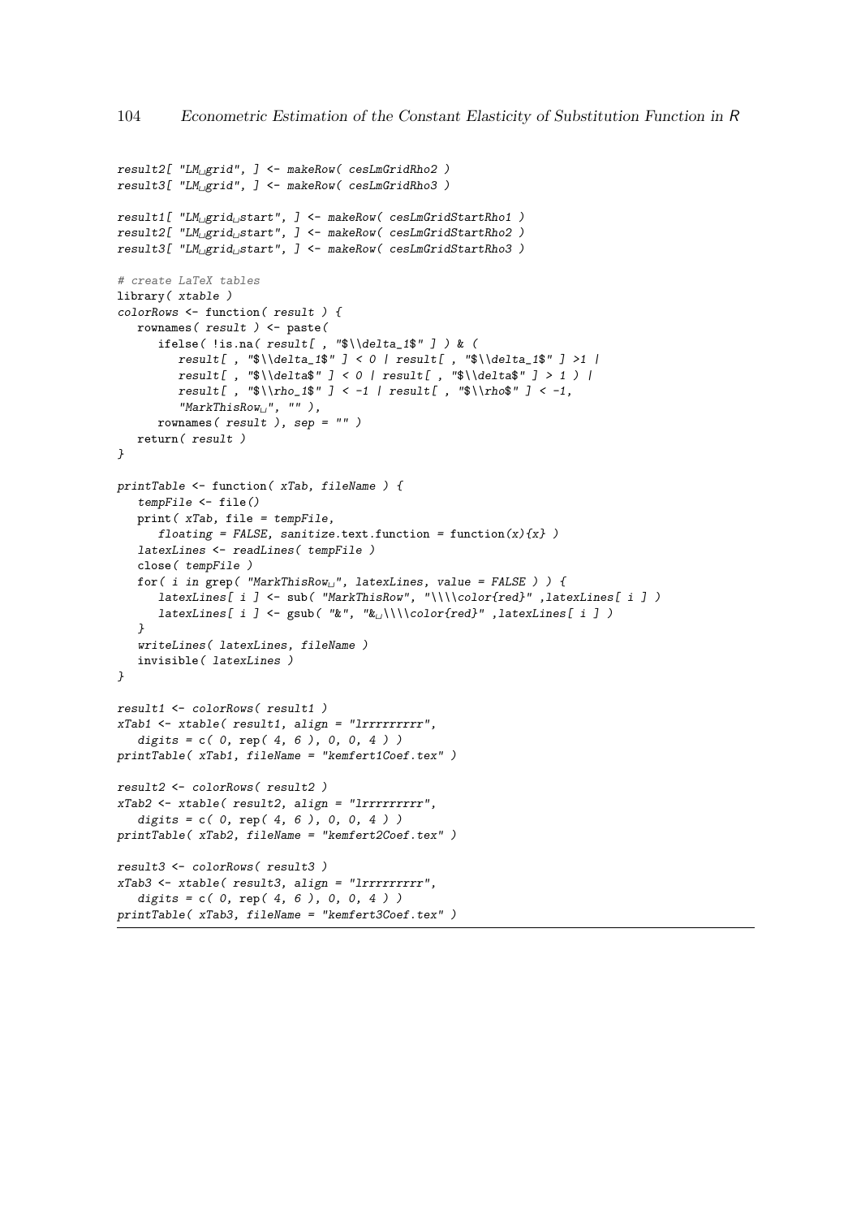```
result2[ "LM grid", ] <- makeRow( cesLmGridRho2 )
result3[ "LM grid", ] <- makeRow( cesLmGridRho3 )

result1[ "LM grid start", ] <- makeRow( cesLmGridStartRho1 )
result2[ "LM grid start", ] <- makeRow( cesLmGridStartRho2 )
result3[ "LM grid start", ] <- makeRow( cesLmGridStartRho3 )

# create LaTeX tables
library( xtable )
colorRows <- function( result ) {
   rownames( result ) <- paste(
      ifelse( !is.na( result[ , "$\\delta_1$" ] ) & (
         result[ , "$\\delta_1$" ] < 0 | result[ , "$\\delta_1$" ] >1 |
         result[ , "$\\delta$" ] < 0 | result[ , "$\\delta$" ] > 1 ) |
         result[ , "$\\rho_1$" ] < -1 | result[ , "$\\rho$" ] < -1,
         "MarkThisRow ", "" ),
      rownames( result ), sep = "" )
   return( result )
}

printTable <- function( xTab, fileName ) {
   tempFile <- file()
   print( xTab, file = tempFile,
      floating = FALSE, sanitize.text.function = function(x){x} )
   latexLines <- readLines( tempFile )
   close( tempFile )
   for( i in grep( "MarkThisRow ", latexLines, value = FALSE ) ) {
      latexLines[ i ] <- sub( "MarkThisRow", "\\\\color{red}" ,latexLines[ i ] )
      latexLines[ i ] <- gsub( "&", "& \\\\color{red}" ,latexLines[ i ] )
   }
   writeLines( latexLines, fileName )
   invisible( latexLines )
}

result1 <- colorRows( result1 )
xTab1 <- xtable( result1, align = "lrrrrrrrrr",
   digits = c( 0, rep( 4, 6 ), 0, 0, 4 ) )
printTable( xTab1, fileName = "kemfert1Coef.tex" )

result2 <- colorRows( result2 )
xTab2 <- xtable( result2, align = "lrrrrrrrrr",
   digits = c( 0, rep( 4, 6 ), 0, 0, 4 ) )
printTable( xTab2, fileName = "kemfert2Coef.tex" )

result3 <- colorRows( result3 )
xTab3 <- xtable( result3, align = "lrrrrrrrrr",
   digits = c( 0, rep( 4, 6 ), 0, 0, 4 ) )
printTable( xTab3, fileName = "kemfert3Coef.tex" )
```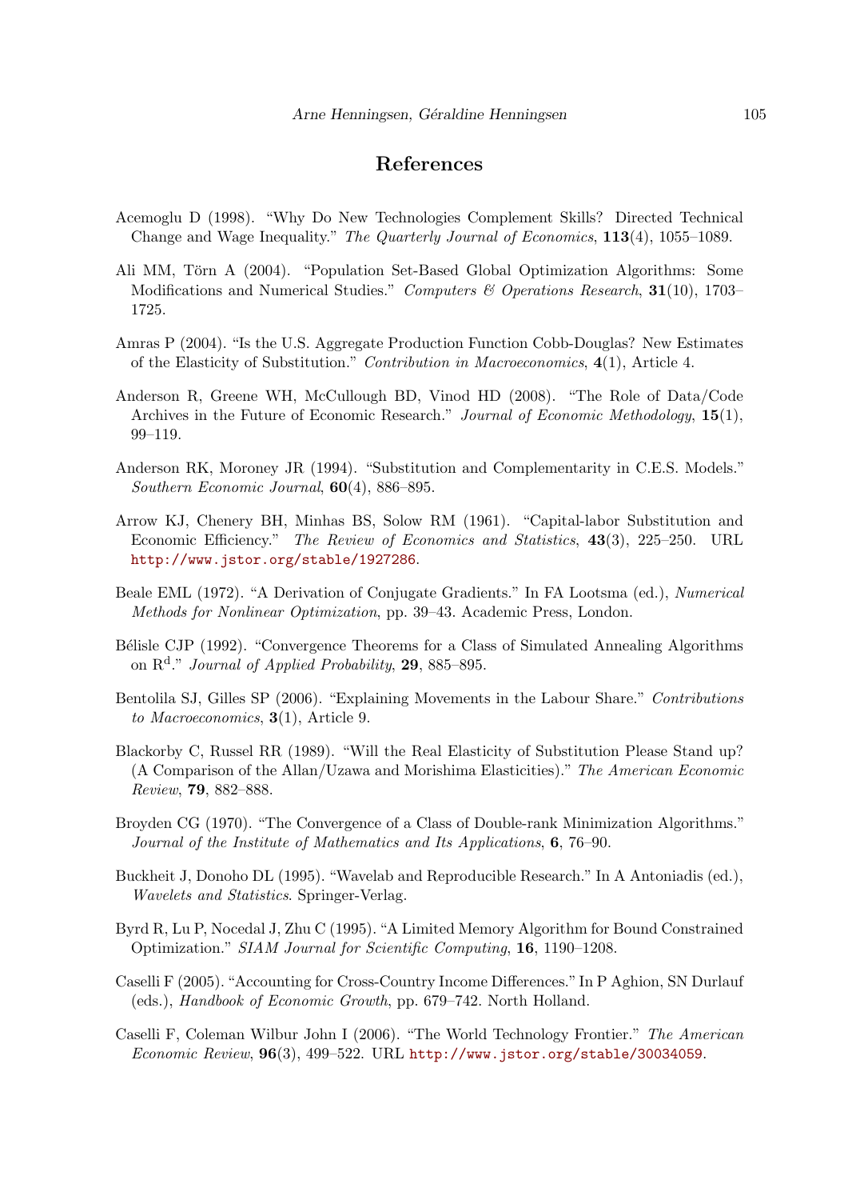# References

Acemoglu D (1998). "Why Do New Technologies Complement Skills? Directed Technical Change and Wage Inequality." *The Quarterly Journal of Economics*, **113**(4), 1055–1089.

Ali MM, Törn A (2004). "Population Set-Based Global Optimization Algorithms: Some Modifications and Numerical Studies." *Computers & Operations Research*, **31**(10), 1703–1725.

Amras P (2004). "Is the U.S. Aggregate Production Function Cobb-Douglas? New Estimates of the Elasticity of Substitution." *Contribution in Macroeconomics*, **4**(1), Article 4.

Anderson R, Greene WH, McCullough BD, Vinod HD (2008). "The Role of Data/Code Archives in the Future of Economic Research." *Journal of Economic Methodology*, **15**(1), 99–119.

Anderson RK, Moroney JR (1994). "Substitution and Complementarity in C.E.S. Models." *Southern Economic Journal*, **60**(4), 886–895.

Arrow KJ, Chenery BH, Minhas BS, Solow RM (1961). "Capital-labor Substitution and Economic Efficiency." *The Review of Economics and Statistics*, **43**(3), 225–250. URL http://www.jstor.org/stable/1927286.

Beale EML (1972). "A Derivation of Conjugate Gradients." In FA Lootsma (ed.), *Numerical Methods for Nonlinear Optimization*, pp. 39–43. Academic Press, London.

Bélisle CJP (1992). "Convergence Theorems for a Class of Simulated Annealing Algorithms on $\mathrm{R}^{\mathrm{d}}$." *Journal of Applied Probability*, **29**, 885–895.

Bentolila SJ, Gilles SP (2006). "Explaining Movements in the Labour Share." *Contributions to Macroeconomics*, **3**(1), Article 9.

Blackorby C, Russel RR (1989). "Will the Real Elasticity of Substitution Please Stand up? (A Comparison of the Allan/Uzawa and Morishima Elasticities)." *The American Economic Review*, **79**, 882–888.

Broyden CG (1970). "The Convergence of a Class of Double-rank Minimization Algorithms." *Journal of the Institute of Mathematics and Its Applications*, **6**, 76–90.

Buckheit J, Donoho DL (1995). "Wavelab and Reproducible Research." In A Antoniadis (ed.), *Wavelets and Statistics*. Springer-Verlag.

Byrd R, Lu P, Nocedal J, Zhu C (1995). "A Limited Memory Algorithm for Bound Constrained Optimization." *SIAM Journal for Scientific Computing*, **16**, 1190–1208.

Caselli F (2005). "Accounting for Cross-Country Income Differences." In P Aghion, SN Durlauf (eds.), *Handbook of Economic Growth*, pp. 679–742. North Holland.

Caselli F, Coleman Wilbur John I (2006). "The World Technology Frontier." *The American Economic Review*, **96**(3), 499–522. URL http://www.jstor.org/stable/30034059.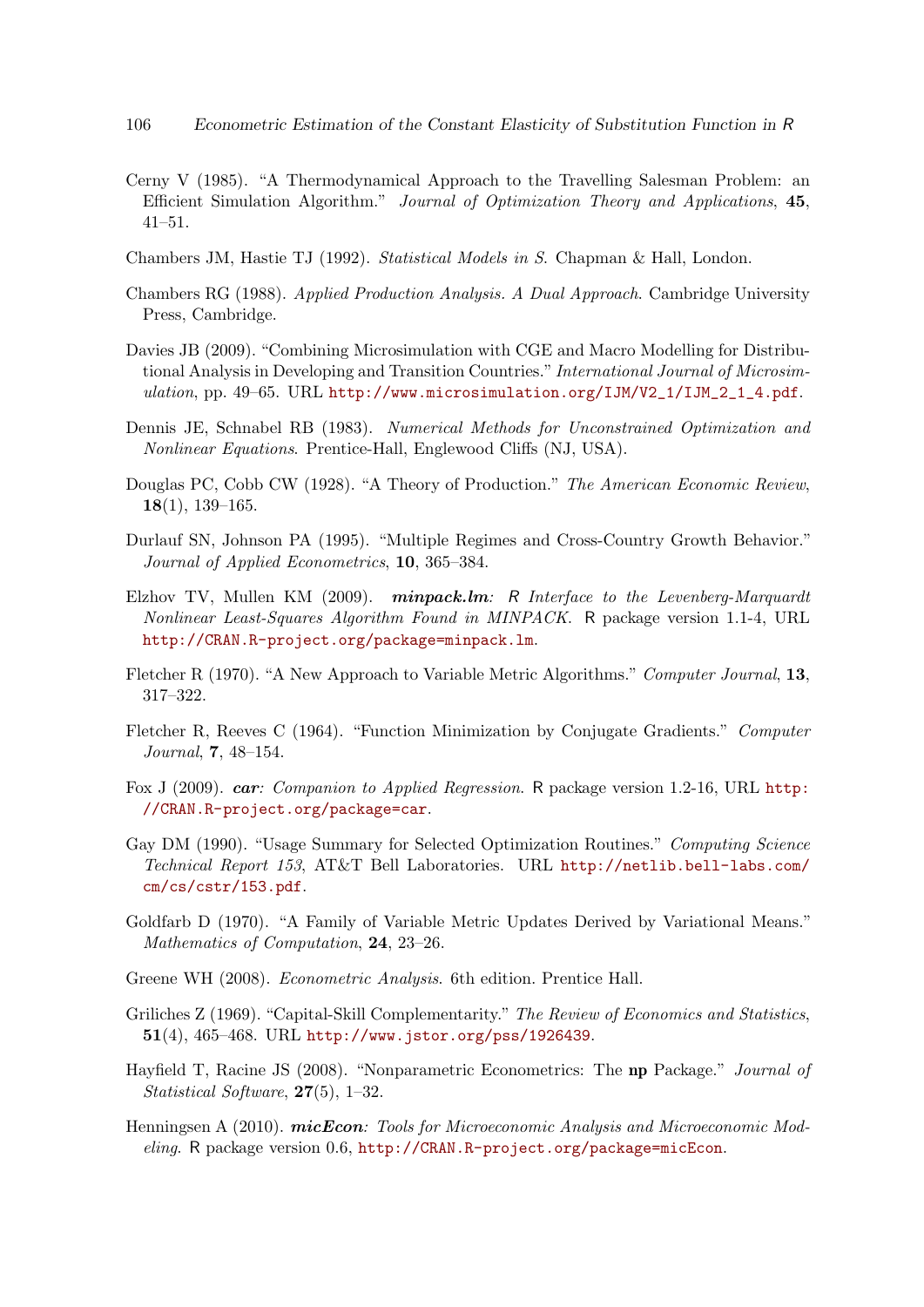Cerny V (1985). "A Thermodynamical Approach to the Travelling Salesman Problem: an Efficient Simulation Algorithm." *Journal of Optimization Theory and Applications*, **45**, 41–51.

Chambers JM, Hastie TJ (1992). *Statistical Models in S*. Chapman & Hall, London.

Chambers RG (1988). *Applied Production Analysis. A Dual Approach*. Cambridge University Press, Cambridge.

Davies JB (2009). "Combining Microsimulation with CGE and Macro Modelling for Distributional Analysis in Developing and Transition Countries." *International Journal of Microsimulation*, pp. 49–65. URL http://www.microsimulation.org/IJM/V2_1/IJM_2_1_4.pdf.

Dennis JE, Schnabel RB (1983). *Numerical Methods for Unconstrained Optimization and Nonlinear Equations*. Prentice-Hall, Englewood Cliffs (NJ, USA).

Douglas PC, Cobb CW (1928). "A Theory of Production." *The American Economic Review*, **18**(1), 139–165.

Durlauf SN, Johnson PA (1995). "Multiple Regimes and Cross-Country Growth Behavior." *Journal of Applied Econometrics*, **10**, 365–384.

Elzhov TV, Mullen KM (2009). ***minpack.lm**: R Interface to the Levenberg-Marquardt Nonlinear Least-Squares Algorithm Found in MINPACK*. R package version 1.1-4, URL http://CRAN.R-project.org/package=minpack.lm.

Fletcher R (1970). "A New Approach to Variable Metric Algorithms." *Computer Journal*, **13**, 317–322.

Fletcher R, Reeves C (1964). "Function Minimization by Conjugate Gradients." *Computer Journal*, **7**, 48–154.

Fox J (2009). ***car**: Companion to Applied Regression*. R package version 1.2-16, URL http://CRAN.R-project.org/package=car.

Gay DM (1990). "Usage Summary for Selected Optimization Routines." *Computing Science Technical Report 153*, AT&T Bell Laboratories. URL http://netlib.bell-labs.com/cm/cs/cstr/153.pdf.

Goldfarb D (1970). "A Family of Variable Metric Updates Derived by Variational Means." *Mathematics of Computation*, **24**, 23–26.

Greene WH (2008). *Econometric Analysis*. 6th edition. Prentice Hall.

Griliches Z (1969). "Capital-Skill Complementarity." *The Review of Economics and Statistics*, **51**(4), 465–468. URL http://www.jstor.org/pss/1926439.

Hayfield T, Racine JS (2008). "Nonparametric Econometrics: The **np** Package." *Journal of Statistical Software*, **27**(5), 1–32.

Henningsen A (2010). ***micEcon**: Tools for Microeconomic Analysis and Microeconomic Modeling*. R package version 0.6, http://CRAN.R-project.org/package=micEcon.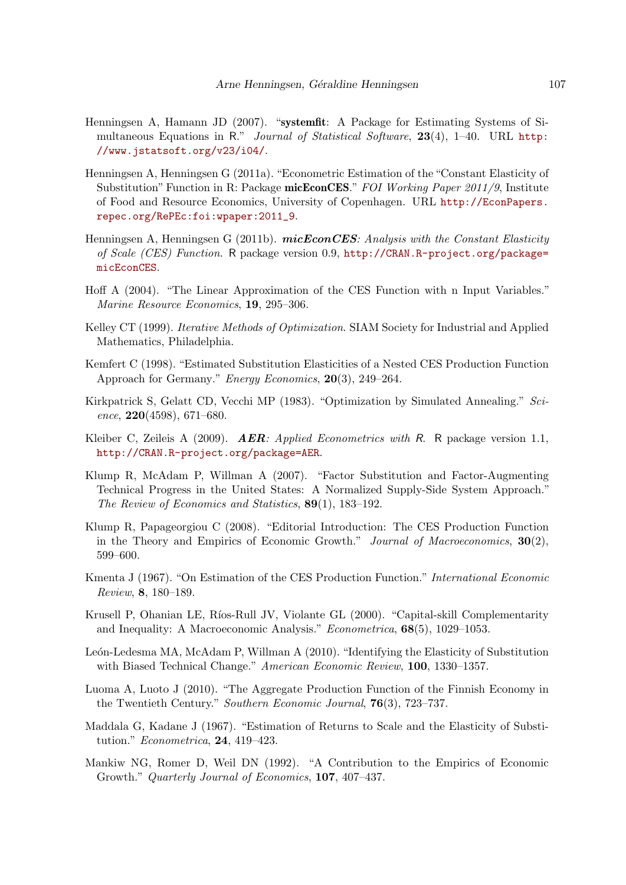Henningsen A, Hamann JD (2007). "**systemfit**: A Package for Estimating Systems of Simultaneous Equations in R." *Journal of Statistical Software*, **23**(4), 1–40. URL http://www.jstatsoft.org/v23/i04/.

Henningsen A, Henningsen G (2011a). "Econometric Estimation of the "Constant Elasticity of Substitution" Function in R: Package **micEconCES**." *FOI Working Paper 2011/9*, Institute of Food and Resource Economics, University of Copenhagen. URL http://EconPapers.repec.org/RePEc:foi:wpaper:2011_9.

Henningsen A, Henningsen G (2011b). ***micEconCES**: Analysis with the Constant Elasticity of Scale (CES) Function*. R package version 0.9, http://CRAN.R-project.org/package=micEconCES.

Hoff A (2004). "The Linear Approximation of the CES Function with n Input Variables." *Marine Resource Economics*, **19**, 295–306.

Kelley CT (1999). *Iterative Methods of Optimization*. SIAM Society for Industrial and Applied Mathematics, Philadelphia.

Kemfert C (1998). "Estimated Substitution Elasticities of a Nested CES Production Function Approach for Germany." *Energy Economics*, **20**(3), 249–264.

Kirkpatrick S, Gelatt CD, Vecchi MP (1983). "Optimization by Simulated Annealing." *Science*, **220**(4598), 671–680.

Kleiber C, Zeileis A (2009). ***AER**: Applied Econometrics with R*. R package version 1.1, http://CRAN.R-project.org/package=AER.

Klump R, McAdam P, Willman A (2007). "Factor Substitution and Factor-Augmenting Technical Progress in the United States: A Normalized Supply-Side System Approach." *The Review of Economics and Statistics*, **89**(1), 183–192.

Klump R, Papageorgiou C (2008). "Editorial Introduction: The CES Production Function in the Theory and Empirics of Economic Growth." *Journal of Macroeconomics*, **30**(2), 599–600.

Kmenta J (1967). "On Estimation of the CES Production Function." *International Economic Review*, **8**, 180–189.

Krusell P, Ohanian LE, Ríos-Rull JV, Violante GL (2000). "Capital-skill Complementarity and Inequality: A Macroeconomic Analysis." *Econometrica*, **68**(5), 1029–1053.

León-Ledesma MA, McAdam P, Willman A (2010). "Identifying the Elasticity of Substitution with Biased Technical Change." *American Economic Review*, **100**, 1330–1357.

Luoma A, Luoto J (2010). "The Aggregate Production Function of the Finnish Economy in the Twentieth Century." *Southern Economic Journal*, **76**(3), 723–737.

Maddala G, Kadane J (1967). "Estimation of Returns to Scale and the Elasticity of Substitution." *Econometrica*, **24**, 419–423.

Mankiw NG, Romer D, Weil DN (1992). "A Contribution to the Empirics of Economic Growth." *Quarterly Journal of Economics*, **107**, 407–437.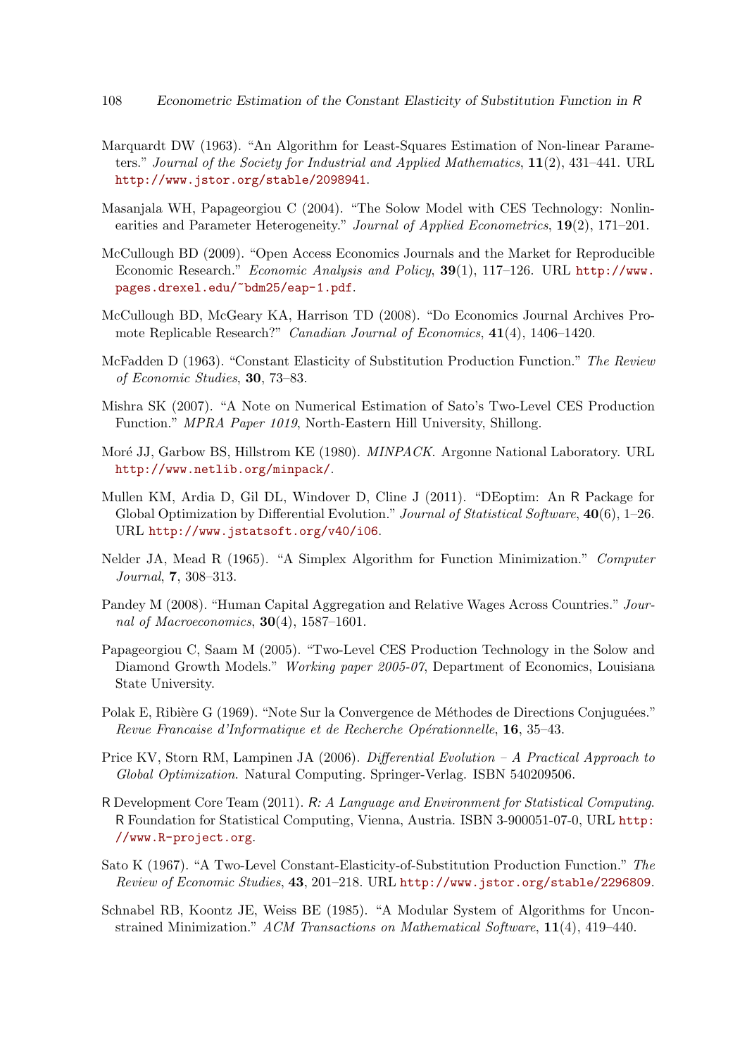Marquardt DW (1963). "An Algorithm for Least-Squares Estimation of Non-linear Parameters." *Journal of the Society for Industrial and Applied Mathematics*, **11**(2), 431–441. URL http://www.jstor.org/stable/2098941.

Masanjala WH, Papageorgiou C (2004). "The Solow Model with CES Technology: Nonlinearities and Parameter Heterogeneity." *Journal of Applied Econometrics*, **19**(2), 171–201.

McCullough BD (2009). "Open Access Economics Journals and the Market for Reproducible Economic Research." *Economic Analysis and Policy*, **39**(1), 117–126. URL http://www.pages.drexel.edu/~bdm25/eap-1.pdf.

McCullough BD, McGeary KA, Harrison TD (2008). "Do Economics Journal Archives Promote Replicable Research?" *Canadian Journal of Economics*, **41**(4), 1406–1420.

McFadden D (1963). "Constant Elasticity of Substitution Production Function." *The Review of Economic Studies*, **30**, 73–83.

Mishra SK (2007). "A Note on Numerical Estimation of Sato's Two-Level CES Production Function." *MPRA Paper 1019*, North-Eastern Hill University, Shillong.

Moré JJ, Garbow BS, Hillstrom KE (1980). *MINPACK*. Argonne National Laboratory. URL http://www.netlib.org/minpack/.

Mullen KM, Ardia D, Gil DL, Windover D, Cline J (2011). "DEoptim: An R Package for Global Optimization by Differential Evolution." *Journal of Statistical Software*, **40**(6), 1–26. URL http://www.jstatsoft.org/v40/i06.

Nelder JA, Mead R (1965). "A Simplex Algorithm for Function Minimization." *Computer Journal*, **7**, 308–313.

Pandey M (2008). "Human Capital Aggregation and Relative Wages Across Countries." *Journal of Macroeconomics*, **30**(4), 1587–1601.

Papageorgiou C, Saam M (2005). "Two-Level CES Production Technology in the Solow and Diamond Growth Models." *Working paper 2005-07*, Department of Economics, Louisiana State University.

Polak E, Ribière G (1969). "Note Sur la Convergence de Méthodes de Directions Conjuguées." *Revue Francaise d'Informatique et de Recherche Opérationnelle*, **16**, 35–43.

Price KV, Storn RM, Lampinen JA (2006). *Differential Evolution – A Practical Approach to Global Optimization*. Natural Computing. Springer-Verlag. ISBN 540209506.

R Development Core Team (2011). *R: A Language and Environment for Statistical Computing*. R Foundation for Statistical Computing, Vienna, Austria. ISBN 3-900051-07-0, URL http://www.R-project.org.

Sato K (1967). "A Two-Level Constant-Elasticity-of-Substitution Production Function." *The Review of Economic Studies*, **43**, 201–218. URL http://www.jstor.org/stable/2296809.

Schnabel RB, Koontz JE, Weiss BE (1985). "A Modular System of Algorithms for Unconstrained Minimization." *ACM Transactions on Mathematical Software*, **11**(4), 419–440.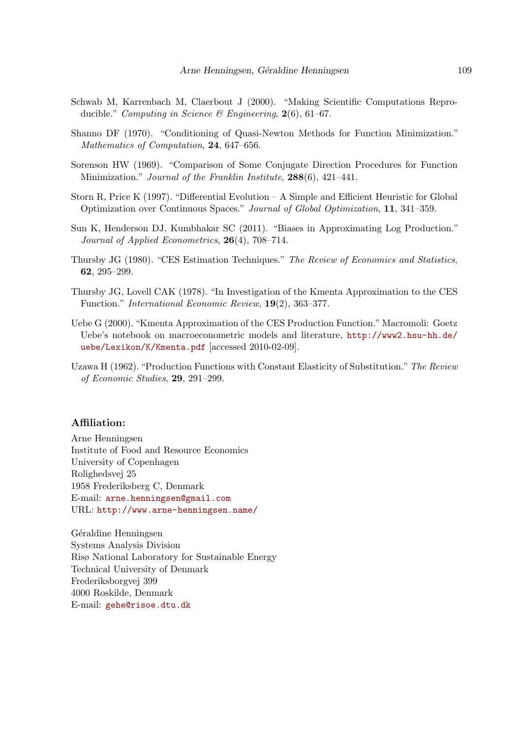Schwab M, Karrenbach M, Claerbout J (2000). "Making Scientific Computations Reproducible." *Computing in Science & Engineering*, **2**(6), 61–67.

Shanno DF (1970). "Conditioning of Quasi-Newton Methods for Function Minimization." *Mathematics of Computation*, **24**, 647–656.

Sorenson HW (1969). "Comparison of Some Conjugate Direction Procedures for Function Minimization." *Journal of the Franklin Institute*, **288**(6), 421–441.

Storn R, Price K (1997). "Differential Evolution – A Simple and Efficient Heuristic for Global Optimization over Continuous Spaces." *Journal of Global Optimization*, **11**, 341–359.

Sun K, Henderson DJ, Kumbhakar SC (2011). "Biases in Approximating Log Production." *Journal of Applied Econometrics*, **26**(4), 708–714.

Thursby JG (1980). "CES Estimation Techniques." *The Review of Economics and Statistics*, **62**, 295–299.

Thursby JG, Lovell CAK (1978). "In Investigation of the Kmenta Approximation to the CES Function." *International Economic Review*, **19**(2), 363–377.

Uebe G (2000). "Kmenta Approximation of the CES Production Function." Macromoli: Goetz Uebe's notebook on macroeconometric models and literature, http://www2.hsu-hh.de/uebe/Lexikon/K/Kmenta.pdf [accessed 2010-02-09].

Uzawa H (1962). "Production Functions with Constant Elasticity of Substitution." *The Review of Economic Studies*, **29**, 291–299.

### Affiliation:

Arne Henningsen
Institute of Food and Resource Economics
University of Copenhagen
Rolighedsvej 25
1958 Frederiksberg C, Denmark
E-mail: arne.henningsen@gmail.com
URL: http://www.arne-henningsen.name/

Géraldine Henningsen
Systems Analysis Division
Risø National Laboratory for Sustainable Energy
Technical University of Denmark
Frederiksborgvej 399
4000 Roskilde, Denmark
E-mail: gehe@risoe.dtu.dk